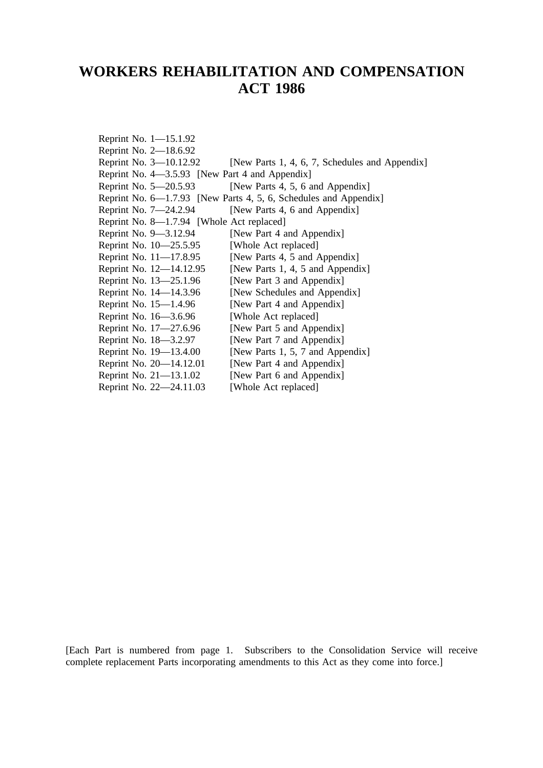# WORKERS REHABILITATION AND COMPENSATION ACT 1986

Reprint No. 1—15.1.92
Reprint No. 2—18.6.92
Reprint No. 3—10.12.92 [New Parts 1, 4, 6, 7, Schedules and Appendix]
Reprint No. 4—3.5.93 [New Part 4 and Appendix]
Reprint No. 5—20.5.93 [New Parts 4, 5, 6 and Appendix]
Reprint No. 6—1.7.93 [New Parts 4, 5, 6, Schedules and Appendix]
Reprint No. 7—24.2.94 [New Parts 4, 6 and Appendix]
Reprint No. 8—1.7.94 [Whole Act replaced]
Reprint No. 9—3.12.94 [New Part 4 and Appendix]
Reprint No. 10—25.5.95 [Whole Act replaced]
Reprint No. 11—17.8.95 [New Parts 4, 5 and Appendix]
Reprint No. 12—14.12.95 [New Parts 1, 4, 5 and Appendix]
Reprint No. 13—25.1.96 [New Part 3 and Appendix]
Reprint No. 14—14.3.96 [New Schedules and Appendix]
Reprint No. 15—1.4.96 [New Part 4 and Appendix]
Reprint No. 16—3.6.96 [Whole Act replaced]
Reprint No. 17—27.6.96 [New Part 5 and Appendix]
Reprint No. 18—3.2.97 [New Part 7 and Appendix]
Reprint No. 19—13.4.00 [New Parts 1, 5, 7 and Appendix]
Reprint No. 20—14.12.01 [New Part 4 and Appendix]
Reprint No. 21—13.1.02 [New Part 6 and Appendix]
Reprint No. 22—24.11.03 [Whole Act replaced]

[Each Part is numbered from page 1. Subscribers to the Consolidation Service will receive complete replacement Parts incorporating amendments to this Act as they come into force.]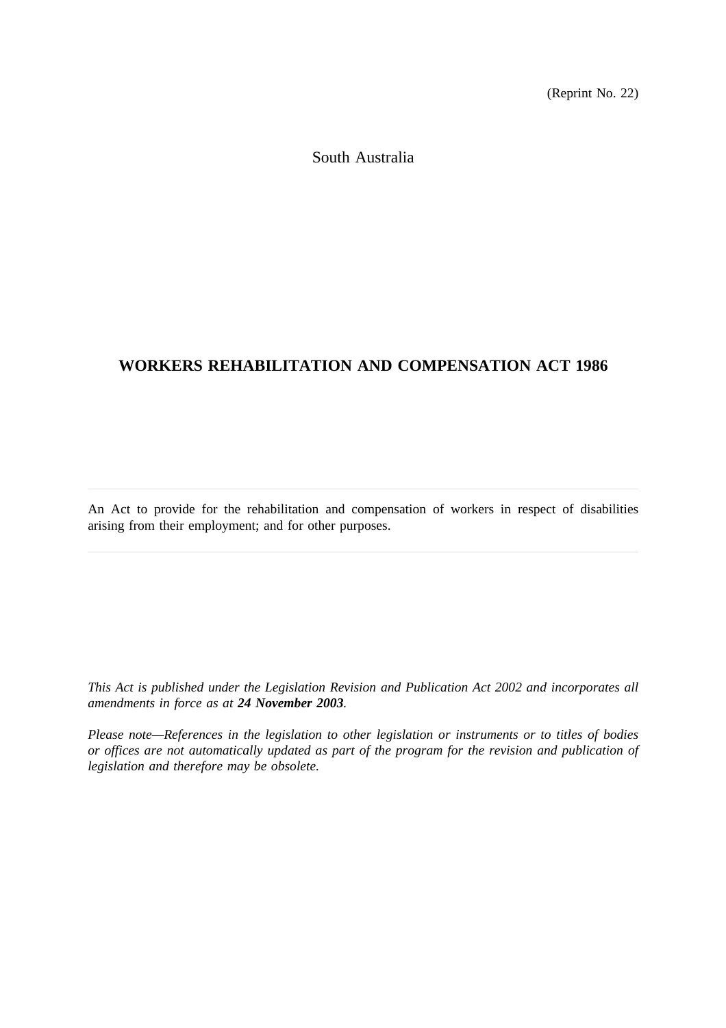(Reprint No. 22)

South Australia

# WORKERS REHABILITATION AND COMPENSATION ACT 1986

---

An Act to provide for the rehabilitation and compensation of workers in respect of disabilities arising from their employment; and for other purposes.

---

*This Act is published under the Legislation Revision and Publication Act 2002 and incorporates all amendments in force as at **24 November 2003**.*

*Please note—References in the legislation to other legislation or instruments or to titles of bodies or offices are not automatically updated as part of the program for the revision and publication of legislation and therefore may be obsolete.*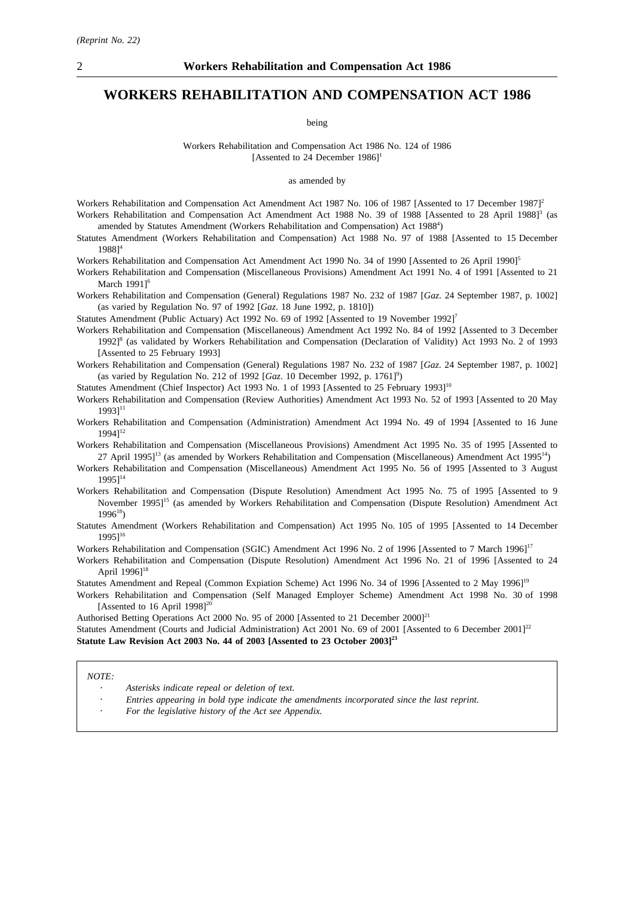# WORKERS REHABILITATION AND COMPENSATION ACT 1986

being

Workers Rehabilitation and Compensation Act 1986 No. 124 of 1986
[Assented to 24 December 1986][1]

as amended by

Workers Rehabilitation and Compensation Act Amendment Act 1987 No. 106 of 1987 [Assented to 17 December 1987][2]

Workers Rehabilitation and Compensation Act Amendment Act 1988 No. 39 of 1988 [Assented to 28 April 1988][3] (as amended by Statutes Amendment (Workers Rehabilitation and Compensation) Act 1988[4])

Statutes Amendment (Workers Rehabilitation and Compensation) Act 1988 No. 97 of 1988 [Assented to 15 December 1988][4]

Workers Rehabilitation and Compensation Act Amendment Act 1990 No. 34 of 1990 [Assented to 26 April 1990][5]

Workers Rehabilitation and Compensation (Miscellaneous Provisions) Amendment Act 1991 No. 4 of 1991 [Assented to 21 March 1991][6]

Workers Rehabilitation and Compensation (General) Regulations 1987 No. 232 of 1987 [*Gaz*. 24 September 1987, p. 1002] (as varied by Regulation No. 97 of 1992 [*Gaz*. 18 June 1992, p. 1810])

Statutes Amendment (Public Actuary) Act 1992 No. 69 of 1992 [Assented to 19 November 1992][7]

Workers Rehabilitation and Compensation (Miscellaneous) Amendment Act 1992 No. 84 of 1992 [Assented to 3 December 1992][8] (as validated by Workers Rehabilitation and Compensation (Declaration of Validity) Act 1993 No. 2 of 1993 [Assented to 25 February 1993]

Workers Rehabilitation and Compensation (General) Regulations 1987 No. 232 of 1987 [*Gaz*. 24 September 1987, p. 1002] (as varied by Regulation No. 212 of 1992 [*Gaz*. 10 December 1992, p. 1761][9])

Statutes Amendment (Chief Inspector) Act 1993 No. 1 of 1993 [Assented to 25 February 1993][10]

Workers Rehabilitation and Compensation (Review Authorities) Amendment Act 1993 No. 52 of 1993 [Assented to 20 May 1993][11]

Workers Rehabilitation and Compensation (Administration) Amendment Act 1994 No. 49 of 1994 [Assented to 16 June 1994][12]

Workers Rehabilitation and Compensation (Miscellaneous Provisions) Amendment Act 1995 No. 35 of 1995 [Assented to 27 April 1995][13] (as amended by Workers Rehabilitation and Compensation (Miscellaneous) Amendment Act 1995[14])

Workers Rehabilitation and Compensation (Miscellaneous) Amendment Act 1995 No. 56 of 1995 [Assented to 3 August 1995][14]

Workers Rehabilitation and Compensation (Dispute Resolution) Amendment Act 1995 No. 75 of 1995 [Assented to 9 November 1995][15] (as amended by Workers Rehabilitation and Compensation (Dispute Resolution) Amendment Act 1996[18])

Statutes Amendment (Workers Rehabilitation and Compensation) Act 1995 No. 105 of 1995 [Assented to 14 December 1995][16]

Workers Rehabilitation and Compensation (SGIC) Amendment Act 1996 No. 2 of 1996 [Assented to 7 March 1996][17]

Workers Rehabilitation and Compensation (Dispute Resolution) Amendment Act 1996 No. 21 of 1996 [Assented to 24 April 1996][18]

Statutes Amendment and Repeal (Common Expiation Scheme) Act 1996 No. 34 of 1996 [Assented to 2 May 1996][19]

Workers Rehabilitation and Compensation (Self Managed Employer Scheme) Amendment Act 1998 No. 30 of 1998 [Assented to 16 April 1998][20]

Authorised Betting Operations Act 2000 No. 95 of 2000 [Assented to 21 December 2000][21]

Statutes Amendment (Courts and Judicial Administration) Act 2001 No. 69 of 2001 [Assented to 6 December 2001][22]

**Statute Law Revision Act 2003 No. 44 of 2003 [Assented to 23 October 2003][23]**

*NOTE:*

- *Asterisks indicate repeal or deletion of text.*
- *Entries appearing in bold type indicate the amendments incorporated since the last reprint.*
- *For the legislative history of the Act see Appendix.*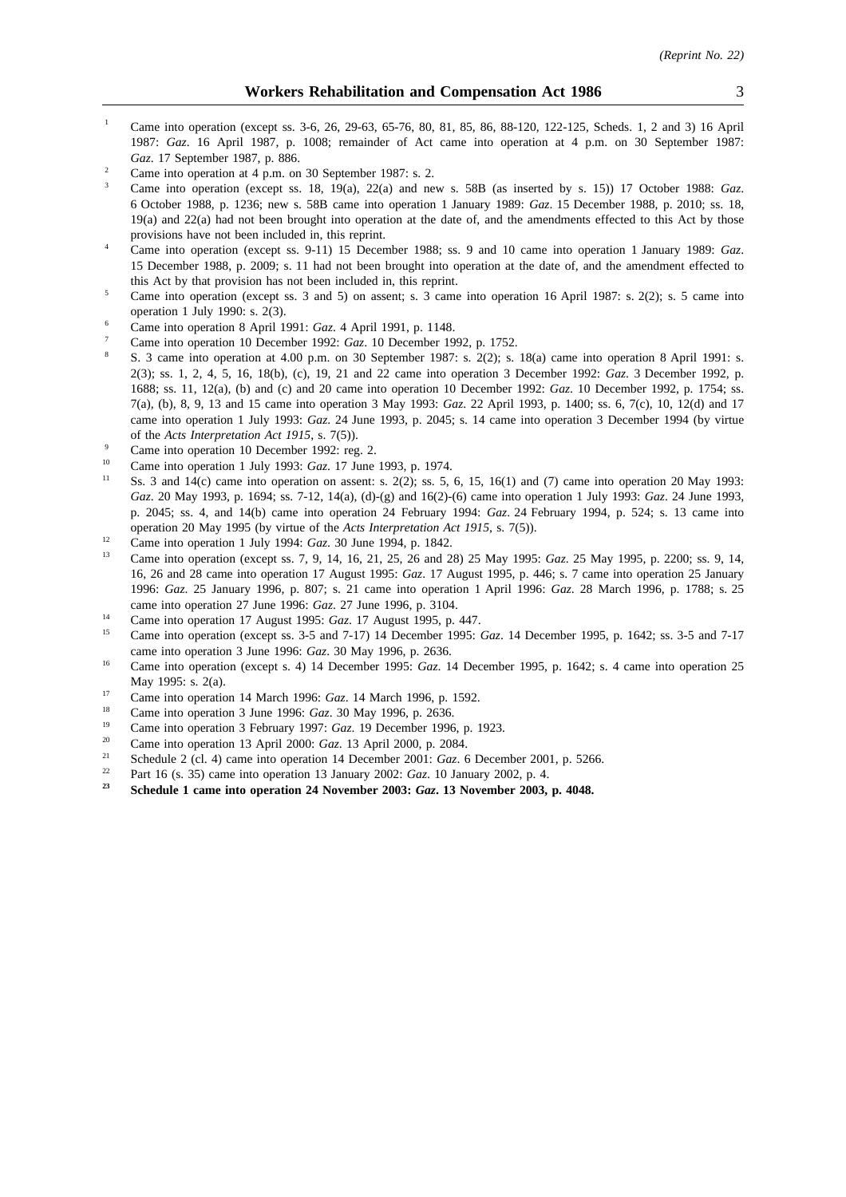[1] Came into operation (except ss. 3-6, 26, 29-63, 65-76, 80, 81, 85, 86, 88-120, 122-125, Scheds. 1, 2 and 3) 16 April 1987: *Gaz*. 16 April 1987, p. 1008; remainder of Act came into operation at 4 p.m. on 30 September 1987: *Gaz*. 17 September 1987, p. 886.

[2] Came into operation at 4 p.m. on 30 September 1987: s. 2.

[3] Came into operation (except ss. 18, 19(a), 22(a) and new s. 58B (as inserted by s. 15)) 17 October 1988: *Gaz*. 6 October 1988, p. 1236; new s. 58B came into operation 1 January 1989: *Gaz*. 15 December 1988, p. 2010; ss. 18, 19(a) and 22(a) had not been brought into operation at the date of, and the amendments effected to this Act by those provisions have not been included in, this reprint.

[4] Came into operation (except ss. 9-11) 15 December 1988; ss. 9 and 10 came into operation 1 January 1989: *Gaz*. 15 December 1988, p. 2009; s. 11 had not been brought into operation at the date of, and the amendment effected to this Act by that provision has not been included in, this reprint.

[5] Came into operation (except ss. 3 and 5) on assent; s. 3 came into operation 16 April 1987: s. 2(2); s. 5 came into operation 1 July 1990: s. 2(3).

[6] Came into operation 8 April 1991: *Gaz*. 4 April 1991, p. 1148.

[7] Came into operation 10 December 1992: *Gaz*. 10 December 1992, p. 1752.

[8] S. 3 came into operation at 4.00 p.m. on 30 September 1987: s. 2(2); s. 18(a) came into operation 8 April 1991: s. 2(3); ss. 1, 2, 4, 5, 16, 18(b), (c), 19, 21 and 22 came into operation 3 December 1992: *Gaz*. 3 December 1992, p. 1688; ss. 11, 12(a), (b) and (c) and 20 came into operation 10 December 1992: *Gaz*. 10 December 1992, p. 1754; ss. 7(a), (b), 8, 9, 13 and 15 came into operation 3 May 1993: *Gaz*. 22 April 1993, p. 1400; ss. 6, 7(c), 10, 12(d) and 17 came into operation 1 July 1993: *Gaz*. 24 June 1993, p. 2045; s. 14 came into operation 3 December 1994 (by virtue of the *Acts Interpretation Act 1915*, s. 7(5)).

[9] Came into operation 10 December 1992: reg. 2.

[10] Came into operation 1 July 1993: *Gaz*. 17 June 1993, p. 1974.

[11] Ss. 3 and 14(c) came into operation on assent: s. 2(2); ss. 5, 6, 15, 16(1) and (7) came into operation 20 May 1993: *Gaz*. 20 May 1993, p. 1694; ss. 7-12, 14(a), (d)-(g) and 16(2)-(6) came into operation 1 July 1993: *Gaz*. 24 June 1993, p. 2045; ss. 4, and 14(b) came into operation 24 February 1994: *Gaz*. 24 February 1994, p. 524; s. 13 came into operation 20 May 1995 (by virtue of the *Acts Interpretation Act 1915*, s. 7(5)).

[12] Came into operation 1 July 1994: *Gaz*. 30 June 1994, p. 1842.

[13] Came into operation (except ss. 7, 9, 14, 16, 21, 25, 26 and 28) 25 May 1995: *Gaz*. 25 May 1995, p. 2200; ss. 9, 14, 16, 26 and 28 came into operation 17 August 1995: *Gaz*. 17 August 1995, p. 446; s. 7 came into operation 25 January 1996: *Gaz*. 25 January 1996, p. 807; s. 21 came into operation 1 April 1996: *Gaz*. 28 March 1996, p. 1788; s. 25 came into operation 27 June 1996: *Gaz*. 27 June 1996, p. 3104.

[14] Came into operation 17 August 1995: *Gaz*. 17 August 1995, p. 447.

[15] Came into operation (except ss. 3-5 and 7-17) 14 December 1995: *Gaz*. 14 December 1995, p. 1642; ss. 3-5 and 7-17 came into operation 3 June 1996: *Gaz*. 30 May 1996, p. 2636.

[16] Came into operation (except s. 4) 14 December 1995: *Gaz*. 14 December 1995, p. 1642; s. 4 came into operation 25 May 1995: s. 2(a).

[17] Came into operation 14 March 1996: *Gaz*. 14 March 1996, p. 1592.

[18] Came into operation 3 June 1996: *Gaz*. 30 May 1996, p. 2636.

[19] Came into operation 3 February 1997: *Gaz*. 19 December 1996, p. 1923.

[20] Came into operation 13 April 2000: *Gaz*. 13 April 2000, p. 2084.

[21] Schedule 2 (cl. 4) came into operation 14 December 2001: *Gaz*. 6 December 2001, p. 5266.

[22] Part 16 (s. 35) came into operation 13 January 2002: *Gaz*. 10 January 2002, p. 4.

**[23] Schedule 1 came into operation 24 November 2003: *Gaz*. 13 November 2003, p. 4048.**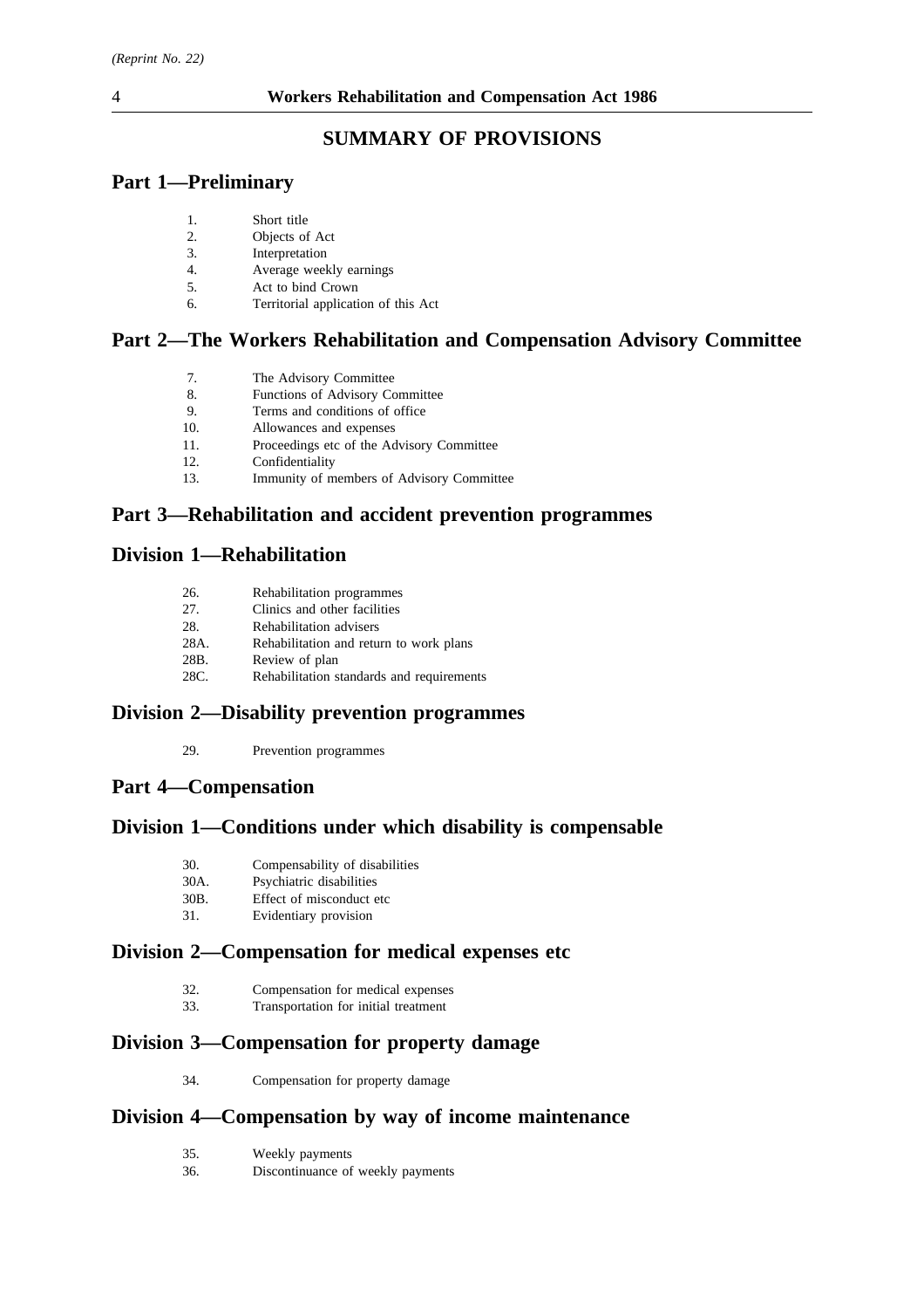## SUMMARY OF PROVISIONS

## Part 1—Preliminary

1. Short title
2. Objects of Act
3. Interpretation
4. Average weekly earnings
5. Act to bind Crown
6. Territorial application of this Act

## Part 2—The Workers Rehabilitation and Compensation Advisory Committee

7. The Advisory Committee
8. Functions of Advisory Committee
9. Terms and conditions of office
10. Allowances and expenses
11. Proceedings etc of the Advisory Committee
12. Confidentiality
13. Immunity of members of Advisory Committee

## Part 3—Rehabilitation and accident prevention programmes

### Division 1—Rehabilitation

26. Rehabilitation programmes
27. Clinics and other facilities
28. Rehabilitation advisers
28A. Rehabilitation and return to work plans
28B. Review of plan
28C. Rehabilitation standards and requirements

### Division 2—Disability prevention programmes

29. Prevention programmes

## Part 4—Compensation

### Division 1—Conditions under which disability is compensable

30. Compensability of disabilities
30A. Psychiatric disabilities
30B. Effect of misconduct etc
31. Evidentiary provision

### Division 2—Compensation for medical expenses etc

32. Compensation for medical expenses
33. Transportation for initial treatment

### Division 3—Compensation for property damage

34. Compensation for property damage

### Division 4—Compensation by way of income maintenance

35. Weekly payments
36. Discontinuance of weekly payments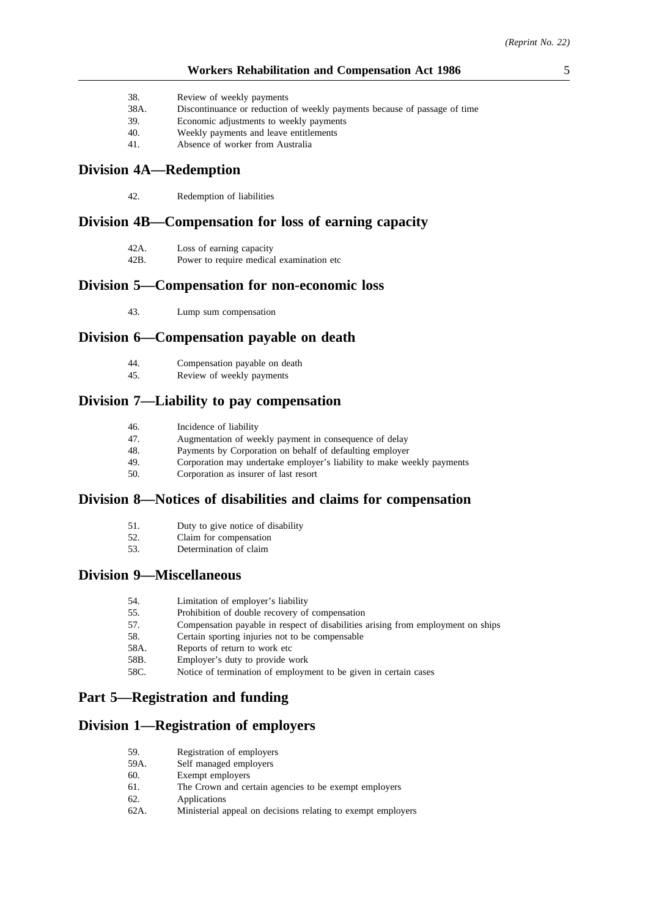38. Review of weekly payments
38A. Discontinuance or reduction of weekly payments because of passage of time
39. Economic adjustments to weekly payments
40. Weekly payments and leave entitlements
41. Absence of worker from Australia

## Division 4A—Redemption

42. Redemption of liabilities

## Division 4B—Compensation for loss of earning capacity

42A. Loss of earning capacity
42B. Power to require medical examination etc

## Division 5—Compensation for non-economic loss

43. Lump sum compensation

## Division 6—Compensation payable on death

44. Compensation payable on death
45. Review of weekly payments

## Division 7—Liability to pay compensation

46. Incidence of liability
47. Augmentation of weekly payment in consequence of delay
48. Payments by Corporation on behalf of defaulting employer
49. Corporation may undertake employer's liability to make weekly payments
50. Corporation as insurer of last resort

## Division 8—Notices of disabilities and claims for compensation

51. Duty to give notice of disability
52. Claim for compensation
53. Determination of claim

## Division 9—Miscellaneous

54. Limitation of employer's liability
55. Prohibition of double recovery of compensation
57. Compensation payable in respect of disabilities arising from employment on ships
58. Certain sporting injuries not to be compensable
58A. Reports of return to work etc
58B. Employer's duty to provide work
58C. Notice of termination of employment to be given in certain cases

# Part 5—Registration and funding

## Division 1—Registration of employers

59. Registration of employers
59A. Self managed employers
60. Exempt employers
61. The Crown and certain agencies to be exempt employers
62. Applications
62A. Ministerial appeal on decisions relating to exempt employers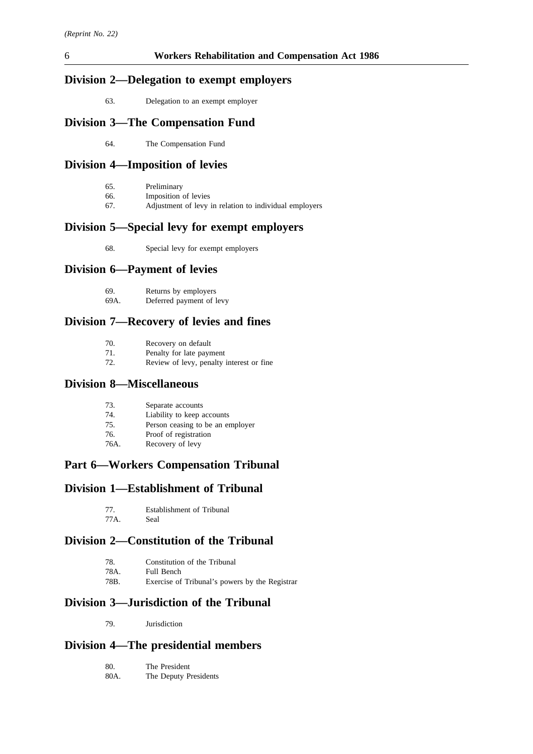## Division 2—Delegation to exempt employers

63. Delegation to an exempt employer

## Division 3—The Compensation Fund

64. The Compensation Fund

## Division 4—Imposition of levies

65. Preliminary
66. Imposition of levies
67. Adjustment of levy in relation to individual employers

## Division 5—Special levy for exempt employers

68. Special levy for exempt employers

## Division 6—Payment of levies

69. Returns by employers
69A. Deferred payment of levy

## Division 7—Recovery of levies and fines

70. Recovery on default
71. Penalty for late payment
72. Review of levy, penalty interest or fine

## Division 8—Miscellaneous

73. Separate accounts
74. Liability to keep accounts
75. Person ceasing to be an employer
76. Proof of registration
76A. Recovery of levy

# Part 6—Workers Compensation Tribunal

## Division 1—Establishment of Tribunal

77. Establishment of Tribunal
77A. Seal

## Division 2—Constitution of the Tribunal

78. Constitution of the Tribunal
78A. Full Bench
78B. Exercise of Tribunal's powers by the Registrar

## Division 3—Jurisdiction of the Tribunal

79. Jurisdiction

## Division 4—The presidential members

80. The President
80A. The Deputy Presidents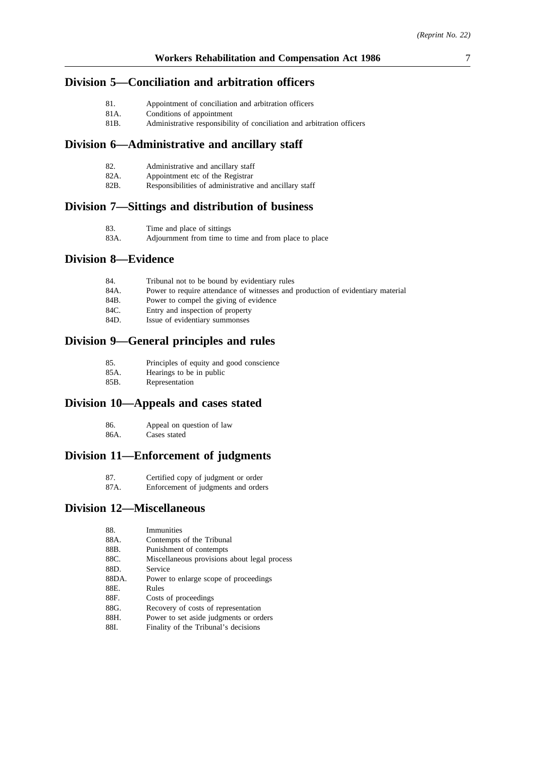## Division 5—Conciliation and arbitration officers

| | |
|---|---|
| 81. | Appointment of conciliation and arbitration officers |
| 81A. | Conditions of appointment |
| 81B. | Administrative responsibility of conciliation and arbitration officers |

## Division 6—Administrative and ancillary staff

| | |
|---|---|
| 82. | Administrative and ancillary staff |
| 82A. | Appointment etc of the Registrar |
| 82B. | Responsibilities of administrative and ancillary staff |

## Division 7—Sittings and distribution of business

| | |
|---|---|
| 83. | Time and place of sittings |
| 83A. | Adjournment from time to time and from place to place |

## Division 8—Evidence

| | |
|---|---|
| 84. | Tribunal not to be bound by evidentiary rules |
| 84A. | Power to require attendance of witnesses and production of evidentiary material |
| 84B. | Power to compel the giving of evidence |
| 84C. | Entry and inspection of property |
| 84D. | Issue of evidentiary summonses |

## Division 9—General principles and rules

| | |
|---|---|
| 85. | Principles of equity and good conscience |
| 85A. | Hearings to be in public |
| 85B. | Representation |

## Division 10—Appeals and cases stated

| | |
|---|---|
| 86. | Appeal on question of law |
| 86A. | Cases stated |

## Division 11—Enforcement of judgments

| | |
|---|---|
| 87. | Certified copy of judgment or order |
| 87A. | Enforcement of judgments and orders |

## Division 12—Miscellaneous

| | |
|---|---|
| 88. | Immunities |
| 88A. | Contempts of the Tribunal |
| 88B. | Punishment of contempts |
| 88C. | Miscellaneous provisions about legal process |
| 88D. | Service |
| 88DA. | Power to enlarge scope of proceedings |
| 88E. | Rules |
| 88F. | Costs of proceedings |
| 88G. | Recovery of costs of representation |
| 88H. | Power to set aside judgments or orders |
| 88I. | Finality of the Tribunal's decisions |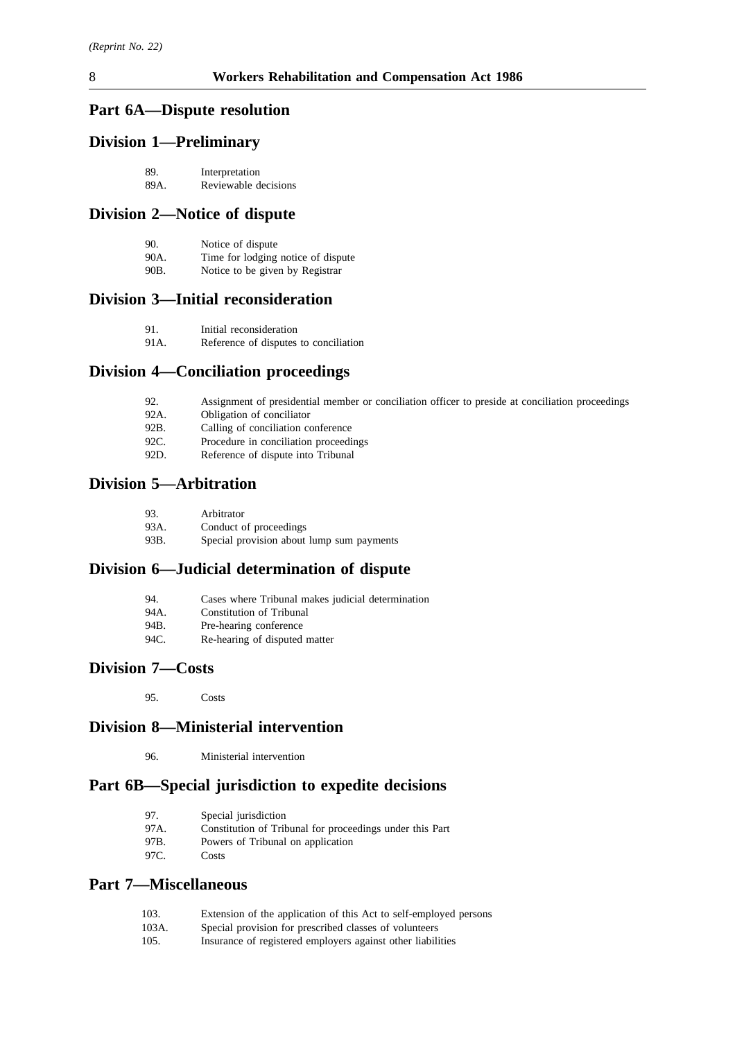## Part 6A—Dispute resolution

### Division 1—Preliminary

89. Interpretation
89A. Reviewable decisions

### Division 2—Notice of dispute

90. Notice of dispute
90A. Time for lodging notice of dispute
90B. Notice to be given by Registrar

### Division 3—Initial reconsideration

91. Initial reconsideration
91A. Reference of disputes to conciliation

### Division 4—Conciliation proceedings

92. Assignment of presidential member or conciliation officer to preside at conciliation proceedings
92A. Obligation of conciliator
92B. Calling of conciliation conference
92C. Procedure in conciliation proceedings
92D. Reference of dispute into Tribunal

### Division 5—Arbitration

93. Arbitrator
93A. Conduct of proceedings
93B. Special provision about lump sum payments

### Division 6—Judicial determination of dispute

94. Cases where Tribunal makes judicial determination
94A. Constitution of Tribunal
94B. Pre-hearing conference
94C. Re-hearing of disputed matter

### Division 7—Costs

95. Costs

### Division 8—Ministerial intervention

96. Ministerial intervention

## Part 6B—Special jurisdiction to expedite decisions

97. Special jurisdiction
97A. Constitution of Tribunal for proceedings under this Part
97B. Powers of Tribunal on application
97C. Costs

## Part 7—Miscellaneous

103. Extension of the application of this Act to self-employed persons
103A. Special provision for prescribed classes of volunteers
105. Insurance of registered employers against other liabilities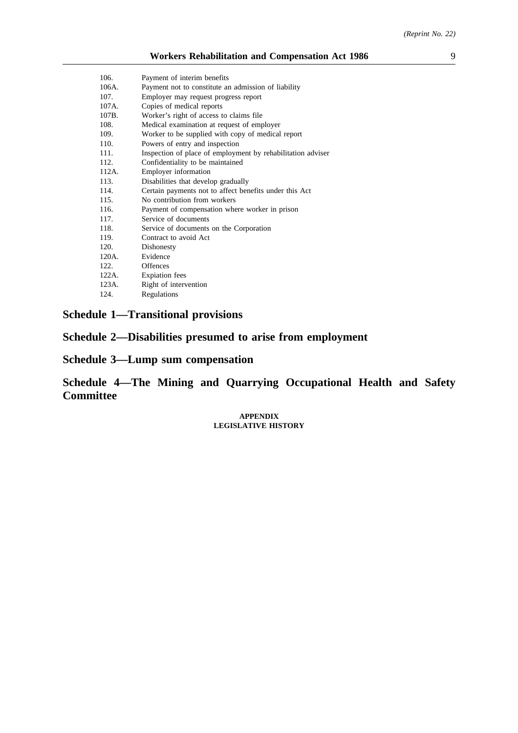| | |
|---|---|
| 106. | Payment of interim benefits |
| 106A. | Payment not to constitute an admission of liability |
| 107. | Employer may request progress report |
| 107A. | Copies of medical reports |
| 107B. | Worker's right of access to claims file |
| 108. | Medical examination at request of employer |
| 109. | Worker to be supplied with copy of medical report |
| 110. | Powers of entry and inspection |
| 111. | Inspection of place of employment by rehabilitation adviser |
| 112. | Confidentiality to be maintained |
| 112A. | Employer information |
| 113. | Disabilities that develop gradually |
| 114. | Certain payments not to affect benefits under this Act |
| 115. | No contribution from workers |
| 116. | Payment of compensation where worker in prison |
| 117. | Service of documents |
| 118. | Service of documents on the Corporation |
| 119. | Contract to avoid Act |
| 120. | Dishonesty |
| 120A. | Evidence |
| 122. | Offences |
| 122A. | Expiation fees |
| 123A. | Right of intervention |
| 124. | Regulations |

## Schedule 1—Transitional provisions

## Schedule 2—Disabilities presumed to arise from employment

## Schedule 3—Lump sum compensation

## Schedule 4—The Mining and Quarrying Occupational Health and Safety Committee

**APPENDIX**
**LEGISLATIVE HISTORY**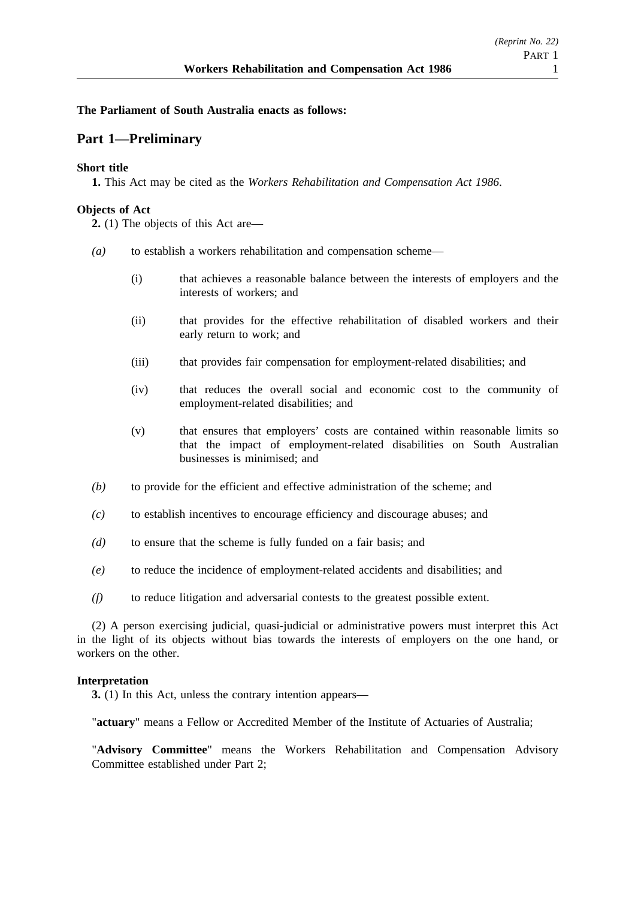**The Parliament of South Australia enacts as follows:**

## Part 1—Preliminary

**Short title**

**1.** This Act may be cited as the *Workers Rehabilitation and Compensation Act 1986*.

**Objects of Act**

**2.** (1) The objects of this Act are—

*(a)* to establish a workers rehabilitation and compensation scheme—

(i) that achieves a reasonable balance between the interests of employers and the interests of workers; and

(ii) that provides for the effective rehabilitation of disabled workers and their early return to work; and

(iii) that provides fair compensation for employment-related disabilities; and

(iv) that reduces the overall social and economic cost to the community of employment-related disabilities; and

(v) that ensures that employers' costs are contained within reasonable limits so that the impact of employment-related disabilities on South Australian businesses is minimised; and

*(b)* to provide for the efficient and effective administration of the scheme; and

*(c)* to establish incentives to encourage efficiency and discourage abuses; and

*(d)* to ensure that the scheme is fully funded on a fair basis; and

*(e)* to reduce the incidence of employment-related accidents and disabilities; and

*(f)* to reduce litigation and adversarial contests to the greatest possible extent.

(2) A person exercising judicial, quasi-judicial or administrative powers must interpret this Act in the light of its objects without bias towards the interests of employers on the one hand, or workers on the other.

**Interpretation**

**3.** (1) In this Act, unless the contrary intention appears—

"**actuary**" means a Fellow or Accredited Member of the Institute of Actuaries of Australia;

"**Advisory Committee**" means the Workers Rehabilitation and Compensation Advisory Committee established under Part 2;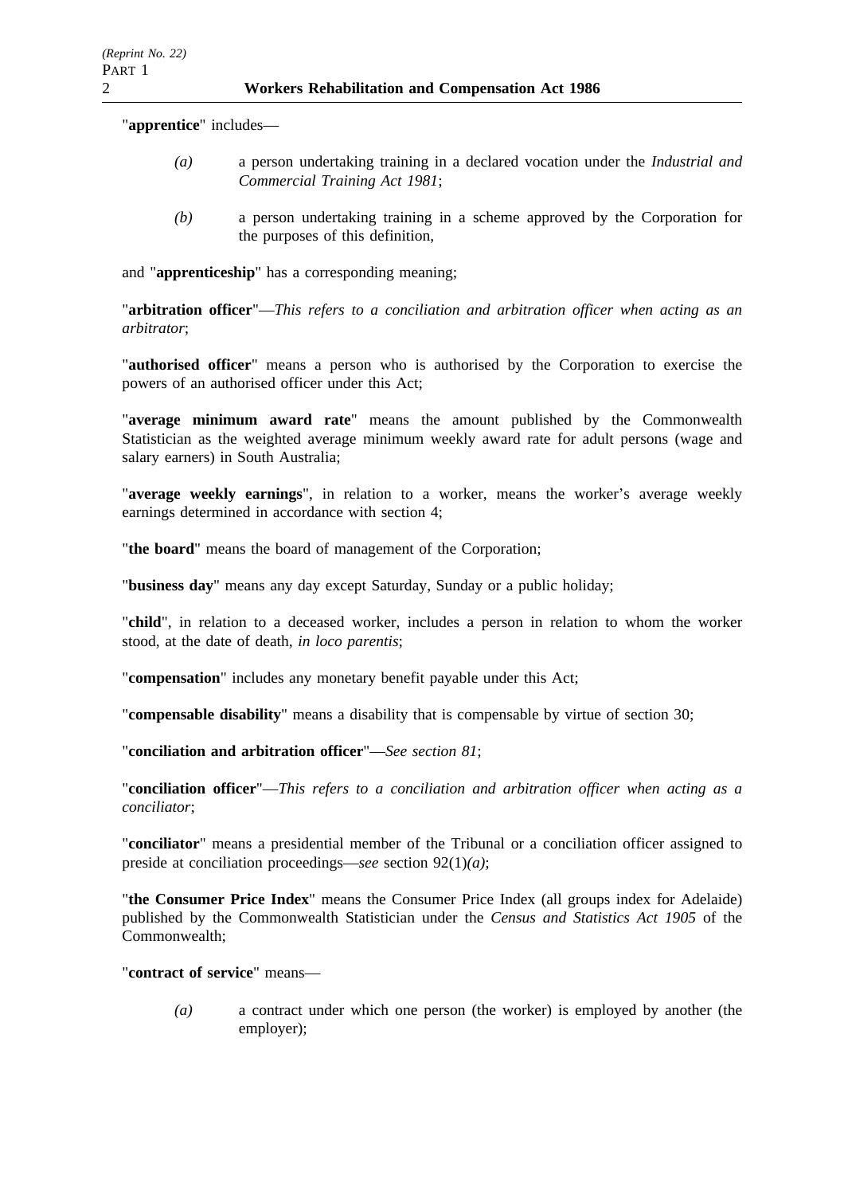"**apprentice**" includes—

*(a)* a person undertaking training in a declared vocation under the *Industrial and Commercial Training Act 1981*;

*(b)* a person undertaking training in a scheme approved by the Corporation for the purposes of this definition,

and "**apprenticeship**" has a corresponding meaning;

"**arbitration officer**"—*This refers to a conciliation and arbitration officer when acting as an arbitrator*;

"**authorised officer**" means a person who is authorised by the Corporation to exercise the powers of an authorised officer under this Act;

"**average minimum award rate**" means the amount published by the Commonwealth Statistician as the weighted average minimum weekly award rate for adult persons (wage and salary earners) in South Australia;

"**average weekly earnings**", in relation to a worker, means the worker's average weekly earnings determined in accordance with section 4;

"**the board**" means the board of management of the Corporation;

"**business day**" means any day except Saturday, Sunday or a public holiday;

"**child**", in relation to a deceased worker, includes a person in relation to whom the worker stood, at the date of death, *in loco parentis*;

"**compensation**" includes any monetary benefit payable under this Act;

"**compensable disability**" means a disability that is compensable by virtue of section 30;

"**conciliation and arbitration officer**"—*See section 81*;

"**conciliation officer**"—*This refers to a conciliation and arbitration officer when acting as a conciliator*;

"**conciliator**" means a presidential member of the Tribunal or a conciliation officer assigned to preside at conciliation proceedings—*see* section 92(1)*(a)*;

"**the Consumer Price Index**" means the Consumer Price Index (all groups index for Adelaide) published by the Commonwealth Statistician under the *Census and Statistics Act 1905* of the Commonwealth;

"**contract of service**" means—

*(a)* a contract under which one person (the worker) is employed by another (the employer);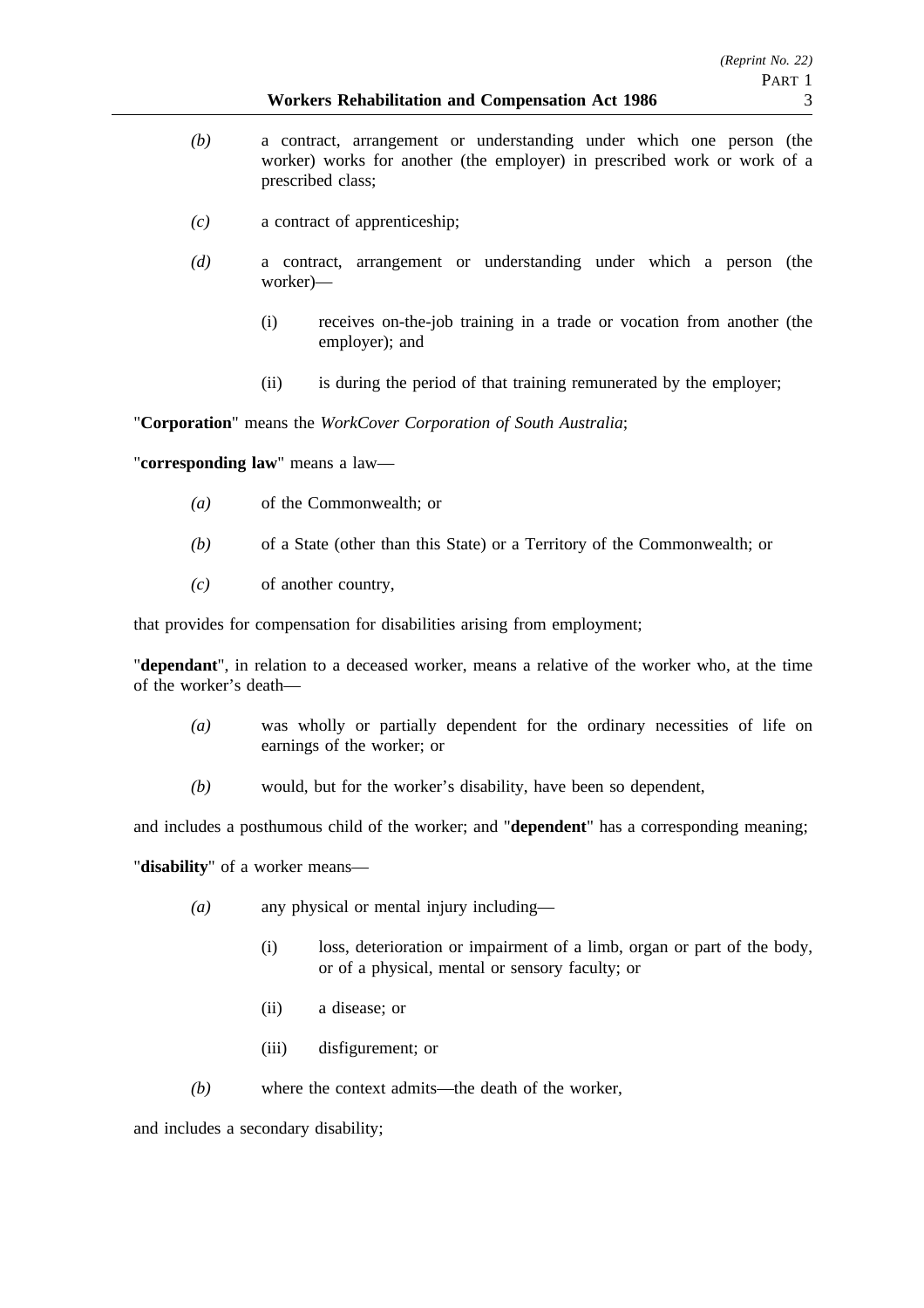*(b)* a contract, arrangement or understanding under which one person (the worker) works for another (the employer) in prescribed work or work of a prescribed class;

*(c)* a contract of apprenticeship;

*(d)* a contract, arrangement or understanding under which a person (the worker)—

(i) receives on-the-job training in a trade or vocation from another (the employer); and

(ii) is during the period of that training remunerated by the employer;

"**Corporation**" means the *WorkCover Corporation of South Australia*;

"**corresponding law**" means a law—

*(a)* of the Commonwealth; or

*(b)* of a State (other than this State) or a Territory of the Commonwealth; or

*(c)* of another country,

that provides for compensation for disabilities arising from employment;

"**dependant**", in relation to a deceased worker, means a relative of the worker who, at the time of the worker's death—

*(a)* was wholly or partially dependent for the ordinary necessities of life on earnings of the worker; or

*(b)* would, but for the worker's disability, have been so dependent,

and includes a posthumous child of the worker; and "**dependent**" has a corresponding meaning;

"**disability**" of a worker means—

*(a)* any physical or mental injury including—

(i) loss, deterioration or impairment of a limb, organ or part of the body, or of a physical, mental or sensory faculty; or

(ii) a disease; or

(iii) disfigurement; or

*(b)* where the context admits—the death of the worker,

and includes a secondary disability;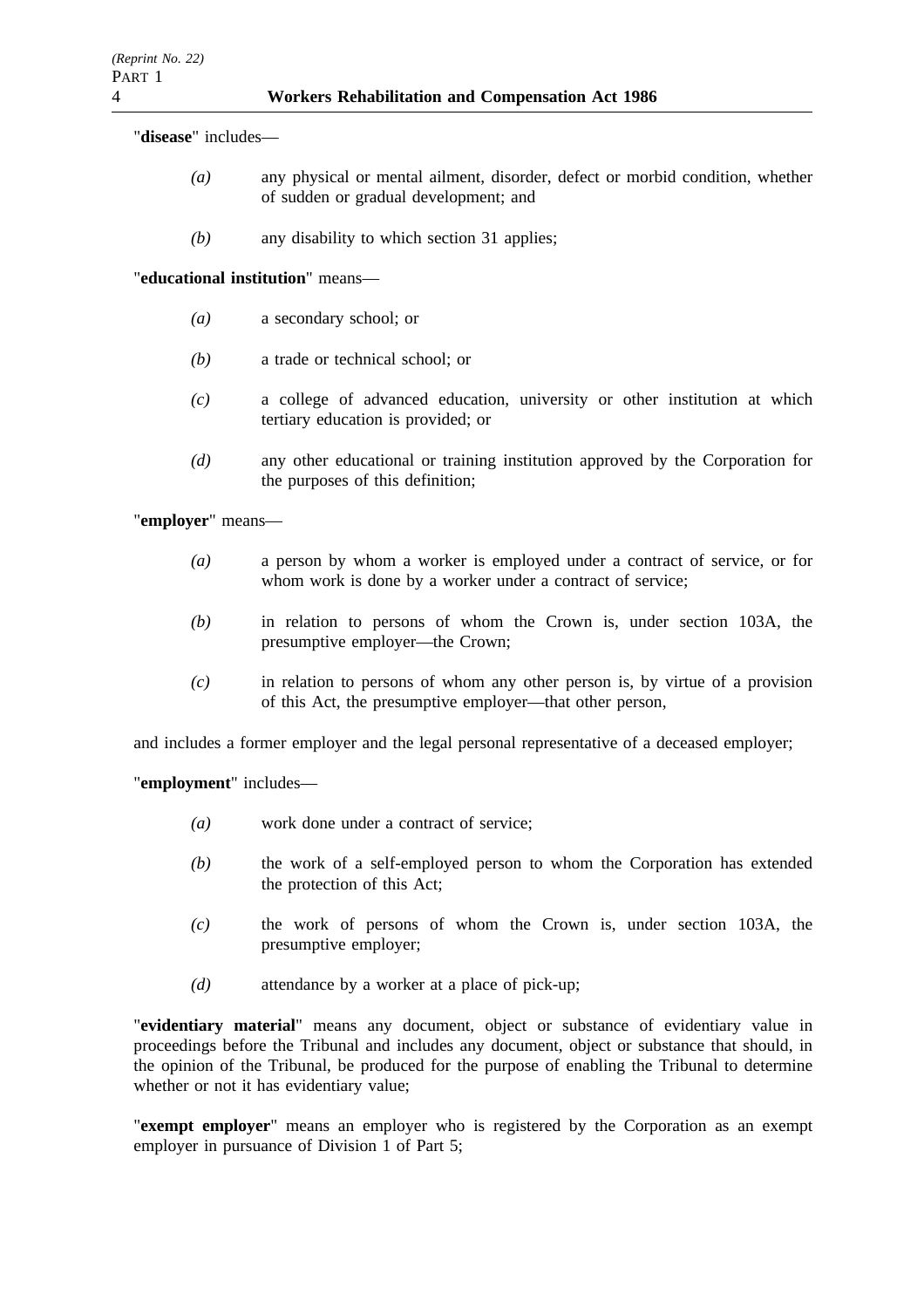"**disease**" includes—

*(a)* any physical or mental ailment, disorder, defect or morbid condition, whether of sudden or gradual development; and

*(b)* any disability to which section 31 applies;

"**educational institution**" means—

*(a)* a secondary school; or

*(b)* a trade or technical school; or

*(c)* a college of advanced education, university or other institution at which tertiary education is provided; or

*(d)* any other educational or training institution approved by the Corporation for the purposes of this definition;

"**employer**" means—

*(a)* a person by whom a worker is employed under a contract of service, or for whom work is done by a worker under a contract of service;

*(b)* in relation to persons of whom the Crown is, under section 103A, the presumptive employer—the Crown;

*(c)* in relation to persons of whom any other person is, by virtue of a provision of this Act, the presumptive employer—that other person,

and includes a former employer and the legal personal representative of a deceased employer;

"**employment**" includes—

*(a)* work done under a contract of service;

*(b)* the work of a self-employed person to whom the Corporation has extended the protection of this Act;

*(c)* the work of persons of whom the Crown is, under section 103A, the presumptive employer;

*(d)* attendance by a worker at a place of pick-up;

"**evidentiary material**" means any document, object or substance of evidentiary value in proceedings before the Tribunal and includes any document, object or substance that should, in the opinion of the Tribunal, be produced for the purpose of enabling the Tribunal to determine whether or not it has evidentiary value;

"**exempt employer**" means an employer who is registered by the Corporation as an exempt employer in pursuance of Division 1 of Part 5;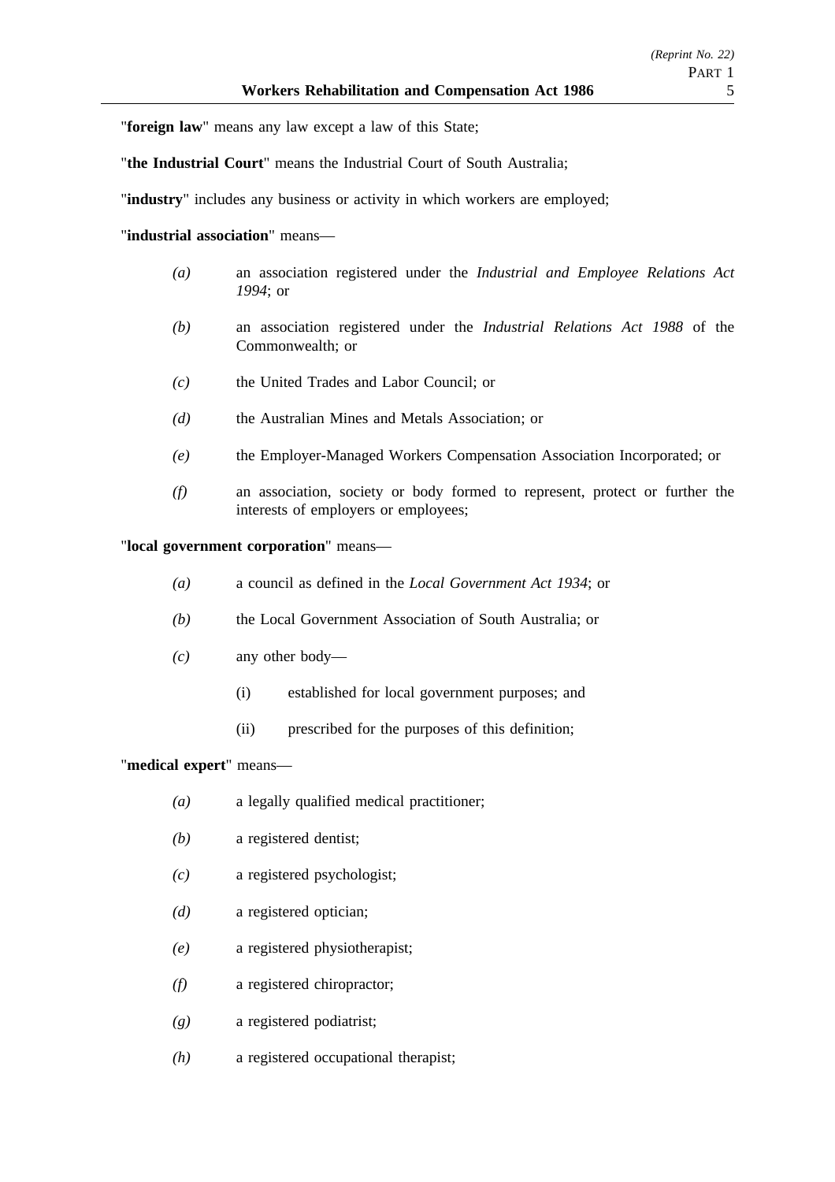"**foreign law**" means any law except a law of this State;

"**the Industrial Court**" means the Industrial Court of South Australia;

"**industry**" includes any business or activity in which workers are employed;

"**industrial association**" means—

*(a)* an association registered under the *Industrial and Employee Relations Act 1994*; or

*(b)* an association registered under the *Industrial Relations Act 1988* of the Commonwealth; or

*(c)* the United Trades and Labor Council; or

*(d)* the Australian Mines and Metals Association; or

*(e)* the Employer-Managed Workers Compensation Association Incorporated; or

*(f)* an association, society or body formed to represent, protect or further the interests of employers or employees;

"**local government corporation**" means—

*(a)* a council as defined in the *Local Government Act 1934*; or

*(b)* the Local Government Association of South Australia; or

*(c)* any other body—

(i) established for local government purposes; and

(ii) prescribed for the purposes of this definition;

"**medical expert**" means—

*(a)* a legally qualified medical practitioner;

*(b)* a registered dentist;

*(c)* a registered psychologist;

*(d)* a registered optician;

*(e)* a registered physiotherapist;

*(f)* a registered chiropractor;

*(g)* a registered podiatrist;

*(h)* a registered occupational therapist;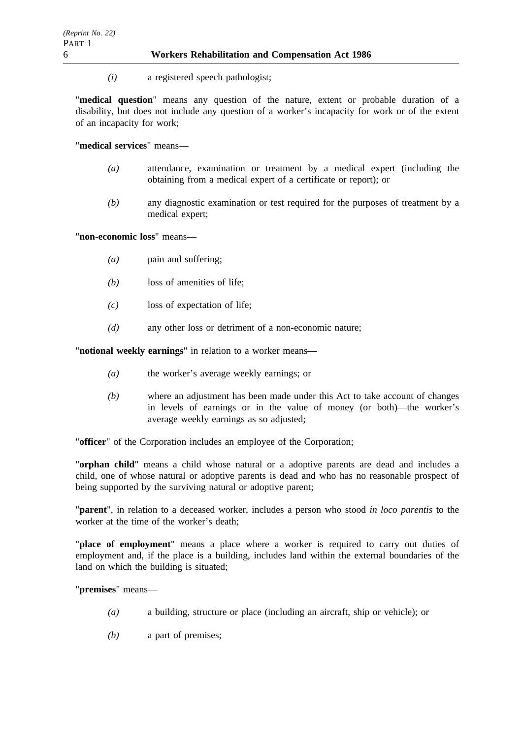*(i)* a registered speech pathologist;

"**medical question**" means any question of the nature, extent or probable duration of a disability, but does not include any question of a worker's incapacity for work or of the extent of an incapacity for work;

"**medical services**" means—

*(a)* attendance, examination or treatment by a medical expert (including the obtaining from a medical expert of a certificate or report); or

*(b)* any diagnostic examination or test required for the purposes of treatment by a medical expert;

"**non-economic loss**" means—

*(a)* pain and suffering;

*(b)* loss of amenities of life;

*(c)* loss of expectation of life;

*(d)* any other loss or detriment of a non-economic nature;

"**notional weekly earnings**" in relation to a worker means—

*(a)* the worker's average weekly earnings; or

*(b)* where an adjustment has been made under this Act to take account of changes in levels of earnings or in the value of money (or both)—the worker's average weekly earnings as so adjusted;

"**officer**" of the Corporation includes an employee of the Corporation;

"**orphan child**" means a child whose natural or a adoptive parents are dead and includes a child, one of whose natural or adoptive parents is dead and who has no reasonable prospect of being supported by the surviving natural or adoptive parent;

"**parent**", in relation to a deceased worker, includes a person who stood *in loco parentis* to the worker at the time of the worker's death;

"**place of employment**" means a place where a worker is required to carry out duties of employment and, if the place is a building, includes land within the external boundaries of the land on which the building is situated;

"**premises**" means—

*(a)* a building, structure or place (including an aircraft, ship or vehicle); or

*(b)* a part of premises;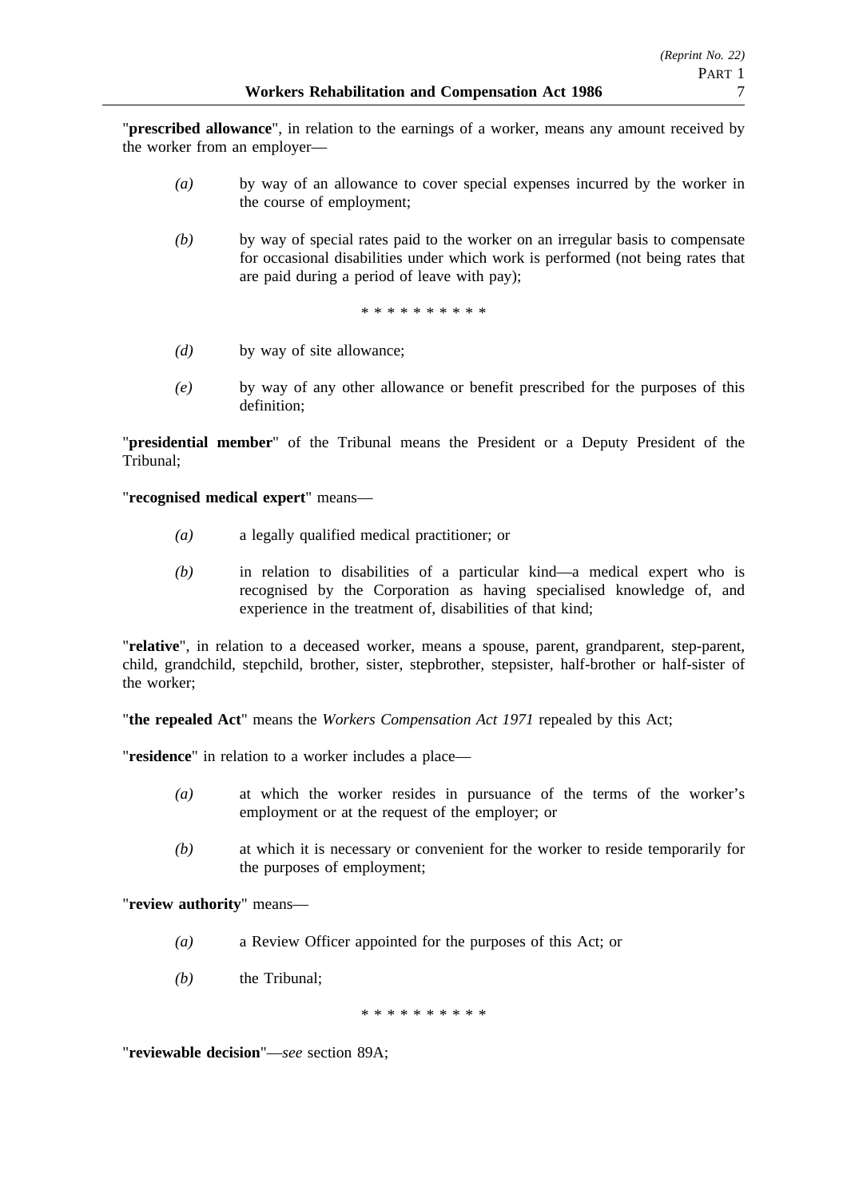"**prescribed allowance**", in relation to the earnings of a worker, means any amount received by the worker from an employer—

*(a)* by way of an allowance to cover special expenses incurred by the worker in the course of employment;

*(b)* by way of special rates paid to the worker on an irregular basis to compensate for occasional disabilities under which work is performed (not being rates that are paid during a period of leave with pay);

\* \* \* \* \* \* \* \* \* \*

*(d)* by way of site allowance;

*(e)* by way of any other allowance or benefit prescribed for the purposes of this definition;

"**presidential member**" of the Tribunal means the President or a Deputy President of the Tribunal;

"**recognised medical expert**" means—

*(a)* a legally qualified medical practitioner; or

*(b)* in relation to disabilities of a particular kind—a medical expert who is recognised by the Corporation as having specialised knowledge of, and experience in the treatment of, disabilities of that kind;

"**relative**", in relation to a deceased worker, means a spouse, parent, grandparent, step-parent, child, grandchild, stepchild, brother, sister, stepbrother, stepsister, half-brother or half-sister of the worker;

"**the repealed Act**" means the *Workers Compensation Act 1971* repealed by this Act;

"**residence**" in relation to a worker includes a place—

*(a)* at which the worker resides in pursuance of the terms of the worker's employment or at the request of the employer; or

*(b)* at which it is necessary or convenient for the worker to reside temporarily for the purposes of employment;

"**review authority**" means—

*(a)* a Review Officer appointed for the purposes of this Act; or

*(b)* the Tribunal;

\* \* \* \* \* \* \* \* \* \*

"**reviewable decision**"—*see* section 89A;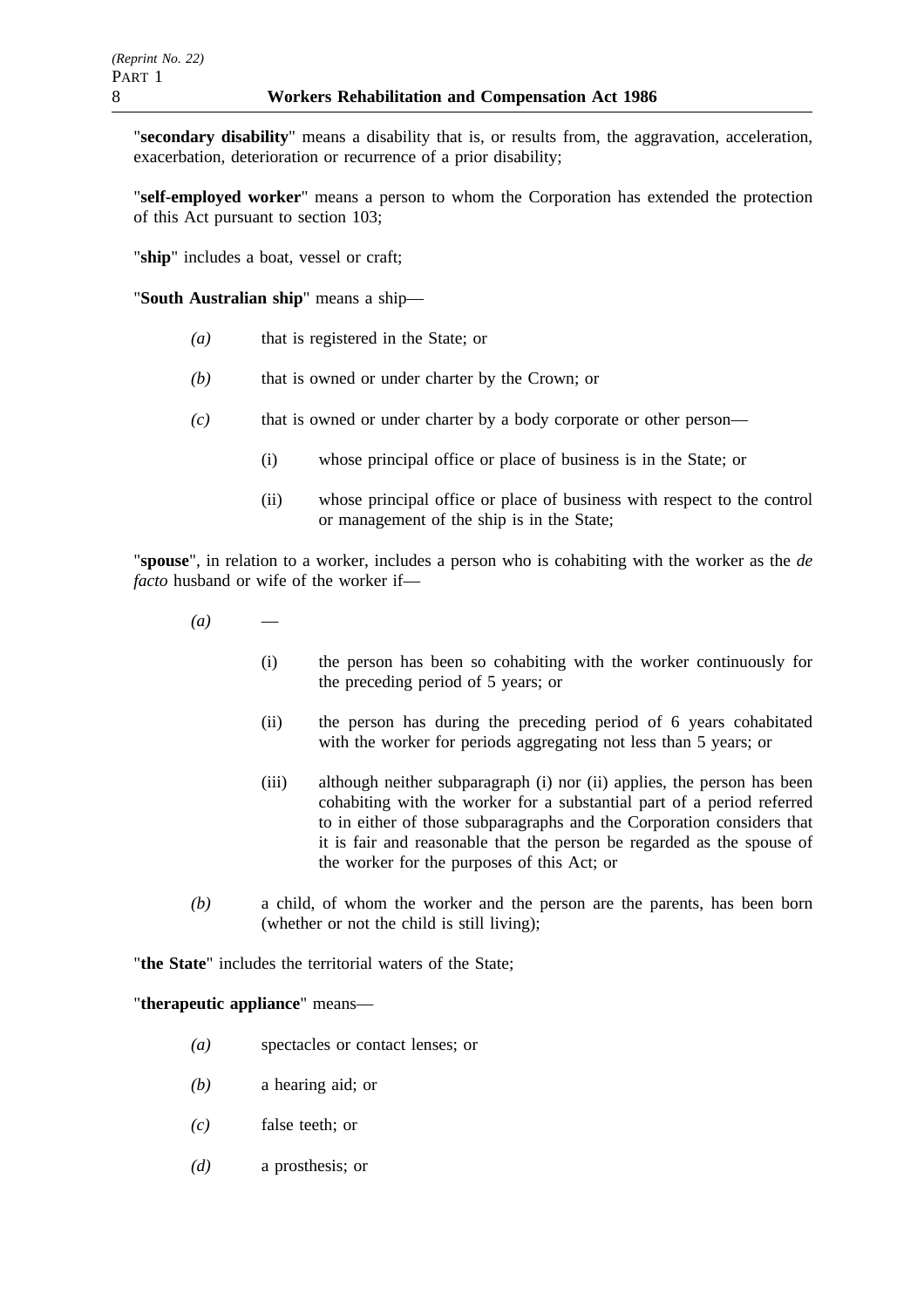"**secondary disability**" means a disability that is, or results from, the aggravation, acceleration, exacerbation, deterioration or recurrence of a prior disability;

"**self-employed worker**" means a person to whom the Corporation has extended the protection of this Act pursuant to section 103;

"**ship**" includes a boat, vessel or craft;

"**South Australian ship**" means a ship—

- *(a)* that is registered in the State; or
- *(b)* that is owned or under charter by the Crown; or
- *(c)* that is owned or under charter by a body corporate or other person—
  - (i) whose principal office or place of business is in the State; or
  - (ii) whose principal office or place of business with respect to the control or management of the ship is in the State;

"**spouse**", in relation to a worker, includes a person who is cohabiting with the worker as the *de facto* husband or wife of the worker if—

- *(a)* —
  - (i) the person has been so cohabiting with the worker continuously for the preceding period of 5 years; or
  - (ii) the person has during the preceding period of 6 years cohabitated with the worker for periods aggregating not less than 5 years; or
  - (iii) although neither subparagraph (i) nor (ii) applies, the person has been cohabiting with the worker for a substantial part of a period referred to in either of those subparagraphs and the Corporation considers that it is fair and reasonable that the person be regarded as the spouse of the worker for the purposes of this Act; or
- *(b)* a child, of whom the worker and the person are the parents, has been born (whether or not the child is still living);

"**the State**" includes the territorial waters of the State;

"**therapeutic appliance**" means—

- *(a)* spectacles or contact lenses; or
- *(b)* a hearing aid; or
- *(c)* false teeth; or
- *(d)* a prosthesis; or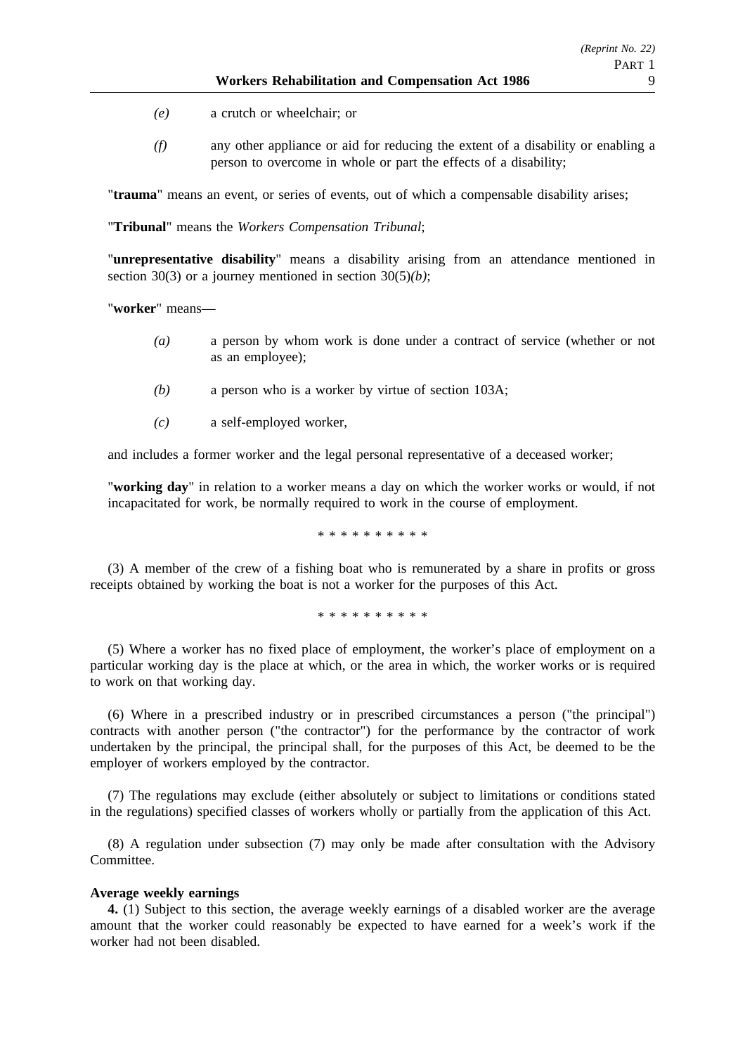*(e)* a crutch or wheelchair; or

*(f)* any other appliance or aid for reducing the extent of a disability or enabling a person to overcome in whole or part the effects of a disability;

"**trauma**" means an event, or series of events, out of which a compensable disability arises;

"**Tribunal**" means the *Workers Compensation Tribunal*;

"**unrepresentative disability**" means a disability arising from an attendance mentioned in section 30(3) or a journey mentioned in section 30(5)*(b)*;

"**worker**" means—

*(a)* a person by whom work is done under a contract of service (whether or not as an employee);

*(b)* a person who is a worker by virtue of section 103A;

*(c)* a self-employed worker,

and includes a former worker and the legal personal representative of a deceased worker;

"**working day**" in relation to a worker means a day on which the worker works or would, if not incapacitated for work, be normally required to work in the course of employment.

\* \* \* \* \* \* \* \* \* \*

(3) A member of the crew of a fishing boat who is remunerated by a share in profits or gross receipts obtained by working the boat is not a worker for the purposes of this Act.

\* \* \* \* \* \* \* \* \* \*

(5) Where a worker has no fixed place of employment, the worker's place of employment on a particular working day is the place at which, or the area in which, the worker works or is required to work on that working day.

(6) Where in a prescribed industry or in prescribed circumstances a person ("the principal") contracts with another person ("the contractor") for the performance by the contractor of work undertaken by the principal, the principal shall, for the purposes of this Act, be deemed to be the employer of workers employed by the contractor.

(7) The regulations may exclude (either absolutely or subject to limitations or conditions stated in the regulations) specified classes of workers wholly or partially from the application of this Act.

(8) A regulation under subsection (7) may only be made after consultation with the Advisory Committee.

**Average weekly earnings**

**4.** (1) Subject to this section, the average weekly earnings of a disabled worker are the average amount that the worker could reasonably be expected to have earned for a week's work if the worker had not been disabled.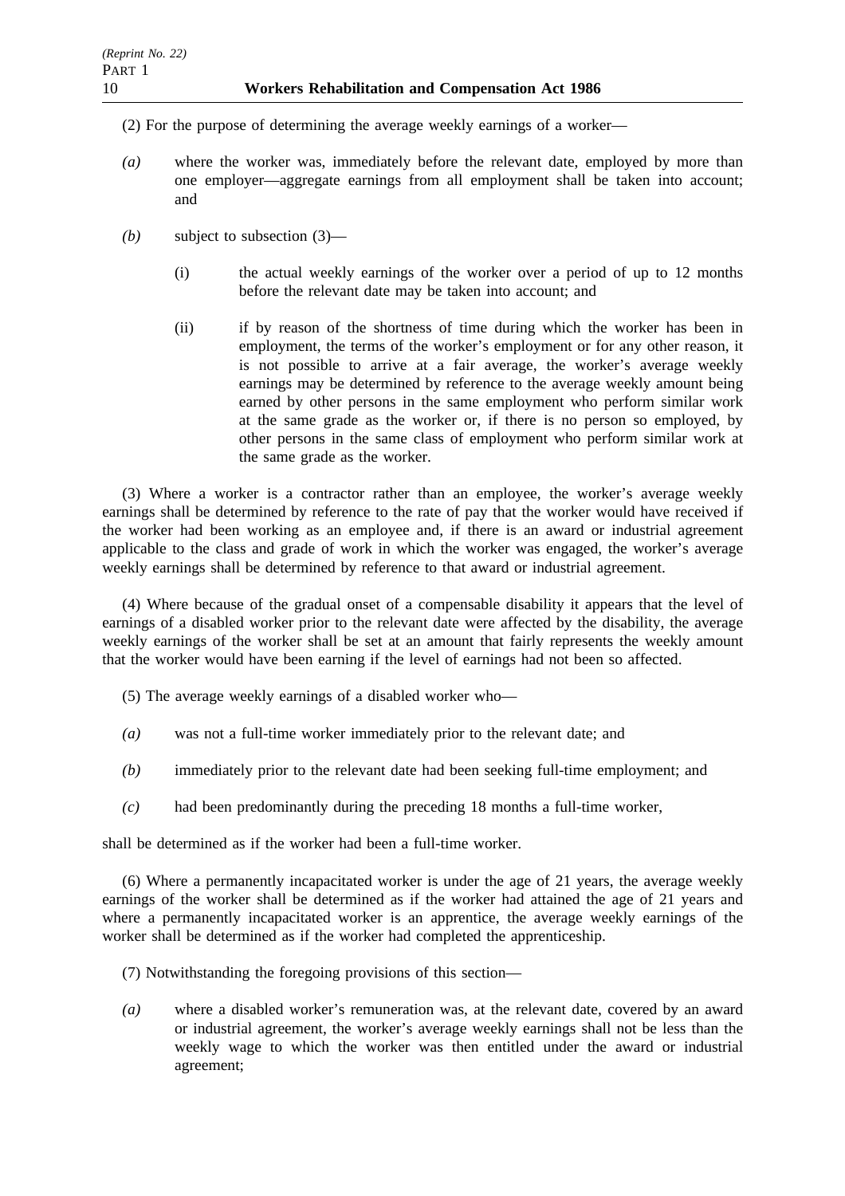(2) For the purpose of determining the average weekly earnings of a worker—

*(a)* where the worker was, immediately before the relevant date, employed by more than one employer—aggregate earnings from all employment shall be taken into account; and

*(b)* subject to subsection (3)—

(i) the actual weekly earnings of the worker over a period of up to 12 months before the relevant date may be taken into account; and

(ii) if by reason of the shortness of time during which the worker has been in employment, the terms of the worker's employment or for any other reason, it is not possible to arrive at a fair average, the worker's average weekly earnings may be determined by reference to the average weekly amount being earned by other persons in the same employment who perform similar work at the same grade as the worker or, if there is no person so employed, by other persons in the same class of employment who perform similar work at the same grade as the worker.

(3) Where a worker is a contractor rather than an employee, the worker's average weekly earnings shall be determined by reference to the rate of pay that the worker would have received if the worker had been working as an employee and, if there is an award or industrial agreement applicable to the class and grade of work in which the worker was engaged, the worker's average weekly earnings shall be determined by reference to that award or industrial agreement.

(4) Where because of the gradual onset of a compensable disability it appears that the level of earnings of a disabled worker prior to the relevant date were affected by the disability, the average weekly earnings of the worker shall be set at an amount that fairly represents the weekly amount that the worker would have been earning if the level of earnings had not been so affected.

(5) The average weekly earnings of a disabled worker who—

*(a)* was not a full-time worker immediately prior to the relevant date; and

*(b)* immediately prior to the relevant date had been seeking full-time employment; and

*(c)* had been predominantly during the preceding 18 months a full-time worker,

shall be determined as if the worker had been a full-time worker.

(6) Where a permanently incapacitated worker is under the age of 21 years, the average weekly earnings of the worker shall be determined as if the worker had attained the age of 21 years and where a permanently incapacitated worker is an apprentice, the average weekly earnings of the worker shall be determined as if the worker had completed the apprenticeship.

(7) Notwithstanding the foregoing provisions of this section—

*(a)* where a disabled worker's remuneration was, at the relevant date, covered by an award or industrial agreement, the worker's average weekly earnings shall not be less than the weekly wage to which the worker was then entitled under the award or industrial agreement;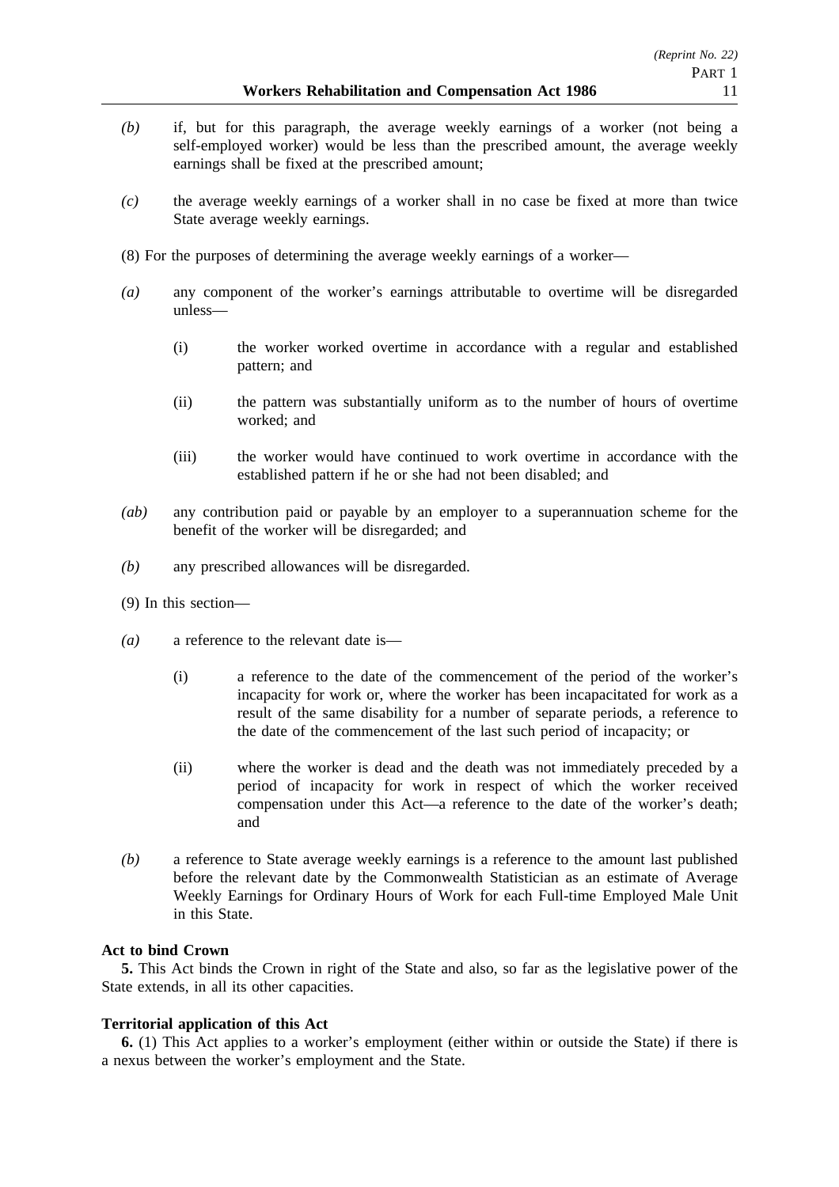*(b)* if, but for this paragraph, the average weekly earnings of a worker (not being a self-employed worker) would be less than the prescribed amount, the average weekly earnings shall be fixed at the prescribed amount;

*(c)* the average weekly earnings of a worker shall in no case be fixed at more than twice State average weekly earnings.

(8) For the purposes of determining the average weekly earnings of a worker—

*(a)* any component of the worker's earnings attributable to overtime will be disregarded unless—

(i) the worker worked overtime in accordance with a regular and established pattern; and

(ii) the pattern was substantially uniform as to the number of hours of overtime worked; and

(iii) the worker would have continued to work overtime in accordance with the established pattern if he or she had not been disabled; and

*(ab)* any contribution paid or payable by an employer to a superannuation scheme for the benefit of the worker will be disregarded; and

*(b)* any prescribed allowances will be disregarded.

(9) In this section—

*(a)* a reference to the relevant date is—

(i) a reference to the date of the commencement of the period of the worker's incapacity for work or, where the worker has been incapacitated for work as a result of the same disability for a number of separate periods, a reference to the date of the commencement of the last such period of incapacity; or

(ii) where the worker is dead and the death was not immediately preceded by a period of incapacity for work in respect of which the worker received compensation under this Act—a reference to the date of the worker's death; and

*(b)* a reference to State average weekly earnings is a reference to the amount last published before the relevant date by the Commonwealth Statistician as an estimate of Average Weekly Earnings for Ordinary Hours of Work for each Full-time Employed Male Unit in this State.

**Act to bind Crown**

**5.** This Act binds the Crown in right of the State and also, so far as the legislative power of the State extends, in all its other capacities.

**Territorial application of this Act**

**6.** (1) This Act applies to a worker's employment (either within or outside the State) if there is a nexus between the worker's employment and the State.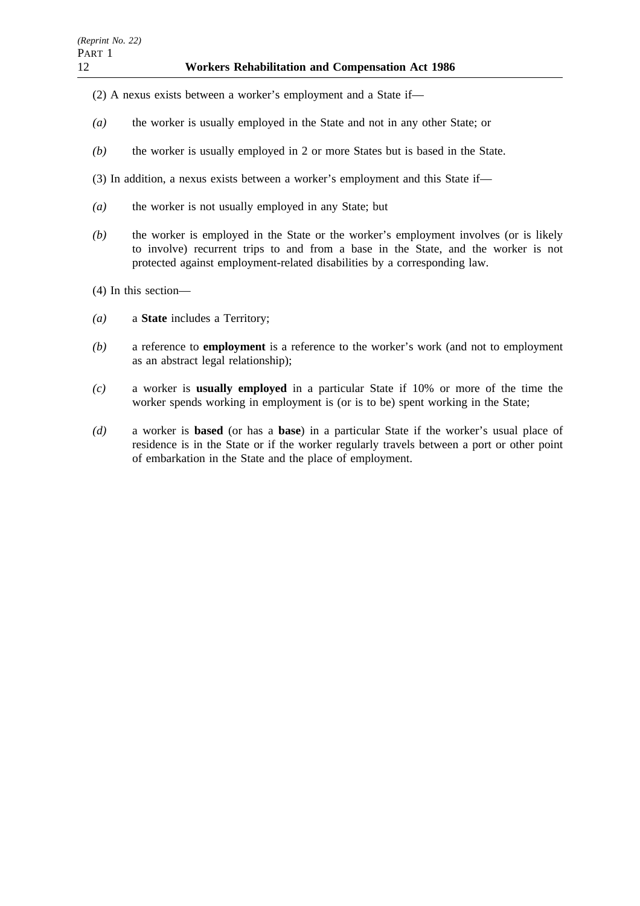(2) A nexus exists between a worker's employment and a State if—

*(a)* the worker is usually employed in the State and not in any other State; or

*(b)* the worker is usually employed in 2 or more States but is based in the State.

(3) In addition, a nexus exists between a worker's employment and this State if—

*(a)* the worker is not usually employed in any State; but

*(b)* the worker is employed in the State or the worker's employment involves (or is likely to involve) recurrent trips to and from a base in the State, and the worker is not protected against employment-related disabilities by a corresponding law.

(4) In this section—

*(a)* a **State** includes a Territory;

*(b)* a reference to **employment** is a reference to the worker's work (and not to employment as an abstract legal relationship);

*(c)* a worker is **usually employed** in a particular State if 10% or more of the time the worker spends working in employment is (or is to be) spent working in the State;

*(d)* a worker is **based** (or has a **base**) in a particular State if the worker's usual place of residence is in the State or if the worker regularly travels between a port or other point of embarkation in the State and the place of employment.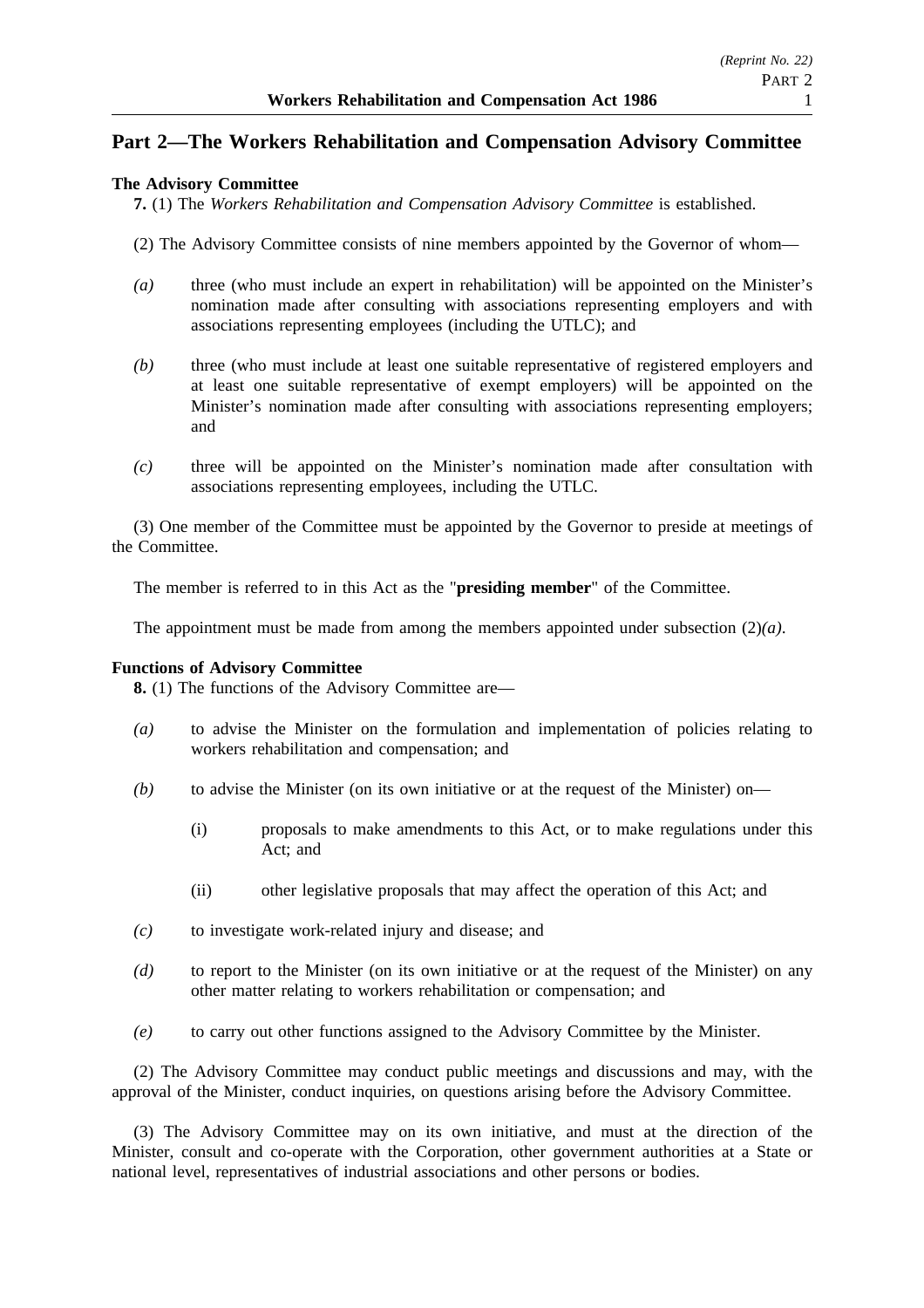## Part 2—The Workers Rehabilitation and Compensation Advisory Committee

### The Advisory Committee

**7.** (1) The *Workers Rehabilitation and Compensation Advisory Committee* is established.

(2) The Advisory Committee consists of nine members appointed by the Governor of whom—

*(a)* three (who must include an expert in rehabilitation) will be appointed on the Minister's nomination made after consulting with associations representing employers and with associations representing employees (including the UTLC); and

*(b)* three (who must include at least one suitable representative of registered employers and at least one suitable representative of exempt employers) will be appointed on the Minister's nomination made after consulting with associations representing employers; and

*(c)* three will be appointed on the Minister's nomination made after consultation with associations representing employees, including the UTLC.

(3) One member of the Committee must be appointed by the Governor to preside at meetings of the Committee.

The member is referred to in this Act as the "**presiding member**" of the Committee.

The appointment must be made from among the members appointed under subsection (2)*(a)*.

### Functions of Advisory Committee

**8.** (1) The functions of the Advisory Committee are—

*(a)* to advise the Minister on the formulation and implementation of policies relating to workers rehabilitation and compensation; and

*(b)* to advise the Minister (on its own initiative or at the request of the Minister) on—

(i) proposals to make amendments to this Act, or to make regulations under this Act; and

(ii) other legislative proposals that may affect the operation of this Act; and

*(c)* to investigate work-related injury and disease; and

*(d)* to report to the Minister (on its own initiative or at the request of the Minister) on any other matter relating to workers rehabilitation or compensation; and

*(e)* to carry out other functions assigned to the Advisory Committee by the Minister.

(2) The Advisory Committee may conduct public meetings and discussions and may, with the approval of the Minister, conduct inquiries, on questions arising before the Advisory Committee.

(3) The Advisory Committee may on its own initiative, and must at the direction of the Minister, consult and co-operate with the Corporation, other government authorities at a State or national level, representatives of industrial associations and other persons or bodies.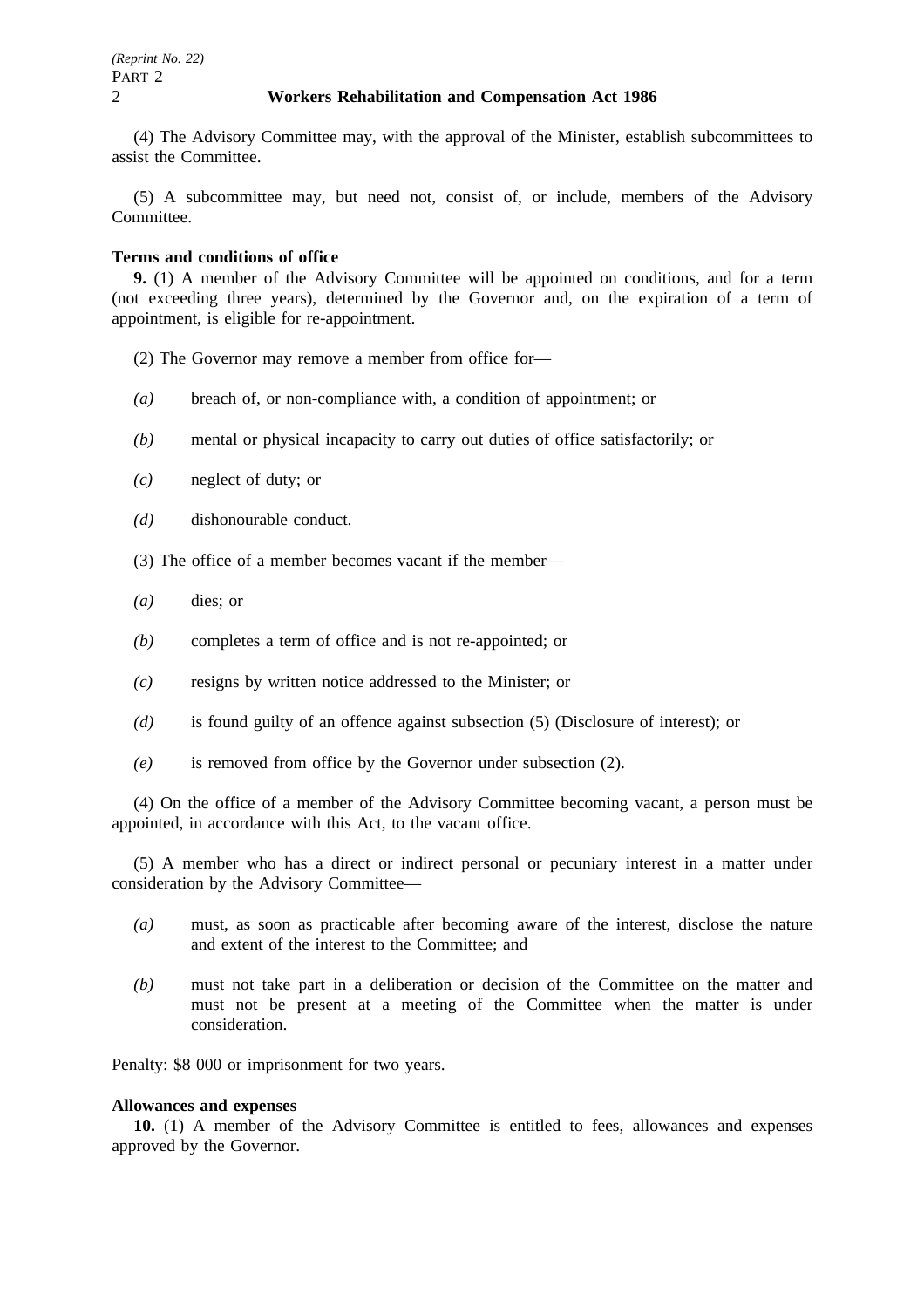(4) The Advisory Committee may, with the approval of the Minister, establish subcommittees to assist the Committee.

(5) A subcommittee may, but need not, consist of, or include, members of the Advisory Committee.

**Terms and conditions of office**

**9.** (1) A member of the Advisory Committee will be appointed on conditions, and for a term (not exceeding three years), determined by the Governor and, on the expiration of a term of appointment, is eligible for re-appointment.

(2) The Governor may remove a member from office for—

*(a)* breach of, or non-compliance with, a condition of appointment; or

*(b)* mental or physical incapacity to carry out duties of office satisfactorily; or

*(c)* neglect of duty; or

*(d)* dishonourable conduct.

(3) The office of a member becomes vacant if the member—

*(a)* dies; or

*(b)* completes a term of office and is not re-appointed; or

*(c)* resigns by written notice addressed to the Minister; or

*(d)* is found guilty of an offence against subsection (5) (Disclosure of interest); or

*(e)* is removed from office by the Governor under subsection (2).

(4) On the office of a member of the Advisory Committee becoming vacant, a person must be appointed, in accordance with this Act, to the vacant office.

(5) A member who has a direct or indirect personal or pecuniary interest in a matter under consideration by the Advisory Committee—

*(a)* must, as soon as practicable after becoming aware of the interest, disclose the nature and extent of the interest to the Committee; and

*(b)* must not take part in a deliberation or decision of the Committee on the matter and must not be present at a meeting of the Committee when the matter is under consideration.

Penalty: $8 000 or imprisonment for two years.

**Allowances and expenses**

**10.** (1) A member of the Advisory Committee is entitled to fees, allowances and expenses approved by the Governor.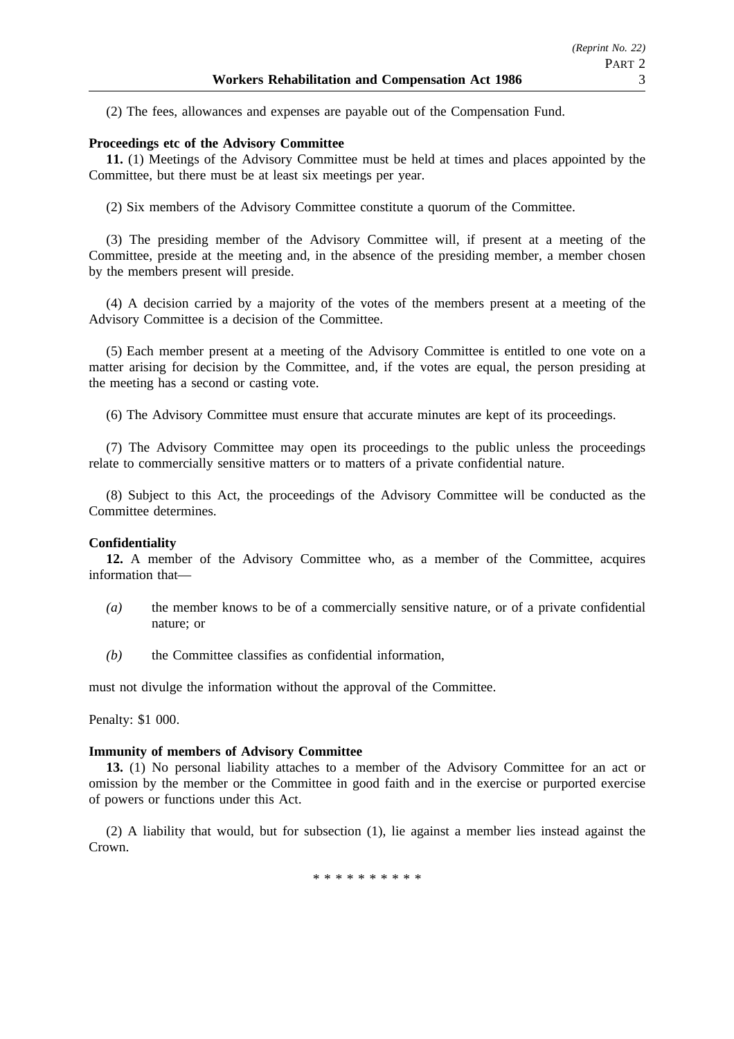(2) The fees, allowances and expenses are payable out of the Compensation Fund.

**Proceedings etc of the Advisory Committee**

**11.** (1) Meetings of the Advisory Committee must be held at times and places appointed by the Committee, but there must be at least six meetings per year.

(2) Six members of the Advisory Committee constitute a quorum of the Committee.

(3) The presiding member of the Advisory Committee will, if present at a meeting of the Committee, preside at the meeting and, in the absence of the presiding member, a member chosen by the members present will preside.

(4) A decision carried by a majority of the votes of the members present at a meeting of the Advisory Committee is a decision of the Committee.

(5) Each member present at a meeting of the Advisory Committee is entitled to one vote on a matter arising for decision by the Committee, and, if the votes are equal, the person presiding at the meeting has a second or casting vote.

(6) The Advisory Committee must ensure that accurate minutes are kept of its proceedings.

(7) The Advisory Committee may open its proceedings to the public unless the proceedings relate to commercially sensitive matters or to matters of a private confidential nature.

(8) Subject to this Act, the proceedings of the Advisory Committee will be conducted as the Committee determines.

**Confidentiality**

**12.** A member of the Advisory Committee who, as a member of the Committee, acquires information that—

*(a)* the member knows to be of a commercially sensitive nature, or of a private confidential nature; or

*(b)* the Committee classifies as confidential information,

must not divulge the information without the approval of the Committee.

Penalty: $1 000.

**Immunity of members of Advisory Committee**

**13.** (1) No personal liability attaches to a member of the Advisory Committee for an act or omission by the member or the Committee in good faith and in the exercise or purported exercise of powers or functions under this Act.

(2) A liability that would, but for subsection (1), lie against a member lies instead against the Crown.

* * * * * * * * * *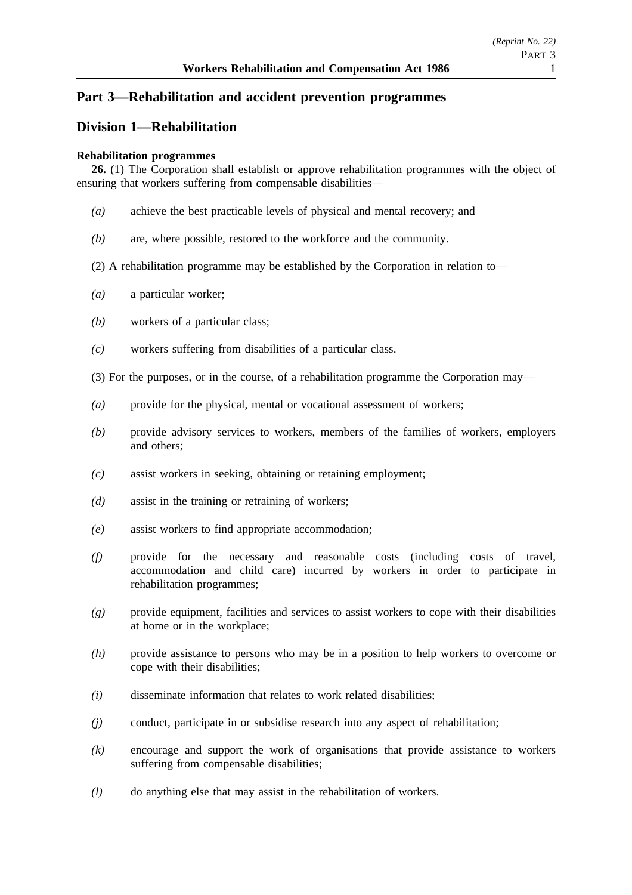## Part 3—Rehabilitation and accident prevention programmes

## Division 1—Rehabilitation

**Rehabilitation programmes**

**26.** (1) The Corporation shall establish or approve rehabilitation programmes with the object of ensuring that workers suffering from compensable disabilities—

*(a)* achieve the best practicable levels of physical and mental recovery; and

*(b)* are, where possible, restored to the workforce and the community.

(2) A rehabilitation programme may be established by the Corporation in relation to—

*(a)* a particular worker;

*(b)* workers of a particular class;

*(c)* workers suffering from disabilities of a particular class.

(3) For the purposes, or in the course, of a rehabilitation programme the Corporation may—

*(a)* provide for the physical, mental or vocational assessment of workers;

*(b)* provide advisory services to workers, members of the families of workers, employers and others;

*(c)* assist workers in seeking, obtaining or retaining employment;

*(d)* assist in the training or retraining of workers;

*(e)* assist workers to find appropriate accommodation;

*(f)* provide for the necessary and reasonable costs (including costs of travel, accommodation and child care) incurred by workers in order to participate in rehabilitation programmes;

*(g)* provide equipment, facilities and services to assist workers to cope with their disabilities at home or in the workplace;

*(h)* provide assistance to persons who may be in a position to help workers to overcome or cope with their disabilities;

*(i)* disseminate information that relates to work related disabilities;

*(j)* conduct, participate in or subsidise research into any aspect of rehabilitation;

*(k)* encourage and support the work of organisations that provide assistance to workers suffering from compensable disabilities;

*(l)* do anything else that may assist in the rehabilitation of workers.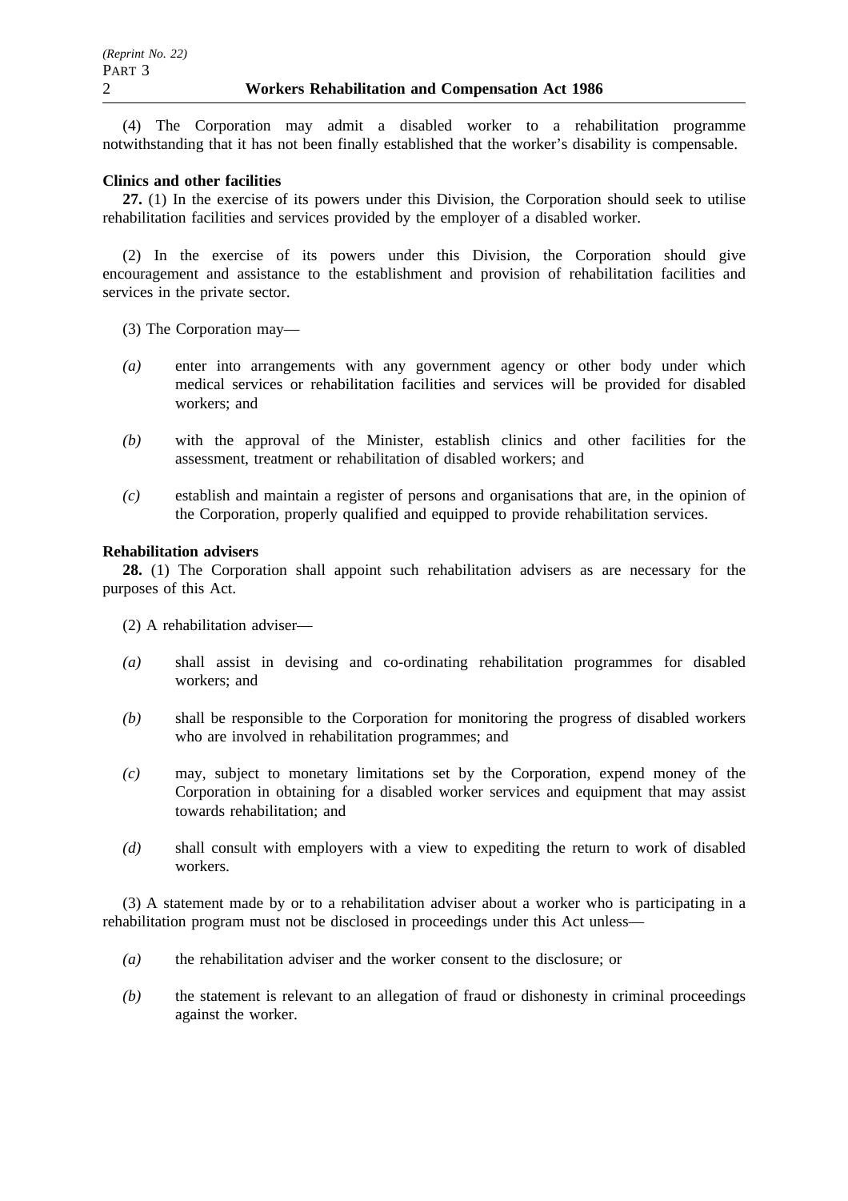(4) The Corporation may admit a disabled worker to a rehabilitation programme notwithstanding that it has not been finally established that the worker's disability is compensable.

**Clinics and other facilities**

**27.** (1) In the exercise of its powers under this Division, the Corporation should seek to utilise rehabilitation facilities and services provided by the employer of a disabled worker.

(2) In the exercise of its powers under this Division, the Corporation should give encouragement and assistance to the establishment and provision of rehabilitation facilities and services in the private sector.

(3) The Corporation may—

*(a)* enter into arrangements with any government agency or other body under which medical services or rehabilitation facilities and services will be provided for disabled workers; and

*(b)* with the approval of the Minister, establish clinics and other facilities for the assessment, treatment or rehabilitation of disabled workers; and

*(c)* establish and maintain a register of persons and organisations that are, in the opinion of the Corporation, properly qualified and equipped to provide rehabilitation services.

**Rehabilitation advisers**

**28.** (1) The Corporation shall appoint such rehabilitation advisers as are necessary for the purposes of this Act.

(2) A rehabilitation adviser—

*(a)* shall assist in devising and co-ordinating rehabilitation programmes for disabled workers; and

*(b)* shall be responsible to the Corporation for monitoring the progress of disabled workers who are involved in rehabilitation programmes; and

*(c)* may, subject to monetary limitations set by the Corporation, expend money of the Corporation in obtaining for a disabled worker services and equipment that may assist towards rehabilitation; and

*(d)* shall consult with employers with a view to expediting the return to work of disabled workers.

(3) A statement made by or to a rehabilitation adviser about a worker who is participating in a rehabilitation program must not be disclosed in proceedings under this Act unless—

*(a)* the rehabilitation adviser and the worker consent to the disclosure; or

*(b)* the statement is relevant to an allegation of fraud or dishonesty in criminal proceedings against the worker.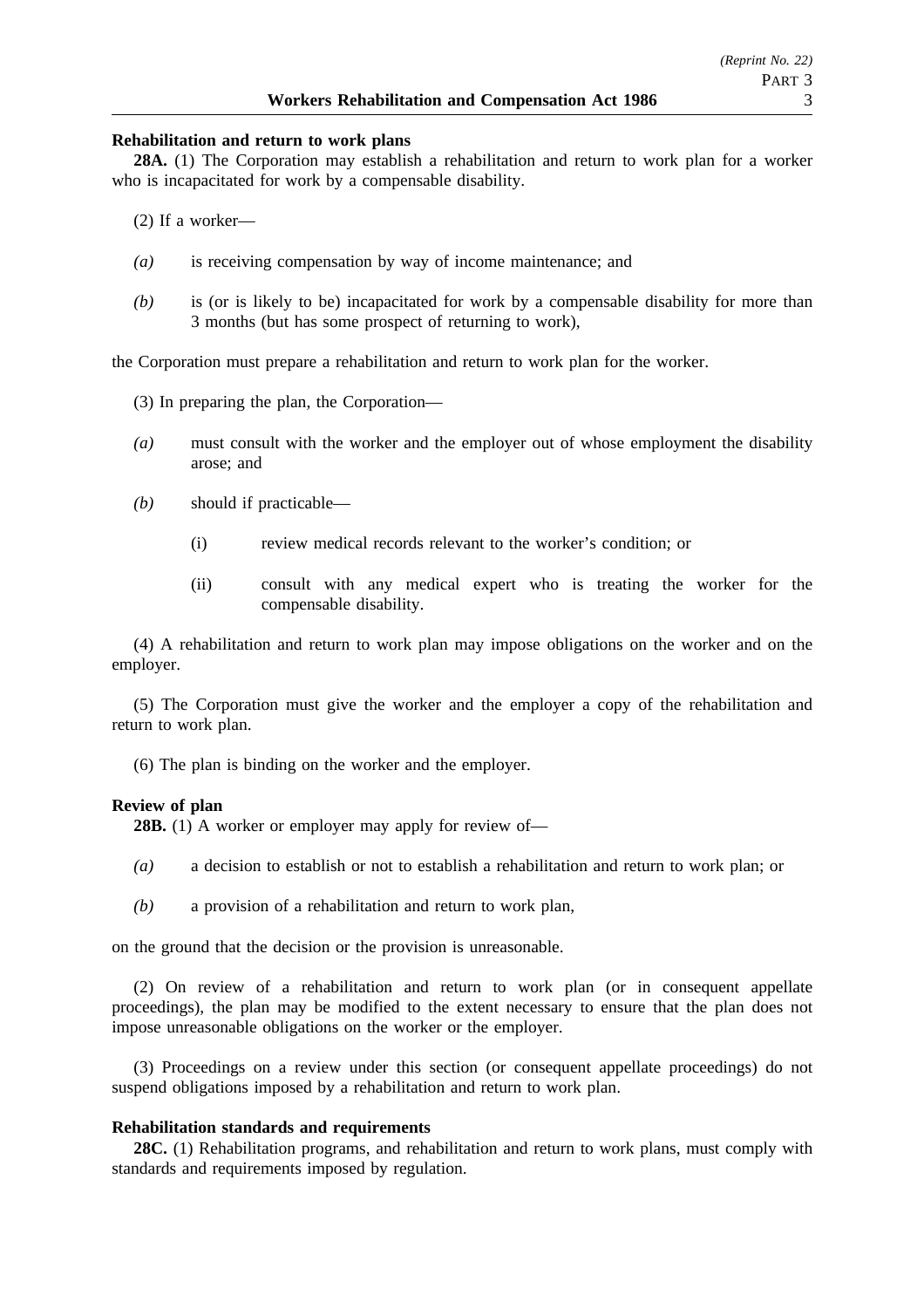**Rehabilitation and return to work plans**

**28A.** (1) The Corporation may establish a rehabilitation and return to work plan for a worker who is incapacitated for work by a compensable disability.

(2) If a worker—

*(a)* is receiving compensation by way of income maintenance; and

*(b)* is (or is likely to be) incapacitated for work by a compensable disability for more than 3 months (but has some prospect of returning to work),

the Corporation must prepare a rehabilitation and return to work plan for the worker.

(3) In preparing the plan, the Corporation—

*(a)* must consult with the worker and the employer out of whose employment the disability arose; and

*(b)* should if practicable—

(i) review medical records relevant to the worker's condition; or

(ii) consult with any medical expert who is treating the worker for the compensable disability.

(4) A rehabilitation and return to work plan may impose obligations on the worker and on the employer.

(5) The Corporation must give the worker and the employer a copy of the rehabilitation and return to work plan.

(6) The plan is binding on the worker and the employer.

**Review of plan**

**28B.** (1) A worker or employer may apply for review of—

*(a)* a decision to establish or not to establish a rehabilitation and return to work plan; or

*(b)* a provision of a rehabilitation and return to work plan,

on the ground that the decision or the provision is unreasonable.

(2) On review of a rehabilitation and return to work plan (or in consequent appellate proceedings), the plan may be modified to the extent necessary to ensure that the plan does not impose unreasonable obligations on the worker or the employer.

(3) Proceedings on a review under this section (or consequent appellate proceedings) do not suspend obligations imposed by a rehabilitation and return to work plan.

**Rehabilitation standards and requirements**

**28C.** (1) Rehabilitation programs, and rehabilitation and return to work plans, must comply with standards and requirements imposed by regulation.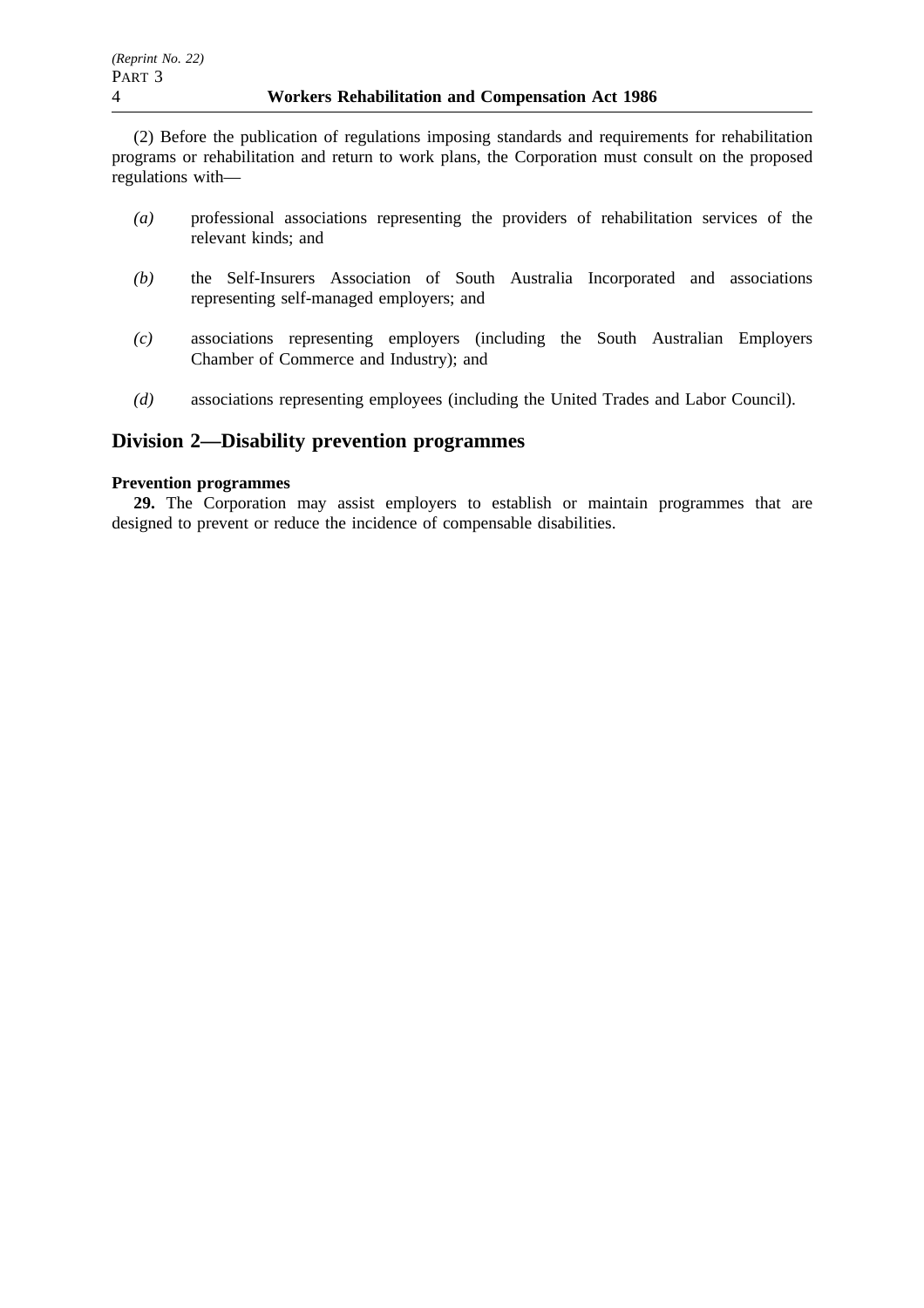(2) Before the publication of regulations imposing standards and requirements for rehabilitation programs or rehabilitation and return to work plans, the Corporation must consult on the proposed regulations with—

*(a)* professional associations representing the providers of rehabilitation services of the relevant kinds; and

*(b)* the Self-Insurers Association of South Australia Incorporated and associations representing self-managed employers; and

*(c)* associations representing employers (including the South Australian Employers Chamber of Commerce and Industry); and

*(d)* associations representing employees (including the United Trades and Labor Council).

## Division 2—Disability prevention programmes

**Prevention programmes**

**29.** The Corporation may assist employers to establish or maintain programmes that are designed to prevent or reduce the incidence of compensable disabilities.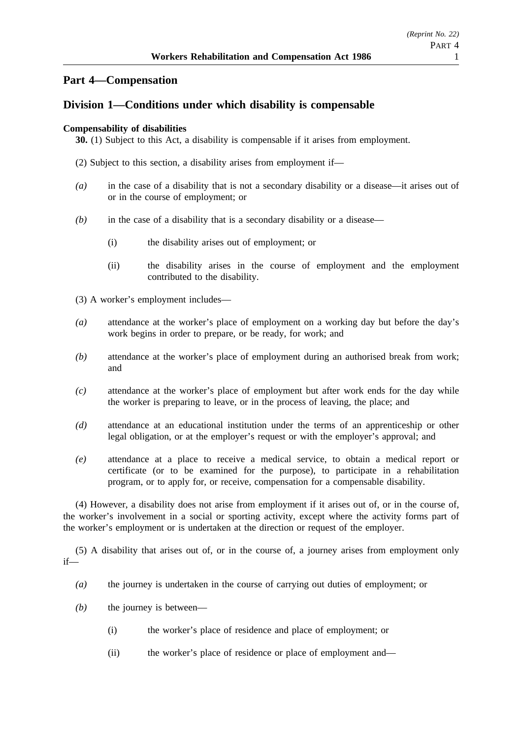# Part 4—Compensation

## Division 1—Conditions under which disability is compensable

**Compensability of disabilities**

**30.** (1) Subject to this Act, a disability is compensable if it arises from employment.

(2) Subject to this section, a disability arises from employment if—

*(a)* in the case of a disability that is not a secondary disability or a disease—it arises out of or in the course of employment; or

*(b)* in the case of a disability that is a secondary disability or a disease—

(i) the disability arises out of employment; or

(ii) the disability arises in the course of employment and the employment contributed to the disability.

(3) A worker's employment includes—

*(a)* attendance at the worker's place of employment on a working day but before the day's work begins in order to prepare, or be ready, for work; and

*(b)* attendance at the worker's place of employment during an authorised break from work; and

*(c)* attendance at the worker's place of employment but after work ends for the day while the worker is preparing to leave, or in the process of leaving, the place; and

*(d)* attendance at an educational institution under the terms of an apprenticeship or other legal obligation, or at the employer's request or with the employer's approval; and

*(e)* attendance at a place to receive a medical service, to obtain a medical report or certificate (or to be examined for the purpose), to participate in a rehabilitation program, or to apply for, or receive, compensation for a compensable disability.

(4) However, a disability does not arise from employment if it arises out of, or in the course of, the worker's involvement in a social or sporting activity, except where the activity forms part of the worker's employment or is undertaken at the direction or request of the employer.

(5) A disability that arises out of, or in the course of, a journey arises from employment only if—

*(a)* the journey is undertaken in the course of carrying out duties of employment; or

*(b)* the journey is between—

(i) the worker's place of residence and place of employment; or

(ii) the worker's place of residence or place of employment and—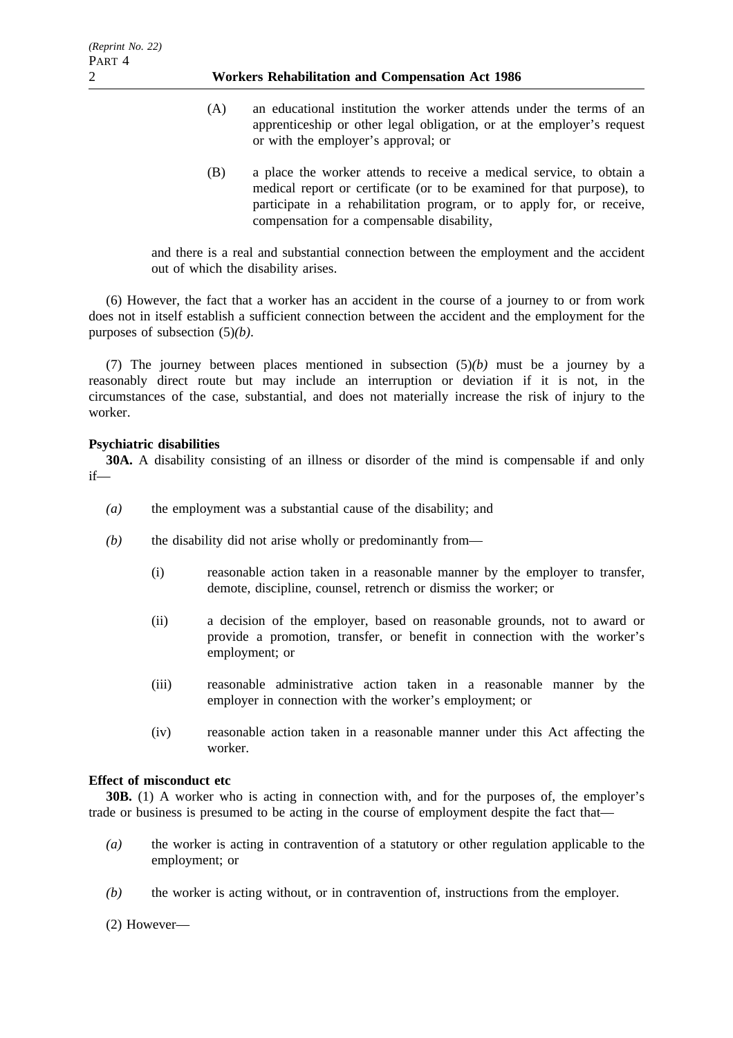(A) an educational institution the worker attends under the terms of an apprenticeship or other legal obligation, or at the employer's request or with the employer's approval; or

(B) a place the worker attends to receive a medical service, to obtain a medical report or certificate (or to be examined for that purpose), to participate in a rehabilitation program, or to apply for, or receive, compensation for a compensable disability,

and there is a real and substantial connection between the employment and the accident out of which the disability arises.

(6) However, the fact that a worker has an accident in the course of a journey to or from work does not in itself establish a sufficient connection between the accident and the employment for the purposes of subsection (5)*(b)*.

(7) The journey between places mentioned in subsection (5)*(b)* must be a journey by a reasonably direct route but may include an interruption or deviation if it is not, in the circumstances of the case, substantial, and does not materially increase the risk of injury to the worker.

**Psychiatric disabilities**

**30A.** A disability consisting of an illness or disorder of the mind is compensable if and only if—

*(a)* the employment was a substantial cause of the disability; and

*(b)* the disability did not arise wholly or predominantly from—

(i) reasonable action taken in a reasonable manner by the employer to transfer, demote, discipline, counsel, retrench or dismiss the worker; or

(ii) a decision of the employer, based on reasonable grounds, not to award or provide a promotion, transfer, or benefit in connection with the worker's employment; or

(iii) reasonable administrative action taken in a reasonable manner by the employer in connection with the worker's employment; or

(iv) reasonable action taken in a reasonable manner under this Act affecting the worker.

**Effect of misconduct etc**

**30B.** (1) A worker who is acting in connection with, and for the purposes of, the employer's trade or business is presumed to be acting in the course of employment despite the fact that—

*(a)* the worker is acting in contravention of a statutory or other regulation applicable to the employment; or

*(b)* the worker is acting without, or in contravention of, instructions from the employer.

(2) However—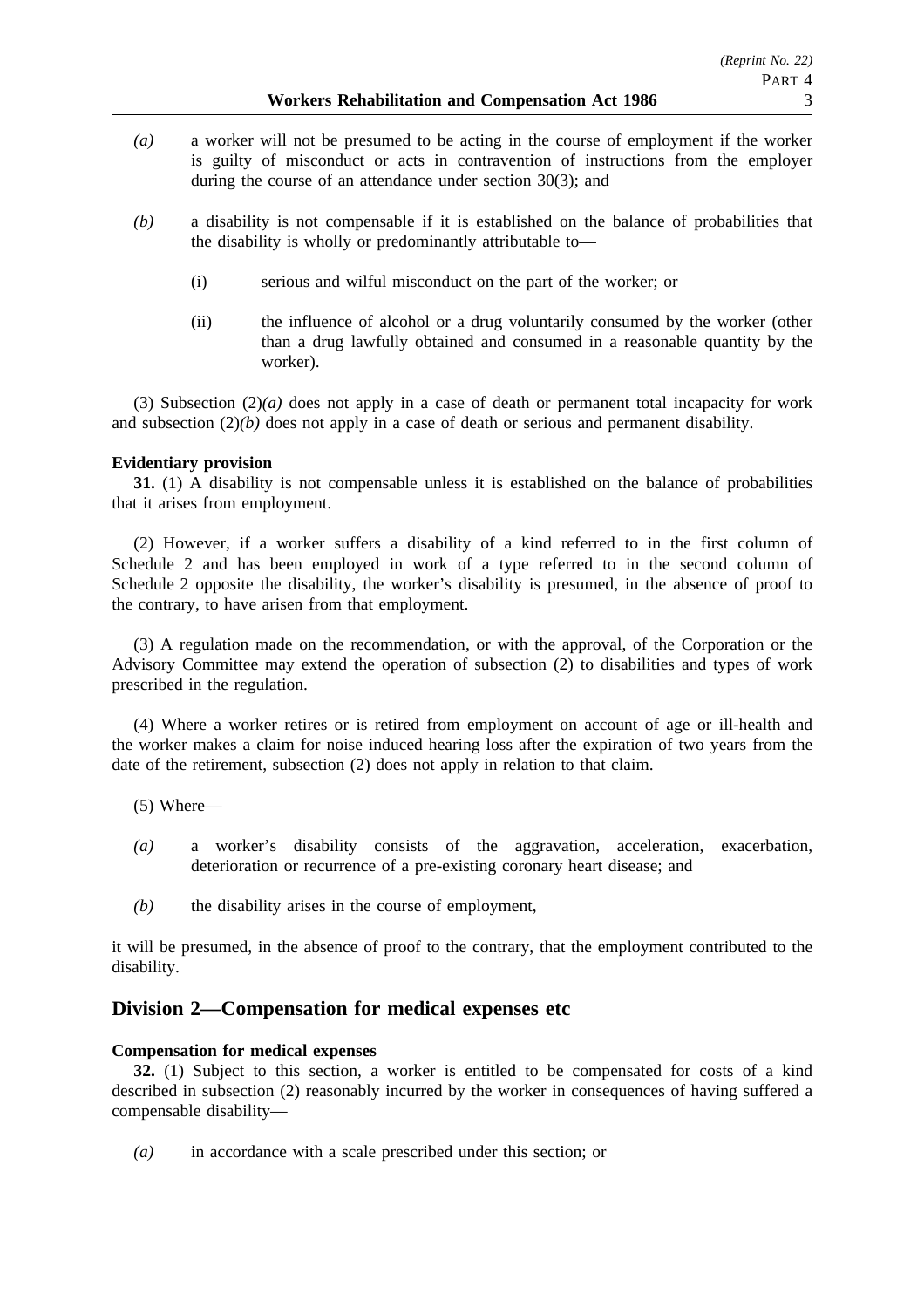*(a)* a worker will not be presumed to be acting in the course of employment if the worker is guilty of misconduct or acts in contravention of instructions from the employer during the course of an attendance under section 30(3); and

*(b)* a disability is not compensable if it is established on the balance of probabilities that the disability is wholly or predominantly attributable to—

(i) serious and wilful misconduct on the part of the worker; or

(ii) the influence of alcohol or a drug voluntarily consumed by the worker (other than a drug lawfully obtained and consumed in a reasonable quantity by the worker).

(3) Subsection (2)*(a)* does not apply in a case of death or permanent total incapacity for work and subsection (2)*(b)* does not apply in a case of death or serious and permanent disability.

**Evidentiary provision**

**31.** (1) A disability is not compensable unless it is established on the balance of probabilities that it arises from employment.

(2) However, if a worker suffers a disability of a kind referred to in the first column of Schedule 2 and has been employed in work of a type referred to in the second column of Schedule 2 opposite the disability, the worker's disability is presumed, in the absence of proof to the contrary, to have arisen from that employment.

(3) A regulation made on the recommendation, or with the approval, of the Corporation or the Advisory Committee may extend the operation of subsection (2) to disabilities and types of work prescribed in the regulation.

(4) Where a worker retires or is retired from employment on account of age or ill-health and the worker makes a claim for noise induced hearing loss after the expiration of two years from the date of the retirement, subsection (2) does not apply in relation to that claim.

(5) Where—

*(a)* a worker's disability consists of the aggravation, acceleration, exacerbation, deterioration or recurrence of a pre-existing coronary heart disease; and

*(b)* the disability arises in the course of employment,

it will be presumed, in the absence of proof to the contrary, that the employment contributed to the disability.

## Division 2—Compensation for medical expenses etc

**Compensation for medical expenses**

**32.** (1) Subject to this section, a worker is entitled to be compensated for costs of a kind described in subsection (2) reasonably incurred by the worker in consequences of having suffered a compensable disability—

*(a)* in accordance with a scale prescribed under this section; or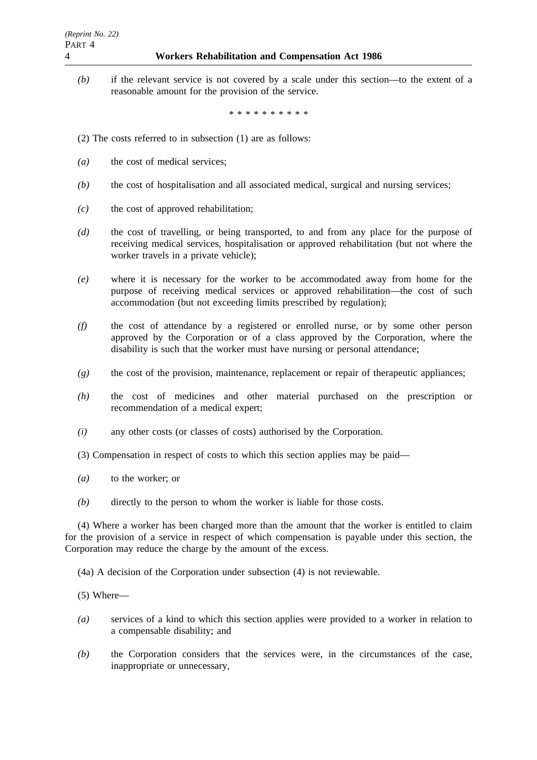*(b)* if the relevant service is not covered by a scale under this section—to the extent of a reasonable amount for the provision of the service.

\* \* \* \* \* \* \* \* \* \*

(2) The costs referred to in subsection (1) are as follows:

*(a)* the cost of medical services;

*(b)* the cost of hospitalisation and all associated medical, surgical and nursing services;

*(c)* the cost of approved rehabilitation;

*(d)* the cost of travelling, or being transported, to and from any place for the purpose of receiving medical services, hospitalisation or approved rehabilitation (but not where the worker travels in a private vehicle);

*(e)* where it is necessary for the worker to be accommodated away from home for the purpose of receiving medical services or approved rehabilitation—the cost of such accommodation (but not exceeding limits prescribed by regulation);

*(f)* the cost of attendance by a registered or enrolled nurse, or by some other person approved by the Corporation or of a class approved by the Corporation, where the disability is such that the worker must have nursing or personal attendance;

*(g)* the cost of the provision, maintenance, replacement or repair of therapeutic appliances;

*(h)* the cost of medicines and other material purchased on the prescription or recommendation of a medical expert;

*(i)* any other costs (or classes of costs) authorised by the Corporation.

(3) Compensation in respect of costs to which this section applies may be paid—

*(a)* to the worker; or

*(b)* directly to the person to whom the worker is liable for those costs.

(4) Where a worker has been charged more than the amount that the worker is entitled to claim for the provision of a service in respect of which compensation is payable under this section, the Corporation may reduce the charge by the amount of the excess.

(4a) A decision of the Corporation under subsection (4) is not reviewable.

(5) Where—

*(a)* services of a kind to which this section applies were provided to a worker in relation to a compensable disability; and

*(b)* the Corporation considers that the services were, in the circumstances of the case, inappropriate or unnecessary,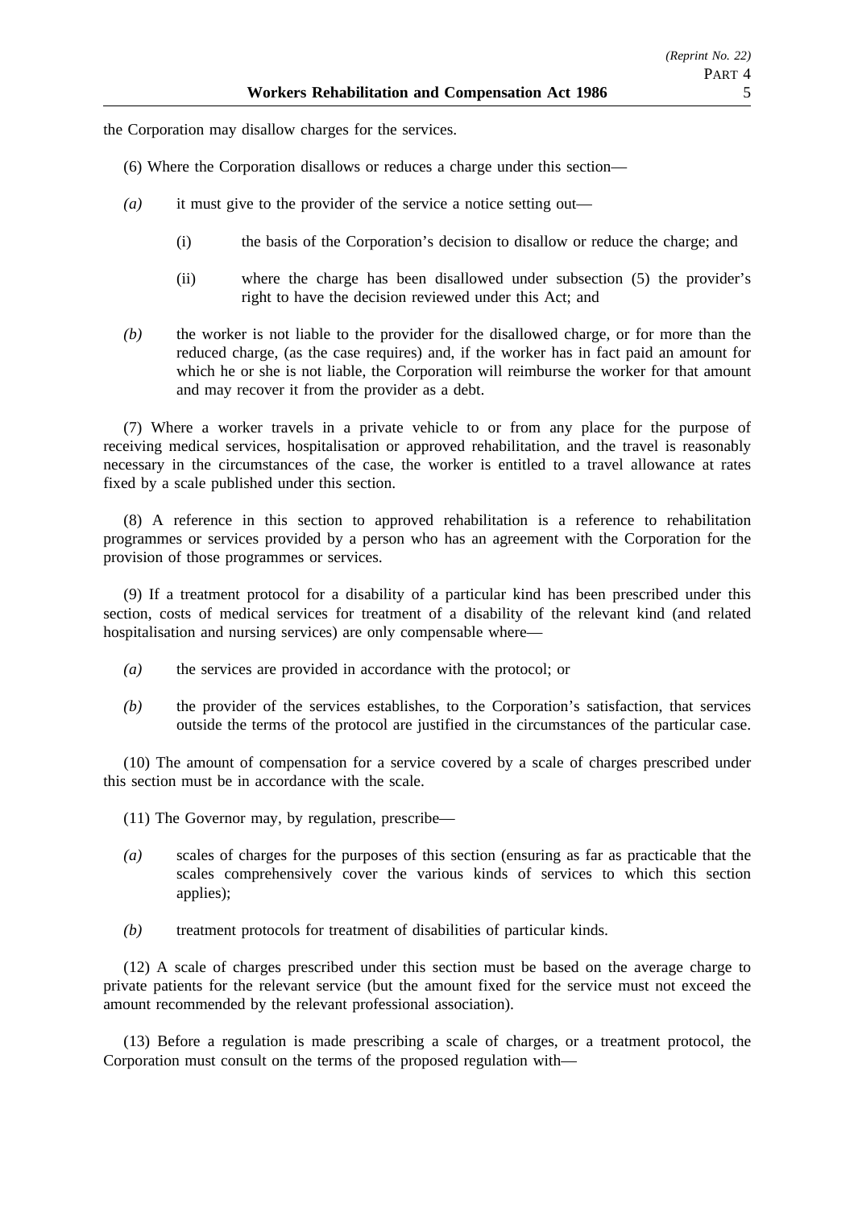the Corporation may disallow charges for the services.

(6) Where the Corporation disallows or reduces a charge under this section—

*(a)* it must give to the provider of the service a notice setting out—

(i) the basis of the Corporation's decision to disallow or reduce the charge; and

(ii) where the charge has been disallowed under subsection (5) the provider's right to have the decision reviewed under this Act; and

*(b)* the worker is not liable to the provider for the disallowed charge, or for more than the reduced charge, (as the case requires) and, if the worker has in fact paid an amount for which he or she is not liable, the Corporation will reimburse the worker for that amount and may recover it from the provider as a debt.

(7) Where a worker travels in a private vehicle to or from any place for the purpose of receiving medical services, hospitalisation or approved rehabilitation, and the travel is reasonably necessary in the circumstances of the case, the worker is entitled to a travel allowance at rates fixed by a scale published under this section.

(8) A reference in this section to approved rehabilitation is a reference to rehabilitation programmes or services provided by a person who has an agreement with the Corporation for the provision of those programmes or services.

(9) If a treatment protocol for a disability of a particular kind has been prescribed under this section, costs of medical services for treatment of a disability of the relevant kind (and related hospitalisation and nursing services) are only compensable where—

*(a)* the services are provided in accordance with the protocol; or

*(b)* the provider of the services establishes, to the Corporation's satisfaction, that services outside the terms of the protocol are justified in the circumstances of the particular case.

(10) The amount of compensation for a service covered by a scale of charges prescribed under this section must be in accordance with the scale.

(11) The Governor may, by regulation, prescribe—

*(a)* scales of charges for the purposes of this section (ensuring as far as practicable that the scales comprehensively cover the various kinds of services to which this section applies);

*(b)* treatment protocols for treatment of disabilities of particular kinds.

(12) A scale of charges prescribed under this section must be based on the average charge to private patients for the relevant service (but the amount fixed for the service must not exceed the amount recommended by the relevant professional association).

(13) Before a regulation is made prescribing a scale of charges, or a treatment protocol, the Corporation must consult on the terms of the proposed regulation with—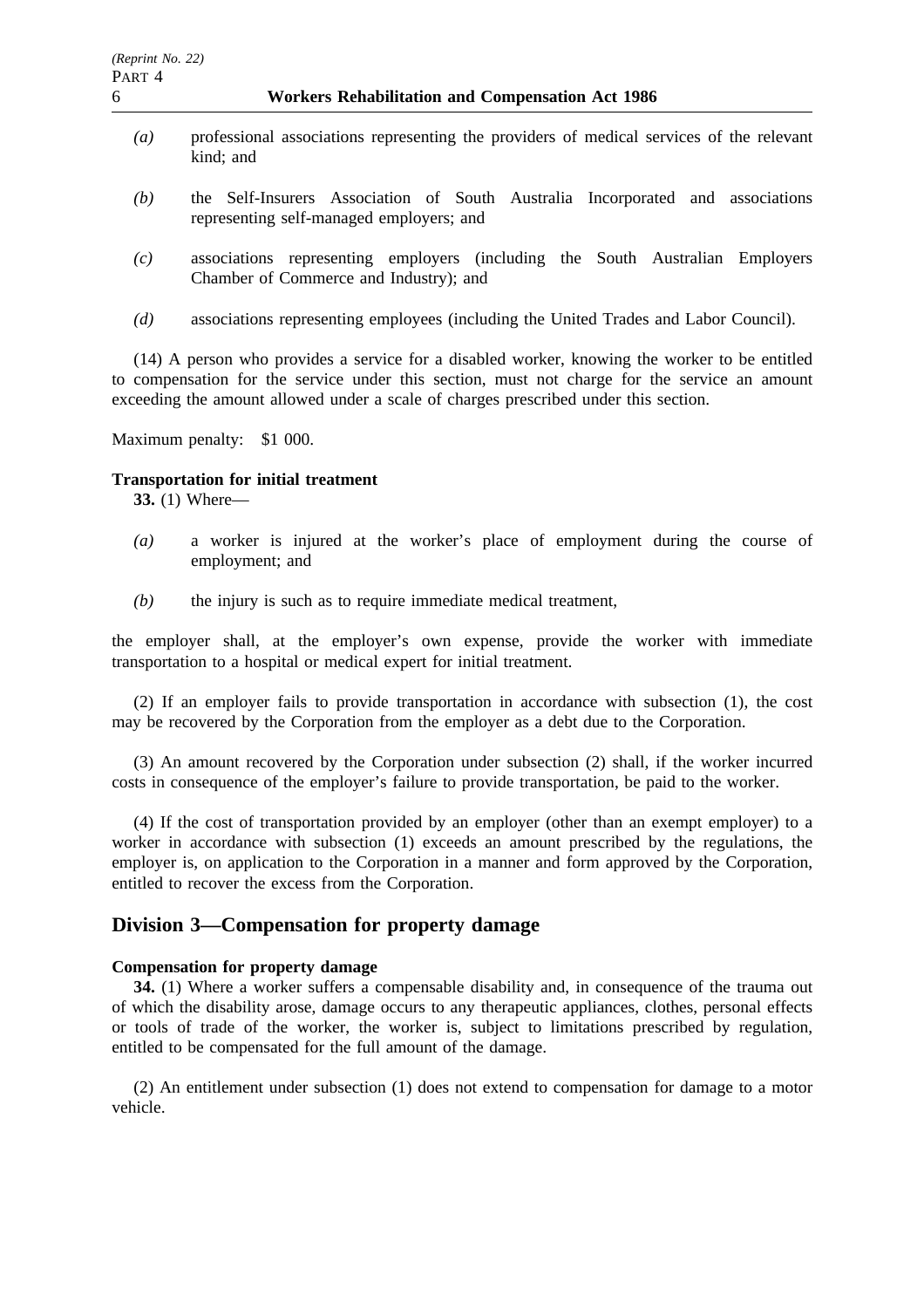*(a)* professional associations representing the providers of medical services of the relevant kind; and

*(b)* the Self-Insurers Association of South Australia Incorporated and associations representing self-managed employers; and

*(c)* associations representing employers (including the South Australian Employers Chamber of Commerce and Industry); and

*(d)* associations representing employees (including the United Trades and Labor Council).

(14) A person who provides a service for a disabled worker, knowing the worker to be entitled to compensation for the service under this section, must not charge for the service an amount exceeding the amount allowed under a scale of charges prescribed under this section.

Maximum penalty: $1 000.

**Transportation for initial treatment**

**33.** (1) Where—

*(a)* a worker is injured at the worker's place of employment during the course of employment; and

*(b)* the injury is such as to require immediate medical treatment,

the employer shall, at the employer's own expense, provide the worker with immediate transportation to a hospital or medical expert for initial treatment.

(2) If an employer fails to provide transportation in accordance with subsection (1), the cost may be recovered by the Corporation from the employer as a debt due to the Corporation.

(3) An amount recovered by the Corporation under subsection (2) shall, if the worker incurred costs in consequence of the employer's failure to provide transportation, be paid to the worker.

(4) If the cost of transportation provided by an employer (other than an exempt employer) to a worker in accordance with subsection (1) exceeds an amount prescribed by the regulations, the employer is, on application to the Corporation in a manner and form approved by the Corporation, entitled to recover the excess from the Corporation.

## Division 3—Compensation for property damage

**Compensation for property damage**

**34.** (1) Where a worker suffers a compensable disability and, in consequence of the trauma out of which the disability arose, damage occurs to any therapeutic appliances, clothes, personal effects or tools of trade of the worker, the worker is, subject to limitations prescribed by regulation, entitled to be compensated for the full amount of the damage.

(2) An entitlement under subsection (1) does not extend to compensation for damage to a motor vehicle.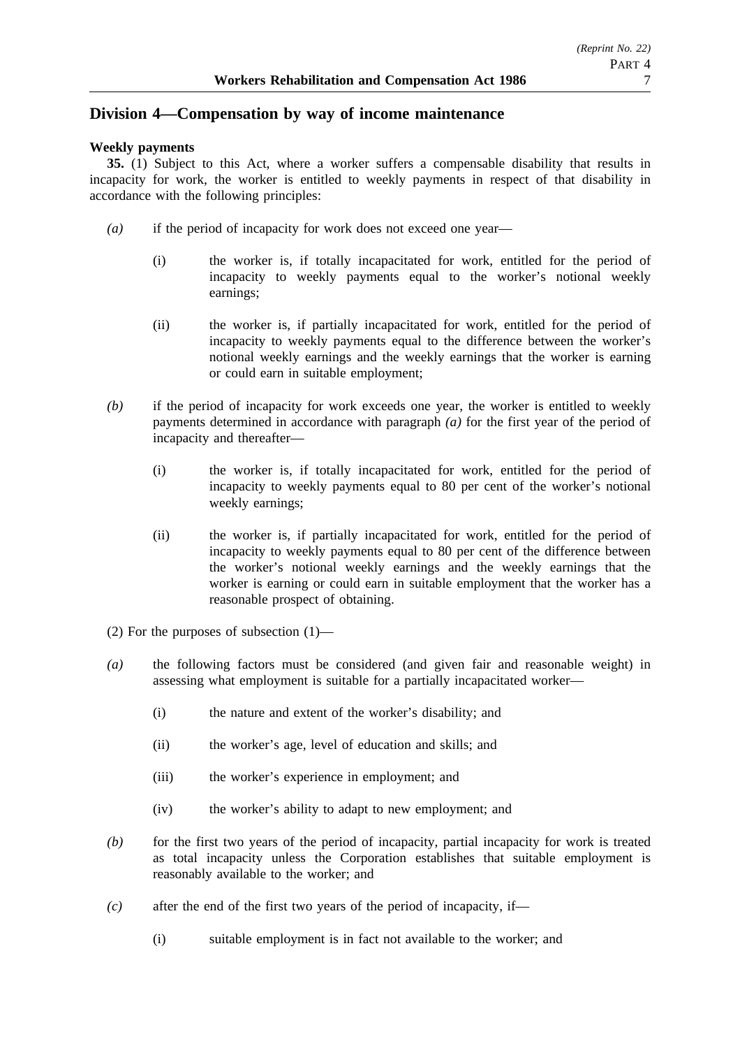## Division 4—Compensation by way of income maintenance

**Weekly payments**

**35.** (1) Subject to this Act, where a worker suffers a compensable disability that results in incapacity for work, the worker is entitled to weekly payments in respect of that disability in accordance with the following principles:

*(a)* if the period of incapacity for work does not exceed one year—

(i) the worker is, if totally incapacitated for work, entitled for the period of incapacity to weekly payments equal to the worker's notional weekly earnings;

(ii) the worker is, if partially incapacitated for work, entitled for the period of incapacity to weekly payments equal to the difference between the worker's notional weekly earnings and the weekly earnings that the worker is earning or could earn in suitable employment;

*(b)* if the period of incapacity for work exceeds one year, the worker is entitled to weekly payments determined in accordance with paragraph *(a)* for the first year of the period of incapacity and thereafter—

(i) the worker is, if totally incapacitated for work, entitled for the period of incapacity to weekly payments equal to 80 per cent of the worker's notional weekly earnings;

(ii) the worker is, if partially incapacitated for work, entitled for the period of incapacity to weekly payments equal to 80 per cent of the difference between the worker's notional weekly earnings and the weekly earnings that the worker is earning or could earn in suitable employment that the worker has a reasonable prospect of obtaining.

(2) For the purposes of subsection (1)—

*(a)* the following factors must be considered (and given fair and reasonable weight) in assessing what employment is suitable for a partially incapacitated worker—

(i) the nature and extent of the worker's disability; and

(ii) the worker's age, level of education and skills; and

(iii) the worker's experience in employment; and

(iv) the worker's ability to adapt to new employment; and

*(b)* for the first two years of the period of incapacity, partial incapacity for work is treated as total incapacity unless the Corporation establishes that suitable employment is reasonably available to the worker; and

*(c)* after the end of the first two years of the period of incapacity, if—

(i) suitable employment is in fact not available to the worker; and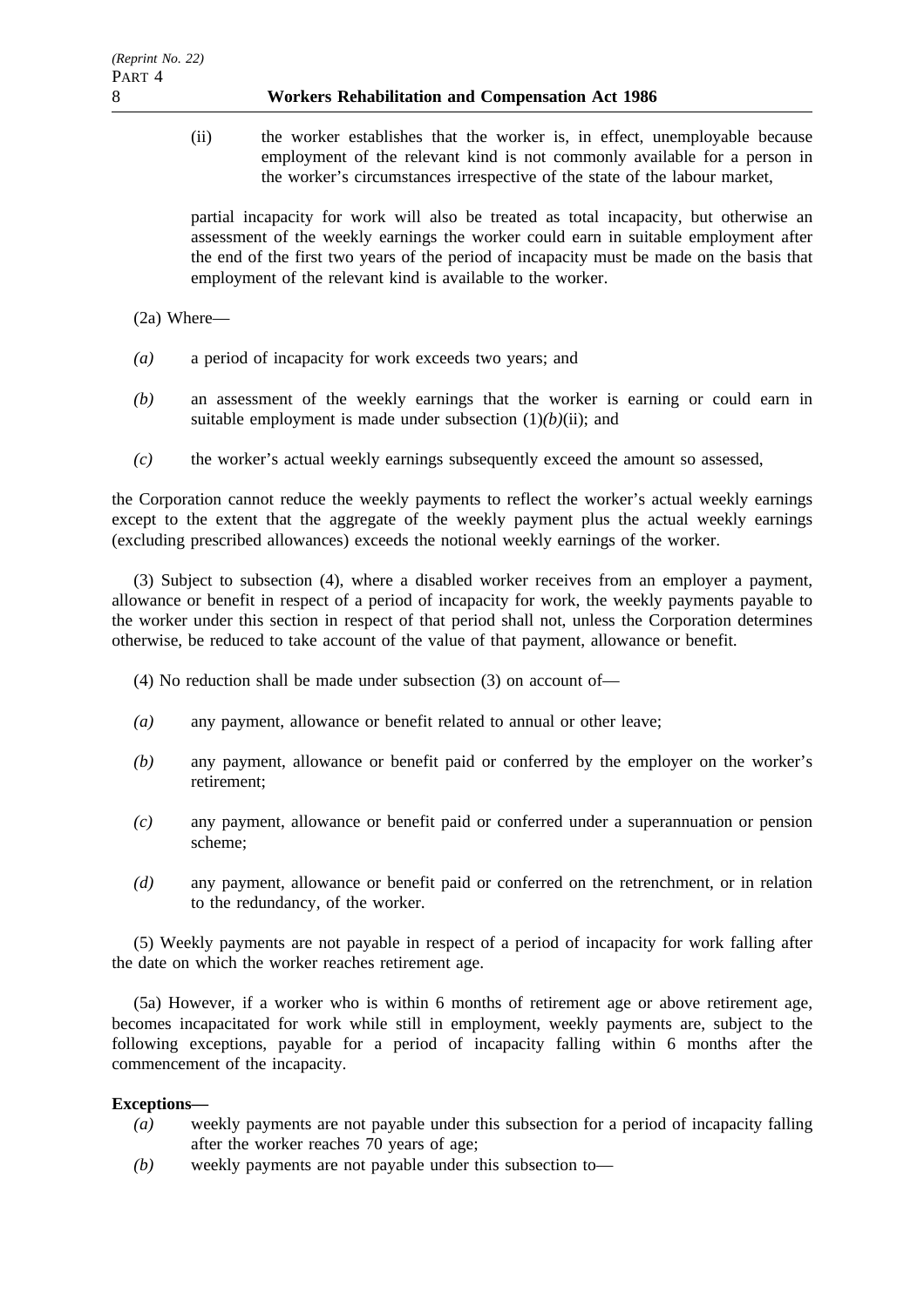(ii) the worker establishes that the worker is, in effect, unemployable because employment of the relevant kind is not commonly available for a person in the worker's circumstances irrespective of the state of the labour market,

partial incapacity for work will also be treated as total incapacity, but otherwise an assessment of the weekly earnings the worker could earn in suitable employment after the end of the first two years of the period of incapacity must be made on the basis that employment of the relevant kind is available to the worker.

(2a) Where—

*(a)* a period of incapacity for work exceeds two years; and

*(b)* an assessment of the weekly earnings that the worker is earning or could earn in suitable employment is made under subsection (1)*(b)*(ii); and

*(c)* the worker's actual weekly earnings subsequently exceed the amount so assessed,

the Corporation cannot reduce the weekly payments to reflect the worker's actual weekly earnings except to the extent that the aggregate of the weekly payment plus the actual weekly earnings (excluding prescribed allowances) exceeds the notional weekly earnings of the worker.

(3) Subject to subsection (4), where a disabled worker receives from an employer a payment, allowance or benefit in respect of a period of incapacity for work, the weekly payments payable to the worker under this section in respect of that period shall not, unless the Corporation determines otherwise, be reduced to take account of the value of that payment, allowance or benefit.

(4) No reduction shall be made under subsection (3) on account of—

*(a)* any payment, allowance or benefit related to annual or other leave;

*(b)* any payment, allowance or benefit paid or conferred by the employer on the worker's retirement;

*(c)* any payment, allowance or benefit paid or conferred under a superannuation or pension scheme;

*(d)* any payment, allowance or benefit paid or conferred on the retrenchment, or in relation to the redundancy, of the worker.

(5) Weekly payments are not payable in respect of a period of incapacity for work falling after the date on which the worker reaches retirement age.

(5a) However, if a worker who is within 6 months of retirement age or above retirement age, becomes incapacitated for work while still in employment, weekly payments are, subject to the following exceptions, payable for a period of incapacity falling within 6 months after the commencement of the incapacity.

**Exceptions—**

*(a)* weekly payments are not payable under this subsection for a period of incapacity falling after the worker reaches 70 years of age;

*(b)* weekly payments are not payable under this subsection to—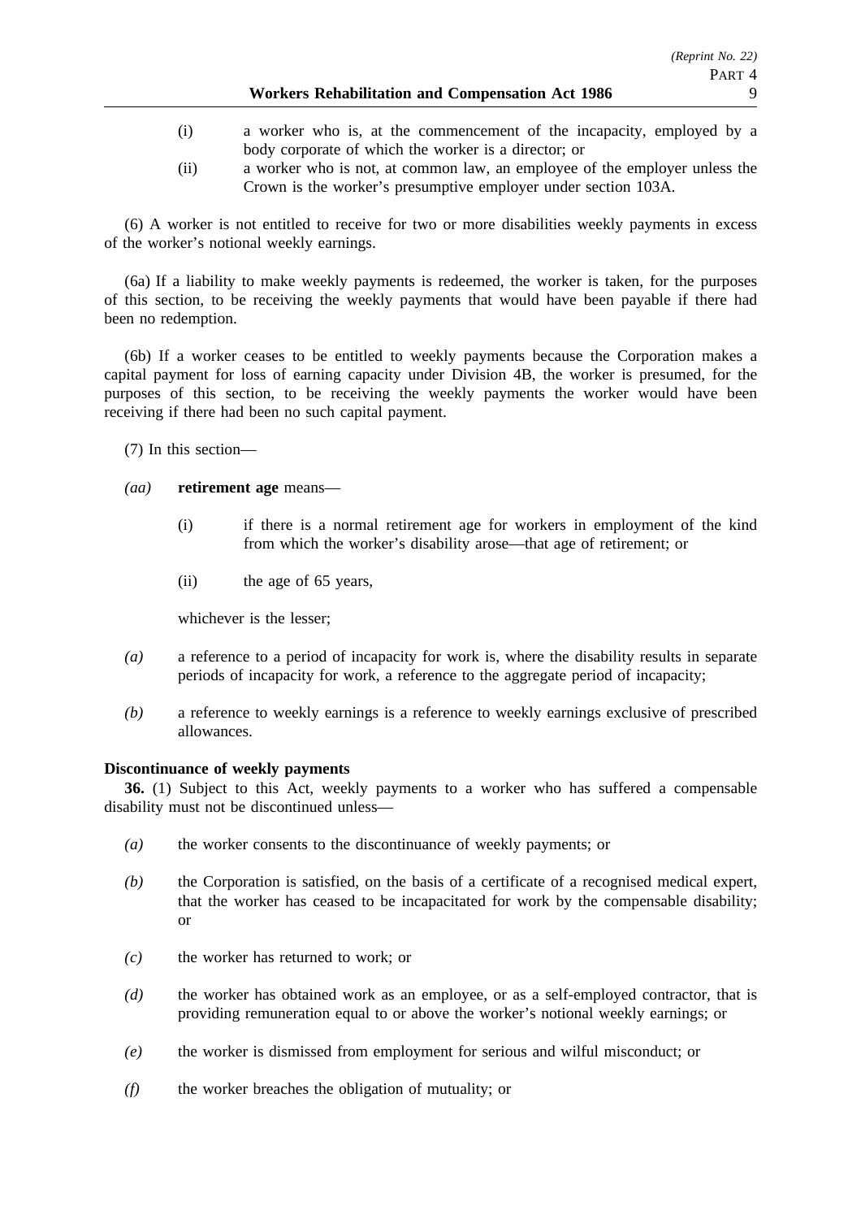(i) a worker who is, at the commencement of the incapacity, employed by a body corporate of which the worker is a director; or

(ii) a worker who is not, at common law, an employee of the employer unless the Crown is the worker's presumptive employer under section 103A.

(6) A worker is not entitled to receive for two or more disabilities weekly payments in excess of the worker's notional weekly earnings.

(6a) If a liability to make weekly payments is redeemed, the worker is taken, for the purposes of this section, to be receiving the weekly payments that would have been payable if there had been no redemption.

(6b) If a worker ceases to be entitled to weekly payments because the Corporation makes a capital payment for loss of earning capacity under Division 4B, the worker is presumed, for the purposes of this section, to be receiving the weekly payments the worker would have been receiving if there had been no such capital payment.

(7) In this section—

*(aa)* **retirement age** means—

(i) if there is a normal retirement age for workers in employment of the kind from which the worker's disability arose—that age of retirement; or

(ii) the age of 65 years,

whichever is the lesser;

*(a)* a reference to a period of incapacity for work is, where the disability results in separate periods of incapacity for work, a reference to the aggregate period of incapacity;

*(b)* a reference to weekly earnings is a reference to weekly earnings exclusive of prescribed allowances.

**Discontinuance of weekly payments**

**36.** (1) Subject to this Act, weekly payments to a worker who has suffered a compensable disability must not be discontinued unless—

*(a)* the worker consents to the discontinuance of weekly payments; or

*(b)* the Corporation is satisfied, on the basis of a certificate of a recognised medical expert, that the worker has ceased to be incapacitated for work by the compensable disability; or

*(c)* the worker has returned to work; or

*(d)* the worker has obtained work as an employee, or as a self-employed contractor, that is providing remuneration equal to or above the worker's notional weekly earnings; or

*(e)* the worker is dismissed from employment for serious and wilful misconduct; or

*(f)* the worker breaches the obligation of mutuality; or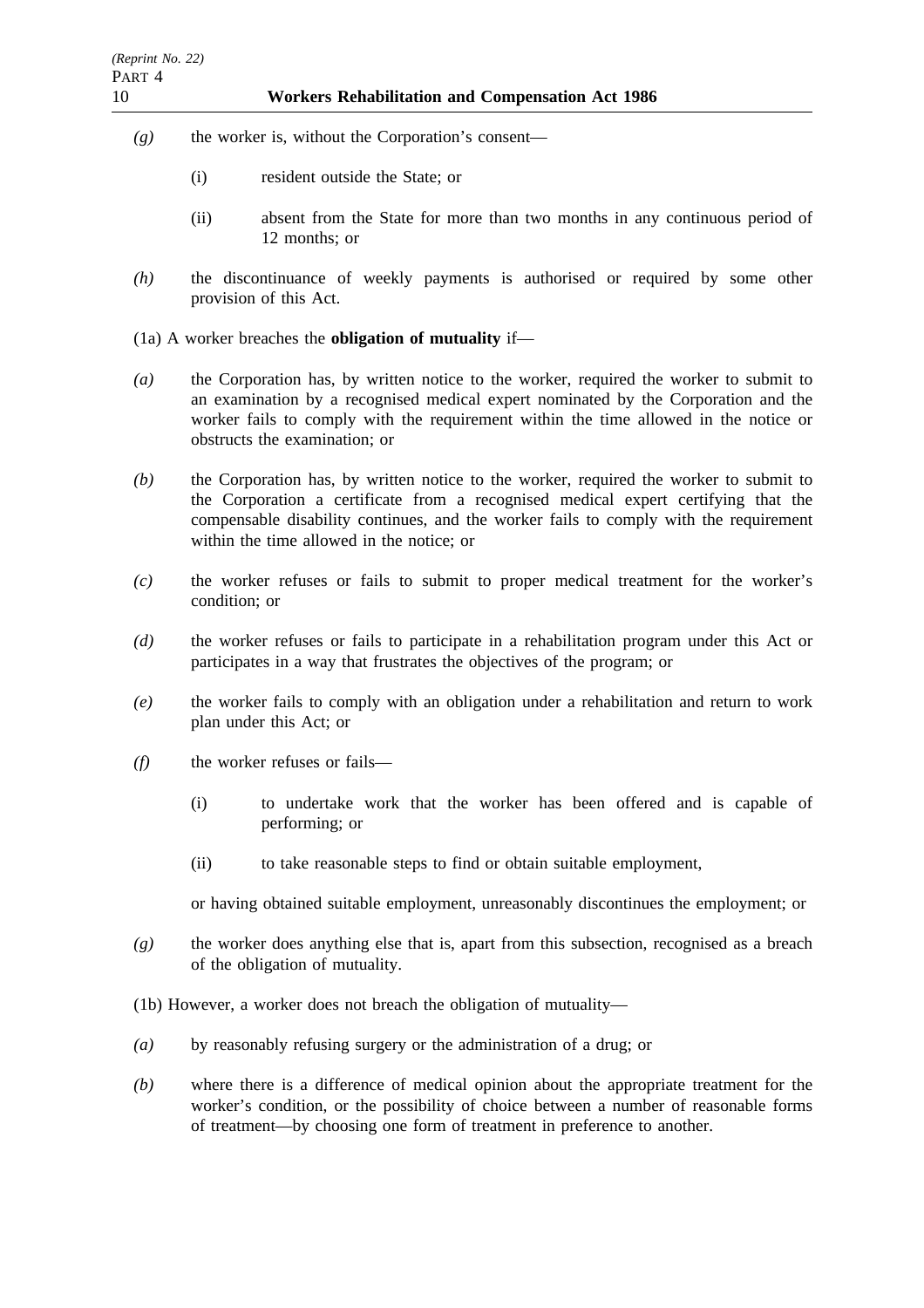*(g)* the worker is, without the Corporation's consent—

(i) resident outside the State; or

(ii) absent from the State for more than two months in any continuous period of 12 months; or

*(h)* the discontinuance of weekly payments is authorised or required by some other provision of this Act.

(1a) A worker breaches the **obligation of mutuality** if—

*(a)* the Corporation has, by written notice to the worker, required the worker to submit to an examination by a recognised medical expert nominated by the Corporation and the worker fails to comply with the requirement within the time allowed in the notice or obstructs the examination; or

*(b)* the Corporation has, by written notice to the worker, required the worker to submit to the Corporation a certificate from a recognised medical expert certifying that the compensable disability continues, and the worker fails to comply with the requirement within the time allowed in the notice; or

*(c)* the worker refuses or fails to submit to proper medical treatment for the worker's condition; or

*(d)* the worker refuses or fails to participate in a rehabilitation program under this Act or participates in a way that frustrates the objectives of the program; or

*(e)* the worker fails to comply with an obligation under a rehabilitation and return to work plan under this Act; or

*(f)* the worker refuses or fails—

(i) to undertake work that the worker has been offered and is capable of performing; or

(ii) to take reasonable steps to find or obtain suitable employment,

or having obtained suitable employment, unreasonably discontinues the employment; or

*(g)* the worker does anything else that is, apart from this subsection, recognised as a breach of the obligation of mutuality.

(1b) However, a worker does not breach the obligation of mutuality—

*(a)* by reasonably refusing surgery or the administration of a drug; or

*(b)* where there is a difference of medical opinion about the appropriate treatment for the worker's condition, or the possibility of choice between a number of reasonable forms of treatment—by choosing one form of treatment in preference to another.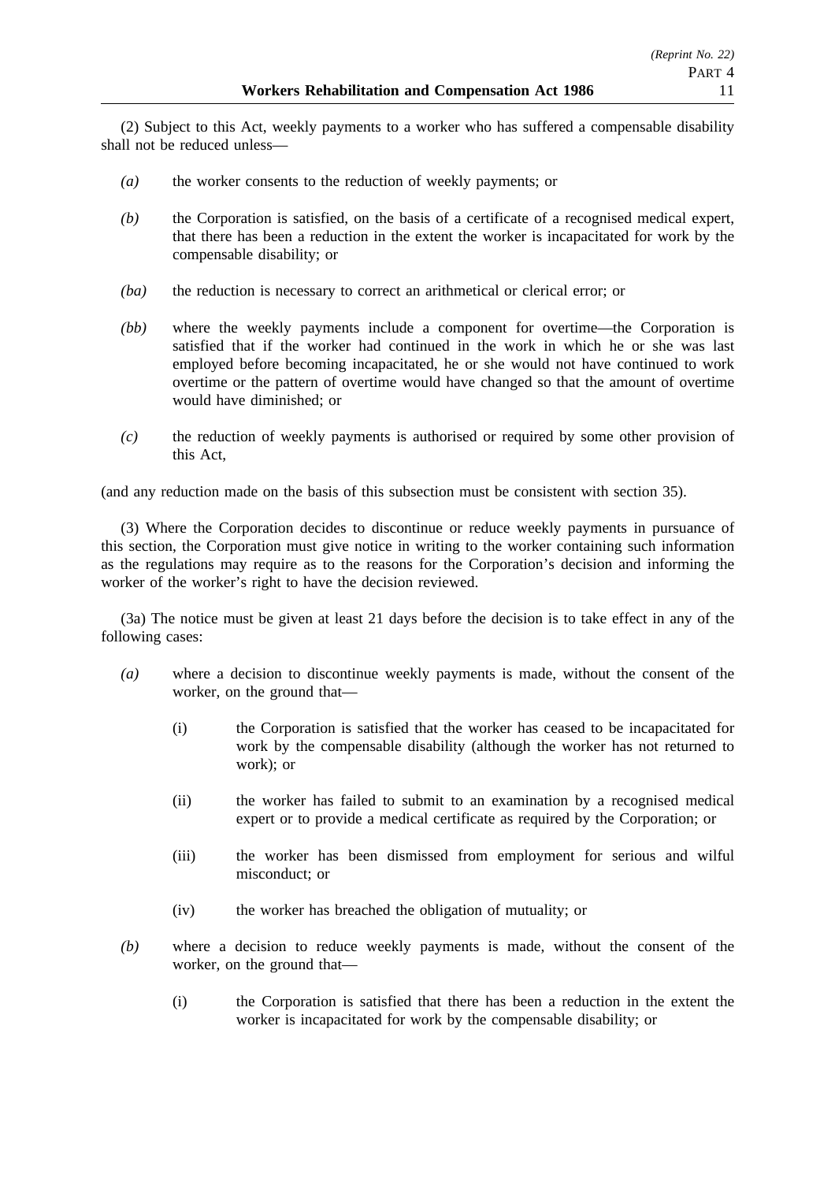(2) Subject to this Act, weekly payments to a worker who has suffered a compensable disability shall not be reduced unless—

*(a)* the worker consents to the reduction of weekly payments; or

*(b)* the Corporation is satisfied, on the basis of a certificate of a recognised medical expert, that there has been a reduction in the extent the worker is incapacitated for work by the compensable disability; or

*(ba)* the reduction is necessary to correct an arithmetical or clerical error; or

*(bb)* where the weekly payments include a component for overtime—the Corporation is satisfied that if the worker had continued in the work in which he or she was last employed before becoming incapacitated, he or she would not have continued to work overtime or the pattern of overtime would have changed so that the amount of overtime would have diminished; or

*(c)* the reduction of weekly payments is authorised or required by some other provision of this Act,

(and any reduction made on the basis of this subsection must be consistent with section 35).

(3) Where the Corporation decides to discontinue or reduce weekly payments in pursuance of this section, the Corporation must give notice in writing to the worker containing such information as the regulations may require as to the reasons for the Corporation's decision and informing the worker of the worker's right to have the decision reviewed.

(3a) The notice must be given at least 21 days before the decision is to take effect in any of the following cases:

*(a)* where a decision to discontinue weekly payments is made, without the consent of the worker, on the ground that—

(i) the Corporation is satisfied that the worker has ceased to be incapacitated for work by the compensable disability (although the worker has not returned to work); or

(ii) the worker has failed to submit to an examination by a recognised medical expert or to provide a medical certificate as required by the Corporation; or

(iii) the worker has been dismissed from employment for serious and wilful misconduct; or

(iv) the worker has breached the obligation of mutuality; or

*(b)* where a decision to reduce weekly payments is made, without the consent of the worker, on the ground that—

(i) the Corporation is satisfied that there has been a reduction in the extent the worker is incapacitated for work by the compensable disability; or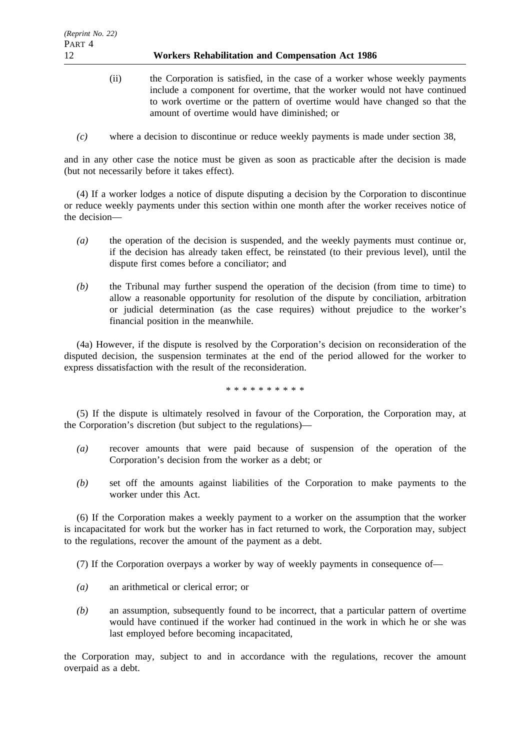(ii) the Corporation is satisfied, in the case of a worker whose weekly payments include a component for overtime, that the worker would not have continued to work overtime or the pattern of overtime would have changed so that the amount of overtime would have diminished; or

*(c)* where a decision to discontinue or reduce weekly payments is made under section 38,

and in any other case the notice must be given as soon as practicable after the decision is made (but not necessarily before it takes effect).

(4) If a worker lodges a notice of dispute disputing a decision by the Corporation to discontinue or reduce weekly payments under this section within one month after the worker receives notice of the decision—

*(a)* the operation of the decision is suspended, and the weekly payments must continue or, if the decision has already taken effect, be reinstated (to their previous level), until the dispute first comes before a conciliator; and

*(b)* the Tribunal may further suspend the operation of the decision (from time to time) to allow a reasonable opportunity for resolution of the dispute by conciliation, arbitration or judicial determination (as the case requires) without prejudice to the worker's financial position in the meanwhile.

(4a) However, if the dispute is resolved by the Corporation's decision on reconsideration of the disputed decision, the suspension terminates at the end of the period allowed for the worker to express dissatisfaction with the result of the reconsideration.

* * * * * * * * * *

(5) If the dispute is ultimately resolved in favour of the Corporation, the Corporation may, at the Corporation's discretion (but subject to the regulations)—

*(a)* recover amounts that were paid because of suspension of the operation of the Corporation's decision from the worker as a debt; or

*(b)* set off the amounts against liabilities of the Corporation to make payments to the worker under this Act.

(6) If the Corporation makes a weekly payment to a worker on the assumption that the worker is incapacitated for work but the worker has in fact returned to work, the Corporation may, subject to the regulations, recover the amount of the payment as a debt.

(7) If the Corporation overpays a worker by way of weekly payments in consequence of—

*(a)* an arithmetical or clerical error; or

*(b)* an assumption, subsequently found to be incorrect, that a particular pattern of overtime would have continued if the worker had continued in the work in which he or she was last employed before becoming incapacitated,

the Corporation may, subject to and in accordance with the regulations, recover the amount overpaid as a debt.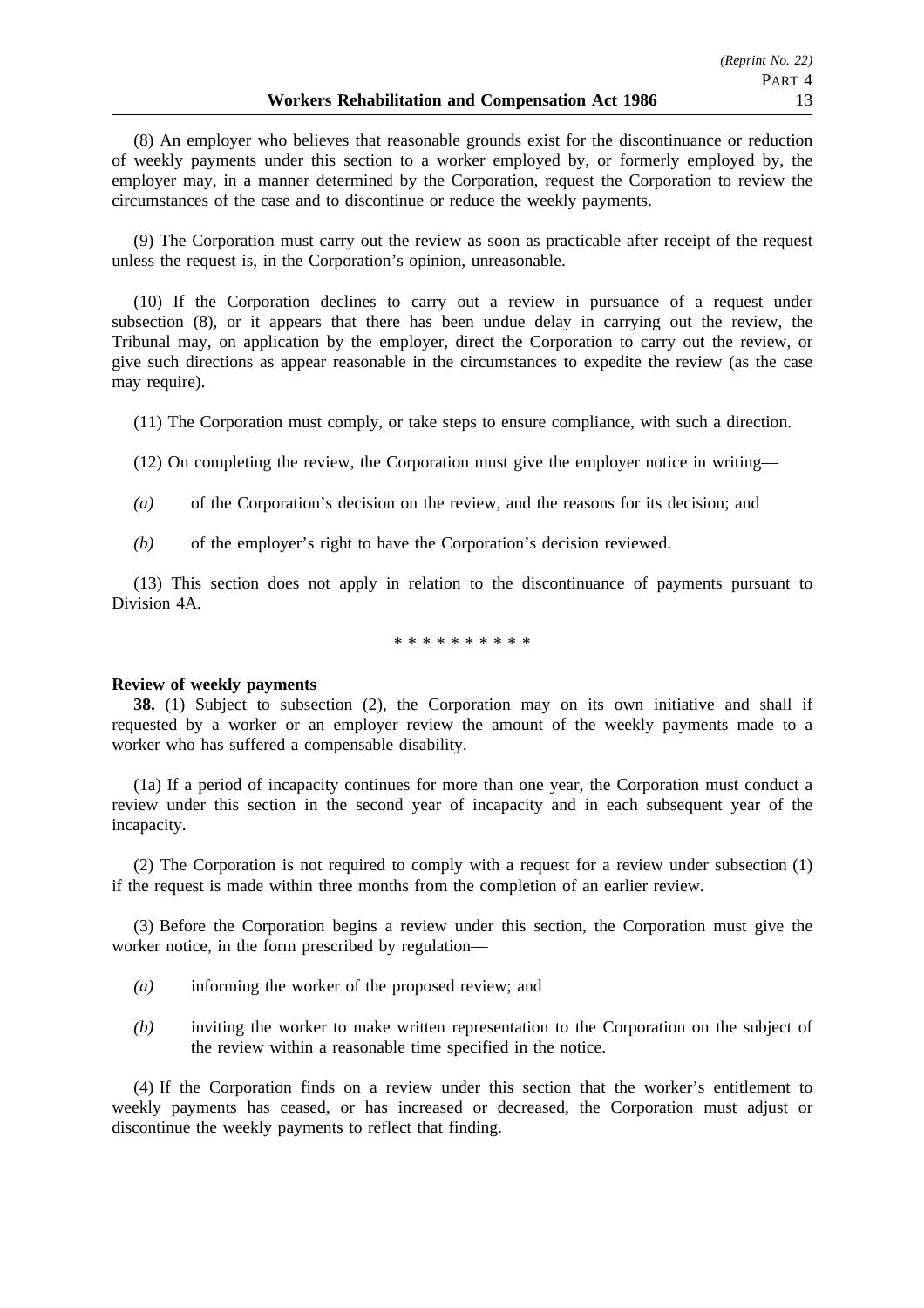(8) An employer who believes that reasonable grounds exist for the discontinuance or reduction of weekly payments under this section to a worker employed by, or formerly employed by, the employer may, in a manner determined by the Corporation, request the Corporation to review the circumstances of the case and to discontinue or reduce the weekly payments.

(9) The Corporation must carry out the review as soon as practicable after receipt of the request unless the request is, in the Corporation's opinion, unreasonable.

(10) If the Corporation declines to carry out a review in pursuance of a request under subsection (8), or it appears that there has been undue delay in carrying out the review, the Tribunal may, on application by the employer, direct the Corporation to carry out the review, or give such directions as appear reasonable in the circumstances to expedite the review (as the case may require).

(11) The Corporation must comply, or take steps to ensure compliance, with such a direction.

(12) On completing the review, the Corporation must give the employer notice in writing—

*(a)* of the Corporation's decision on the review, and the reasons for its decision; and

*(b)* of the employer's right to have the Corporation's decision reviewed.

(13) This section does not apply in relation to the discontinuance of payments pursuant to Division 4A.

* * * * * * * * * *

**Review of weekly payments**

**38.** (1) Subject to subsection (2), the Corporation may on its own initiative and shall if requested by a worker or an employer review the amount of the weekly payments made to a worker who has suffered a compensable disability.

(1a) If a period of incapacity continues for more than one year, the Corporation must conduct a review under this section in the second year of incapacity and in each subsequent year of the incapacity.

(2) The Corporation is not required to comply with a request for a review under subsection (1) if the request is made within three months from the completion of an earlier review.

(3) Before the Corporation begins a review under this section, the Corporation must give the worker notice, in the form prescribed by regulation—

*(a)* informing the worker of the proposed review; and

*(b)* inviting the worker to make written representation to the Corporation on the subject of the review within a reasonable time specified in the notice.

(4) If the Corporation finds on a review under this section that the worker's entitlement to weekly payments has ceased, or has increased or decreased, the Corporation must adjust or discontinue the weekly payments to reflect that finding.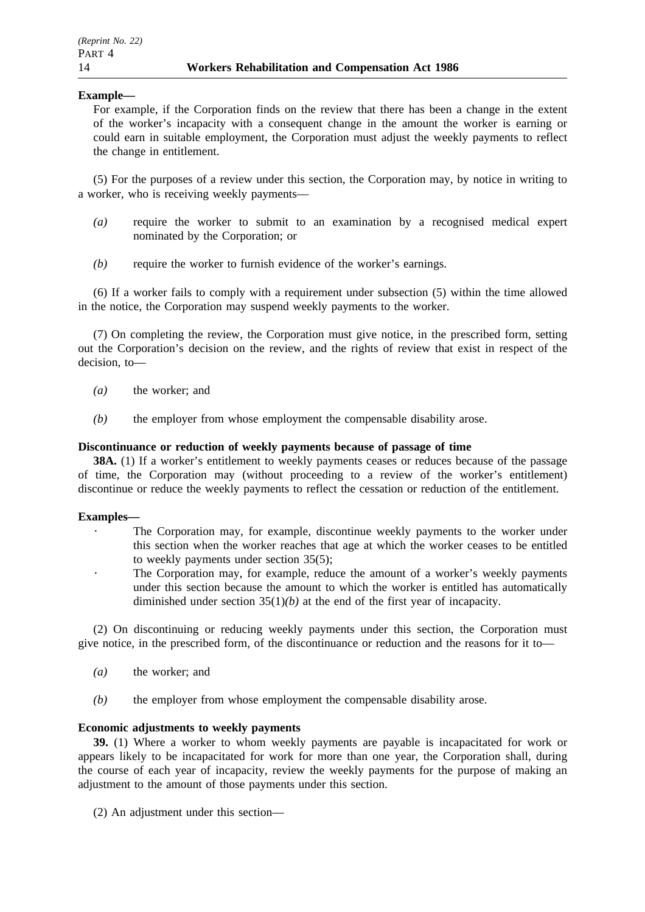**Example—**

For example, if the Corporation finds on the review that there has been a change in the extent of the worker's incapacity with a consequent change in the amount the worker is earning or could earn in suitable employment, the Corporation must adjust the weekly payments to reflect the change in entitlement.

(5) For the purposes of a review under this section, the Corporation may, by notice in writing to a worker, who is receiving weekly payments—

*(a)* require the worker to submit to an examination by a recognised medical expert nominated by the Corporation; or

*(b)* require the worker to furnish evidence of the worker's earnings.

(6) If a worker fails to comply with a requirement under subsection (5) within the time allowed in the notice, the Corporation may suspend weekly payments to the worker.

(7) On completing the review, the Corporation must give notice, in the prescribed form, setting out the Corporation's decision on the review, and the rights of review that exist in respect of the decision, to—

*(a)* the worker; and

*(b)* the employer from whose employment the compensable disability arose.

**Discontinuance or reduction of weekly payments because of passage of time**

**38A.** (1) If a worker's entitlement to weekly payments ceases or reduces because of the passage of time, the Corporation may (without proceeding to a review of the worker's entitlement) discontinue or reduce the weekly payments to reflect the cessation or reduction of the entitlement.

**Examples—**

- The Corporation may, for example, discontinue weekly payments to the worker under this section when the worker reaches that age at which the worker ceases to be entitled to weekly payments under section 35(5);
- The Corporation may, for example, reduce the amount of a worker's weekly payments under this section because the amount to which the worker is entitled has automatically diminished under section 35(1)*(b)* at the end of the first year of incapacity.

(2) On discontinuing or reducing weekly payments under this section, the Corporation must give notice, in the prescribed form, of the discontinuance or reduction and the reasons for it to—

*(a)* the worker; and

*(b)* the employer from whose employment the compensable disability arose.

**Economic adjustments to weekly payments**

**39.** (1) Where a worker to whom weekly payments are payable is incapacitated for work or appears likely to be incapacitated for work for more than one year, the Corporation shall, during the course of each year of incapacity, review the weekly payments for the purpose of making an adjustment to the amount of those payments under this section.

(2) An adjustment under this section—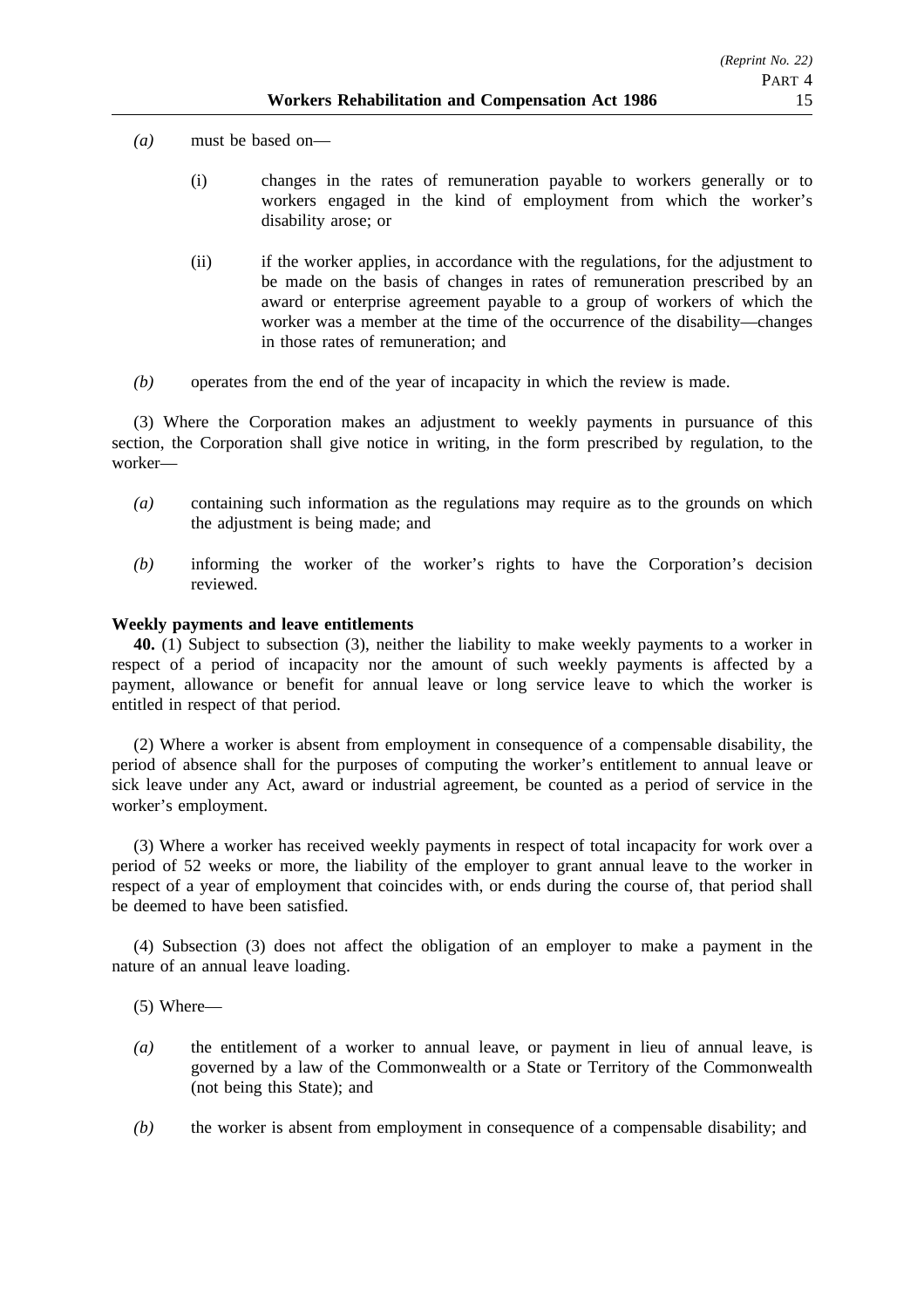*(a)* must be based on—

(i) changes in the rates of remuneration payable to workers generally or to workers engaged in the kind of employment from which the worker's disability arose; or

(ii) if the worker applies, in accordance with the regulations, for the adjustment to be made on the basis of changes in rates of remuneration prescribed by an award or enterprise agreement payable to a group of workers of which the worker was a member at the time of the occurrence of the disability—changes in those rates of remuneration; and

*(b)* operates from the end of the year of incapacity in which the review is made.

(3) Where the Corporation makes an adjustment to weekly payments in pursuance of this section, the Corporation shall give notice in writing, in the form prescribed by regulation, to the worker—

*(a)* containing such information as the regulations may require as to the grounds on which the adjustment is being made; and

*(b)* informing the worker of the worker's rights to have the Corporation's decision reviewed.

**Weekly payments and leave entitlements**

**40.** (1) Subject to subsection (3), neither the liability to make weekly payments to a worker in respect of a period of incapacity nor the amount of such weekly payments is affected by a payment, allowance or benefit for annual leave or long service leave to which the worker is entitled in respect of that period.

(2) Where a worker is absent from employment in consequence of a compensable disability, the period of absence shall for the purposes of computing the worker's entitlement to annual leave or sick leave under any Act, award or industrial agreement, be counted as a period of service in the worker's employment.

(3) Where a worker has received weekly payments in respect of total incapacity for work over a period of 52 weeks or more, the liability of the employer to grant annual leave to the worker in respect of a year of employment that coincides with, or ends during the course of, that period shall be deemed to have been satisfied.

(4) Subsection (3) does not affect the obligation of an employer to make a payment in the nature of an annual leave loading.

(5) Where—

*(a)* the entitlement of a worker to annual leave, or payment in lieu of annual leave, is governed by a law of the Commonwealth or a State or Territory of the Commonwealth (not being this State); and

*(b)* the worker is absent from employment in consequence of a compensable disability; and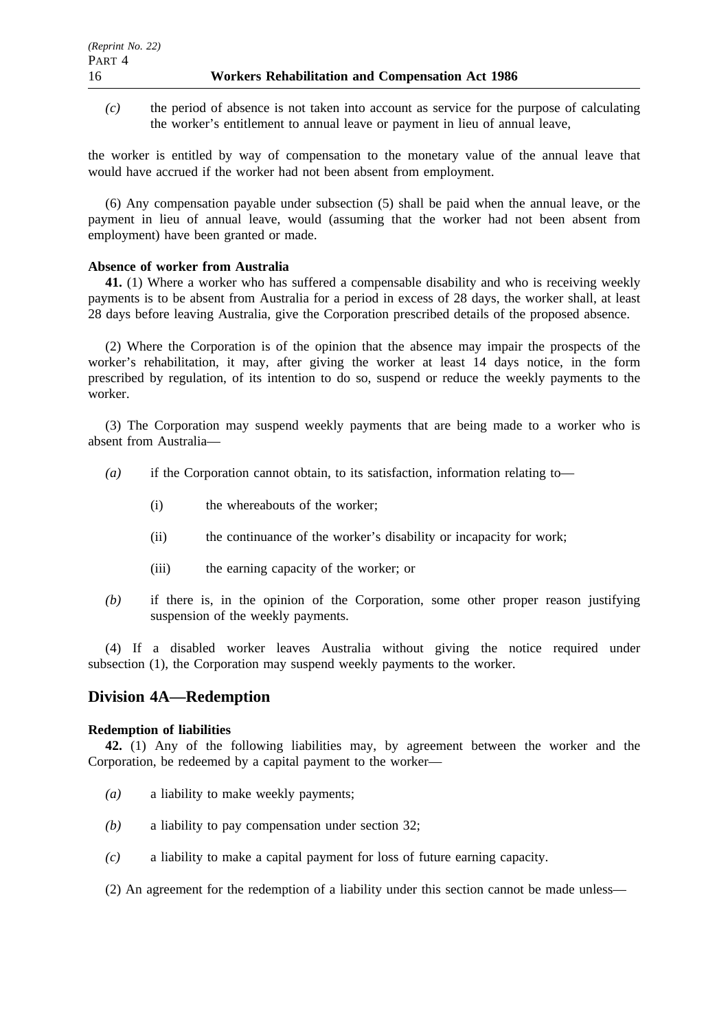*(c)* the period of absence is not taken into account as service for the purpose of calculating the worker's entitlement to annual leave or payment in lieu of annual leave,

the worker is entitled by way of compensation to the monetary value of the annual leave that would have accrued if the worker had not been absent from employment.

(6) Any compensation payable under subsection (5) shall be paid when the annual leave, or the payment in lieu of annual leave, would (assuming that the worker had not been absent from employment) have been granted or made.

**Absence of worker from Australia**

**41.** (1) Where a worker who has suffered a compensable disability and who is receiving weekly payments is to be absent from Australia for a period in excess of 28 days, the worker shall, at least 28 days before leaving Australia, give the Corporation prescribed details of the proposed absence.

(2) Where the Corporation is of the opinion that the absence may impair the prospects of the worker's rehabilitation, it may, after giving the worker at least 14 days notice, in the form prescribed by regulation, of its intention to do so, suspend or reduce the weekly payments to the worker.

(3) The Corporation may suspend weekly payments that are being made to a worker who is absent from Australia—

*(a)* if the Corporation cannot obtain, to its satisfaction, information relating to—

(i) the whereabouts of the worker;

(ii) the continuance of the worker's disability or incapacity for work;

(iii) the earning capacity of the worker; or

*(b)* if there is, in the opinion of the Corporation, some other proper reason justifying suspension of the weekly payments.

(4) If a disabled worker leaves Australia without giving the notice required under subsection (1), the Corporation may suspend weekly payments to the worker.

## Division 4A—Redemption

**Redemption of liabilities**

**42.** (1) Any of the following liabilities may, by agreement between the worker and the Corporation, be redeemed by a capital payment to the worker—

*(a)* a liability to make weekly payments;

*(b)* a liability to pay compensation under section 32;

*(c)* a liability to make a capital payment for loss of future earning capacity.

(2) An agreement for the redemption of a liability under this section cannot be made unless—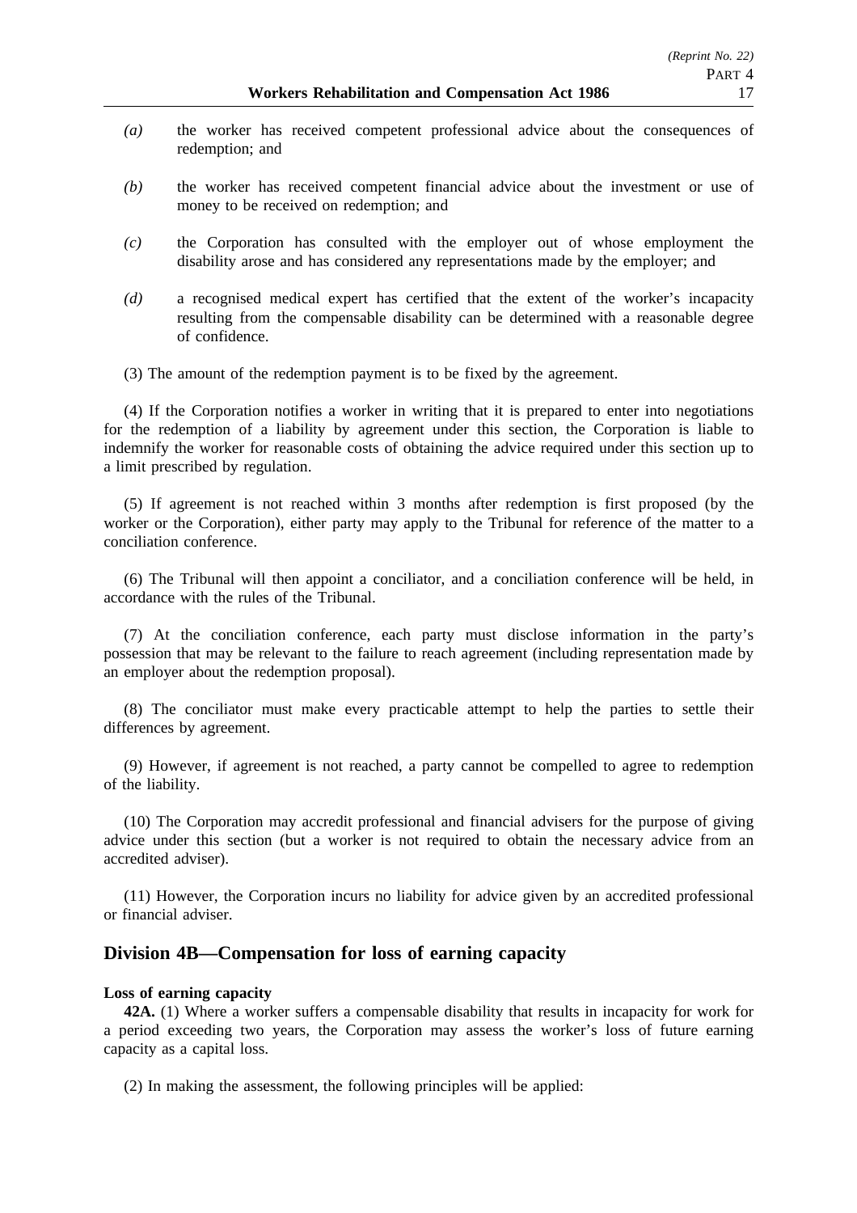*(a)* the worker has received competent professional advice about the consequences of redemption; and

*(b)* the worker has received competent financial advice about the investment or use of money to be received on redemption; and

*(c)* the Corporation has consulted with the employer out of whose employment the disability arose and has considered any representations made by the employer; and

*(d)* a recognised medical expert has certified that the extent of the worker's incapacity resulting from the compensable disability can be determined with a reasonable degree of confidence.

(3) The amount of the redemption payment is to be fixed by the agreement.

(4) If the Corporation notifies a worker in writing that it is prepared to enter into negotiations for the redemption of a liability by agreement under this section, the Corporation is liable to indemnify the worker for reasonable costs of obtaining the advice required under this section up to a limit prescribed by regulation.

(5) If agreement is not reached within 3 months after redemption is first proposed (by the worker or the Corporation), either party may apply to the Tribunal for reference of the matter to a conciliation conference.

(6) The Tribunal will then appoint a conciliator, and a conciliation conference will be held, in accordance with the rules of the Tribunal.

(7) At the conciliation conference, each party must disclose information in the party's possession that may be relevant to the failure to reach agreement (including representation made by an employer about the redemption proposal).

(8) The conciliator must make every practicable attempt to help the parties to settle their differences by agreement.

(9) However, if agreement is not reached, a party cannot be compelled to agree to redemption of the liability.

(10) The Corporation may accredit professional and financial advisers for the purpose of giving advice under this section (but a worker is not required to obtain the necessary advice from an accredited adviser).

(11) However, the Corporation incurs no liability for advice given by an accredited professional or financial adviser.

## Division 4B—Compensation for loss of earning capacity

**Loss of earning capacity**

**42A.** (1) Where a worker suffers a compensable disability that results in incapacity for work for a period exceeding two years, the Corporation may assess the worker's loss of future earning capacity as a capital loss.

(2) In making the assessment, the following principles will be applied: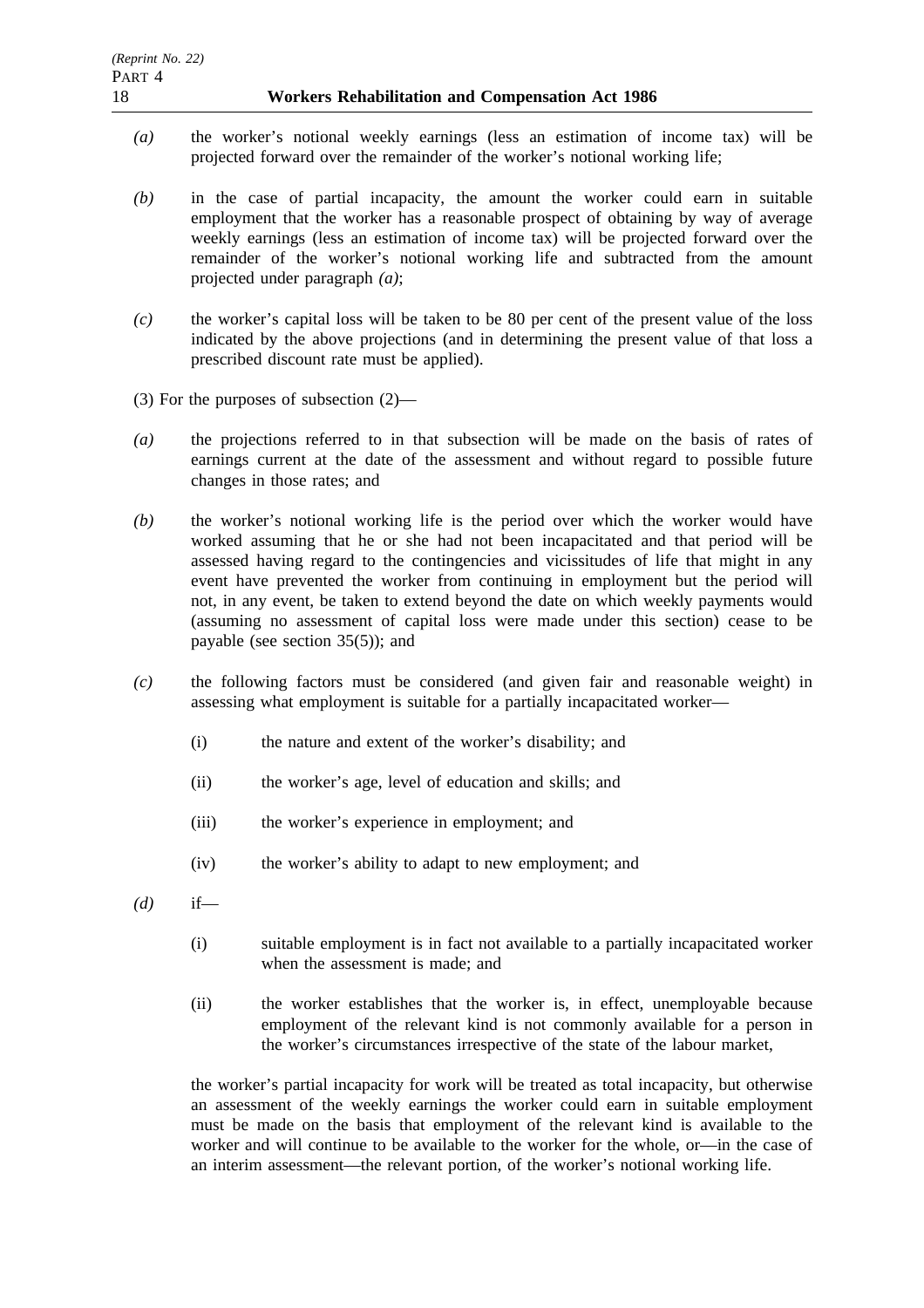*(a)* the worker's notional weekly earnings (less an estimation of income tax) will be projected forward over the remainder of the worker's notional working life;

*(b)* in the case of partial incapacity, the amount the worker could earn in suitable employment that the worker has a reasonable prospect of obtaining by way of average weekly earnings (less an estimation of income tax) will be projected forward over the remainder of the worker's notional working life and subtracted from the amount projected under paragraph *(a)*;

*(c)* the worker's capital loss will be taken to be 80 per cent of the present value of the loss indicated by the above projections (and in determining the present value of that loss a prescribed discount rate must be applied).

(3) For the purposes of subsection (2)—

*(a)* the projections referred to in that subsection will be made on the basis of rates of earnings current at the date of the assessment and without regard to possible future changes in those rates; and

*(b)* the worker's notional working life is the period over which the worker would have worked assuming that he or she had not been incapacitated and that period will be assessed having regard to the contingencies and vicissitudes of life that might in any event have prevented the worker from continuing in employment but the period will not, in any event, be taken to extend beyond the date on which weekly payments would (assuming no assessment of capital loss were made under this section) cease to be payable (see section 35(5)); and

*(c)* the following factors must be considered (and given fair and reasonable weight) in assessing what employment is suitable for a partially incapacitated worker—

(i) the nature and extent of the worker's disability; and

(ii) the worker's age, level of education and skills; and

(iii) the worker's experience in employment; and

(iv) the worker's ability to adapt to new employment; and

*(d)* if—

(i) suitable employment is in fact not available to a partially incapacitated worker when the assessment is made; and

(ii) the worker establishes that the worker is, in effect, unemployable because employment of the relevant kind is not commonly available for a person in the worker's circumstances irrespective of the state of the labour market,

the worker's partial incapacity for work will be treated as total incapacity, but otherwise an assessment of the weekly earnings the worker could earn in suitable employment must be made on the basis that employment of the relevant kind is available to the worker and will continue to be available to the worker for the whole, or—in the case of an interim assessment—the relevant portion, of the worker's notional working life.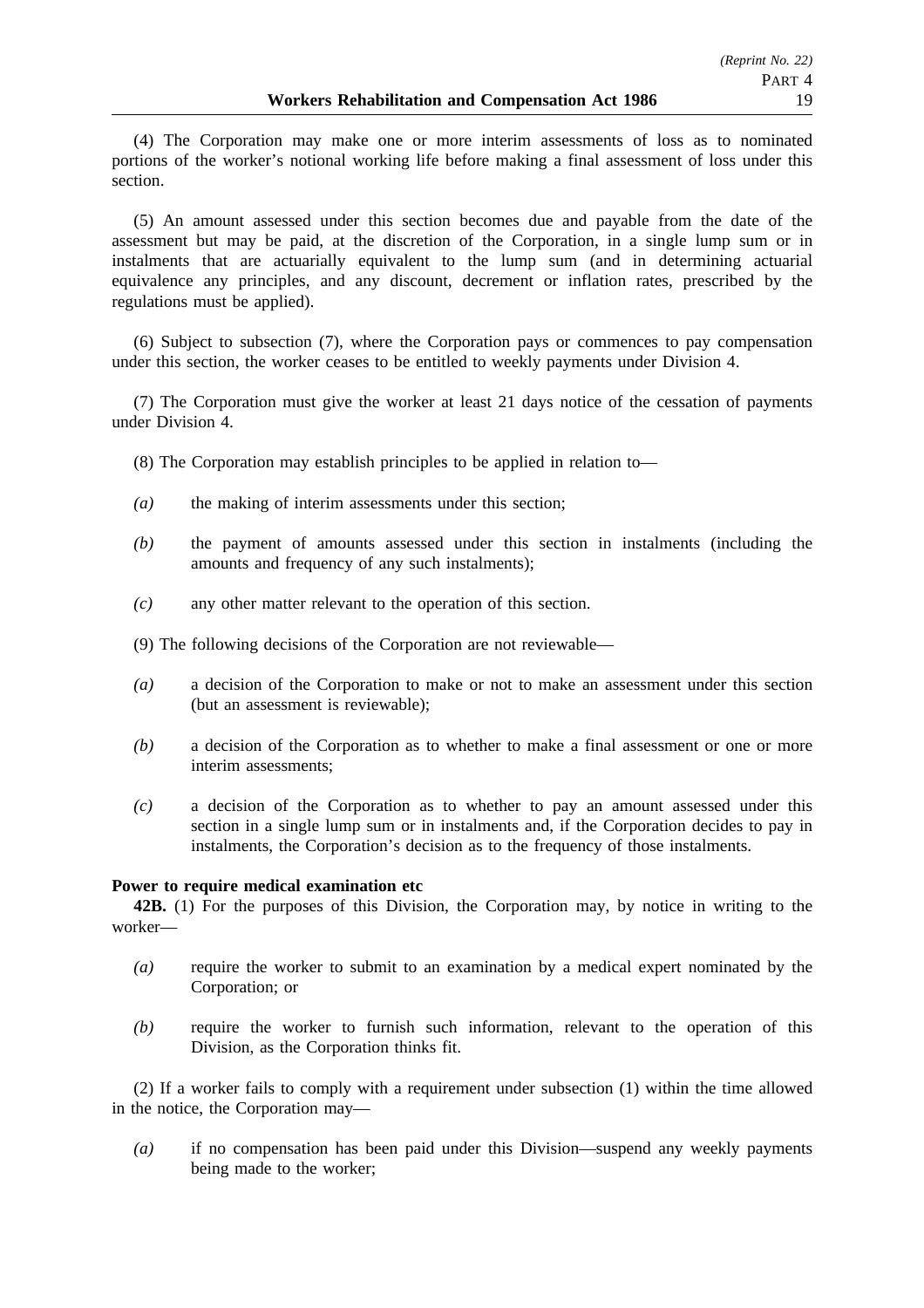(4) The Corporation may make one or more interim assessments of loss as to nominated portions of the worker's notional working life before making a final assessment of loss under this section.

(5) An amount assessed under this section becomes due and payable from the date of the assessment but may be paid, at the discretion of the Corporation, in a single lump sum or in instalments that are actuarially equivalent to the lump sum (and in determining actuarial equivalence any principles, and any discount, decrement or inflation rates, prescribed by the regulations must be applied).

(6) Subject to subsection (7), where the Corporation pays or commences to pay compensation under this section, the worker ceases to be entitled to weekly payments under Division 4.

(7) The Corporation must give the worker at least 21 days notice of the cessation of payments under Division 4.

(8) The Corporation may establish principles to be applied in relation to—

*(a)* the making of interim assessments under this section;

*(b)* the payment of amounts assessed under this section in instalments (including the amounts and frequency of any such instalments);

*(c)* any other matter relevant to the operation of this section.

(9) The following decisions of the Corporation are not reviewable—

*(a)* a decision of the Corporation to make or not to make an assessment under this section (but an assessment is reviewable);

*(b)* a decision of the Corporation as to whether to make a final assessment or one or more interim assessments;

*(c)* a decision of the Corporation as to whether to pay an amount assessed under this section in a single lump sum or in instalments and, if the Corporation decides to pay in instalments, the Corporation's decision as to the frequency of those instalments.

**Power to require medical examination etc**

**42B.** (1) For the purposes of this Division, the Corporation may, by notice in writing to the worker—

*(a)* require the worker to submit to an examination by a medical expert nominated by the Corporation; or

*(b)* require the worker to furnish such information, relevant to the operation of this Division, as the Corporation thinks fit.

(2) If a worker fails to comply with a requirement under subsection (1) within the time allowed in the notice, the Corporation may—

*(a)* if no compensation has been paid under this Division—suspend any weekly payments being made to the worker;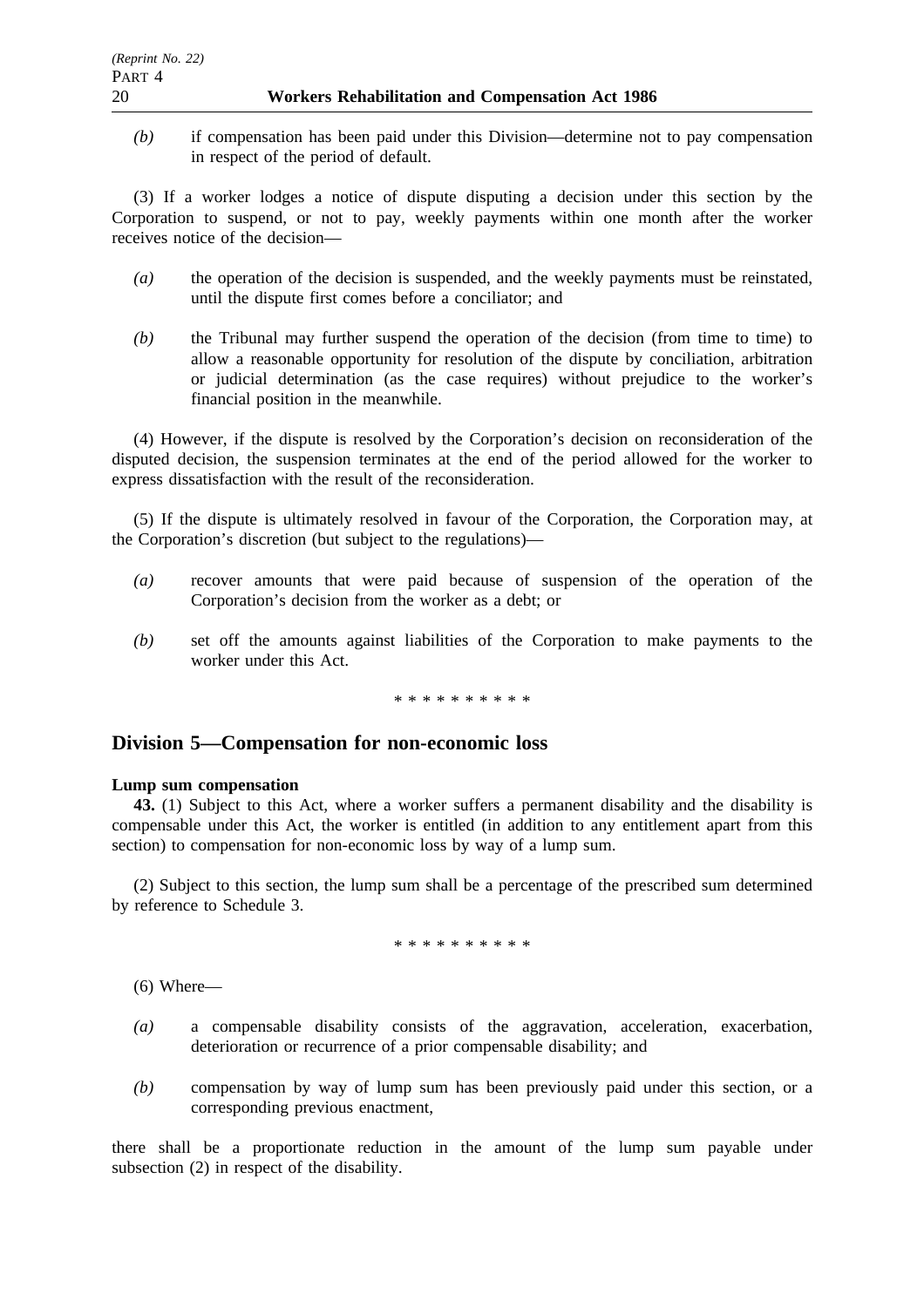*(b)* if compensation has been paid under this Division—determine not to pay compensation in respect of the period of default.

(3) If a worker lodges a notice of dispute disputing a decision under this section by the Corporation to suspend, or not to pay, weekly payments within one month after the worker receives notice of the decision—

*(a)* the operation of the decision is suspended, and the weekly payments must be reinstated, until the dispute first comes before a conciliator; and

*(b)* the Tribunal may further suspend the operation of the decision (from time to time) to allow a reasonable opportunity for resolution of the dispute by conciliation, arbitration or judicial determination (as the case requires) without prejudice to the worker's financial position in the meanwhile.

(4) However, if the dispute is resolved by the Corporation's decision on reconsideration of the disputed decision, the suspension terminates at the end of the period allowed for the worker to express dissatisfaction with the result of the reconsideration.

(5) If the dispute is ultimately resolved in favour of the Corporation, the Corporation may, at the Corporation's discretion (but subject to the regulations)—

*(a)* recover amounts that were paid because of suspension of the operation of the Corporation's decision from the worker as a debt; or

*(b)* set off the amounts against liabilities of the Corporation to make payments to the worker under this Act.

\* \* \* \* \* \* \* \* \* \*

## Division 5—Compensation for non-economic loss

**Lump sum compensation**

**43.** (1) Subject to this Act, where a worker suffers a permanent disability and the disability is compensable under this Act, the worker is entitled (in addition to any entitlement apart from this section) to compensation for non-economic loss by way of a lump sum.

(2) Subject to this section, the lump sum shall be a percentage of the prescribed sum determined by reference to Schedule 3.

\* \* \* \* \* \* \* \* \* \*

(6) Where—

*(a)* a compensable disability consists of the aggravation, acceleration, exacerbation, deterioration or recurrence of a prior compensable disability; and

*(b)* compensation by way of lump sum has been previously paid under this section, or a corresponding previous enactment,

there shall be a proportionate reduction in the amount of the lump sum payable under subsection (2) in respect of the disability.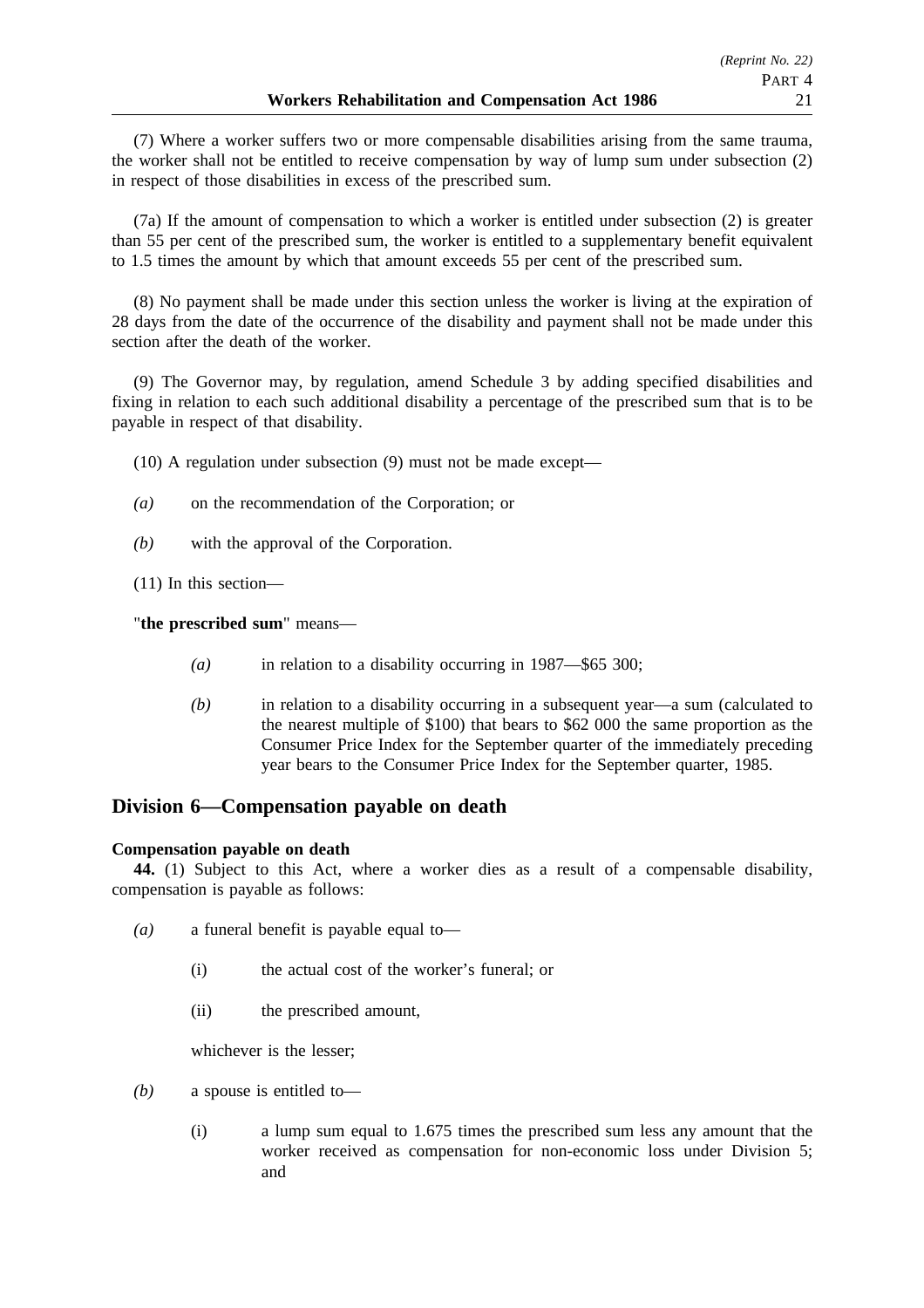(7) Where a worker suffers two or more compensable disabilities arising from the same trauma, the worker shall not be entitled to receive compensation by way of lump sum under subsection (2) in respect of those disabilities in excess of the prescribed sum.

(7a) If the amount of compensation to which a worker is entitled under subsection (2) is greater than 55 per cent of the prescribed sum, the worker is entitled to a supplementary benefit equivalent to 1.5 times the amount by which that amount exceeds 55 per cent of the prescribed sum.

(8) No payment shall be made under this section unless the worker is living at the expiration of 28 days from the date of the occurrence of the disability and payment shall not be made under this section after the death of the worker.

(9) The Governor may, by regulation, amend Schedule 3 by adding specified disabilities and fixing in relation to each such additional disability a percentage of the prescribed sum that is to be payable in respect of that disability.

(10) A regulation under subsection (9) must not be made except—

*(a)* on the recommendation of the Corporation; or

*(b)* with the approval of the Corporation.

(11) In this section—

"**the prescribed sum**" means—

*(a)* in relation to a disability occurring in 1987—$65 300;

*(b)* in relation to a disability occurring in a subsequent year—a sum (calculated to the nearest multiple of $100) that bears to $62 000 the same proportion as the Consumer Price Index for the September quarter of the immediately preceding year bears to the Consumer Price Index for the September quarter, 1985.

## Division 6—Compensation payable on death

**Compensation payable on death**

**44.** (1) Subject to this Act, where a worker dies as a result of a compensable disability, compensation is payable as follows:

*(a)* a funeral benefit is payable equal to—

(i) the actual cost of the worker's funeral; or

(ii) the prescribed amount,

whichever is the lesser;

*(b)* a spouse is entitled to—

(i) a lump sum equal to 1.675 times the prescribed sum less any amount that the worker received as compensation for non-economic loss under Division 5; and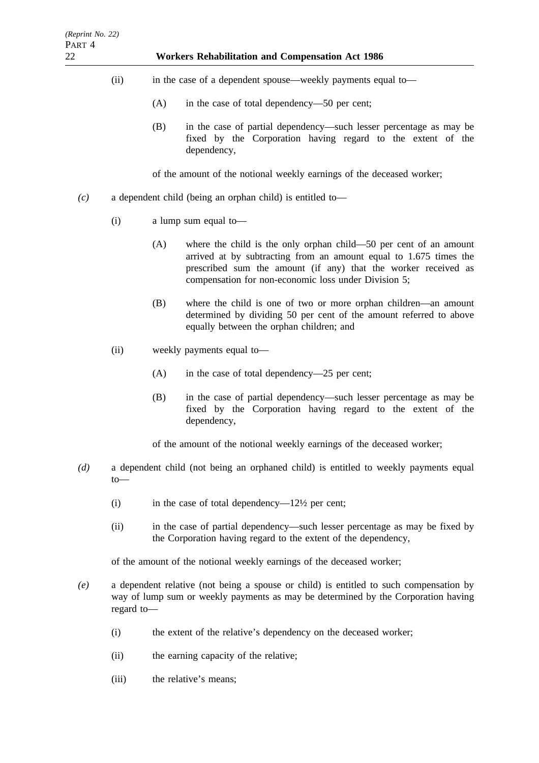(ii) in the case of a dependent spouse—weekly payments equal to—

(A) in the case of total dependency—50 per cent;

(B) in the case of partial dependency—such lesser percentage as may be fixed by the Corporation having regard to the extent of the dependency,

of the amount of the notional weekly earnings of the deceased worker;

*(c)* a dependent child (being an orphan child) is entitled to—

(i) a lump sum equal to—

(A) where the child is the only orphan child—50 per cent of an amount arrived at by subtracting from an amount equal to 1.675 times the prescribed sum the amount (if any) that the worker received as compensation for non-economic loss under Division 5;

(B) where the child is one of two or more orphan children—an amount determined by dividing 50 per cent of the amount referred to above equally between the orphan children; and

(ii) weekly payments equal to—

(A) in the case of total dependency—25 per cent;

(B) in the case of partial dependency—such lesser percentage as may be fixed by the Corporation having regard to the extent of the dependency,

of the amount of the notional weekly earnings of the deceased worker;

*(d)* a dependent child (not being an orphaned child) is entitled to weekly payments equal to—

(i) in the case of total dependency—12½ per cent;

(ii) in the case of partial dependency—such lesser percentage as may be fixed by the Corporation having regard to the extent of the dependency,

of the amount of the notional weekly earnings of the deceased worker;

*(e)* a dependent relative (not being a spouse or child) is entitled to such compensation by way of lump sum or weekly payments as may be determined by the Corporation having regard to—

(i) the extent of the relative's dependency on the deceased worker;

(ii) the earning capacity of the relative;

(iii) the relative's means;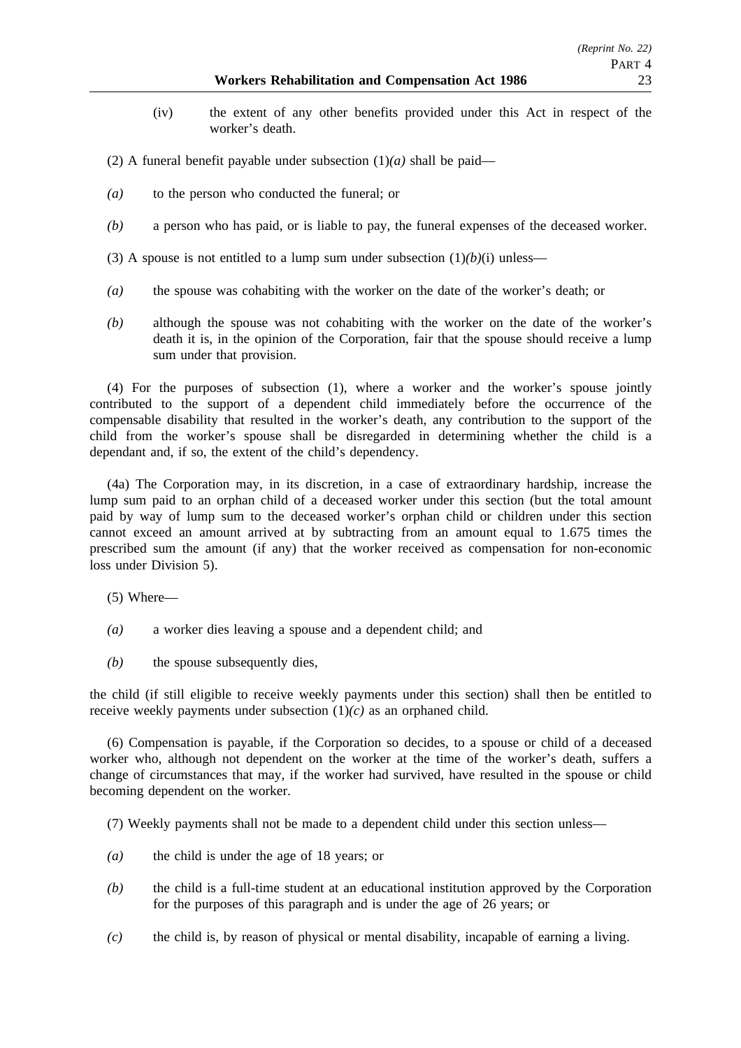(iv) the extent of any other benefits provided under this Act in respect of the worker's death.

(2) A funeral benefit payable under subsection (1)*(a)* shall be paid—

*(a)* to the person who conducted the funeral; or

*(b)* a person who has paid, or is liable to pay, the funeral expenses of the deceased worker.

(3) A spouse is not entitled to a lump sum under subsection (1)*(b)*(i) unless—

*(a)* the spouse was cohabiting with the worker on the date of the worker's death; or

*(b)* although the spouse was not cohabiting with the worker on the date of the worker's death it is, in the opinion of the Corporation, fair that the spouse should receive a lump sum under that provision.

(4) For the purposes of subsection (1), where a worker and the worker's spouse jointly contributed to the support of a dependent child immediately before the occurrence of the compensable disability that resulted in the worker's death, any contribution to the support of the child from the worker's spouse shall be disregarded in determining whether the child is a dependant and, if so, the extent of the child's dependency.

(4a) The Corporation may, in its discretion, in a case of extraordinary hardship, increase the lump sum paid to an orphan child of a deceased worker under this section (but the total amount paid by way of lump sum to the deceased worker's orphan child or children under this section cannot exceed an amount arrived at by subtracting from an amount equal to 1.675 times the prescribed sum the amount (if any) that the worker received as compensation for non-economic loss under Division 5).

(5) Where—

*(a)* a worker dies leaving a spouse and a dependent child; and

*(b)* the spouse subsequently dies,

the child (if still eligible to receive weekly payments under this section) shall then be entitled to receive weekly payments under subsection (1)*(c)* as an orphaned child.

(6) Compensation is payable, if the Corporation so decides, to a spouse or child of a deceased worker who, although not dependent on the worker at the time of the worker's death, suffers a change of circumstances that may, if the worker had survived, have resulted in the spouse or child becoming dependent on the worker.

(7) Weekly payments shall not be made to a dependent child under this section unless—

*(a)* the child is under the age of 18 years; or

*(b)* the child is a full-time student at an educational institution approved by the Corporation for the purposes of this paragraph and is under the age of 26 years; or

*(c)* the child is, by reason of physical or mental disability, incapable of earning a living.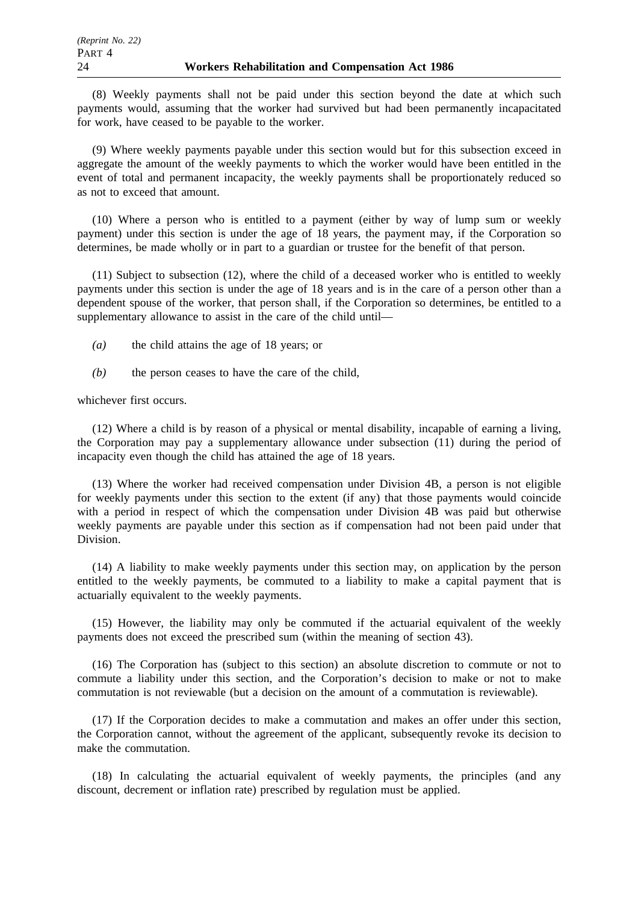(8) Weekly payments shall not be paid under this section beyond the date at which such payments would, assuming that the worker had survived but had been permanently incapacitated for work, have ceased to be payable to the worker.

(9) Where weekly payments payable under this section would but for this subsection exceed in aggregate the amount of the weekly payments to which the worker would have been entitled in the event of total and permanent incapacity, the weekly payments shall be proportionately reduced so as not to exceed that amount.

(10) Where a person who is entitled to a payment (either by way of lump sum or weekly payment) under this section is under the age of 18 years, the payment may, if the Corporation so determines, be made wholly or in part to a guardian or trustee for the benefit of that person.

(11) Subject to subsection (12), where the child of a deceased worker who is entitled to weekly payments under this section is under the age of 18 years and is in the care of a person other than a dependent spouse of the worker, that person shall, if the Corporation so determines, be entitled to a supplementary allowance to assist in the care of the child until—

*(a)* the child attains the age of 18 years; or

*(b)* the person ceases to have the care of the child,

whichever first occurs.

(12) Where a child is by reason of a physical or mental disability, incapable of earning a living, the Corporation may pay a supplementary allowance under subsection (11) during the period of incapacity even though the child has attained the age of 18 years.

(13) Where the worker had received compensation under Division 4B, a person is not eligible for weekly payments under this section to the extent (if any) that those payments would coincide with a period in respect of which the compensation under Division 4B was paid but otherwise weekly payments are payable under this section as if compensation had not been paid under that Division.

(14) A liability to make weekly payments under this section may, on application by the person entitled to the weekly payments, be commuted to a liability to make a capital payment that is actuarially equivalent to the weekly payments.

(15) However, the liability may only be commuted if the actuarial equivalent of the weekly payments does not exceed the prescribed sum (within the meaning of section 43).

(16) The Corporation has (subject to this section) an absolute discretion to commute or not to commute a liability under this section, and the Corporation's decision to make or not to make commutation is not reviewable (but a decision on the amount of a commutation is reviewable).

(17) If the Corporation decides to make a commutation and makes an offer under this section, the Corporation cannot, without the agreement of the applicant, subsequently revoke its decision to make the commutation.

(18) In calculating the actuarial equivalent of weekly payments, the principles (and any discount, decrement or inflation rate) prescribed by regulation must be applied.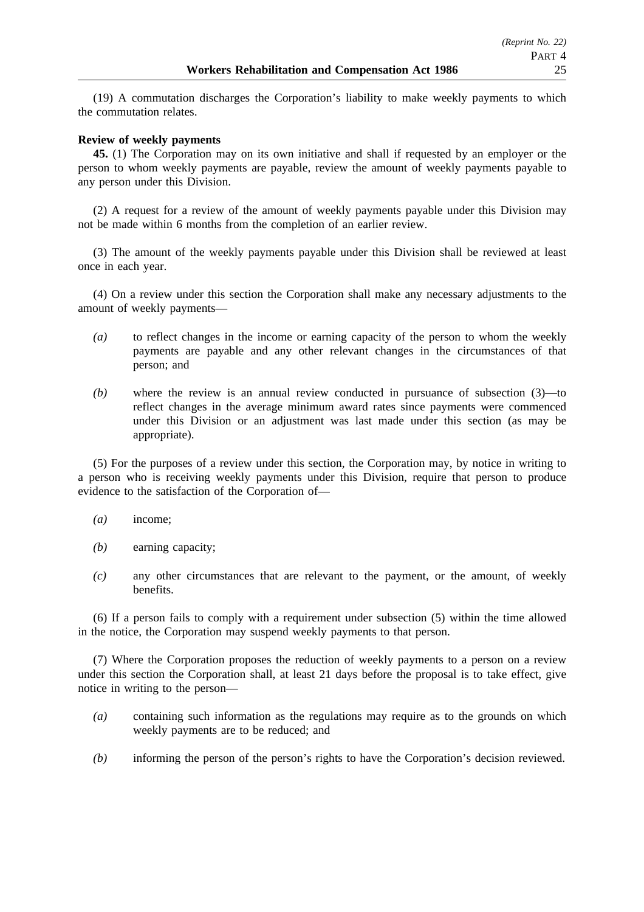(19) A commutation discharges the Corporation's liability to make weekly payments to which the commutation relates.

**Review of weekly payments**

**45.** (1) The Corporation may on its own initiative and shall if requested by an employer or the person to whom weekly payments are payable, review the amount of weekly payments payable to any person under this Division.

(2) A request for a review of the amount of weekly payments payable under this Division may not be made within 6 months from the completion of an earlier review.

(3) The amount of the weekly payments payable under this Division shall be reviewed at least once in each year.

(4) On a review under this section the Corporation shall make any necessary adjustments to the amount of weekly payments—

- *(a)* to reflect changes in the income or earning capacity of the person to whom the weekly payments are payable and any other relevant changes in the circumstances of that person; and
- *(b)* where the review is an annual review conducted in pursuance of subsection (3)—to reflect changes in the average minimum award rates since payments were commenced under this Division or an adjustment was last made under this section (as may be appropriate).

(5) For the purposes of a review under this section, the Corporation may, by notice in writing to a person who is receiving weekly payments under this Division, require that person to produce evidence to the satisfaction of the Corporation of—

- *(a)* income;
- *(b)* earning capacity;
- *(c)* any other circumstances that are relevant to the payment, or the amount, of weekly benefits.

(6) If a person fails to comply with a requirement under subsection (5) within the time allowed in the notice, the Corporation may suspend weekly payments to that person.

(7) Where the Corporation proposes the reduction of weekly payments to a person on a review under this section the Corporation shall, at least 21 days before the proposal is to take effect, give notice in writing to the person—

- *(a)* containing such information as the regulations may require as to the grounds on which weekly payments are to be reduced; and
- *(b)* informing the person of the person's rights to have the Corporation's decision reviewed.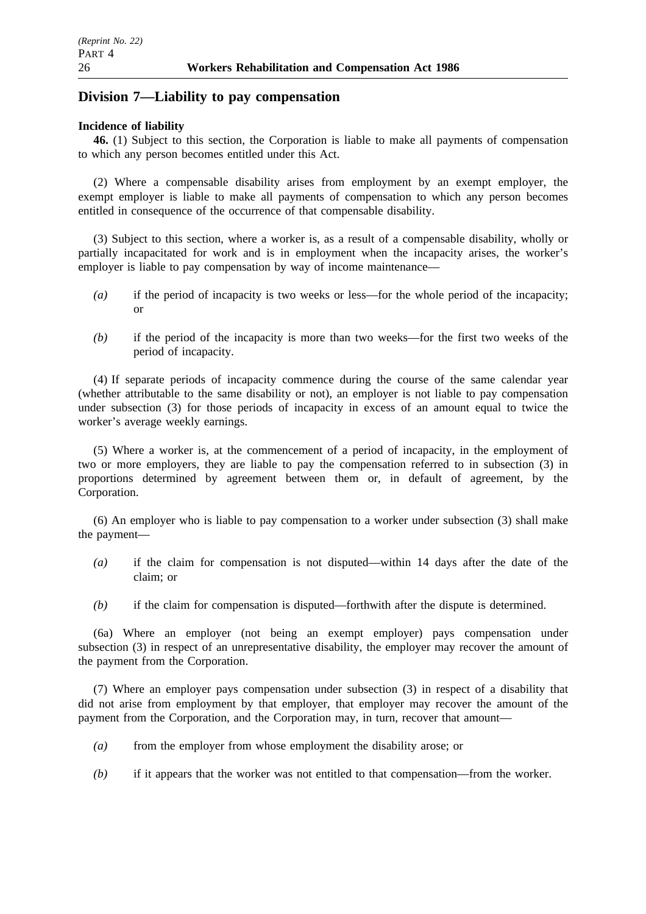## Division 7—Liability to pay compensation

**Incidence of liability**

**46.** (1) Subject to this section, the Corporation is liable to make all payments of compensation to which any person becomes entitled under this Act.

(2) Where a compensable disability arises from employment by an exempt employer, the exempt employer is liable to make all payments of compensation to which any person becomes entitled in consequence of the occurrence of that compensable disability.

(3) Subject to this section, where a worker is, as a result of a compensable disability, wholly or partially incapacitated for work and is in employment when the incapacity arises, the worker's employer is liable to pay compensation by way of income maintenance—

*(a)* if the period of incapacity is two weeks or less—for the whole period of the incapacity; or

*(b)* if the period of the incapacity is more than two weeks—for the first two weeks of the period of incapacity.

(4) If separate periods of incapacity commence during the course of the same calendar year (whether attributable to the same disability or not), an employer is not liable to pay compensation under subsection (3) for those periods of incapacity in excess of an amount equal to twice the worker's average weekly earnings.

(5) Where a worker is, at the commencement of a period of incapacity, in the employment of two or more employers, they are liable to pay the compensation referred to in subsection (3) in proportions determined by agreement between them or, in default of agreement, by the Corporation.

(6) An employer who is liable to pay compensation to a worker under subsection (3) shall make the payment—

*(a)* if the claim for compensation is not disputed—within 14 days after the date of the claim; or

*(b)* if the claim for compensation is disputed—forthwith after the dispute is determined.

(6a) Where an employer (not being an exempt employer) pays compensation under subsection (3) in respect of an unrepresentative disability, the employer may recover the amount of the payment from the Corporation.

(7) Where an employer pays compensation under subsection (3) in respect of a disability that did not arise from employment by that employer, that employer may recover the amount of the payment from the Corporation, and the Corporation may, in turn, recover that amount—

*(a)* from the employer from whose employment the disability arose; or

*(b)* if it appears that the worker was not entitled to that compensation—from the worker.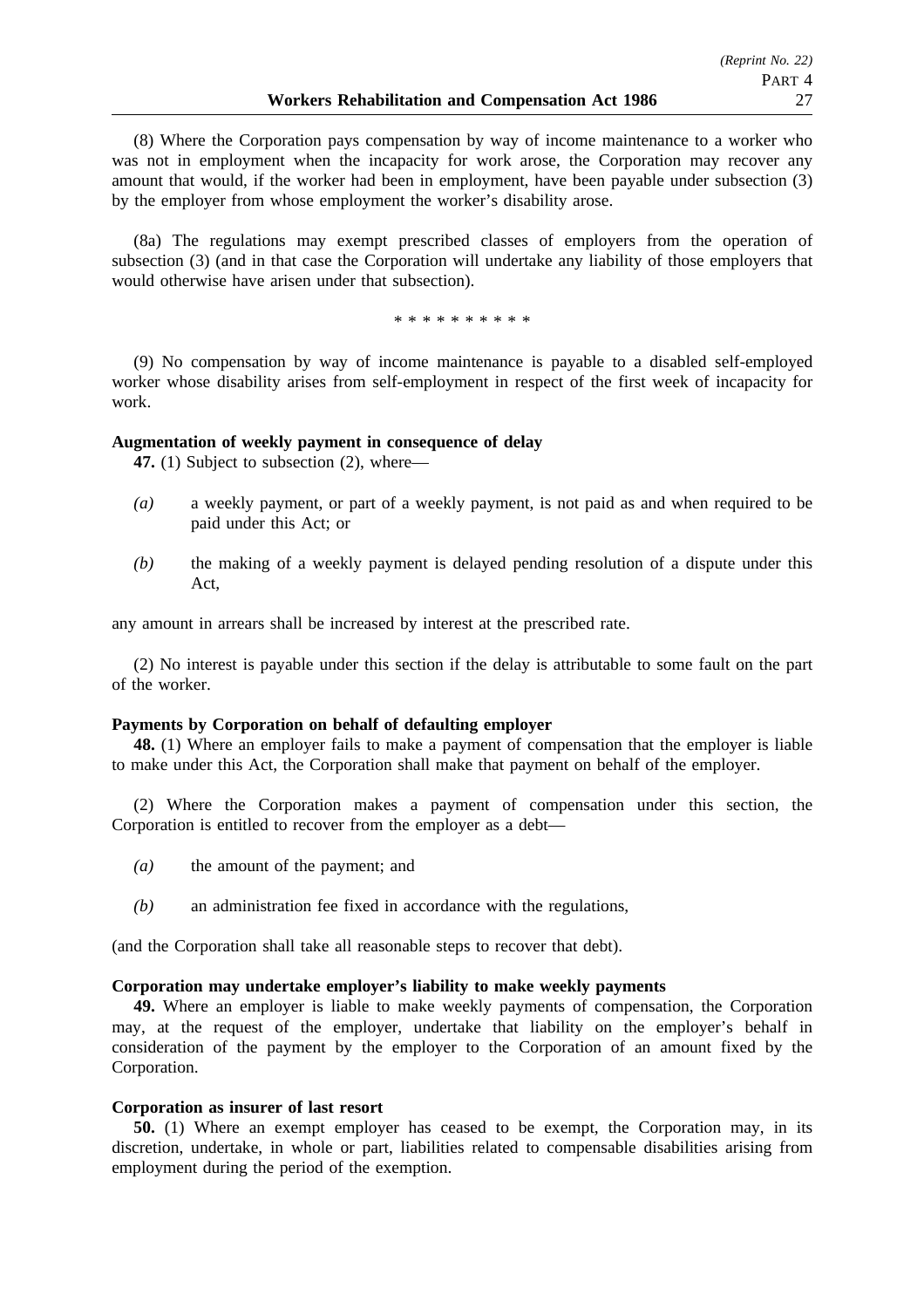(8) Where the Corporation pays compensation by way of income maintenance to a worker who was not in employment when the incapacity for work arose, the Corporation may recover any amount that would, if the worker had been in employment, have been payable under subsection (3) by the employer from whose employment the worker's disability arose.

(8a) The regulations may exempt prescribed classes of employers from the operation of subsection (3) (and in that case the Corporation will undertake any liability of those employers that would otherwise have arisen under that subsection).

\* \* \* \* \* \* \* \* \* \*

(9) No compensation by way of income maintenance is payable to a disabled self-employed worker whose disability arises from self-employment in respect of the first week of incapacity for work.

**Augmentation of weekly payment in consequence of delay**

**47.** (1) Subject to subsection (2), where—

*(a)* a weekly payment, or part of a weekly payment, is not paid as and when required to be paid under this Act; or

*(b)* the making of a weekly payment is delayed pending resolution of a dispute under this Act,

any amount in arrears shall be increased by interest at the prescribed rate.

(2) No interest is payable under this section if the delay is attributable to some fault on the part of the worker.

**Payments by Corporation on behalf of defaulting employer**

**48.** (1) Where an employer fails to make a payment of compensation that the employer is liable to make under this Act, the Corporation shall make that payment on behalf of the employer.

(2) Where the Corporation makes a payment of compensation under this section, the Corporation is entitled to recover from the employer as a debt—

*(a)* the amount of the payment; and

*(b)* an administration fee fixed in accordance with the regulations,

(and the Corporation shall take all reasonable steps to recover that debt).

**Corporation may undertake employer's liability to make weekly payments**

**49.** Where an employer is liable to make weekly payments of compensation, the Corporation may, at the request of the employer, undertake that liability on the employer's behalf in consideration of the payment by the employer to the Corporation of an amount fixed by the Corporation.

**Corporation as insurer of last resort**

**50.** (1) Where an exempt employer has ceased to be exempt, the Corporation may, in its discretion, undertake, in whole or part, liabilities related to compensable disabilities arising from employment during the period of the exemption.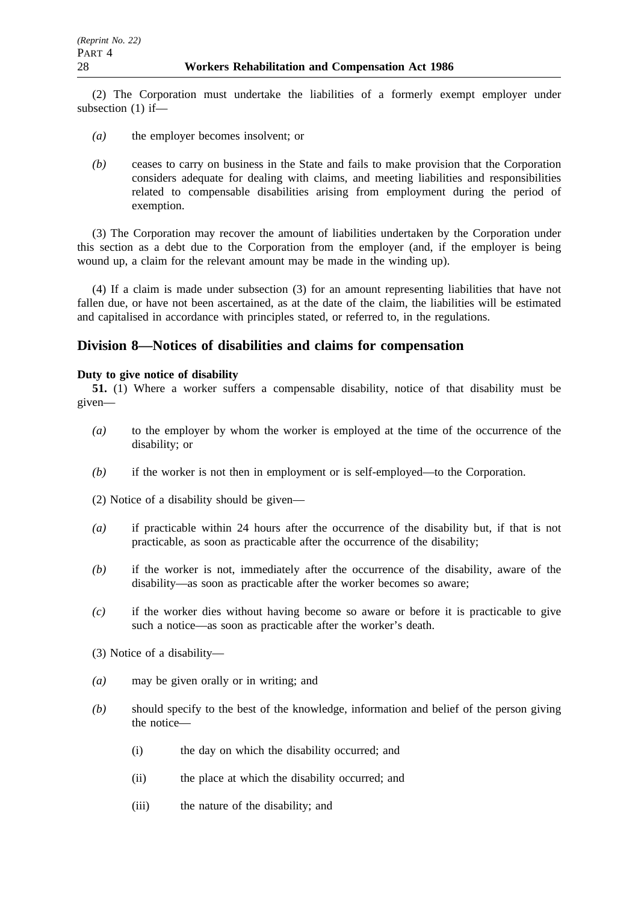(2) The Corporation must undertake the liabilities of a formerly exempt employer under subsection (1) if—

*(a)* the employer becomes insolvent; or

*(b)* ceases to carry on business in the State and fails to make provision that the Corporation considers adequate for dealing with claims, and meeting liabilities and responsibilities related to compensable disabilities arising from employment during the period of exemption.

(3) The Corporation may recover the amount of liabilities undertaken by the Corporation under this section as a debt due to the Corporation from the employer (and, if the employer is being wound up, a claim for the relevant amount may be made in the winding up).

(4) If a claim is made under subsection (3) for an amount representing liabilities that have not fallen due, or have not been ascertained, as at the date of the claim, the liabilities will be estimated and capitalised in accordance with principles stated, or referred to, in the regulations.

## Division 8—Notices of disabilities and claims for compensation

**Duty to give notice of disability**

**51.** (1) Where a worker suffers a compensable disability, notice of that disability must be given—

*(a)* to the employer by whom the worker is employed at the time of the occurrence of the disability; or

*(b)* if the worker is not then in employment or is self-employed—to the Corporation.

(2) Notice of a disability should be given—

*(a)* if practicable within 24 hours after the occurrence of the disability but, if that is not practicable, as soon as practicable after the occurrence of the disability;

*(b)* if the worker is not, immediately after the occurrence of the disability, aware of the disability—as soon as practicable after the worker becomes so aware;

*(c)* if the worker dies without having become so aware or before it is practicable to give such a notice—as soon as practicable after the worker's death.

(3) Notice of a disability—

*(a)* may be given orally or in writing; and

*(b)* should specify to the best of the knowledge, information and belief of the person giving the notice—

(i) the day on which the disability occurred; and

(ii) the place at which the disability occurred; and

(iii) the nature of the disability; and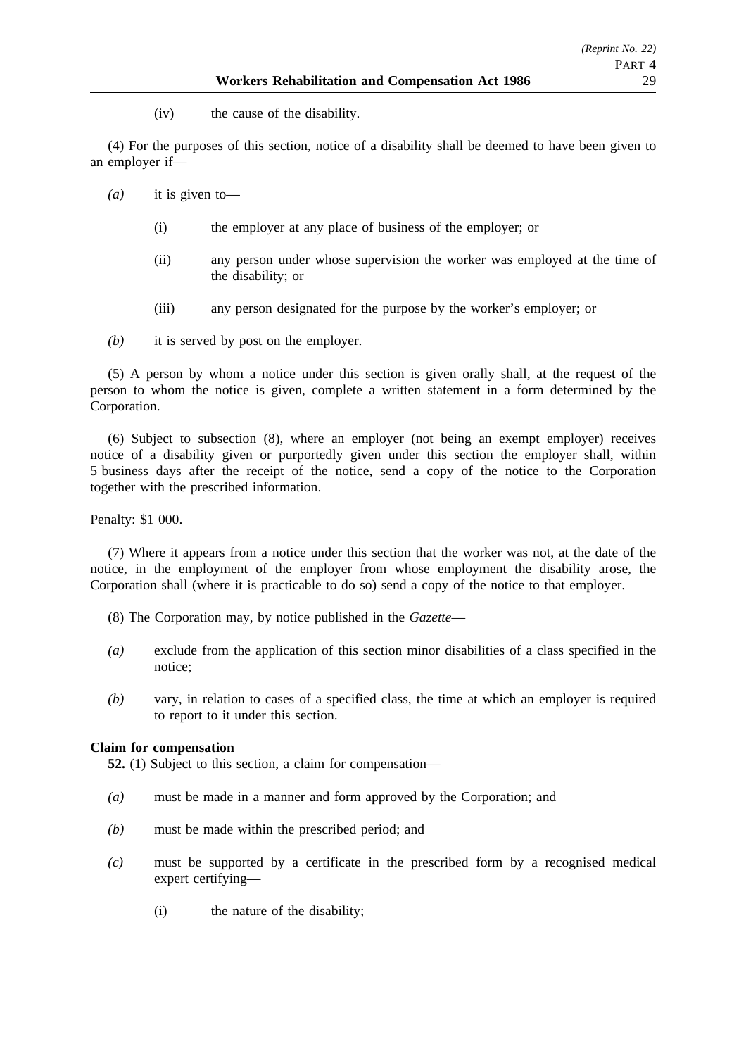(iv) the cause of the disability.

(4) For the purposes of this section, notice of a disability shall be deemed to have been given to an employer if—

*(a)* it is given to—

(i) the employer at any place of business of the employer; or

(ii) any person under whose supervision the worker was employed at the time of the disability; or

(iii) any person designated for the purpose by the worker's employer; or

*(b)* it is served by post on the employer.

(5) A person by whom a notice under this section is given orally shall, at the request of the person to whom the notice is given, complete a written statement in a form determined by the Corporation.

(6) Subject to subsection (8), where an employer (not being an exempt employer) receives notice of a disability given or purportedly given under this section the employer shall, within 5 business days after the receipt of the notice, send a copy of the notice to the Corporation together with the prescribed information.

Penalty: $1 000.

(7) Where it appears from a notice under this section that the worker was not, at the date of the notice, in the employment of the employer from whose employment the disability arose, the Corporation shall (where it is practicable to do so) send a copy of the notice to that employer.

(8) The Corporation may, by notice published in the *Gazette*—

*(a)* exclude from the application of this section minor disabilities of a class specified in the notice;

*(b)* vary, in relation to cases of a specified class, the time at which an employer is required to report to it under this section.

**Claim for compensation**

**52.** (1) Subject to this section, a claim for compensation—

*(a)* must be made in a manner and form approved by the Corporation; and

*(b)* must be made within the prescribed period; and

*(c)* must be supported by a certificate in the prescribed form by a recognised medical expert certifying—

(i) the nature of the disability;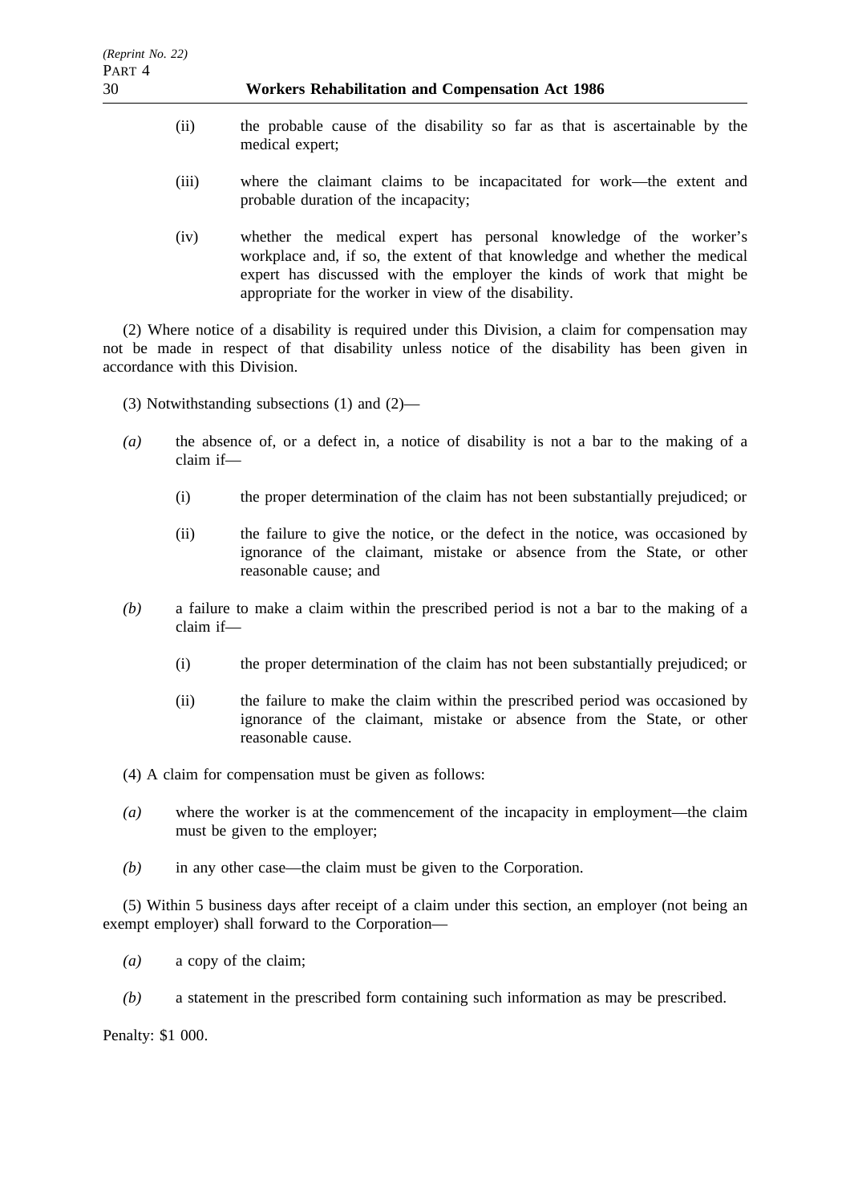(ii) the probable cause of the disability so far as that is ascertainable by the medical expert;

(iii) where the claimant claims to be incapacitated for work—the extent and probable duration of the incapacity;

(iv) whether the medical expert has personal knowledge of the worker's workplace and, if so, the extent of that knowledge and whether the medical expert has discussed with the employer the kinds of work that might be appropriate for the worker in view of the disability.

(2) Where notice of a disability is required under this Division, a claim for compensation may not be made in respect of that disability unless notice of the disability has been given in accordance with this Division.

(3) Notwithstanding subsections (1) and (2)—

*(a)* the absence of, or a defect in, a notice of disability is not a bar to the making of a claim if—

(i) the proper determination of the claim has not been substantially prejudiced; or

(ii) the failure to give the notice, or the defect in the notice, was occasioned by ignorance of the claimant, mistake or absence from the State, or other reasonable cause; and

*(b)* a failure to make a claim within the prescribed period is not a bar to the making of a claim if—

(i) the proper determination of the claim has not been substantially prejudiced; or

(ii) the failure to make the claim within the prescribed period was occasioned by ignorance of the claimant, mistake or absence from the State, or other reasonable cause.

(4) A claim for compensation must be given as follows:

*(a)* where the worker is at the commencement of the incapacity in employment—the claim must be given to the employer;

*(b)* in any other case—the claim must be given to the Corporation.

(5) Within 5 business days after receipt of a claim under this section, an employer (not being an exempt employer) shall forward to the Corporation—

*(a)* a copy of the claim;

*(b)* a statement in the prescribed form containing such information as may be prescribed.

Penalty: $1 000.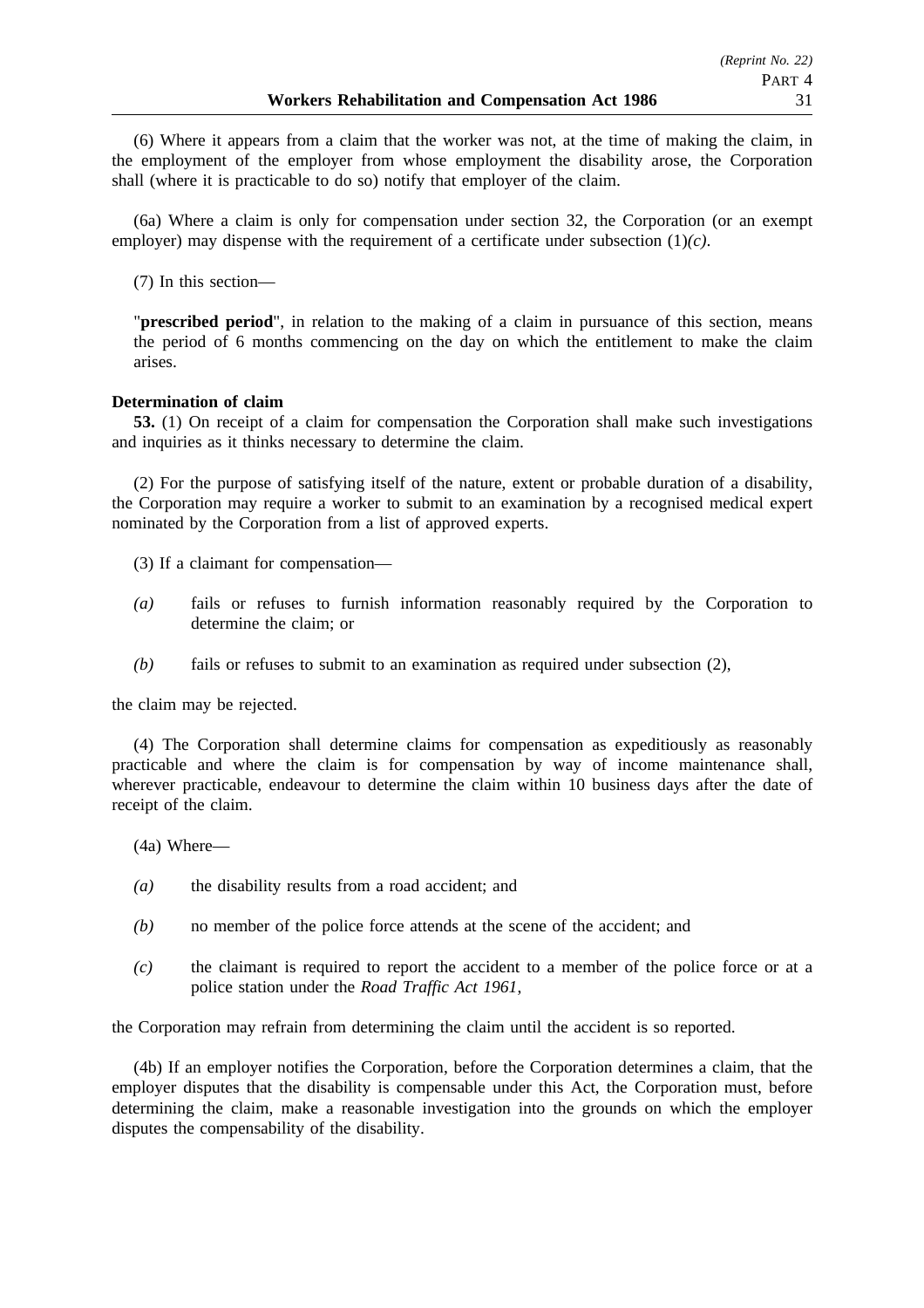(6) Where it appears from a claim that the worker was not, at the time of making the claim, in the employment of the employer from whose employment the disability arose, the Corporation shall (where it is practicable to do so) notify that employer of the claim.

(6a) Where a claim is only for compensation under section 32, the Corporation (or an exempt employer) may dispense with the requirement of a certificate under subsection (1)*(c)*.

(7) In this section—

"**prescribed period**", in relation to the making of a claim in pursuance of this section, means the period of 6 months commencing on the day on which the entitlement to make the claim arises.

**Determination of claim**

**53.** (1) On receipt of a claim for compensation the Corporation shall make such investigations and inquiries as it thinks necessary to determine the claim.

(2) For the purpose of satisfying itself of the nature, extent or probable duration of a disability, the Corporation may require a worker to submit to an examination by a recognised medical expert nominated by the Corporation from a list of approved experts.

(3) If a claimant for compensation—

*(a)* fails or refuses to furnish information reasonably required by the Corporation to determine the claim; or

*(b)* fails or refuses to submit to an examination as required under subsection (2),

the claim may be rejected.

(4) The Corporation shall determine claims for compensation as expeditiously as reasonably practicable and where the claim is for compensation by way of income maintenance shall, wherever practicable, endeavour to determine the claim within 10 business days after the date of receipt of the claim.

(4a) Where—

*(a)* the disability results from a road accident; and

*(b)* no member of the police force attends at the scene of the accident; and

*(c)* the claimant is required to report the accident to a member of the police force or at a police station under the *Road Traffic Act 1961*,

the Corporation may refrain from determining the claim until the accident is so reported.

(4b) If an employer notifies the Corporation, before the Corporation determines a claim, that the employer disputes that the disability is compensable under this Act, the Corporation must, before determining the claim, make a reasonable investigation into the grounds on which the employer disputes the compensability of the disability.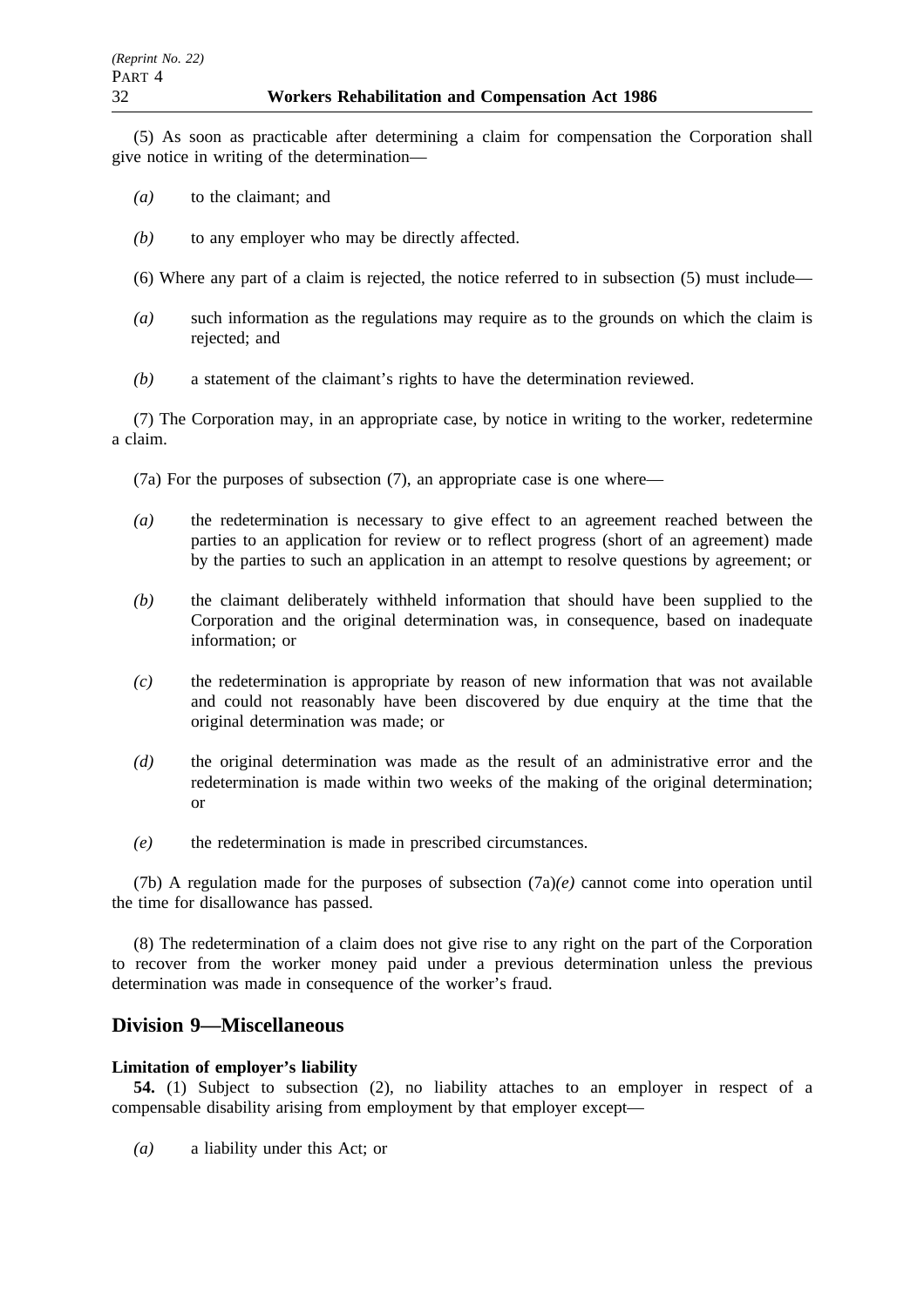(5) As soon as practicable after determining a claim for compensation the Corporation shall give notice in writing of the determination—

*(a)* to the claimant; and

*(b)* to any employer who may be directly affected.

(6) Where any part of a claim is rejected, the notice referred to in subsection (5) must include—

*(a)* such information as the regulations may require as to the grounds on which the claim is rejected; and

*(b)* a statement of the claimant's rights to have the determination reviewed.

(7) The Corporation may, in an appropriate case, by notice in writing to the worker, redetermine a claim.

(7a) For the purposes of subsection (7), an appropriate case is one where—

*(a)* the redetermination is necessary to give effect to an agreement reached between the parties to an application for review or to reflect progress (short of an agreement) made by the parties to such an application in an attempt to resolve questions by agreement; or

*(b)* the claimant deliberately withheld information that should have been supplied to the Corporation and the original determination was, in consequence, based on inadequate information; or

*(c)* the redetermination is appropriate by reason of new information that was not available and could not reasonably have been discovered by due enquiry at the time that the original determination was made; or

*(d)* the original determination was made as the result of an administrative error and the redetermination is made within two weeks of the making of the original determination; or

*(e)* the redetermination is made in prescribed circumstances.

(7b) A regulation made for the purposes of subsection (7a)*(e)* cannot come into operation until the time for disallowance has passed.

(8) The redetermination of a claim does not give rise to any right on the part of the Corporation to recover from the worker money paid under a previous determination unless the previous determination was made in consequence of the worker's fraud.

## Division 9—Miscellaneous

**Limitation of employer's liability**

**54.** (1) Subject to subsection (2), no liability attaches to an employer in respect of a compensable disability arising from employment by that employer except—

*(a)* a liability under this Act; or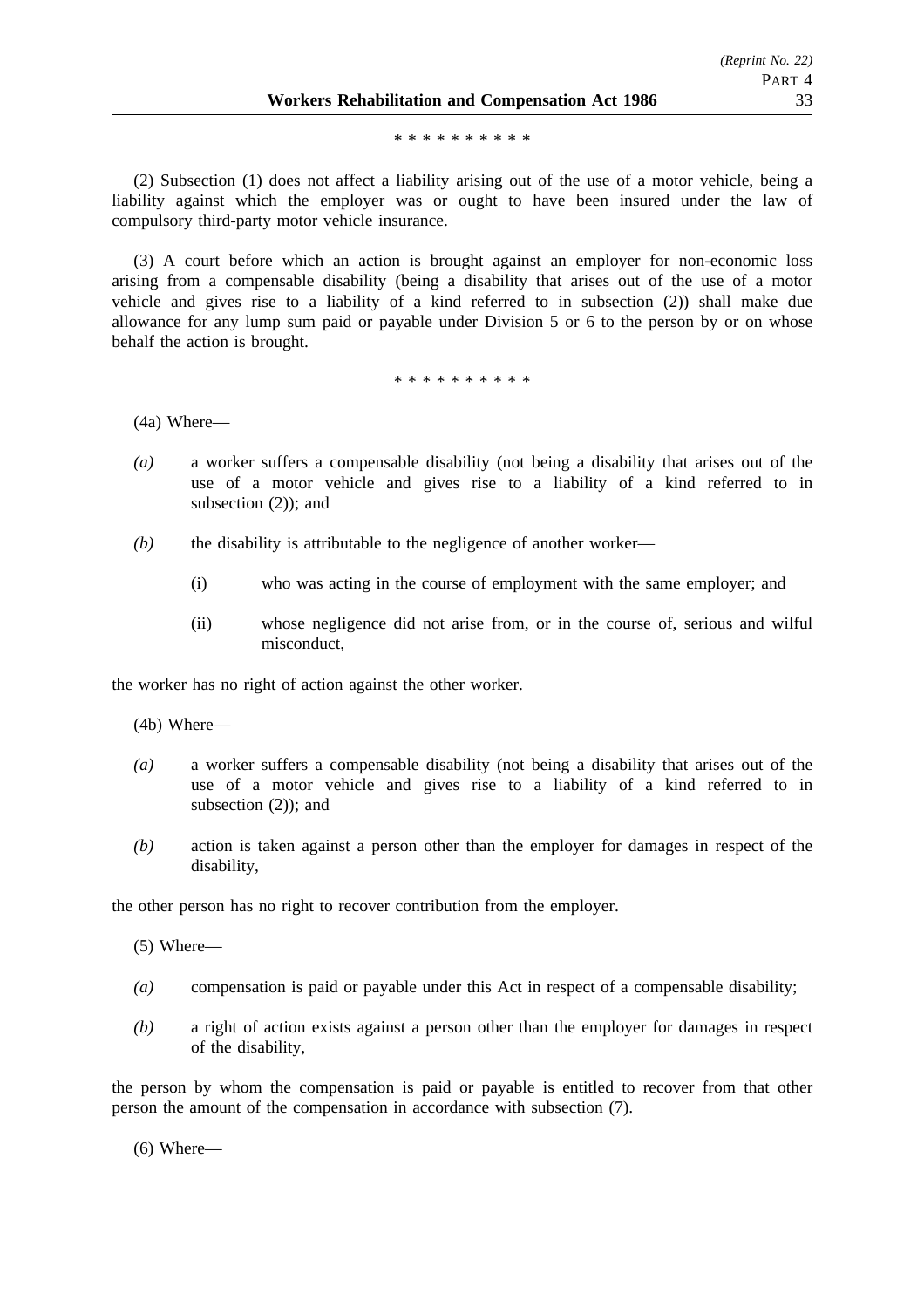\* \* \* \* \* \* \* \* \* \*

(2) Subsection (1) does not affect a liability arising out of the use of a motor vehicle, being a liability against which the employer was or ought to have been insured under the law of compulsory third-party motor vehicle insurance.

(3) A court before which an action is brought against an employer for non-economic loss arising from a compensable disability (being a disability that arises out of the use of a motor vehicle and gives rise to a liability of a kind referred to in subsection (2)) shall make due allowance for any lump sum paid or payable under Division 5 or 6 to the person by or on whose behalf the action is brought.

\* \* \* \* \* \* \* \* \* \*

(4a) Where—

*(a)* a worker suffers a compensable disability (not being a disability that arises out of the use of a motor vehicle and gives rise to a liability of a kind referred to in subsection (2)); and

*(b)* the disability is attributable to the negligence of another worker—

(i) who was acting in the course of employment with the same employer; and

(ii) whose negligence did not arise from, or in the course of, serious and wilful misconduct,

the worker has no right of action against the other worker.

(4b) Where—

*(a)* a worker suffers a compensable disability (not being a disability that arises out of the use of a motor vehicle and gives rise to a liability of a kind referred to in subsection (2)); and

*(b)* action is taken against a person other than the employer for damages in respect of the disability,

the other person has no right to recover contribution from the employer.

(5) Where—

*(a)* compensation is paid or payable under this Act in respect of a compensable disability;

*(b)* a right of action exists against a person other than the employer for damages in respect of the disability,

the person by whom the compensation is paid or payable is entitled to recover from that other person the amount of the compensation in accordance with subsection (7).

(6) Where—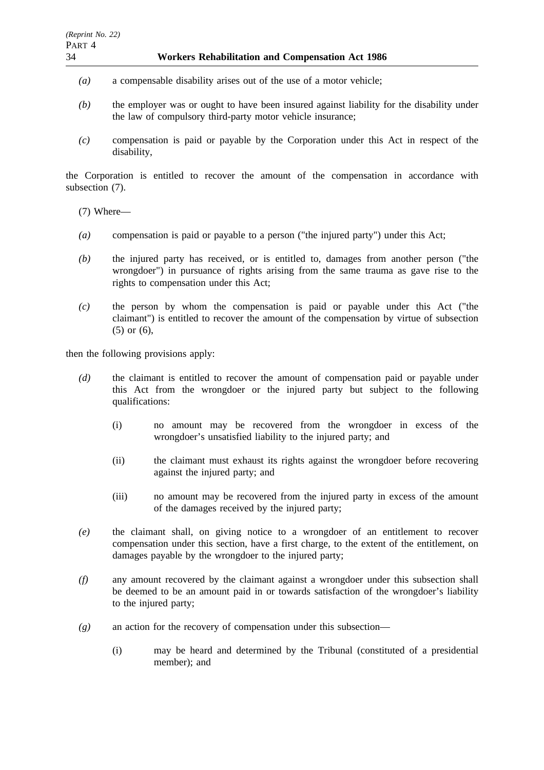*(a)* a compensable disability arises out of the use of a motor vehicle;

*(b)* the employer was or ought to have been insured against liability for the disability under the law of compulsory third-party motor vehicle insurance;

*(c)* compensation is paid or payable by the Corporation under this Act in respect of the disability,

the Corporation is entitled to recover the amount of the compensation in accordance with subsection (7).

(7) Where—

*(a)* compensation is paid or payable to a person ("the injured party") under this Act;

*(b)* the injured party has received, or is entitled to, damages from another person ("the wrongdoer") in pursuance of rights arising from the same trauma as gave rise to the rights to compensation under this Act;

*(c)* the person by whom the compensation is paid or payable under this Act ("the claimant") is entitled to recover the amount of the compensation by virtue of subsection (5) or (6),

then the following provisions apply:

*(d)* the claimant is entitled to recover the amount of compensation paid or payable under this Act from the wrongdoer or the injured party but subject to the following qualifications:

(i) no amount may be recovered from the wrongdoer in excess of the wrongdoer's unsatisfied liability to the injured party; and

(ii) the claimant must exhaust its rights against the wrongdoer before recovering against the injured party; and

(iii) no amount may be recovered from the injured party in excess of the amount of the damages received by the injured party;

*(e)* the claimant shall, on giving notice to a wrongdoer of an entitlement to recover compensation under this section, have a first charge, to the extent of the entitlement, on damages payable by the wrongdoer to the injured party;

*(f)* any amount recovered by the claimant against a wrongdoer under this subsection shall be deemed to be an amount paid in or towards satisfaction of the wrongdoer's liability to the injured party;

*(g)* an action for the recovery of compensation under this subsection—

(i) may be heard and determined by the Tribunal (constituted of a presidential member); and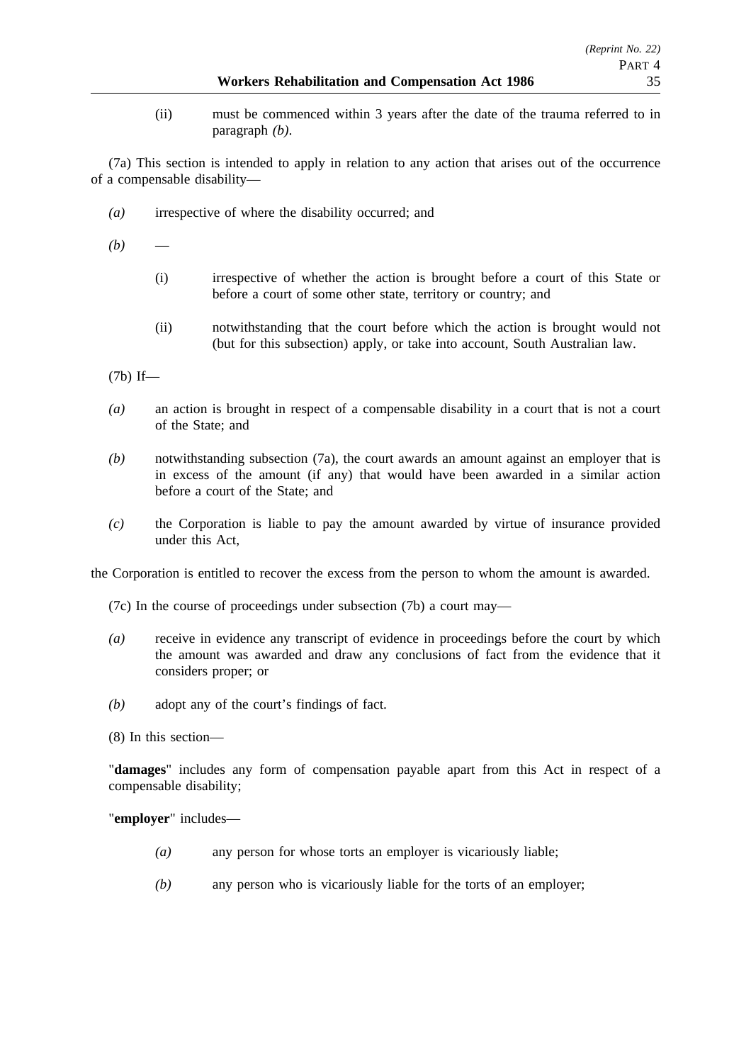(ii) must be commenced within 3 years after the date of the trauma referred to in paragraph *(b)*.

(7a) This section is intended to apply in relation to any action that arises out of the occurrence of a compensable disability—

*(a)* irrespective of where the disability occurred; and

*(b)* —

(i) irrespective of whether the action is brought before a court of this State or before a court of some other state, territory or country; and

(ii) notwithstanding that the court before which the action is brought would not (but for this subsection) apply, or take into account, South Australian law.

(7b) If—

*(a)* an action is brought in respect of a compensable disability in a court that is not a court of the State; and

*(b)* notwithstanding subsection (7a), the court awards an amount against an employer that is in excess of the amount (if any) that would have been awarded in a similar action before a court of the State; and

*(c)* the Corporation is liable to pay the amount awarded by virtue of insurance provided under this Act,

the Corporation is entitled to recover the excess from the person to whom the amount is awarded.

(7c) In the course of proceedings under subsection (7b) a court may—

*(a)* receive in evidence any transcript of evidence in proceedings before the court by which the amount was awarded and draw any conclusions of fact from the evidence that it considers proper; or

*(b)* adopt any of the court's findings of fact.

(8) In this section—

"**damages**" includes any form of compensation payable apart from this Act in respect of a compensable disability;

"**employer**" includes—

*(a)* any person for whose torts an employer is vicariously liable;

*(b)* any person who is vicariously liable for the torts of an employer;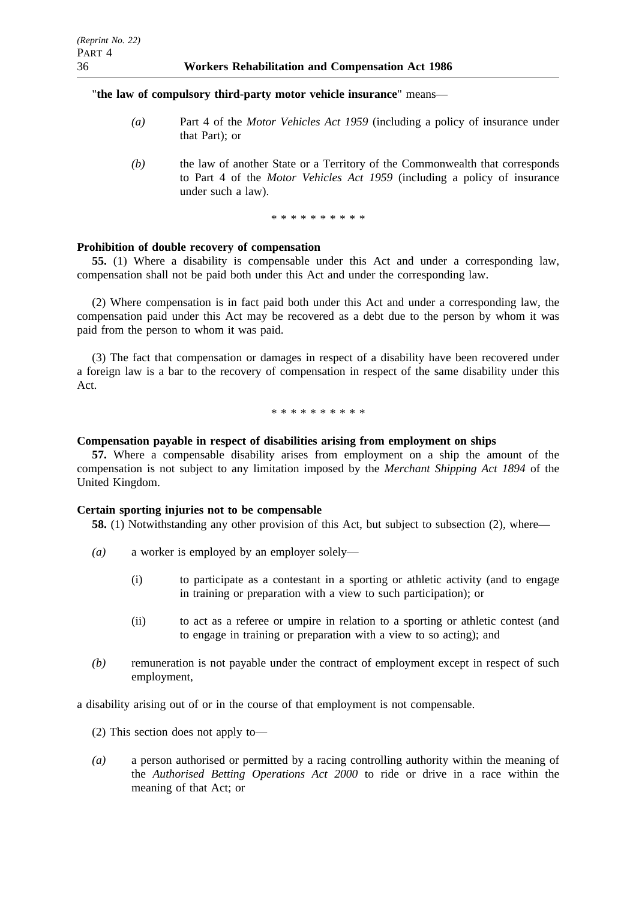"**the law of compulsory third-party motor vehicle insurance**" means—

*(a)* Part 4 of the *Motor Vehicles Act 1959* (including a policy of insurance under that Part); or

*(b)* the law of another State or a Territory of the Commonwealth that corresponds to Part 4 of the *Motor Vehicles Act 1959* (including a policy of insurance under such a law).

\* \* \* \* \* \* \* \* \* \*

**Prohibition of double recovery of compensation**

**55.** (1) Where a disability is compensable under this Act and under a corresponding law, compensation shall not be paid both under this Act and under the corresponding law.

(2) Where compensation is in fact paid both under this Act and under a corresponding law, the compensation paid under this Act may be recovered as a debt due to the person by whom it was paid from the person to whom it was paid.

(3) The fact that compensation or damages in respect of a disability have been recovered under a foreign law is a bar to the recovery of compensation in respect of the same disability under this Act.

\* \* \* \* \* \* \* \* \* \*

**Compensation payable in respect of disabilities arising from employment on ships**

**57.** Where a compensable disability arises from employment on a ship the amount of the compensation is not subject to any limitation imposed by the *Merchant Shipping Act 1894* of the United Kingdom.

**Certain sporting injuries not to be compensable**

**58.** (1) Notwithstanding any other provision of this Act, but subject to subsection (2), where—

*(a)* a worker is employed by an employer solely—

(i) to participate as a contestant in a sporting or athletic activity (and to engage in training or preparation with a view to such participation); or

(ii) to act as a referee or umpire in relation to a sporting or athletic contest (and to engage in training or preparation with a view to so acting); and

*(b)* remuneration is not payable under the contract of employment except in respect of such employment,

a disability arising out of or in the course of that employment is not compensable.

(2) This section does not apply to—

*(a)* a person authorised or permitted by a racing controlling authority within the meaning of the *Authorised Betting Operations Act 2000* to ride or drive in a race within the meaning of that Act; or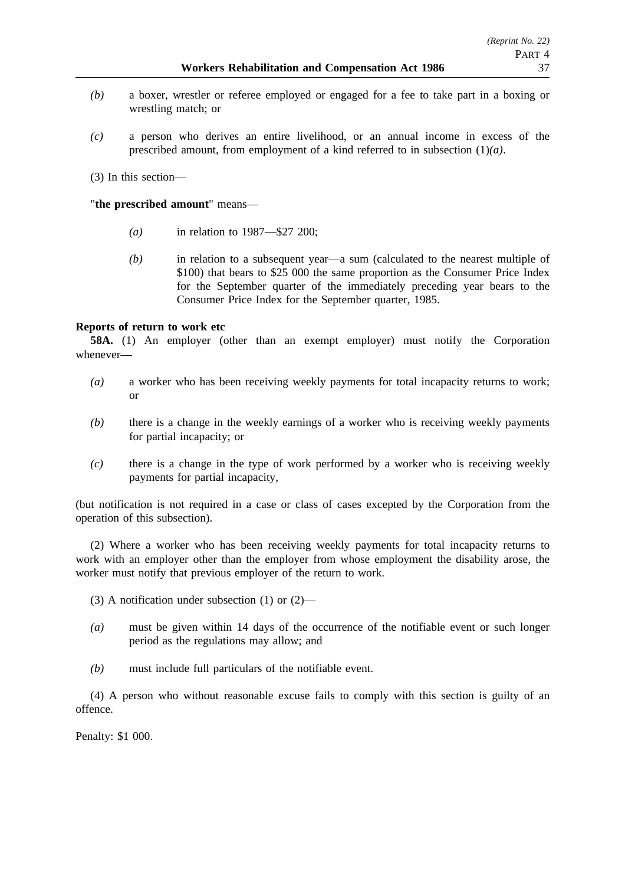*(b)* a boxer, wrestler or referee employed or engaged for a fee to take part in a boxing or wrestling match; or

*(c)* a person who derives an entire livelihood, or an annual income in excess of the prescribed amount, from employment of a kind referred to in subsection (1)*(a)*.

(3) In this section—

"**the prescribed amount**" means—

*(a)* in relation to 1987—$27 200;

*(b)* in relation to a subsequent year—a sum (calculated to the nearest multiple of $100) that bears to $25 000 the same proportion as the Consumer Price Index for the September quarter of the immediately preceding year bears to the Consumer Price Index for the September quarter, 1985.

**Reports of return to work etc**

**58A.** (1) An employer (other than an exempt employer) must notify the Corporation whenever—

*(a)* a worker who has been receiving weekly payments for total incapacity returns to work; or

*(b)* there is a change in the weekly earnings of a worker who is receiving weekly payments for partial incapacity; or

*(c)* there is a change in the type of work performed by a worker who is receiving weekly payments for partial incapacity,

(but notification is not required in a case or class of cases excepted by the Corporation from the operation of this subsection).

(2) Where a worker who has been receiving weekly payments for total incapacity returns to work with an employer other than the employer from whose employment the disability arose, the worker must notify that previous employer of the return to work.

(3) A notification under subsection (1) or (2)—

*(a)* must be given within 14 days of the occurrence of the notifiable event or such longer period as the regulations may allow; and

*(b)* must include full particulars of the notifiable event.

(4) A person who without reasonable excuse fails to comply with this section is guilty of an offence.

Penalty: $1 000.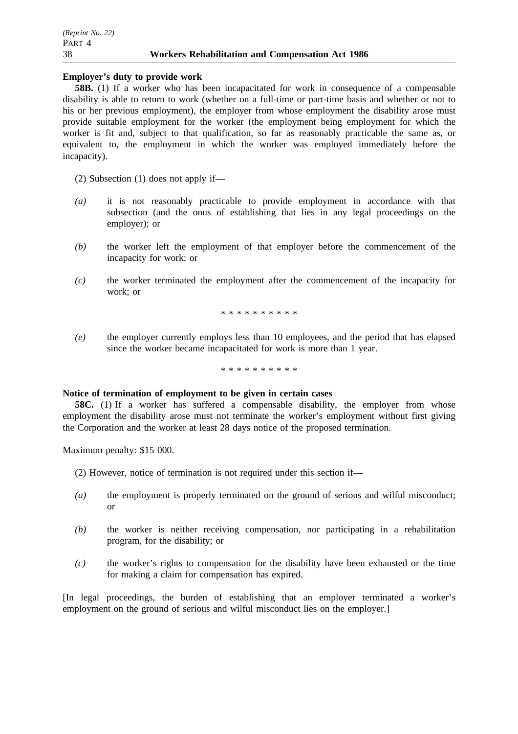**Employer's duty to provide work**

**58B.** (1) If a worker who has been incapacitated for work in consequence of a compensable disability is able to return to work (whether on a full-time or part-time basis and whether or not to his or her previous employment), the employer from whose employment the disability arose must provide suitable employment for the worker (the employment being employment for which the worker is fit and, subject to that qualification, so far as reasonably practicable the same as, or equivalent to, the employment in which the worker was employed immediately before the incapacity).

(2) Subsection (1) does not apply if—

*(a)* it is not reasonably practicable to provide employment in accordance with that subsection (and the onus of establishing that lies in any legal proceedings on the employer); or

*(b)* the worker left the employment of that employer before the commencement of the incapacity for work; or

*(c)* the worker terminated the employment after the commencement of the incapacity for work; or

\* \* \* \* \* \* \* \* \* \*

*(e)* the employer currently employs less than 10 employees, and the period that has elapsed since the worker became incapacitated for work is more than 1 year.

\* \* \* \* \* \* \* \* \* \*

**Notice of termination of employment to be given in certain cases**

**58C.** (1) If a worker has suffered a compensable disability, the employer from whose employment the disability arose must not terminate the worker's employment without first giving the Corporation and the worker at least 28 days notice of the proposed termination.

Maximum penalty: $15 000.

(2) However, notice of termination is not required under this section if—

*(a)* the employment is properly terminated on the ground of serious and wilful misconduct; or

*(b)* the worker is neither receiving compensation, nor participating in a rehabilitation program, for the disability; or

*(c)* the worker's rights to compensation for the disability have been exhausted or the time for making a claim for compensation has expired.

[In legal proceedings, the burden of establishing that an employer terminated a worker's employment on the ground of serious and wilful misconduct lies on the employer.]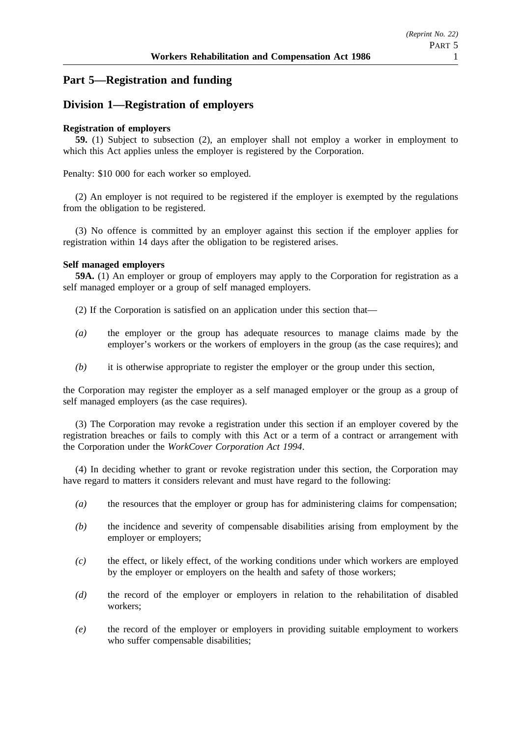## Part 5—Registration and funding

## Division 1—Registration of employers

**Registration of employers**

**59.** (1) Subject to subsection (2), an employer shall not employ a worker in employment to which this Act applies unless the employer is registered by the Corporation.

Penalty: $10 000 for each worker so employed.

(2) An employer is not required to be registered if the employer is exempted by the regulations from the obligation to be registered.

(3) No offence is committed by an employer against this section if the employer applies for registration within 14 days after the obligation to be registered arises.

**Self managed employers**

**59A.** (1) An employer or group of employers may apply to the Corporation for registration as a self managed employer or a group of self managed employers.

(2) If the Corporation is satisfied on an application under this section that—

*(a)* the employer or the group has adequate resources to manage claims made by the employer's workers or the workers of employers in the group (as the case requires); and

*(b)* it is otherwise appropriate to register the employer or the group under this section,

the Corporation may register the employer as a self managed employer or the group as a group of self managed employers (as the case requires).

(3) The Corporation may revoke a registration under this section if an employer covered by the registration breaches or fails to comply with this Act or a term of a contract or arrangement with the Corporation under the *WorkCover Corporation Act 1994*.

(4) In deciding whether to grant or revoke registration under this section, the Corporation may have regard to matters it considers relevant and must have regard to the following:

*(a)* the resources that the employer or group has for administering claims for compensation;

*(b)* the incidence and severity of compensable disabilities arising from employment by the employer or employers;

*(c)* the effect, or likely effect, of the working conditions under which workers are employed by the employer or employers on the health and safety of those workers;

*(d)* the record of the employer or employers in relation to the rehabilitation of disabled workers;

*(e)* the record of the employer or employers in providing suitable employment to workers who suffer compensable disabilities;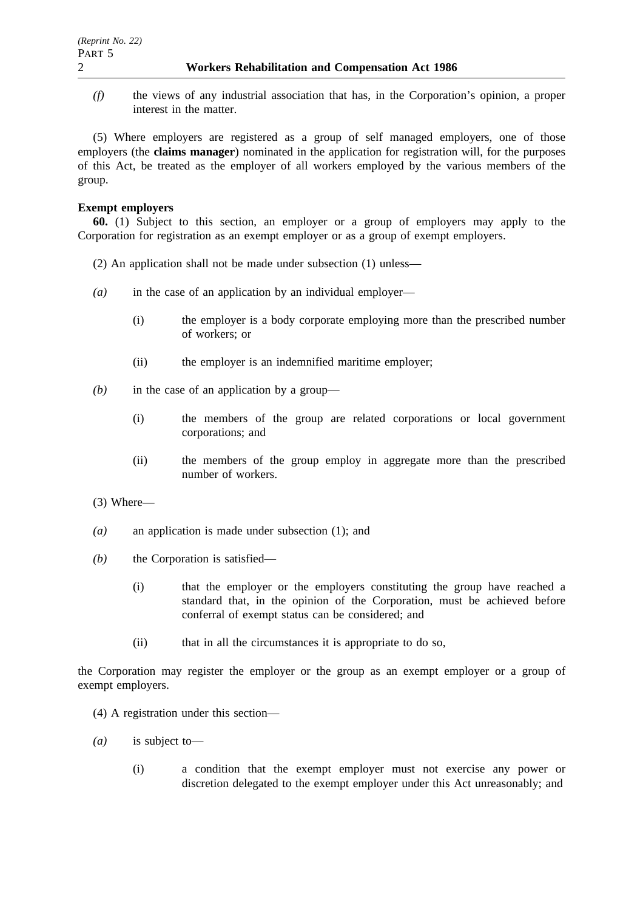*(f)* the views of any industrial association that has, in the Corporation's opinion, a proper interest in the matter.

(5) Where employers are registered as a group of self managed employers, one of those employers (the **claims manager**) nominated in the application for registration will, for the purposes of this Act, be treated as the employer of all workers employed by the various members of the group.

**Exempt employers**

**60.** (1) Subject to this section, an employer or a group of employers may apply to the Corporation for registration as an exempt employer or as a group of exempt employers.

(2) An application shall not be made under subsection (1) unless—

*(a)* in the case of an application by an individual employer—

(i) the employer is a body corporate employing more than the prescribed number of workers; or

(ii) the employer is an indemnified maritime employer;

*(b)* in the case of an application by a group—

(i) the members of the group are related corporations or local government corporations; and

(ii) the members of the group employ in aggregate more than the prescribed number of workers.

(3) Where—

*(a)* an application is made under subsection (1); and

*(b)* the Corporation is satisfied—

(i) that the employer or the employers constituting the group have reached a standard that, in the opinion of the Corporation, must be achieved before conferral of exempt status can be considered; and

(ii) that in all the circumstances it is appropriate to do so,

the Corporation may register the employer or the group as an exempt employer or a group of exempt employers.

(4) A registration under this section—

*(a)* is subject to—

(i) a condition that the exempt employer must not exercise any power or discretion delegated to the exempt employer under this Act unreasonably; and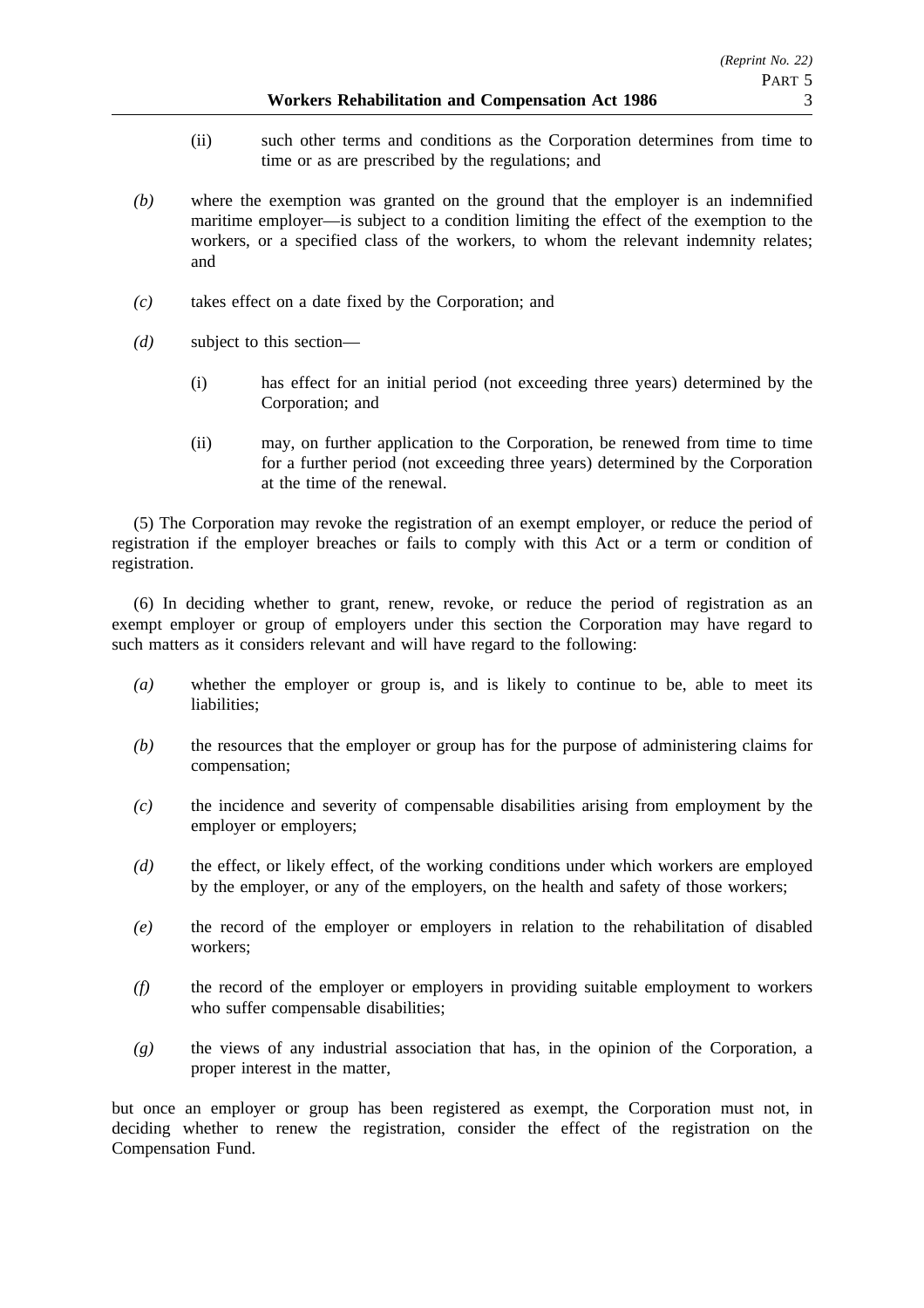(ii) such other terms and conditions as the Corporation determines from time to time or as are prescribed by the regulations; and

*(b)* where the exemption was granted on the ground that the employer is an indemnified maritime employer—is subject to a condition limiting the effect of the exemption to the workers, or a specified class of the workers, to whom the relevant indemnity relates; and

*(c)* takes effect on a date fixed by the Corporation; and

*(d)* subject to this section—

(i) has effect for an initial period (not exceeding three years) determined by the Corporation; and

(ii) may, on further application to the Corporation, be renewed from time to time for a further period (not exceeding three years) determined by the Corporation at the time of the renewal.

(5) The Corporation may revoke the registration of an exempt employer, or reduce the period of registration if the employer breaches or fails to comply with this Act or a term or condition of registration.

(6) In deciding whether to grant, renew, revoke, or reduce the period of registration as an exempt employer or group of employers under this section the Corporation may have regard to such matters as it considers relevant and will have regard to the following:

*(a)* whether the employer or group is, and is likely to continue to be, able to meet its liabilities;

*(b)* the resources that the employer or group has for the purpose of administering claims for compensation;

*(c)* the incidence and severity of compensable disabilities arising from employment by the employer or employers;

*(d)* the effect, or likely effect, of the working conditions under which workers are employed by the employer, or any of the employers, on the health and safety of those workers;

*(e)* the record of the employer or employers in relation to the rehabilitation of disabled workers;

*(f)* the record of the employer or employers in providing suitable employment to workers who suffer compensable disabilities;

*(g)* the views of any industrial association that has, in the opinion of the Corporation, a proper interest in the matter,

but once an employer or group has been registered as exempt, the Corporation must not, in deciding whether to renew the registration, consider the effect of the registration on the Compensation Fund.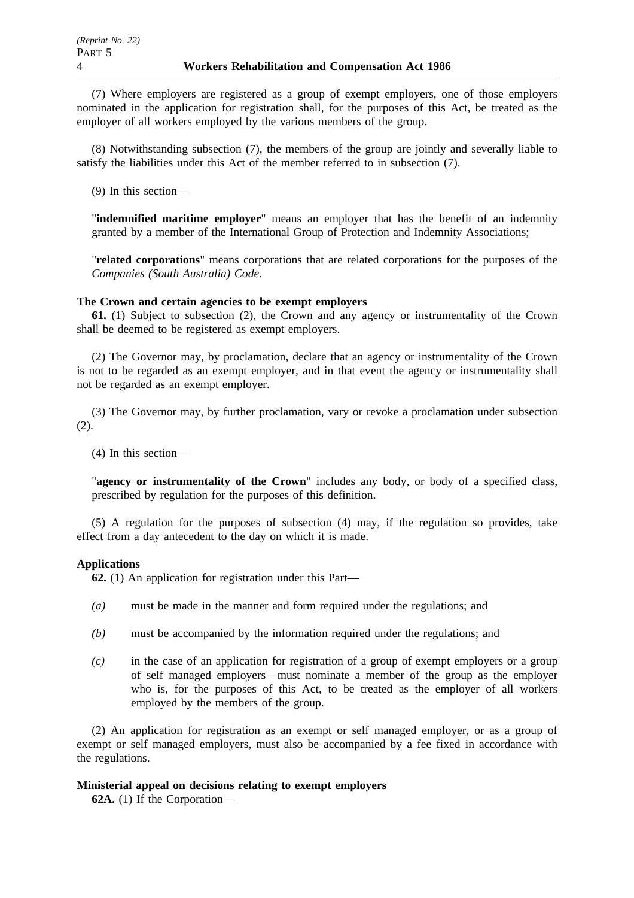(7) Where employers are registered as a group of exempt employers, one of those employers nominated in the application for registration shall, for the purposes of this Act, be treated as the employer of all workers employed by the various members of the group.

(8) Notwithstanding subsection (7), the members of the group are jointly and severally liable to satisfy the liabilities under this Act of the member referred to in subsection (7).

(9) In this section—

"**indemnified maritime employer**" means an employer that has the benefit of an indemnity granted by a member of the International Group of Protection and Indemnity Associations;

"**related corporations**" means corporations that are related corporations for the purposes of the *Companies (South Australia) Code*.

**The Crown and certain agencies to be exempt employers**

**61.** (1) Subject to subsection (2), the Crown and any agency or instrumentality of the Crown shall be deemed to be registered as exempt employers.

(2) The Governor may, by proclamation, declare that an agency or instrumentality of the Crown is not to be regarded as an exempt employer, and in that event the agency or instrumentality shall not be regarded as an exempt employer.

(3) The Governor may, by further proclamation, vary or revoke a proclamation under subsection (2).

(4) In this section—

"**agency or instrumentality of the Crown**" includes any body, or body of a specified class, prescribed by regulation for the purposes of this definition.

(5) A regulation for the purposes of subsection (4) may, if the regulation so provides, take effect from a day antecedent to the day on which it is made.

**Applications**

**62.** (1) An application for registration under this Part—

*(a)* must be made in the manner and form required under the regulations; and

*(b)* must be accompanied by the information required under the regulations; and

*(c)* in the case of an application for registration of a group of exempt employers or a group of self managed employers—must nominate a member of the group as the employer who is, for the purposes of this Act, to be treated as the employer of all workers employed by the members of the group.

(2) An application for registration as an exempt or self managed employer, or as a group of exempt or self managed employers, must also be accompanied by a fee fixed in accordance with the regulations.

**Ministerial appeal on decisions relating to exempt employers**

**62A.** (1) If the Corporation—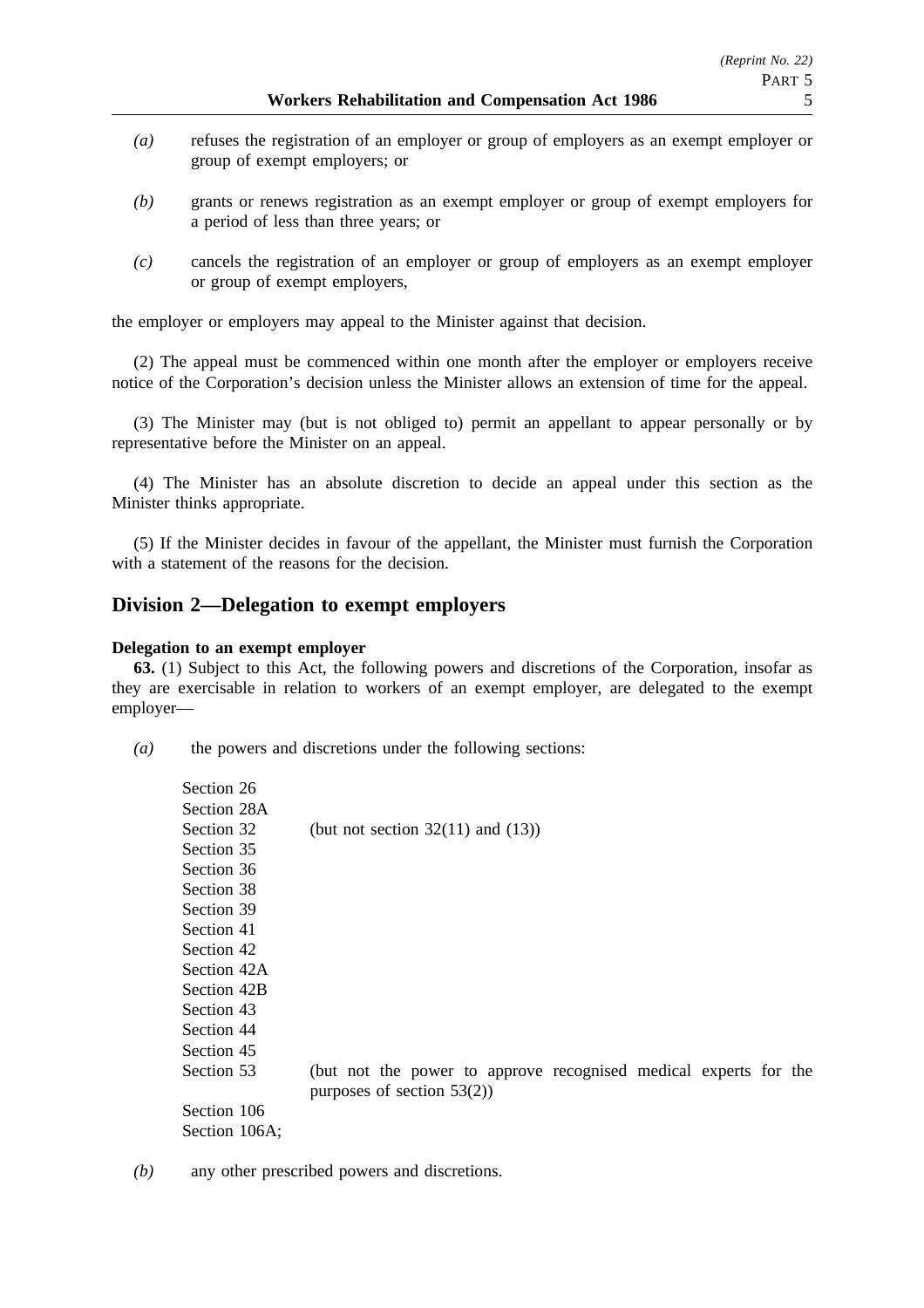*(a)* refuses the registration of an employer or group of employers as an exempt employer or group of exempt employers; or

*(b)* grants or renews registration as an exempt employer or group of exempt employers for a period of less than three years; or

*(c)* cancels the registration of an employer or group of employers as an exempt employer or group of exempt employers,

the employer or employers may appeal to the Minister against that decision.

(2) The appeal must be commenced within one month after the employer or employers receive notice of the Corporation's decision unless the Minister allows an extension of time for the appeal.

(3) The Minister may (but is not obliged to) permit an appellant to appear personally or by representative before the Minister on an appeal.

(4) The Minister has an absolute discretion to decide an appeal under this section as the Minister thinks appropriate.

(5) If the Minister decides in favour of the appellant, the Minister must furnish the Corporation with a statement of the reasons for the decision.

## Division 2—Delegation to exempt employers

**Delegation to an exempt employer**

**63.** (1) Subject to this Act, the following powers and discretions of the Corporation, insofar as they are exercisable in relation to workers of an exempt employer, are delegated to the exempt employer—

*(a)* the powers and discretions under the following sections:

| | |
|---|---|
| Section 26 | |
| Section 28A | |
| Section 32 | (but not section 32(11) and (13)) |
| Section 35 | |
| Section 36 | |
| Section 38 | |
| Section 39 | |
| Section 41 | |
| Section 42 | |
| Section 42A | |
| Section 42B | |
| Section 43 | |
| Section 44 | |
| Section 45 | |
| Section 53 | (but not the power to approve recognised medical experts for the purposes of section 53(2)) |
| Section 106 | |
| Section 106A; | |

*(b)* any other prescribed powers and discretions.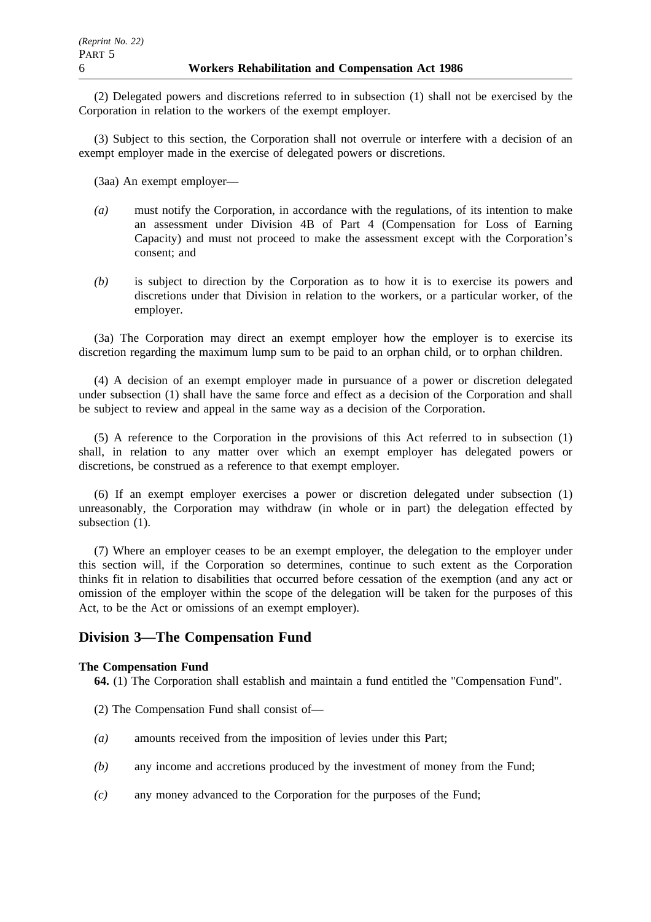(2) Delegated powers and discretions referred to in subsection (1) shall not be exercised by the Corporation in relation to the workers of the exempt employer.

(3) Subject to this section, the Corporation shall not overrule or interfere with a decision of an exempt employer made in the exercise of delegated powers or discretions.

(3aa) An exempt employer—

*(a)* must notify the Corporation, in accordance with the regulations, of its intention to make an assessment under Division 4B of Part 4 (Compensation for Loss of Earning Capacity) and must not proceed to make the assessment except with the Corporation's consent; and

*(b)* is subject to direction by the Corporation as to how it is to exercise its powers and discretions under that Division in relation to the workers, or a particular worker, of the employer.

(3a) The Corporation may direct an exempt employer how the employer is to exercise its discretion regarding the maximum lump sum to be paid to an orphan child, or to orphan children.

(4) A decision of an exempt employer made in pursuance of a power or discretion delegated under subsection (1) shall have the same force and effect as a decision of the Corporation and shall be subject to review and appeal in the same way as a decision of the Corporation.

(5) A reference to the Corporation in the provisions of this Act referred to in subsection (1) shall, in relation to any matter over which an exempt employer has delegated powers or discretions, be construed as a reference to that exempt employer.

(6) If an exempt employer exercises a power or discretion delegated under subsection (1) unreasonably, the Corporation may withdraw (in whole or in part) the delegation effected by subsection (1).

(7) Where an employer ceases to be an exempt employer, the delegation to the employer under this section will, if the Corporation so determines, continue to such extent as the Corporation thinks fit in relation to disabilities that occurred before cessation of the exemption (and any act or omission of the employer within the scope of the delegation will be taken for the purposes of this Act, to be the Act or omissions of an exempt employer).

## Division 3—The Compensation Fund

**The Compensation Fund**

**64.** (1) The Corporation shall establish and maintain a fund entitled the "Compensation Fund".

(2) The Compensation Fund shall consist of—

*(a)* amounts received from the imposition of levies under this Part;

*(b)* any income and accretions produced by the investment of money from the Fund;

*(c)* any money advanced to the Corporation for the purposes of the Fund;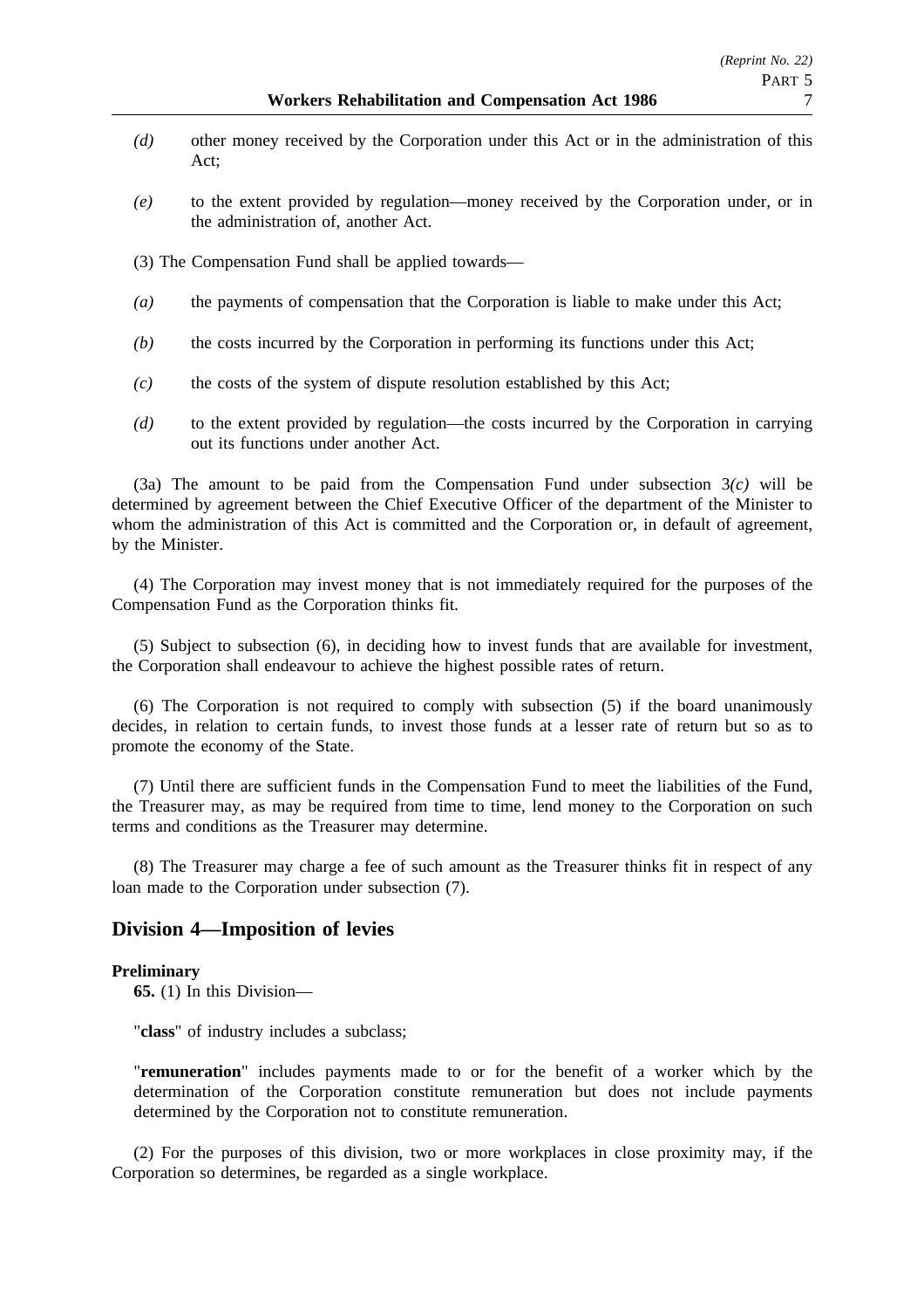*(d)* other money received by the Corporation under this Act or in the administration of this Act;

*(e)* to the extent provided by regulation—money received by the Corporation under, or in the administration of, another Act.

(3) The Compensation Fund shall be applied towards—

*(a)* the payments of compensation that the Corporation is liable to make under this Act;

*(b)* the costs incurred by the Corporation in performing its functions under this Act;

*(c)* the costs of the system of dispute resolution established by this Act;

*(d)* to the extent provided by regulation—the costs incurred by the Corporation in carrying out its functions under another Act.

(3a) The amount to be paid from the Compensation Fund under subsection 3*(c)* will be determined by agreement between the Chief Executive Officer of the department of the Minister to whom the administration of this Act is committed and the Corporation or, in default of agreement, by the Minister.

(4) The Corporation may invest money that is not immediately required for the purposes of the Compensation Fund as the Corporation thinks fit.

(5) Subject to subsection (6), in deciding how to invest funds that are available for investment, the Corporation shall endeavour to achieve the highest possible rates of return.

(6) The Corporation is not required to comply with subsection (5) if the board unanimously decides, in relation to certain funds, to invest those funds at a lesser rate of return but so as to promote the economy of the State.

(7) Until there are sufficient funds in the Compensation Fund to meet the liabilities of the Fund, the Treasurer may, as may be required from time to time, lend money to the Corporation on such terms and conditions as the Treasurer may determine.

(8) The Treasurer may charge a fee of such amount as the Treasurer thinks fit in respect of any loan made to the Corporation under subsection (7).

## Division 4—Imposition of levies

**Preliminary**

**65.** (1) In this Division—

"**class**" of industry includes a subclass;

"**remuneration**" includes payments made to or for the benefit of a worker which by the determination of the Corporation constitute remuneration but does not include payments determined by the Corporation not to constitute remuneration.

(2) For the purposes of this division, two or more workplaces in close proximity may, if the Corporation so determines, be regarded as a single workplace.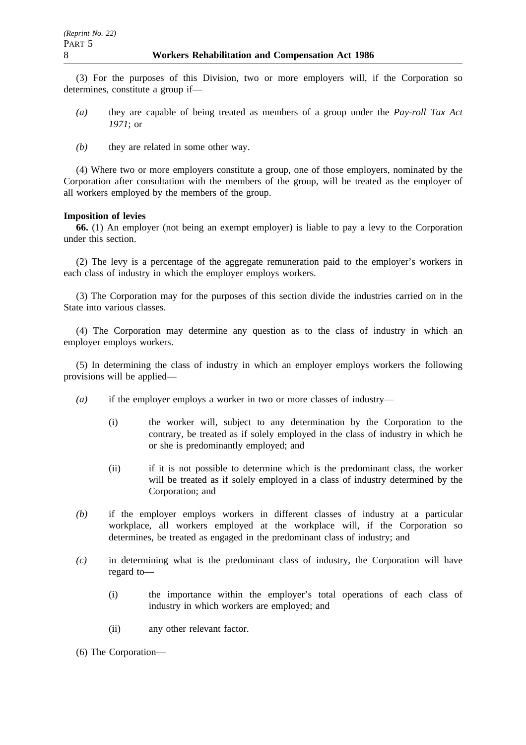(3) For the purposes of this Division, two or more employers will, if the Corporation so determines, constitute a group if—

- *(a)* they are capable of being treated as members of a group under the *Pay-roll Tax Act 1971*; or
- *(b)* they are related in some other way.

(4) Where two or more employers constitute a group, one of those employers, nominated by the Corporation after consultation with the members of the group, will be treated as the employer of all workers employed by the members of the group.

**Imposition of levies**

**66.** (1) An employer (not being an exempt employer) is liable to pay a levy to the Corporation under this section.

(2) The levy is a percentage of the aggregate remuneration paid to the employer's workers in each class of industry in which the employer employs workers.

(3) The Corporation may for the purposes of this section divide the industries carried on in the State into various classes.

(4) The Corporation may determine any question as to the class of industry in which an employer employs workers.

(5) In determining the class of industry in which an employer employs workers the following provisions will be applied—

- *(a)* if the employer employs a worker in two or more classes of industry—
  - (i) the worker will, subject to any determination by the Corporation to the contrary, be treated as if solely employed in the class of industry in which he or she is predominantly employed; and
  - (ii) if it is not possible to determine which is the predominant class, the worker will be treated as if solely employed in a class of industry determined by the Corporation; and
- *(b)* if the employer employs workers in different classes of industry at a particular workplace, all workers employed at the workplace will, if the Corporation so determines, be treated as engaged in the predominant class of industry; and
- *(c)* in determining what is the predominant class of industry, the Corporation will have regard to—
  - (i) the importance within the employer's total operations of each class of industry in which workers are employed; and
  - (ii) any other relevant factor.

(6) The Corporation—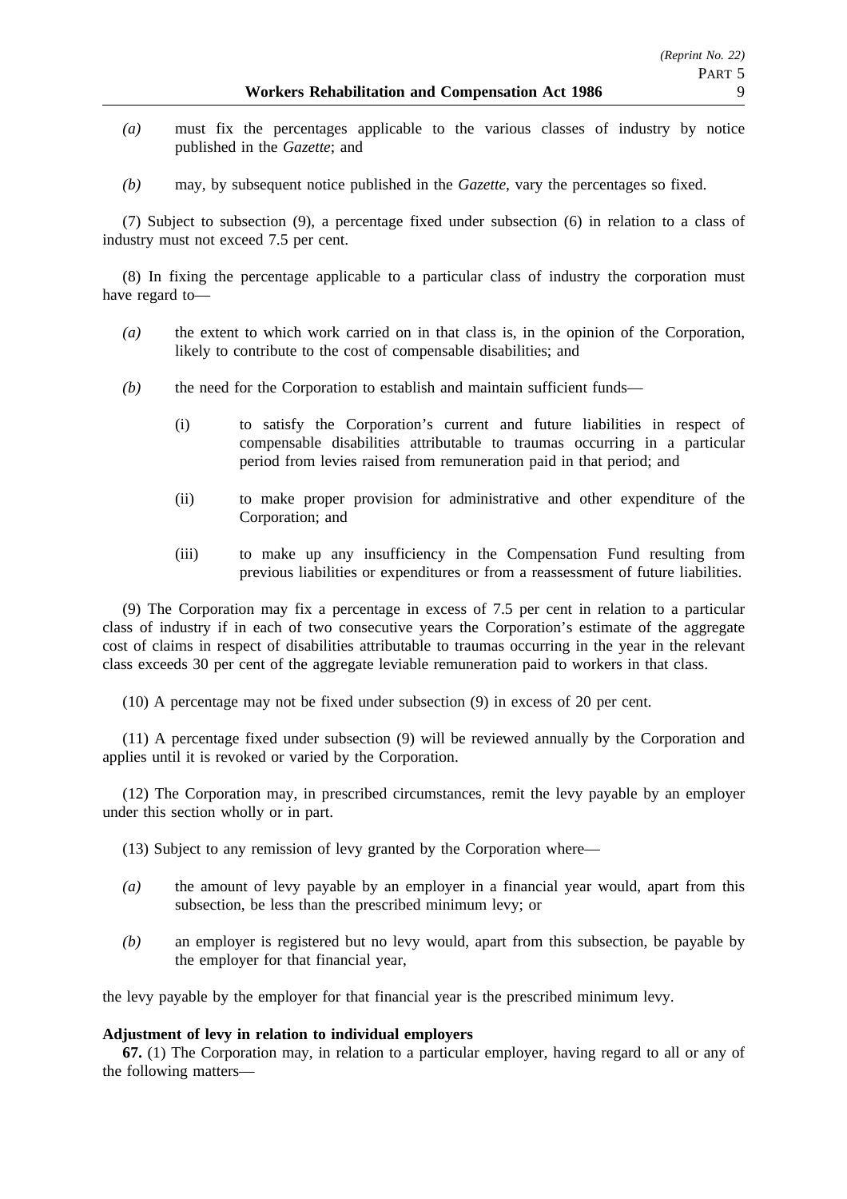*(a)* must fix the percentages applicable to the various classes of industry by notice published in the *Gazette*; and

*(b)* may, by subsequent notice published in the *Gazette*, vary the percentages so fixed.

(7) Subject to subsection (9), a percentage fixed under subsection (6) in relation to a class of industry must not exceed 7.5 per cent.

(8) In fixing the percentage applicable to a particular class of industry the corporation must have regard to—

*(a)* the extent to which work carried on in that class is, in the opinion of the Corporation, likely to contribute to the cost of compensable disabilities; and

*(b)* the need for the Corporation to establish and maintain sufficient funds—

(i) to satisfy the Corporation's current and future liabilities in respect of compensable disabilities attributable to traumas occurring in a particular period from levies raised from remuneration paid in that period; and

(ii) to make proper provision for administrative and other expenditure of the Corporation; and

(iii) to make up any insufficiency in the Compensation Fund resulting from previous liabilities or expenditures or from a reassessment of future liabilities.

(9) The Corporation may fix a percentage in excess of 7.5 per cent in relation to a particular class of industry if in each of two consecutive years the Corporation's estimate of the aggregate cost of claims in respect of disabilities attributable to traumas occurring in the year in the relevant class exceeds 30 per cent of the aggregate leviable remuneration paid to workers in that class.

(10) A percentage may not be fixed under subsection (9) in excess of 20 per cent.

(11) A percentage fixed under subsection (9) will be reviewed annually by the Corporation and applies until it is revoked or varied by the Corporation.

(12) The Corporation may, in prescribed circumstances, remit the levy payable by an employer under this section wholly or in part.

(13) Subject to any remission of levy granted by the Corporation where—

*(a)* the amount of levy payable by an employer in a financial year would, apart from this subsection, be less than the prescribed minimum levy; or

*(b)* an employer is registered but no levy would, apart from this subsection, be payable by the employer for that financial year,

the levy payable by the employer for that financial year is the prescribed minimum levy.

**Adjustment of levy in relation to individual employers**

**67.** (1) The Corporation may, in relation to a particular employer, having regard to all or any of the following matters—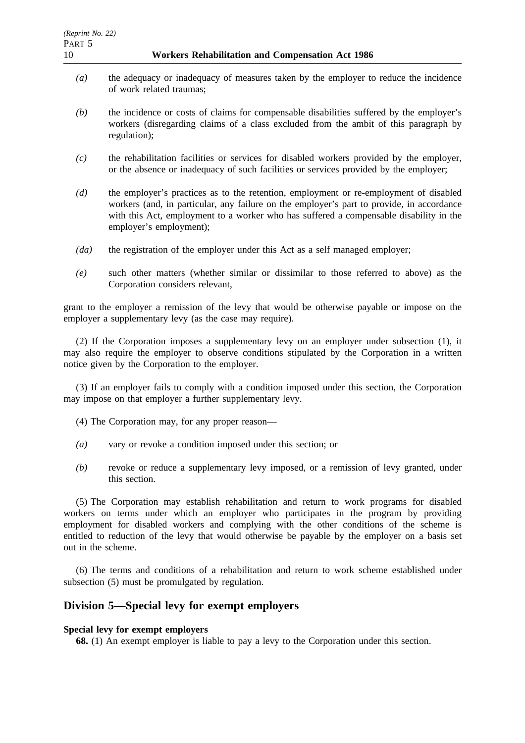*(a)* the adequacy or inadequacy of measures taken by the employer to reduce the incidence of work related traumas;

*(b)* the incidence or costs of claims for compensable disabilities suffered by the employer's workers (disregarding claims of a class excluded from the ambit of this paragraph by regulation);

*(c)* the rehabilitation facilities or services for disabled workers provided by the employer, or the absence or inadequacy of such facilities or services provided by the employer;

*(d)* the employer's practices as to the retention, employment or re-employment of disabled workers (and, in particular, any failure on the employer's part to provide, in accordance with this Act, employment to a worker who has suffered a compensable disability in the employer's employment);

*(da)* the registration of the employer under this Act as a self managed employer;

*(e)* such other matters (whether similar or dissimilar to those referred to above) as the Corporation considers relevant,

grant to the employer a remission of the levy that would be otherwise payable or impose on the employer a supplementary levy (as the case may require).

(2) If the Corporation imposes a supplementary levy on an employer under subsection (1), it may also require the employer to observe conditions stipulated by the Corporation in a written notice given by the Corporation to the employer.

(3) If an employer fails to comply with a condition imposed under this section, the Corporation may impose on that employer a further supplementary levy.

(4) The Corporation may, for any proper reason—

*(a)* vary or revoke a condition imposed under this section; or

*(b)* revoke or reduce a supplementary levy imposed, or a remission of levy granted, under this section.

(5) The Corporation may establish rehabilitation and return to work programs for disabled workers on terms under which an employer who participates in the program by providing employment for disabled workers and complying with the other conditions of the scheme is entitled to reduction of the levy that would otherwise be payable by the employer on a basis set out in the scheme.

(6) The terms and conditions of a rehabilitation and return to work scheme established under subsection (5) must be promulgated by regulation.

## Division 5—Special levy for exempt employers

**Special levy for exempt employers**

**68.** (1) An exempt employer is liable to pay a levy to the Corporation under this section.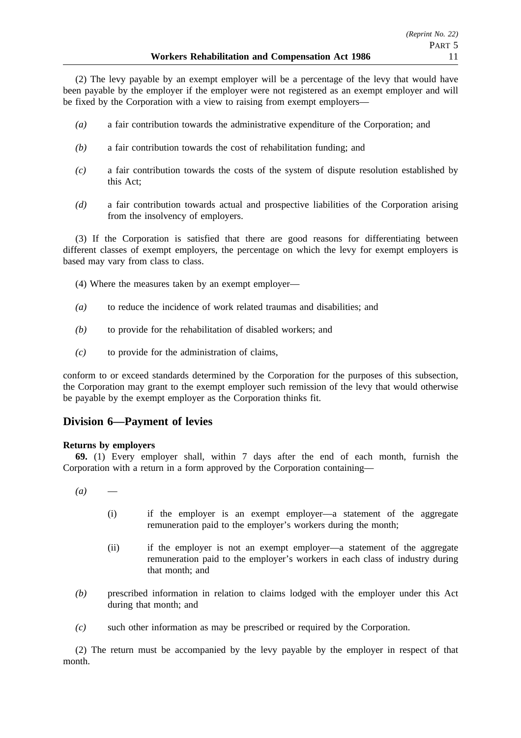(2) The levy payable by an exempt employer will be a percentage of the levy that would have been payable by the employer if the employer were not registered as an exempt employer and will be fixed by the Corporation with a view to raising from exempt employers—

*(a)* a fair contribution towards the administrative expenditure of the Corporation; and

*(b)* a fair contribution towards the cost of rehabilitation funding; and

*(c)* a fair contribution towards the costs of the system of dispute resolution established by this Act;

*(d)* a fair contribution towards actual and prospective liabilities of the Corporation arising from the insolvency of employers.

(3) If the Corporation is satisfied that there are good reasons for differentiating between different classes of exempt employers, the percentage on which the levy for exempt employers is based may vary from class to class.

(4) Where the measures taken by an exempt employer—

*(a)* to reduce the incidence of work related traumas and disabilities; and

*(b)* to provide for the rehabilitation of disabled workers; and

*(c)* to provide for the administration of claims,

conform to or exceed standards determined by the Corporation for the purposes of this subsection, the Corporation may grant to the exempt employer such remission of the levy that would otherwise be payable by the exempt employer as the Corporation thinks fit.

## Division 6—Payment of levies

**Returns by employers**

**69.** (1) Every employer shall, within 7 days after the end of each month, furnish the Corporation with a return in a form approved by the Corporation containing—

*(a)* —

(i) if the employer is an exempt employer—a statement of the aggregate remuneration paid to the employer's workers during the month;

(ii) if the employer is not an exempt employer—a statement of the aggregate remuneration paid to the employer's workers in each class of industry during that month; and

*(b)* prescribed information in relation to claims lodged with the employer under this Act during that month; and

*(c)* such other information as may be prescribed or required by the Corporation.

(2) The return must be accompanied by the levy payable by the employer in respect of that month.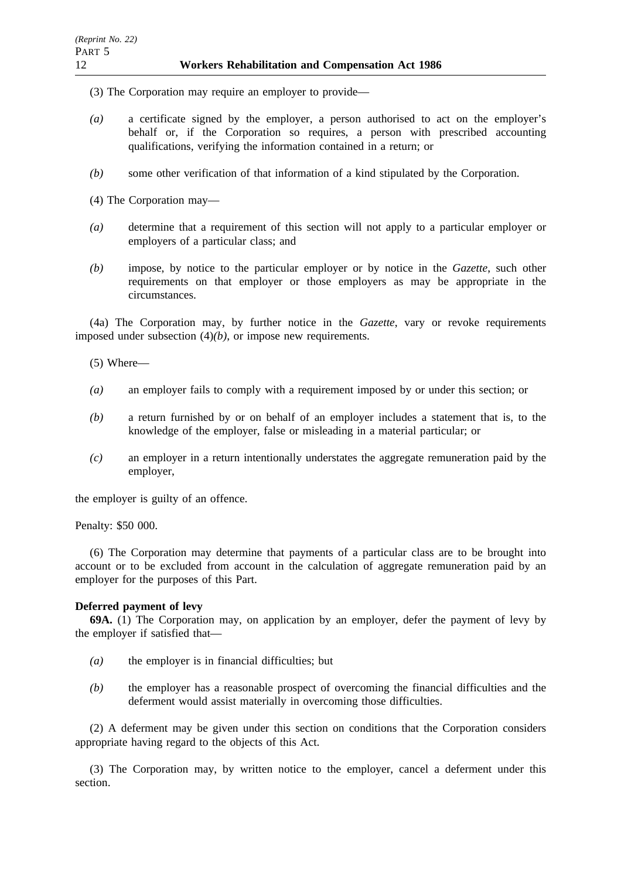(3) The Corporation may require an employer to provide—

*(a)* a certificate signed by the employer, a person authorised to act on the employer's behalf or, if the Corporation so requires, a person with prescribed accounting qualifications, verifying the information contained in a return; or

*(b)* some other verification of that information of a kind stipulated by the Corporation.

(4) The Corporation may—

*(a)* determine that a requirement of this section will not apply to a particular employer or employers of a particular class; and

*(b)* impose, by notice to the particular employer or by notice in the *Gazette*, such other requirements on that employer or those employers as may be appropriate in the circumstances.

(4a) The Corporation may, by further notice in the *Gazette*, vary or revoke requirements imposed under subsection (4)*(b)*, or impose new requirements.

(5) Where—

*(a)* an employer fails to comply with a requirement imposed by or under this section; or

*(b)* a return furnished by or on behalf of an employer includes a statement that is, to the knowledge of the employer, false or misleading in a material particular; or

*(c)* an employer in a return intentionally understates the aggregate remuneration paid by the employer,

the employer is guilty of an offence.

Penalty: $50 000.

(6) The Corporation may determine that payments of a particular class are to be brought into account or to be excluded from account in the calculation of aggregate remuneration paid by an employer for the purposes of this Part.

**Deferred payment of levy**

**69A.** (1) The Corporation may, on application by an employer, defer the payment of levy by the employer if satisfied that—

*(a)* the employer is in financial difficulties; but

*(b)* the employer has a reasonable prospect of overcoming the financial difficulties and the deferment would assist materially in overcoming those difficulties.

(2) A deferment may be given under this section on conditions that the Corporation considers appropriate having regard to the objects of this Act.

(3) The Corporation may, by written notice to the employer, cancel a deferment under this section.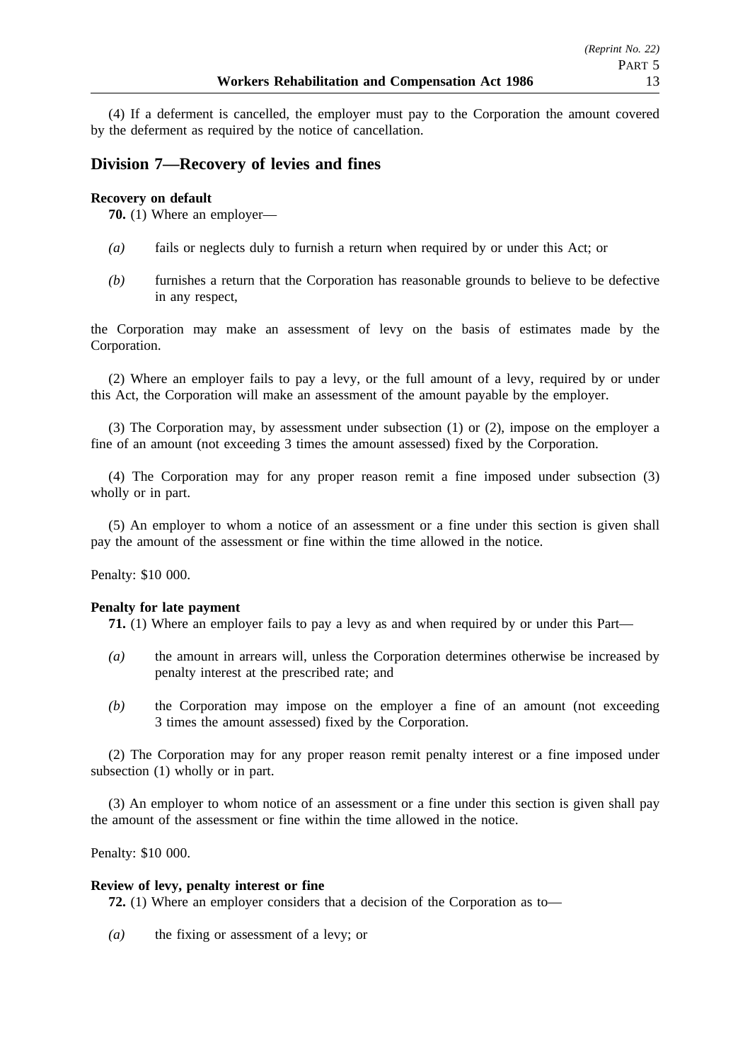(4) If a deferment is cancelled, the employer must pay to the Corporation the amount covered by the deferment as required by the notice of cancellation.

## Division 7—Recovery of levies and fines

**Recovery on default**

**70.** (1) Where an employer—

*(a)* fails or neglects duly to furnish a return when required by or under this Act; or

*(b)* furnishes a return that the Corporation has reasonable grounds to believe to be defective in any respect,

the Corporation may make an assessment of levy on the basis of estimates made by the Corporation.

(2) Where an employer fails to pay a levy, or the full amount of a levy, required by or under this Act, the Corporation will make an assessment of the amount payable by the employer.

(3) The Corporation may, by assessment under subsection (1) or (2), impose on the employer a fine of an amount (not exceeding 3 times the amount assessed) fixed by the Corporation.

(4) The Corporation may for any proper reason remit a fine imposed under subsection (3) wholly or in part.

(5) An employer to whom a notice of an assessment or a fine under this section is given shall pay the amount of the assessment or fine within the time allowed in the notice.

Penalty: $10 000.

**Penalty for late payment**

**71.** (1) Where an employer fails to pay a levy as and when required by or under this Part—

*(a)* the amount in arrears will, unless the Corporation determines otherwise be increased by penalty interest at the prescribed rate; and

*(b)* the Corporation may impose on the employer a fine of an amount (not exceeding 3 times the amount assessed) fixed by the Corporation.

(2) The Corporation may for any proper reason remit penalty interest or a fine imposed under subsection (1) wholly or in part.

(3) An employer to whom notice of an assessment or a fine under this section is given shall pay the amount of the assessment or fine within the time allowed in the notice.

Penalty: $10 000.

**Review of levy, penalty interest or fine**

**72.** (1) Where an employer considers that a decision of the Corporation as to—

*(a)* the fixing or assessment of a levy; or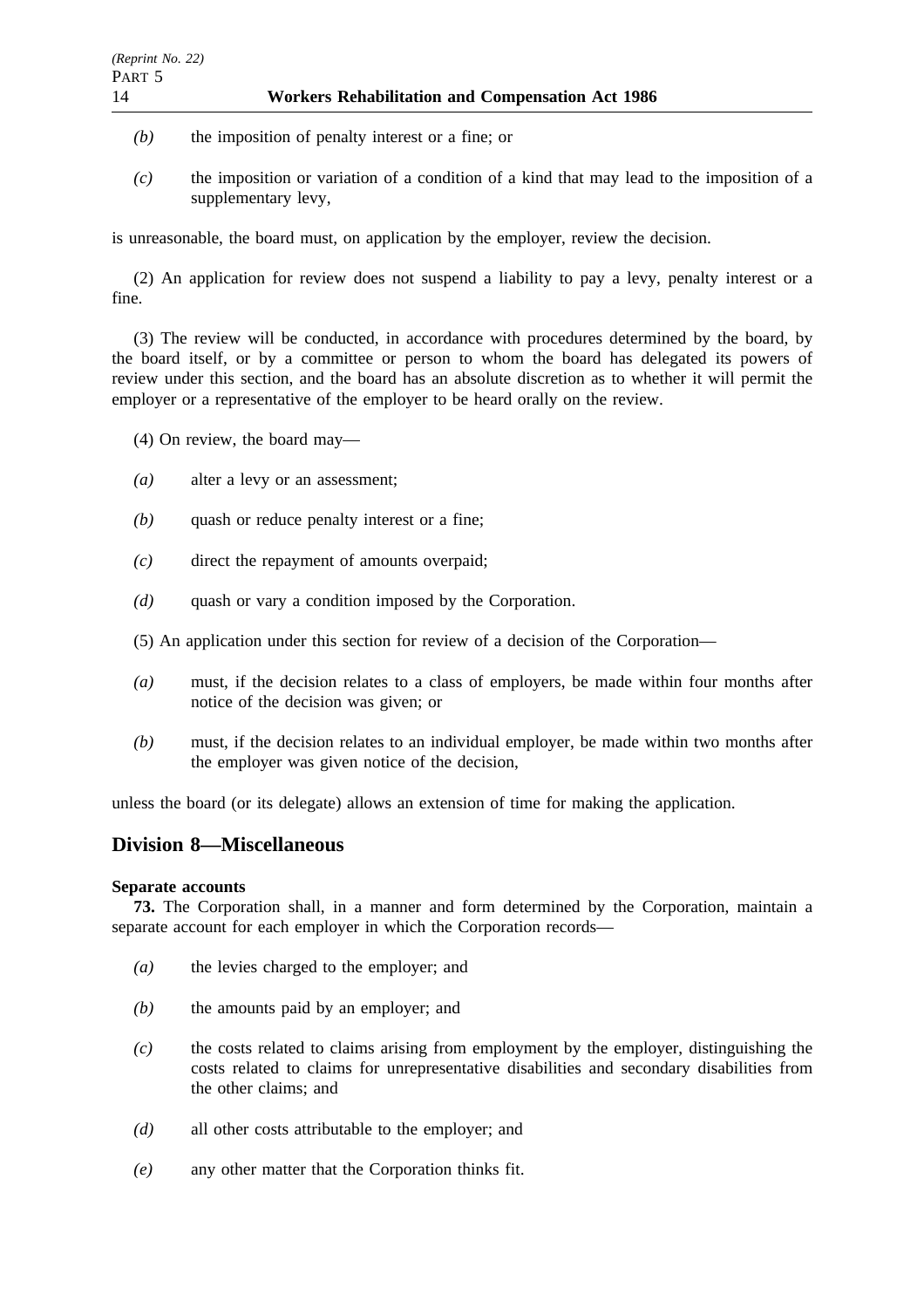*(b)* the imposition of penalty interest or a fine; or

*(c)* the imposition or variation of a condition of a kind that may lead to the imposition of a supplementary levy,

is unreasonable, the board must, on application by the employer, review the decision.

(2) An application for review does not suspend a liability to pay a levy, penalty interest or a fine.

(3) The review will be conducted, in accordance with procedures determined by the board, by the board itself, or by a committee or person to whom the board has delegated its powers of review under this section, and the board has an absolute discretion as to whether it will permit the employer or a representative of the employer to be heard orally on the review.

(4) On review, the board may—

*(a)* alter a levy or an assessment;

*(b)* quash or reduce penalty interest or a fine;

*(c)* direct the repayment of amounts overpaid;

*(d)* quash or vary a condition imposed by the Corporation.

(5) An application under this section for review of a decision of the Corporation—

*(a)* must, if the decision relates to a class of employers, be made within four months after notice of the decision was given; or

*(b)* must, if the decision relates to an individual employer, be made within two months after the employer was given notice of the decision,

unless the board (or its delegate) allows an extension of time for making the application.

## Division 8—Miscellaneous

**Separate accounts**

**73.** The Corporation shall, in a manner and form determined by the Corporation, maintain a separate account for each employer in which the Corporation records—

*(a)* the levies charged to the employer; and

*(b)* the amounts paid by an employer; and

*(c)* the costs related to claims arising from employment by the employer, distinguishing the costs related to claims for unrepresentative disabilities and secondary disabilities from the other claims; and

*(d)* all other costs attributable to the employer; and

*(e)* any other matter that the Corporation thinks fit.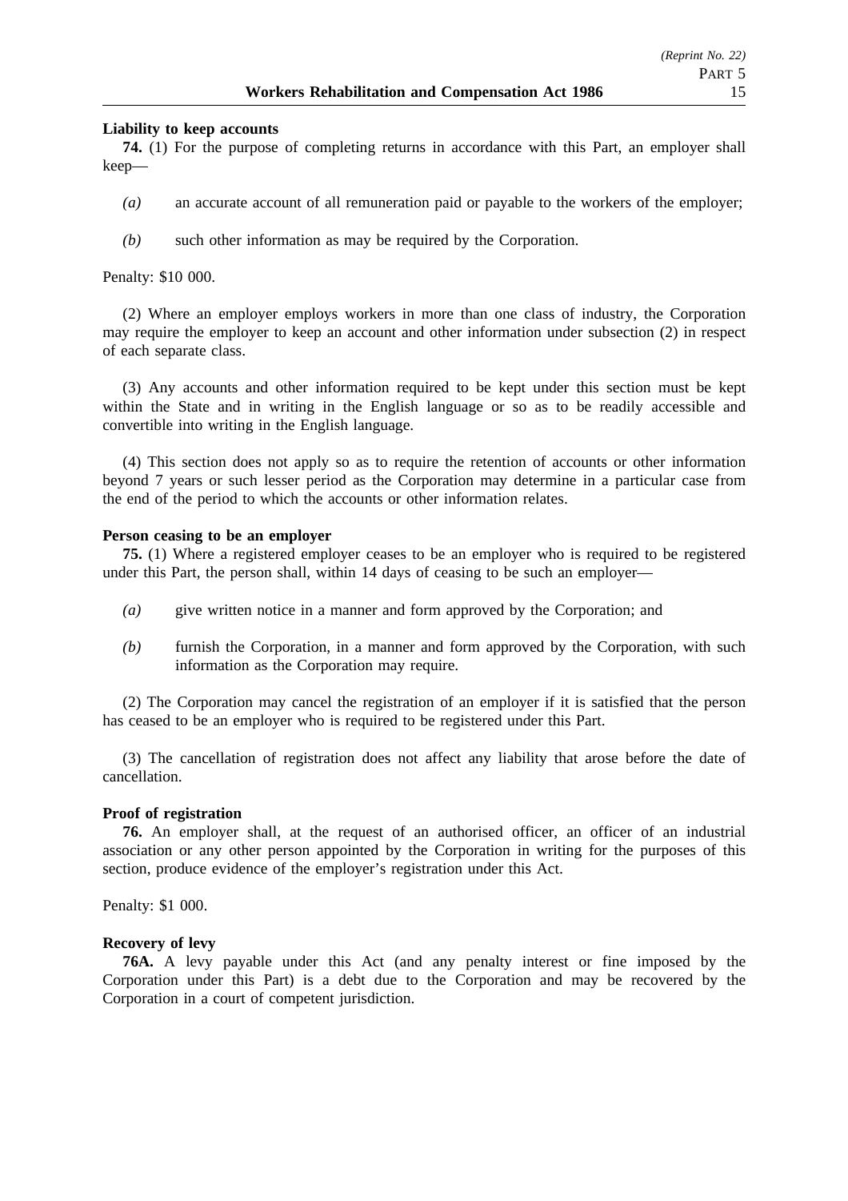**Liability to keep accounts**

**74.** (1) For the purpose of completing returns in accordance with this Part, an employer shall keep—

*(a)* an accurate account of all remuneration paid or payable to the workers of the employer;

*(b)* such other information as may be required by the Corporation.

Penalty: $10 000.

(2) Where an employer employs workers in more than one class of industry, the Corporation may require the employer to keep an account and other information under subsection (2) in respect of each separate class.

(3) Any accounts and other information required to be kept under this section must be kept within the State and in writing in the English language or so as to be readily accessible and convertible into writing in the English language.

(4) This section does not apply so as to require the retention of accounts or other information beyond 7 years or such lesser period as the Corporation may determine in a particular case from the end of the period to which the accounts or other information relates.

**Person ceasing to be an employer**

**75.** (1) Where a registered employer ceases to be an employer who is required to be registered under this Part, the person shall, within 14 days of ceasing to be such an employer—

*(a)* give written notice in a manner and form approved by the Corporation; and

*(b)* furnish the Corporation, in a manner and form approved by the Corporation, with such information as the Corporation may require.

(2) The Corporation may cancel the registration of an employer if it is satisfied that the person has ceased to be an employer who is required to be registered under this Part.

(3) The cancellation of registration does not affect any liability that arose before the date of cancellation.

**Proof of registration**

**76.** An employer shall, at the request of an authorised officer, an officer of an industrial association or any other person appointed by the Corporation in writing for the purposes of this section, produce evidence of the employer's registration under this Act.

Penalty: $1 000.

**Recovery of levy**

**76A.** A levy payable under this Act (and any penalty interest or fine imposed by the Corporation under this Part) is a debt due to the Corporation and may be recovered by the Corporation in a court of competent jurisdiction.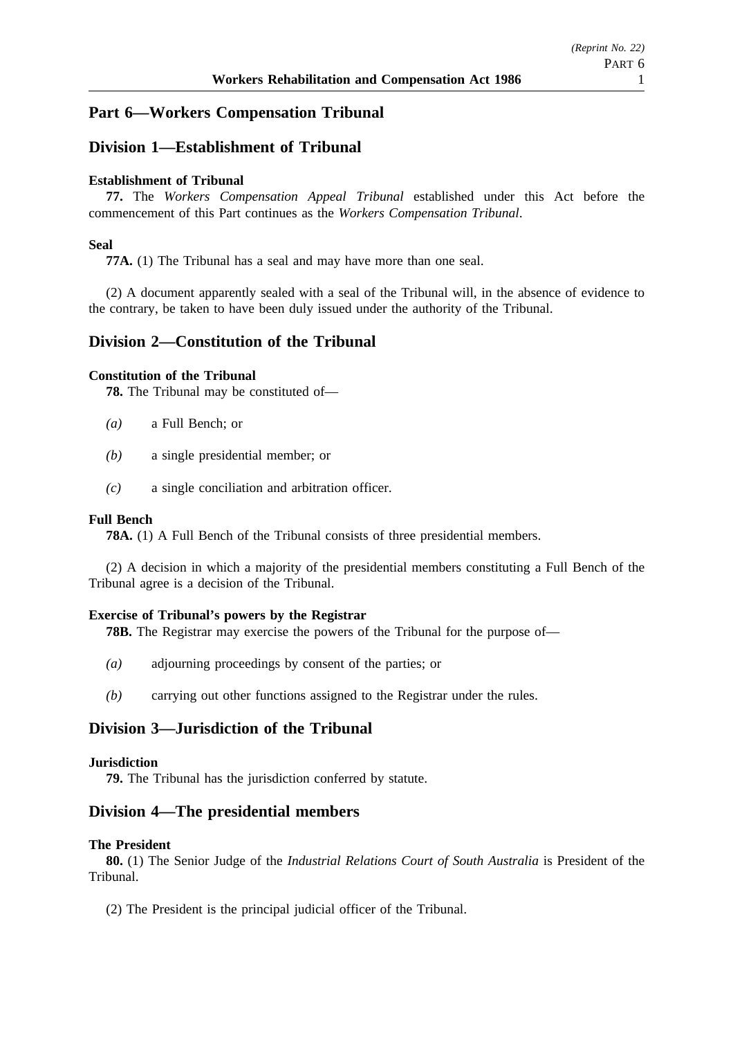## Part 6—Workers Compensation Tribunal

## Division 1—Establishment of Tribunal

**Establishment of Tribunal**

**77.** The *Workers Compensation Appeal Tribunal* established under this Act before the commencement of this Part continues as the *Workers Compensation Tribunal*.

**Seal**

**77A.** (1) The Tribunal has a seal and may have more than one seal.

(2) A document apparently sealed with a seal of the Tribunal will, in the absence of evidence to the contrary, be taken to have been duly issued under the authority of the Tribunal.

## Division 2—Constitution of the Tribunal

**Constitution of the Tribunal**

**78.** The Tribunal may be constituted of—

*(a)* a Full Bench; or

*(b)* a single presidential member; or

*(c)* a single conciliation and arbitration officer.

**Full Bench**

**78A.** (1) A Full Bench of the Tribunal consists of three presidential members.

(2) A decision in which a majority of the presidential members constituting a Full Bench of the Tribunal agree is a decision of the Tribunal.

**Exercise of Tribunal's powers by the Registrar**

**78B.** The Registrar may exercise the powers of the Tribunal for the purpose of—

*(a)* adjourning proceedings by consent of the parties; or

*(b)* carrying out other functions assigned to the Registrar under the rules.

## Division 3—Jurisdiction of the Tribunal

**Jurisdiction**

**79.** The Tribunal has the jurisdiction conferred by statute.

## Division 4—The presidential members

**The President**

**80.** (1) The Senior Judge of the *Industrial Relations Court of South Australia* is President of the Tribunal.

(2) The President is the principal judicial officer of the Tribunal.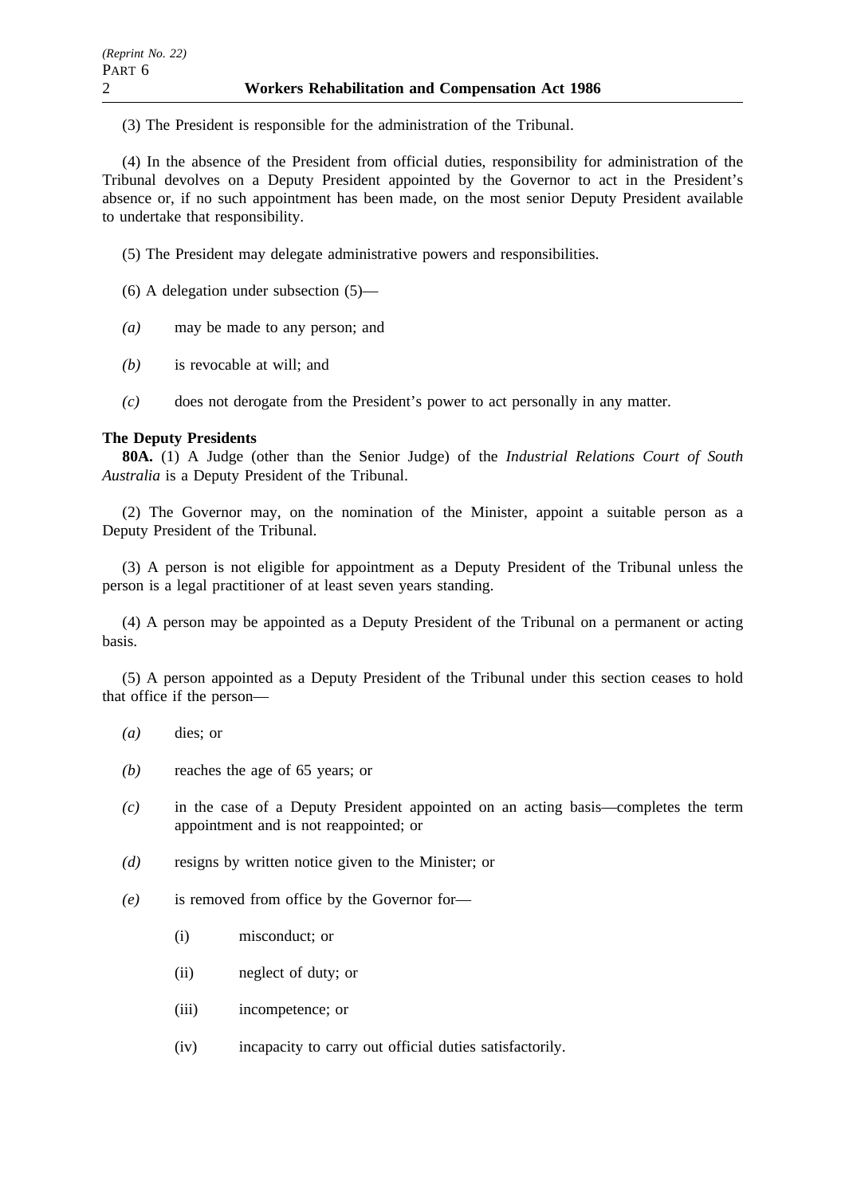(3) The President is responsible for the administration of the Tribunal.

(4) In the absence of the President from official duties, responsibility for administration of the Tribunal devolves on a Deputy President appointed by the Governor to act in the President's absence or, if no such appointment has been made, on the most senior Deputy President available to undertake that responsibility.

(5) The President may delegate administrative powers and responsibilities.

(6) A delegation under subsection (5)—

*(a)* may be made to any person; and

*(b)* is revocable at will; and

*(c)* does not derogate from the President's power to act personally in any matter.

**The Deputy Presidents**

**80A.** (1) A Judge (other than the Senior Judge) of the *Industrial Relations Court of South Australia* is a Deputy President of the Tribunal.

(2) The Governor may, on the nomination of the Minister, appoint a suitable person as a Deputy President of the Tribunal.

(3) A person is not eligible for appointment as a Deputy President of the Tribunal unless the person is a legal practitioner of at least seven years standing.

(4) A person may be appointed as a Deputy President of the Tribunal on a permanent or acting basis.

(5) A person appointed as a Deputy President of the Tribunal under this section ceases to hold that office if the person—

*(a)* dies; or

*(b)* reaches the age of 65 years; or

*(c)* in the case of a Deputy President appointed on an acting basis—completes the term appointment and is not reappointed; or

*(d)* resigns by written notice given to the Minister; or

*(e)* is removed from office by the Governor for—

(i) misconduct; or

(ii) neglect of duty; or

(iii) incompetence; or

(iv) incapacity to carry out official duties satisfactorily.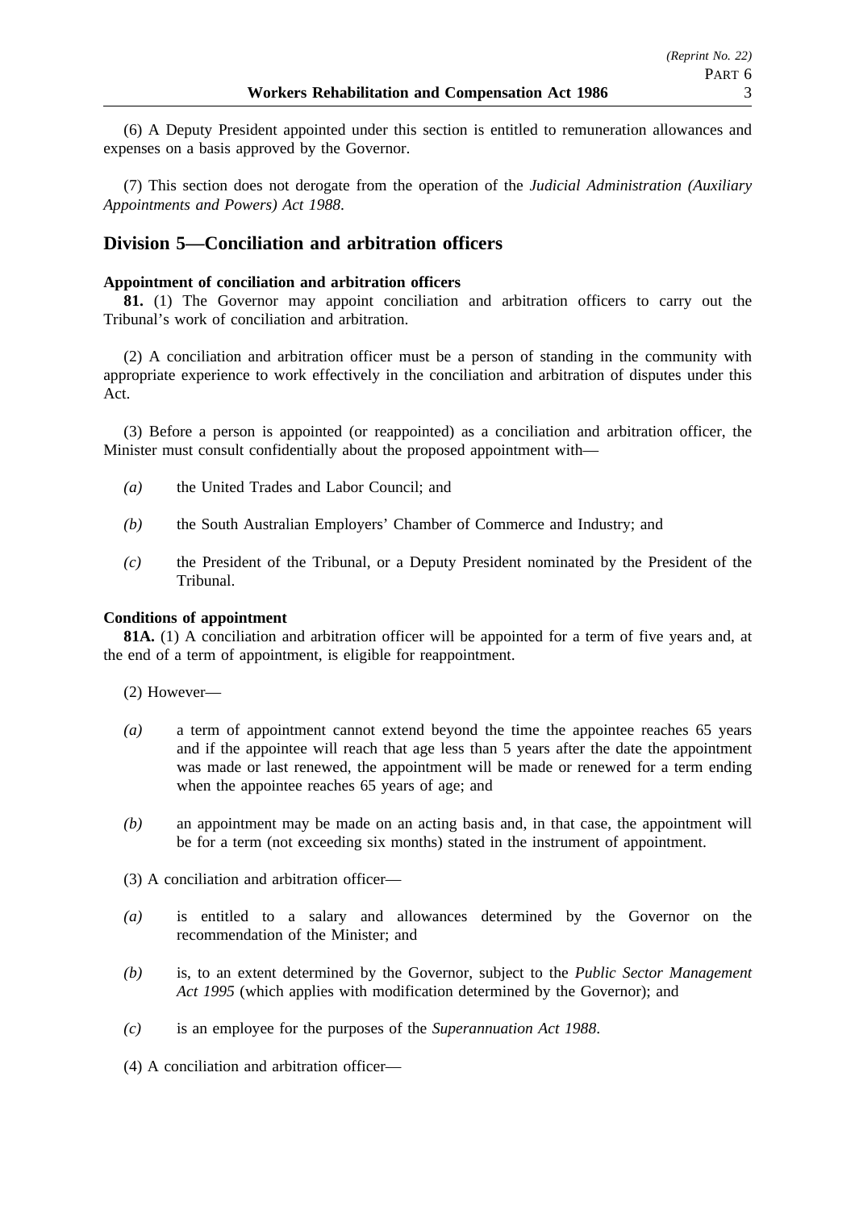(6) A Deputy President appointed under this section is entitled to remuneration allowances and expenses on a basis approved by the Governor.

(7) This section does not derogate from the operation of the *Judicial Administration (Auxiliary Appointments and Powers) Act 1988*.

## Division 5—Conciliation and arbitration officers

**Appointment of conciliation and arbitration officers**

**81.** (1) The Governor may appoint conciliation and arbitration officers to carry out the Tribunal's work of conciliation and arbitration.

(2) A conciliation and arbitration officer must be a person of standing in the community with appropriate experience to work effectively in the conciliation and arbitration of disputes under this Act.

(3) Before a person is appointed (or reappointed) as a conciliation and arbitration officer, the Minister must consult confidentially about the proposed appointment with—

*(a)* the United Trades and Labor Council; and

*(b)* the South Australian Employers' Chamber of Commerce and Industry; and

*(c)* the President of the Tribunal, or a Deputy President nominated by the President of the Tribunal.

**Conditions of appointment**

**81A.** (1) A conciliation and arbitration officer will be appointed for a term of five years and, at the end of a term of appointment, is eligible for reappointment.

(2) However—

*(a)* a term of appointment cannot extend beyond the time the appointee reaches 65 years and if the appointee will reach that age less than 5 years after the date the appointment was made or last renewed, the appointment will be made or renewed for a term ending when the appointee reaches 65 years of age; and

*(b)* an appointment may be made on an acting basis and, in that case, the appointment will be for a term (not exceeding six months) stated in the instrument of appointment.

(3) A conciliation and arbitration officer—

*(a)* is entitled to a salary and allowances determined by the Governor on the recommendation of the Minister; and

*(b)* is, to an extent determined by the Governor, subject to the *Public Sector Management Act 1995* (which applies with modification determined by the Governor); and

*(c)* is an employee for the purposes of the *Superannuation Act 1988*.

(4) A conciliation and arbitration officer—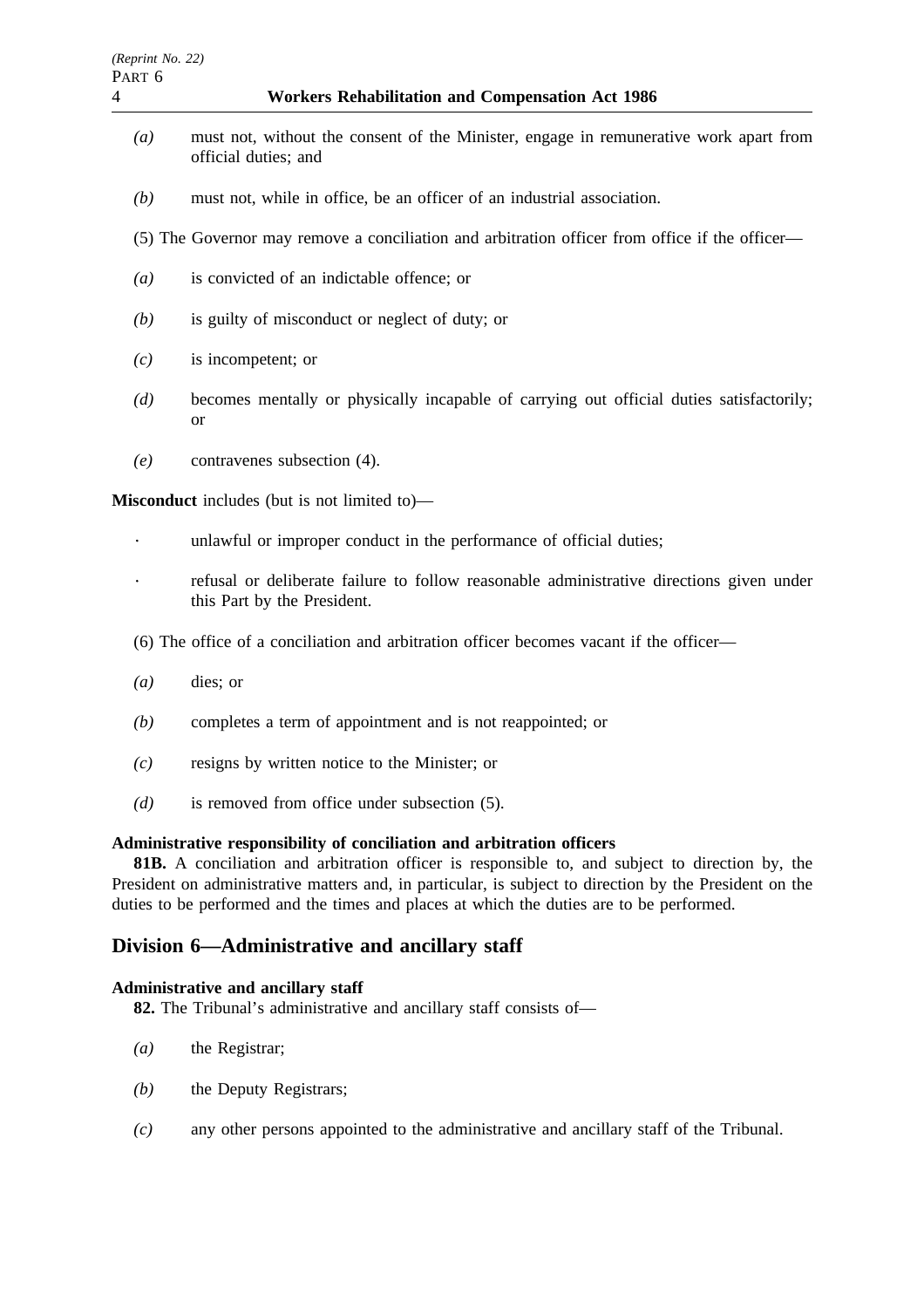*(a)* must not, without the consent of the Minister, engage in remunerative work apart from official duties; and

*(b)* must not, while in office, be an officer of an industrial association.

(5) The Governor may remove a conciliation and arbitration officer from office if the officer—

*(a)* is convicted of an indictable offence; or

*(b)* is guilty of misconduct or neglect of duty; or

*(c)* is incompetent; or

*(d)* becomes mentally or physically incapable of carrying out official duties satisfactorily; or

*(e)* contravenes subsection (4).

**Misconduct** includes (but is not limited to)—

- unlawful or improper conduct in the performance of official duties;
- refusal or deliberate failure to follow reasonable administrative directions given under this Part by the President.

(6) The office of a conciliation and arbitration officer becomes vacant if the officer—

*(a)* dies; or

*(b)* completes a term of appointment and is not reappointed; or

*(c)* resigns by written notice to the Minister; or

*(d)* is removed from office under subsection (5).

#### Administrative responsibility of conciliation and arbitration officers

**81B.** A conciliation and arbitration officer is responsible to, and subject to direction by, the President on administrative matters and, in particular, is subject to direction by the President on the duties to be performed and the times and places at which the duties are to be performed.

## Division 6—Administrative and ancillary staff

#### Administrative and ancillary staff

**82.** The Tribunal's administrative and ancillary staff consists of—

*(a)* the Registrar;

*(b)* the Deputy Registrars;

*(c)* any other persons appointed to the administrative and ancillary staff of the Tribunal.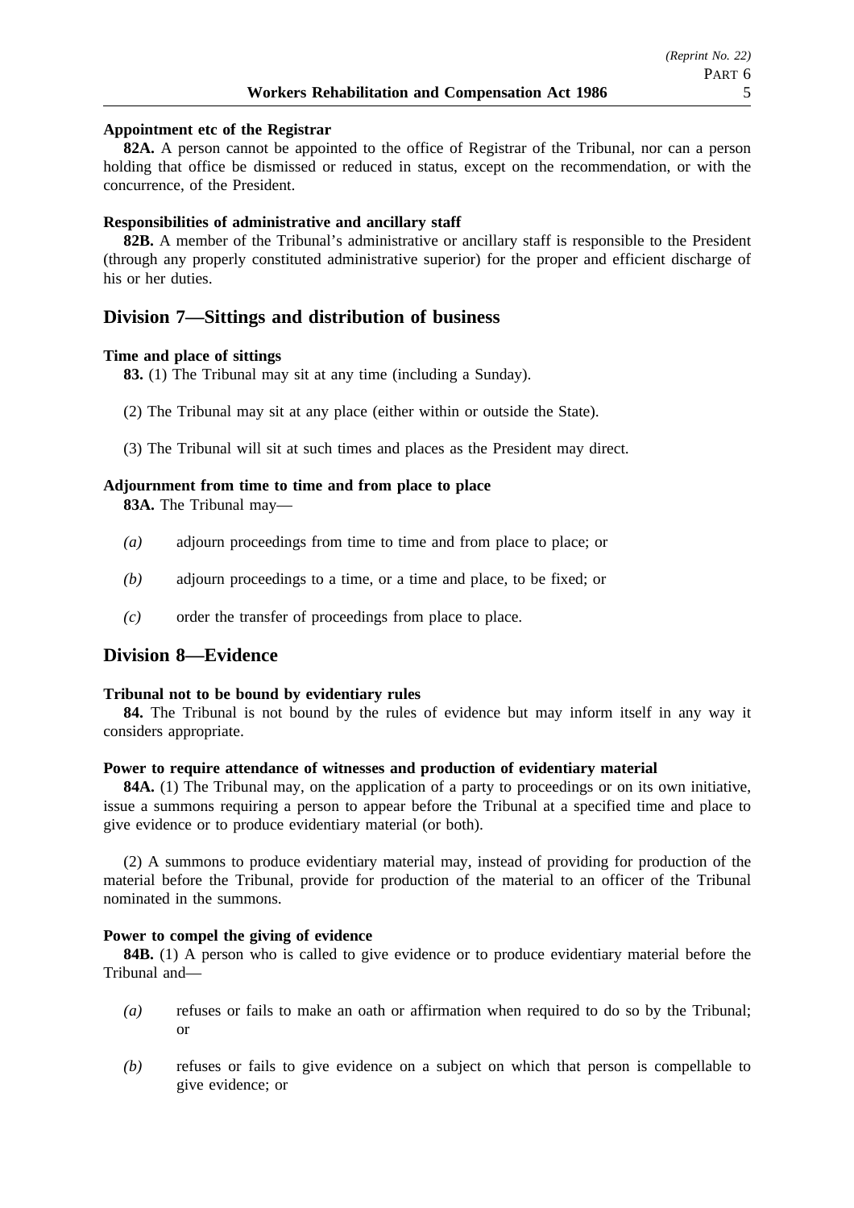**Appointment etc of the Registrar**

**82A.** A person cannot be appointed to the office of Registrar of the Tribunal, nor can a person holding that office be dismissed or reduced in status, except on the recommendation, or with the concurrence, of the President.

**Responsibilities of administrative and ancillary staff**

**82B.** A member of the Tribunal's administrative or ancillary staff is responsible to the President (through any properly constituted administrative superior) for the proper and efficient discharge of his or her duties.

## Division 7—Sittings and distribution of business

**Time and place of sittings**

**83.** (1) The Tribunal may sit at any time (including a Sunday).

(2) The Tribunal may sit at any place (either within or outside the State).

(3) The Tribunal will sit at such times and places as the President may direct.

**Adjournment from time to time and from place to place**

**83A.** The Tribunal may—

*(a)* adjourn proceedings from time to time and from place to place; or

*(b)* adjourn proceedings to a time, or a time and place, to be fixed; or

*(c)* order the transfer of proceedings from place to place.

## Division 8—Evidence

**Tribunal not to be bound by evidentiary rules**

**84.** The Tribunal is not bound by the rules of evidence but may inform itself in any way it considers appropriate.

**Power to require attendance of witnesses and production of evidentiary material**

**84A.** (1) The Tribunal may, on the application of a party to proceedings or on its own initiative, issue a summons requiring a person to appear before the Tribunal at a specified time and place to give evidence or to produce evidentiary material (or both).

(2) A summons to produce evidentiary material may, instead of providing for production of the material before the Tribunal, provide for production of the material to an officer of the Tribunal nominated in the summons.

**Power to compel the giving of evidence**

**84B.** (1) A person who is called to give evidence or to produce evidentiary material before the Tribunal and—

*(a)* refuses or fails to make an oath or affirmation when required to do so by the Tribunal; or

*(b)* refuses or fails to give evidence on a subject on which that person is compellable to give evidence; or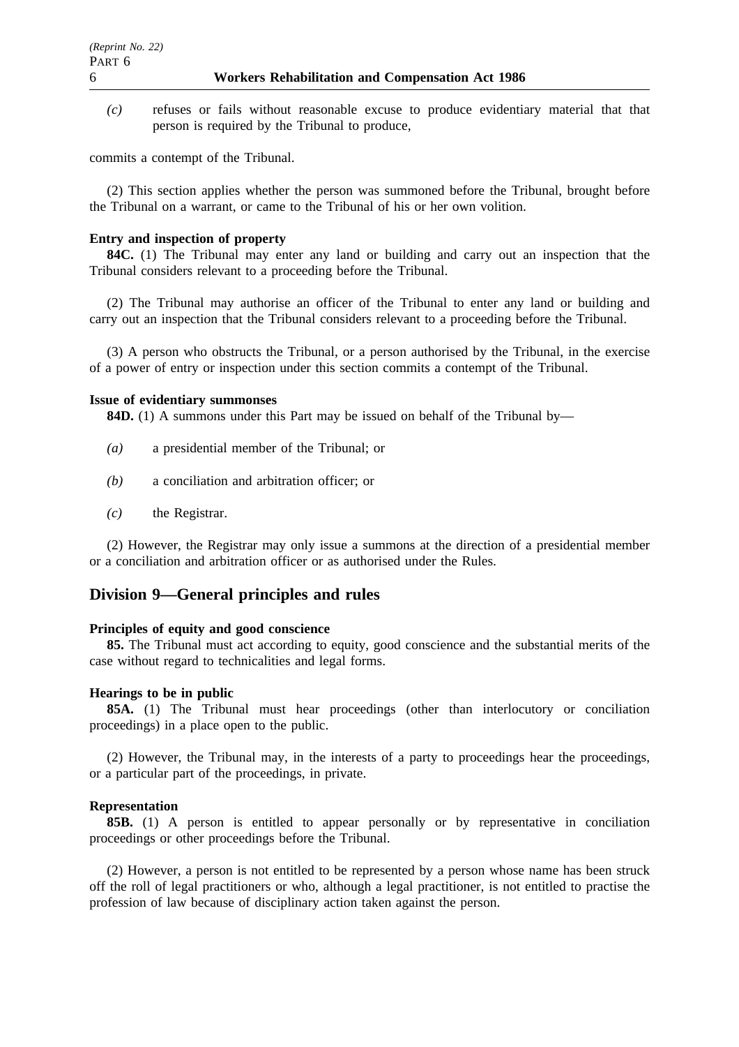*(c)* refuses or fails without reasonable excuse to produce evidentiary material that that person is required by the Tribunal to produce,

commits a contempt of the Tribunal.

(2) This section applies whether the person was summoned before the Tribunal, brought before the Tribunal on a warrant, or came to the Tribunal of his or her own volition.

**Entry and inspection of property**

**84C.** (1) The Tribunal may enter any land or building and carry out an inspection that the Tribunal considers relevant to a proceeding before the Tribunal.

(2) The Tribunal may authorise an officer of the Tribunal to enter any land or building and carry out an inspection that the Tribunal considers relevant to a proceeding before the Tribunal.

(3) A person who obstructs the Tribunal, or a person authorised by the Tribunal, in the exercise of a power of entry or inspection under this section commits a contempt of the Tribunal.

**Issue of evidentiary summonses**

**84D.** (1) A summons under this Part may be issued on behalf of the Tribunal by—

*(a)* a presidential member of the Tribunal; or

*(b)* a conciliation and arbitration officer; or

*(c)* the Registrar.

(2) However, the Registrar may only issue a summons at the direction of a presidential member or a conciliation and arbitration officer or as authorised under the Rules.

## Division 9—General principles and rules

**Principles of equity and good conscience**

**85.** The Tribunal must act according to equity, good conscience and the substantial merits of the case without regard to technicalities and legal forms.

**Hearings to be in public**

**85A.** (1) The Tribunal must hear proceedings (other than interlocutory or conciliation proceedings) in a place open to the public.

(2) However, the Tribunal may, in the interests of a party to proceedings hear the proceedings, or a particular part of the proceedings, in private.

**Representation**

**85B.** (1) A person is entitled to appear personally or by representative in conciliation proceedings or other proceedings before the Tribunal.

(2) However, a person is not entitled to be represented by a person whose name has been struck off the roll of legal practitioners or who, although a legal practitioner, is not entitled to practise the profession of law because of disciplinary action taken against the person.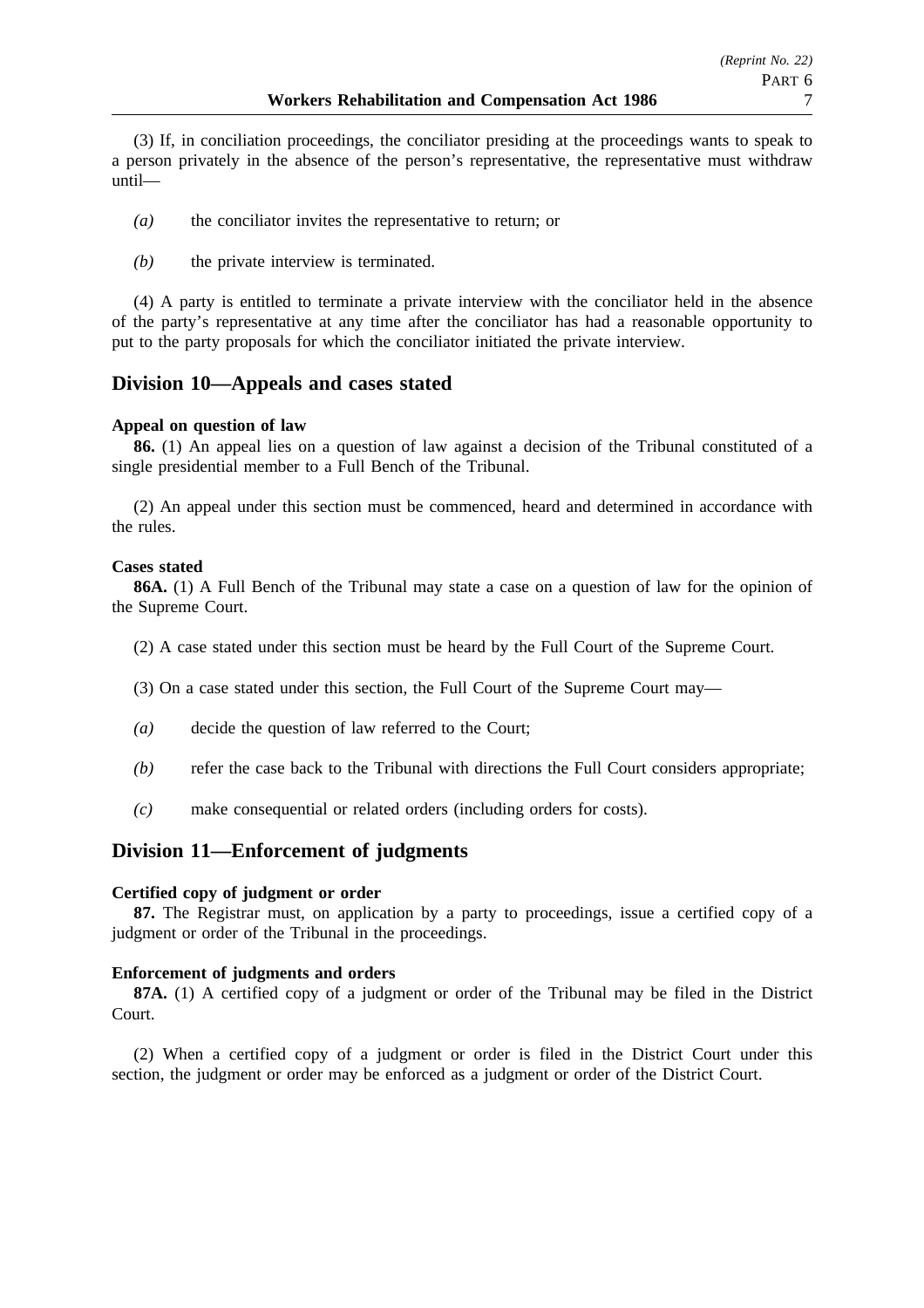(3) If, in conciliation proceedings, the conciliator presiding at the proceedings wants to speak to a person privately in the absence of the person's representative, the representative must withdraw until—

*(a)* the conciliator invites the representative to return; or

*(b)* the private interview is terminated.

(4) A party is entitled to terminate a private interview with the conciliator held in the absence of the party's representative at any time after the conciliator has had a reasonable opportunity to put to the party proposals for which the conciliator initiated the private interview.

## Division 10—Appeals and cases stated

**Appeal on question of law**

**86.** (1) An appeal lies on a question of law against a decision of the Tribunal constituted of a single presidential member to a Full Bench of the Tribunal.

(2) An appeal under this section must be commenced, heard and determined in accordance with the rules.

**Cases stated**

**86A.** (1) A Full Bench of the Tribunal may state a case on a question of law for the opinion of the Supreme Court.

(2) A case stated under this section must be heard by the Full Court of the Supreme Court.

(3) On a case stated under this section, the Full Court of the Supreme Court may—

*(a)* decide the question of law referred to the Court;

*(b)* refer the case back to the Tribunal with directions the Full Court considers appropriate;

*(c)* make consequential or related orders (including orders for costs).

## Division 11—Enforcement of judgments

**Certified copy of judgment or order**

**87.** The Registrar must, on application by a party to proceedings, issue a certified copy of a judgment or order of the Tribunal in the proceedings.

**Enforcement of judgments and orders**

**87A.** (1) A certified copy of a judgment or order of the Tribunal may be filed in the District Court.

(2) When a certified copy of a judgment or order is filed in the District Court under this section, the judgment or order may be enforced as a judgment or order of the District Court.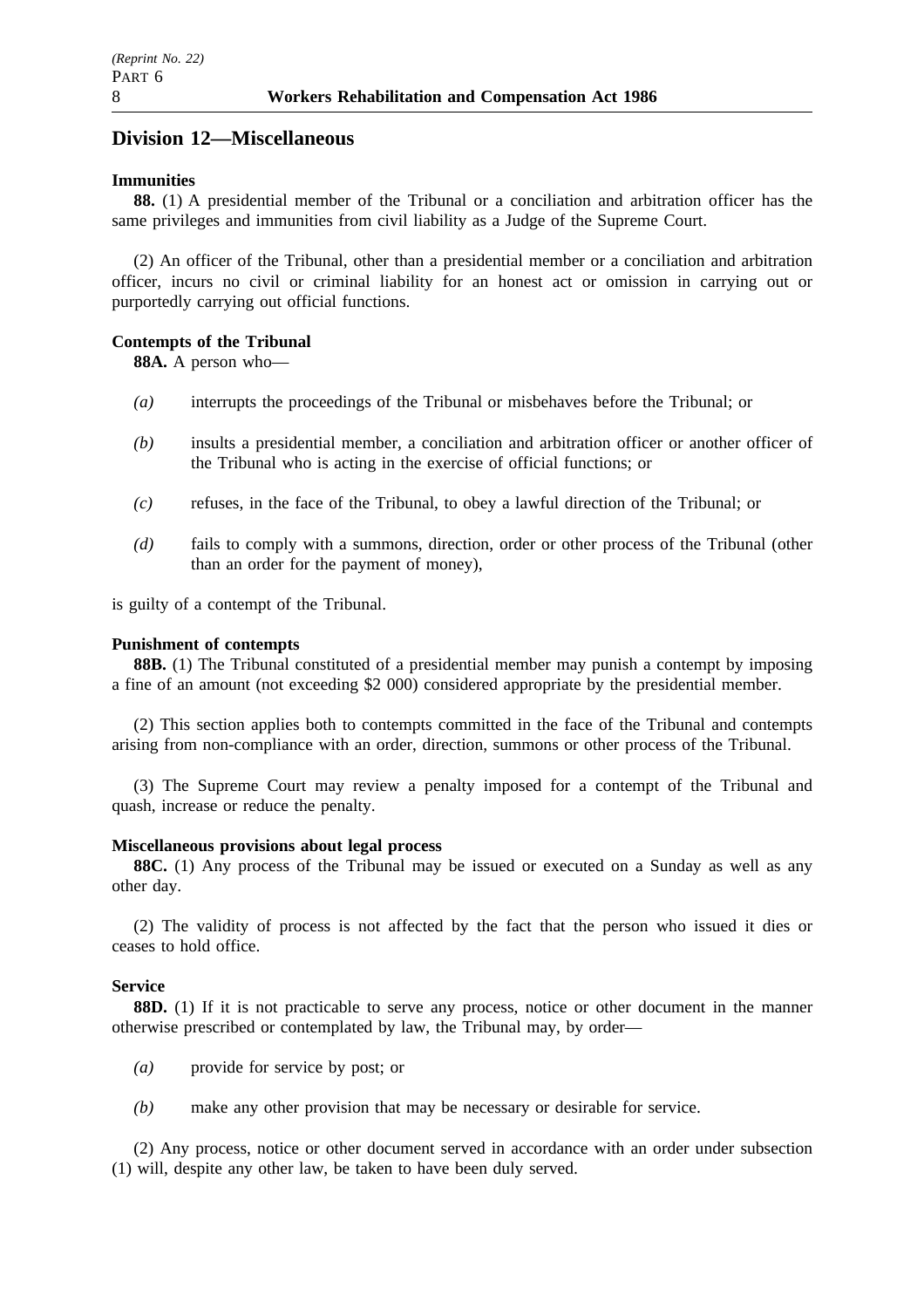## Division 12—Miscellaneous

**Immunities**

**88.** (1) A presidential member of the Tribunal or a conciliation and arbitration officer has the same privileges and immunities from civil liability as a Judge of the Supreme Court.

(2) An officer of the Tribunal, other than a presidential member or a conciliation and arbitration officer, incurs no civil or criminal liability for an honest act or omission in carrying out or purportedly carrying out official functions.

**Contempts of the Tribunal**

**88A.** A person who—

- *(a)* interrupts the proceedings of the Tribunal or misbehaves before the Tribunal; or
- *(b)* insults a presidential member, a conciliation and arbitration officer or another officer of the Tribunal who is acting in the exercise of official functions; or
- *(c)* refuses, in the face of the Tribunal, to obey a lawful direction of the Tribunal; or
- *(d)* fails to comply with a summons, direction, order or other process of the Tribunal (other than an order for the payment of money),

is guilty of a contempt of the Tribunal.

**Punishment of contempts**

**88B.** (1) The Tribunal constituted of a presidential member may punish a contempt by imposing a fine of an amount (not exceeding $2 000) considered appropriate by the presidential member.

(2) This section applies both to contempts committed in the face of the Tribunal and contempts arising from non-compliance with an order, direction, summons or other process of the Tribunal.

(3) The Supreme Court may review a penalty imposed for a contempt of the Tribunal and quash, increase or reduce the penalty.

**Miscellaneous provisions about legal process**

**88C.** (1) Any process of the Tribunal may be issued or executed on a Sunday as well as any other day.

(2) The validity of process is not affected by the fact that the person who issued it dies or ceases to hold office.

**Service**

**88D.** (1) If it is not practicable to serve any process, notice or other document in the manner otherwise prescribed or contemplated by law, the Tribunal may, by order—

- *(a)* provide for service by post; or
- *(b)* make any other provision that may be necessary or desirable for service.

(2) Any process, notice or other document served in accordance with an order under subsection (1) will, despite any other law, be taken to have been duly served.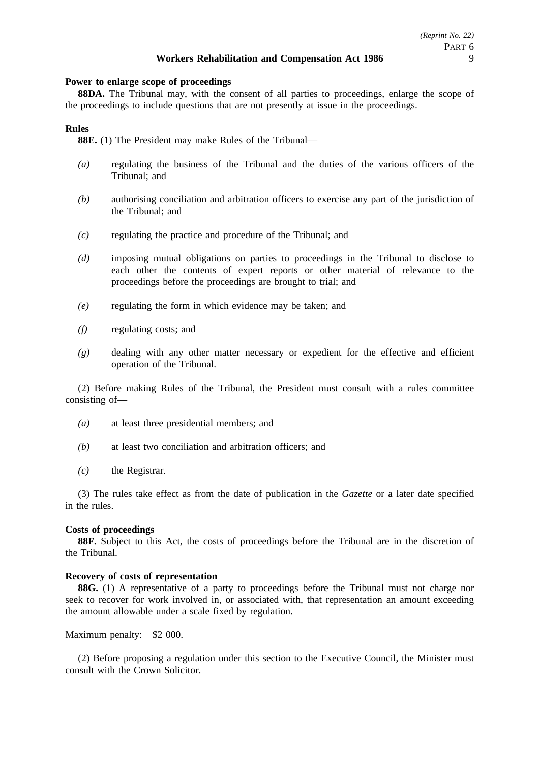**Power to enlarge scope of proceedings**

**88DA.** The Tribunal may, with the consent of all parties to proceedings, enlarge the scope of the proceedings to include questions that are not presently at issue in the proceedings.

**Rules**

**88E.** (1) The President may make Rules of the Tribunal—

*(a)* regulating the business of the Tribunal and the duties of the various officers of the Tribunal; and

*(b)* authorising conciliation and arbitration officers to exercise any part of the jurisdiction of the Tribunal; and

*(c)* regulating the practice and procedure of the Tribunal; and

*(d)* imposing mutual obligations on parties to proceedings in the Tribunal to disclose to each other the contents of expert reports or other material of relevance to the proceedings before the proceedings are brought to trial; and

*(e)* regulating the form in which evidence may be taken; and

*(f)* regulating costs; and

*(g)* dealing with any other matter necessary or expedient for the effective and efficient operation of the Tribunal.

(2) Before making Rules of the Tribunal, the President must consult with a rules committee consisting of—

*(a)* at least three presidential members; and

*(b)* at least two conciliation and arbitration officers; and

*(c)* the Registrar.

(3) The rules take effect as from the date of publication in the *Gazette* or a later date specified in the rules.

**Costs of proceedings**

**88F.** Subject to this Act, the costs of proceedings before the Tribunal are in the discretion of the Tribunal.

**Recovery of costs of representation**

**88G.** (1) A representative of a party to proceedings before the Tribunal must not charge nor seek to recover for work involved in, or associated with, that representation an amount exceeding the amount allowable under a scale fixed by regulation.

Maximum penalty: $2 000.

(2) Before proposing a regulation under this section to the Executive Council, the Minister must consult with the Crown Solicitor.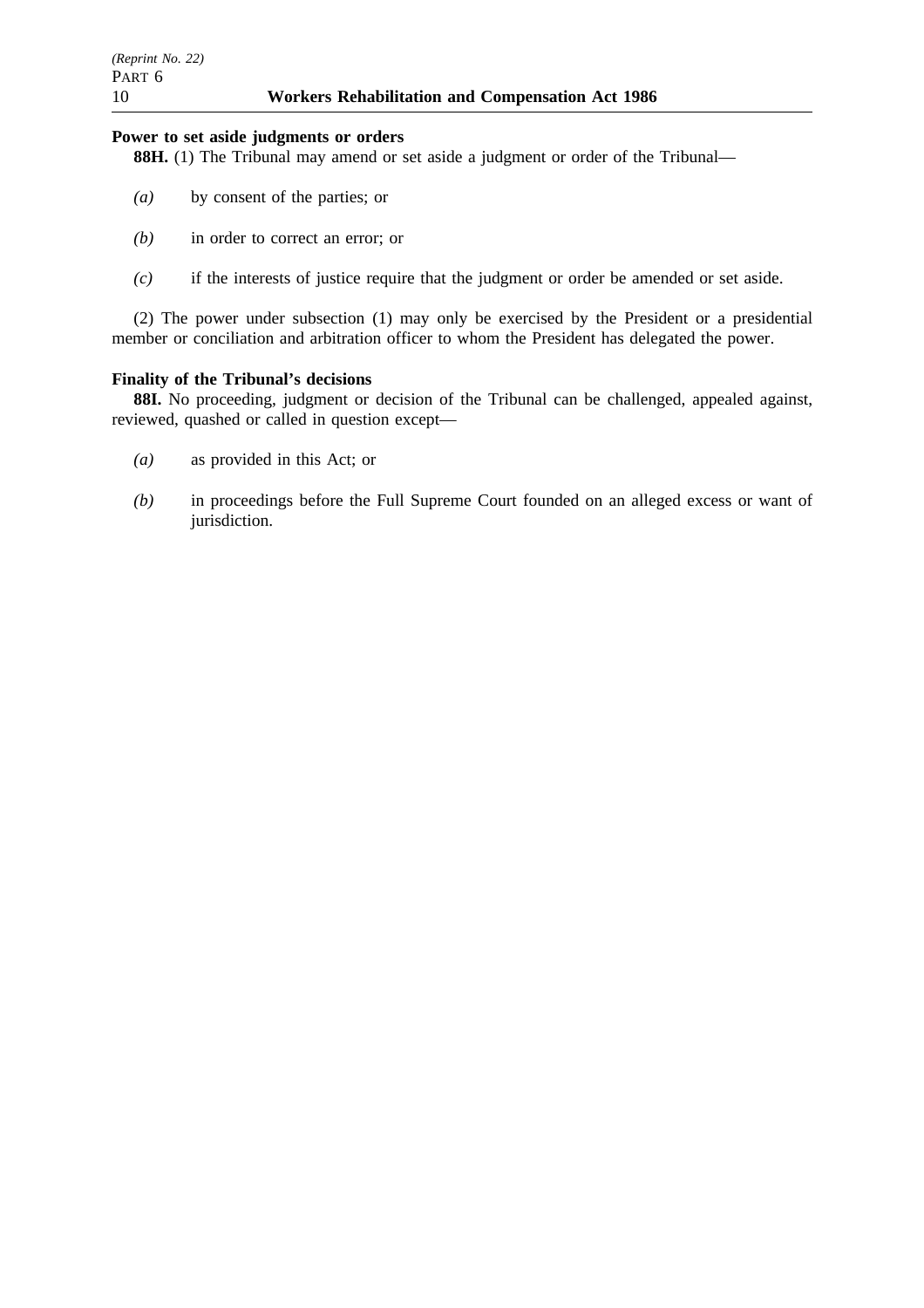**Power to set aside judgments or orders**

**88H.** (1) The Tribunal may amend or set aside a judgment or order of the Tribunal—

*(a)* by consent of the parties; or

*(b)* in order to correct an error; or

*(c)* if the interests of justice require that the judgment or order be amended or set aside.

(2) The power under subsection (1) may only be exercised by the President or a presidential member or conciliation and arbitration officer to whom the President has delegated the power.

**Finality of the Tribunal's decisions**

**88I.** No proceeding, judgment or decision of the Tribunal can be challenged, appealed against, reviewed, quashed or called in question except—

*(a)* as provided in this Act; or

*(b)* in proceedings before the Full Supreme Court founded on an alleged excess or want of jurisdiction.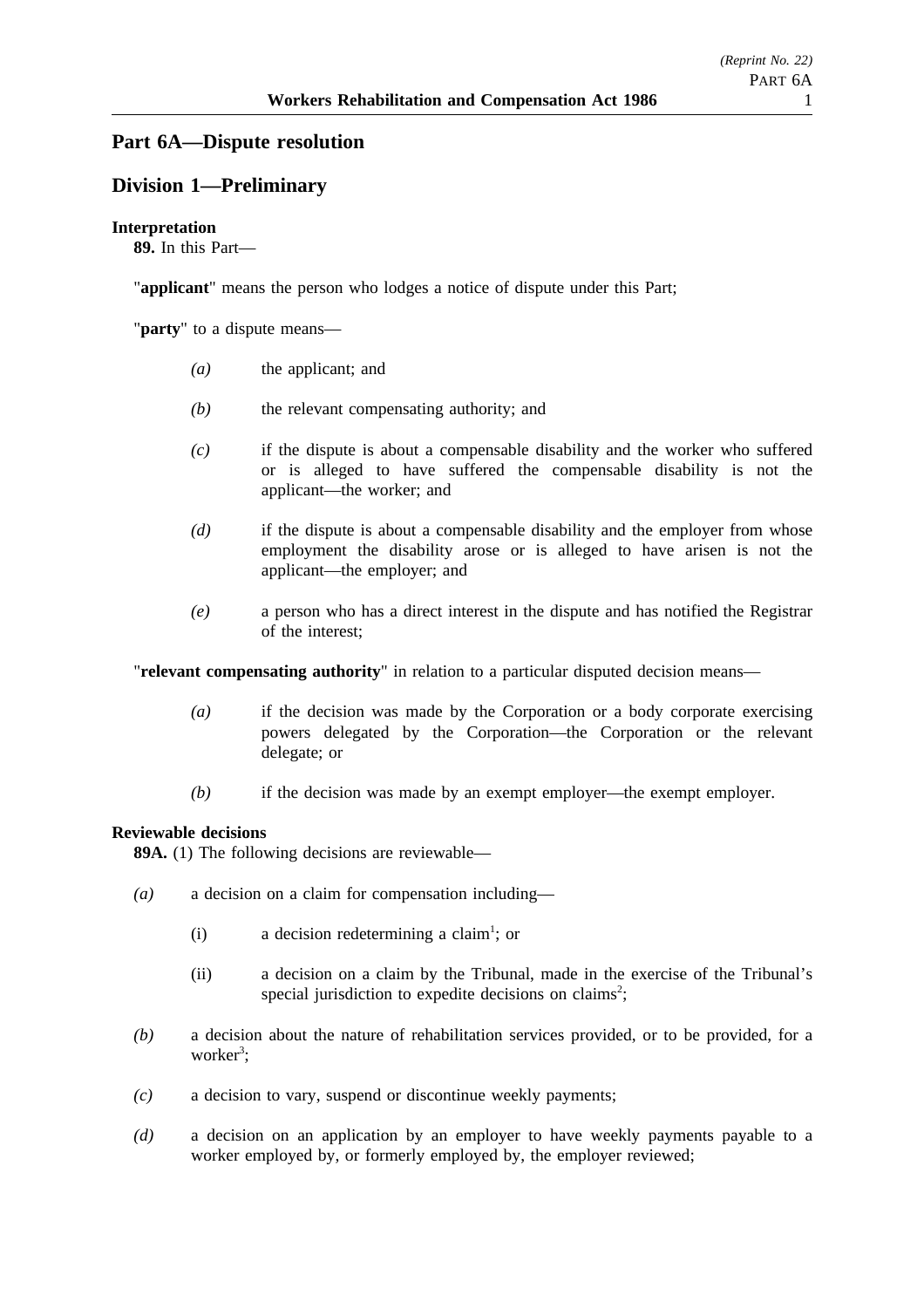## Part 6A—Dispute resolution

## Division 1—Preliminary

**Interpretation**

**89.** In this Part—

"**applicant**" means the person who lodges a notice of dispute under this Part;

"**party**" to a dispute means—

*(a)* the applicant; and

*(b)* the relevant compensating authority; and

*(c)* if the dispute is about a compensable disability and the worker who suffered or is alleged to have suffered the compensable disability is not the applicant—the worker; and

*(d)* if the dispute is about a compensable disability and the employer from whose employment the disability arose or is alleged to have arisen is not the applicant—the employer; and

*(e)* a person who has a direct interest in the dispute and has notified the Registrar of the interest;

"**relevant compensating authority**" in relation to a particular disputed decision means—

*(a)* if the decision was made by the Corporation or a body corporate exercising powers delegated by the Corporation—the Corporation or the relevant delegate; or

*(b)* if the decision was made by an exempt employer—the exempt employer.

**Reviewable decisions**

**89A.** (1) The following decisions are reviewable—

*(a)* a decision on a claim for compensation including—

(i) a decision redetermining a claim[1]; or

(ii) a decision on a claim by the Tribunal, made in the exercise of the Tribunal's special jurisdiction to expedite decisions on claims[2];

*(b)* a decision about the nature of rehabilitation services provided, or to be provided, for a worker[3];

*(c)* a decision to vary, suspend or discontinue weekly payments;

*(d)* a decision on an application by an employer to have weekly payments payable to a worker employed by, or formerly employed by, the employer reviewed;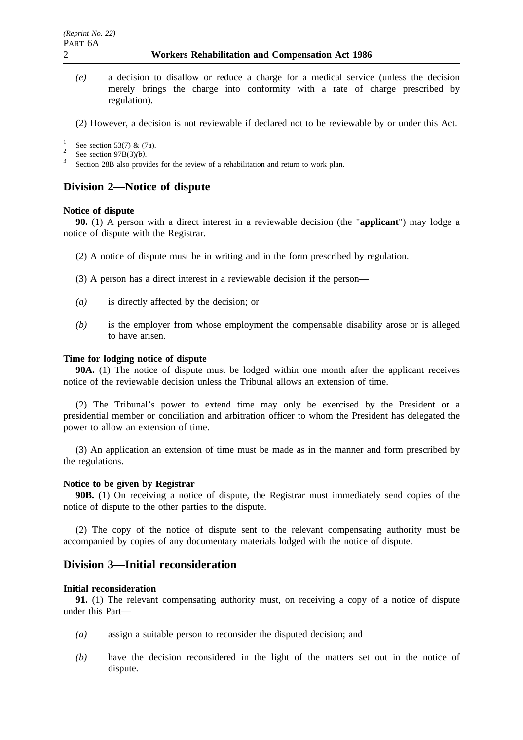*(e)* a decision to disallow or reduce a charge for a medical service (unless the decision merely brings the charge into conformity with a rate of charge prescribed by regulation).

(2) However, a decision is not reviewable if declared not to be reviewable by or under this Act.

[1] See section 53(7) & (7a).
[2] See section 97B(3)*(b)*.
[3] Section 28B also provides for the review of a rehabilitation and return to work plan.

## Division 2—Notice of dispute

**Notice of dispute**

**90.** (1) A person with a direct interest in a reviewable decision (the "**applicant**") may lodge a notice of dispute with the Registrar.

(2) A notice of dispute must be in writing and in the form prescribed by regulation.

(3) A person has a direct interest in a reviewable decision if the person—

*(a)* is directly affected by the decision; or

*(b)* is the employer from whose employment the compensable disability arose or is alleged to have arisen.

**Time for lodging notice of dispute**

**90A.** (1) The notice of dispute must be lodged within one month after the applicant receives notice of the reviewable decision unless the Tribunal allows an extension of time.

(2) The Tribunal's power to extend time may only be exercised by the President or a presidential member or conciliation and arbitration officer to whom the President has delegated the power to allow an extension of time.

(3) An application an extension of time must be made as in the manner and form prescribed by the regulations.

**Notice to be given by Registrar**

**90B.** (1) On receiving a notice of dispute, the Registrar must immediately send copies of the notice of dispute to the other parties to the dispute.

(2) The copy of the notice of dispute sent to the relevant compensating authority must be accompanied by copies of any documentary materials lodged with the notice of dispute.

## Division 3—Initial reconsideration

**Initial reconsideration**

**91.** (1) The relevant compensating authority must, on receiving a copy of a notice of dispute under this Part—

*(a)* assign a suitable person to reconsider the disputed decision; and

*(b)* have the decision reconsidered in the light of the matters set out in the notice of dispute.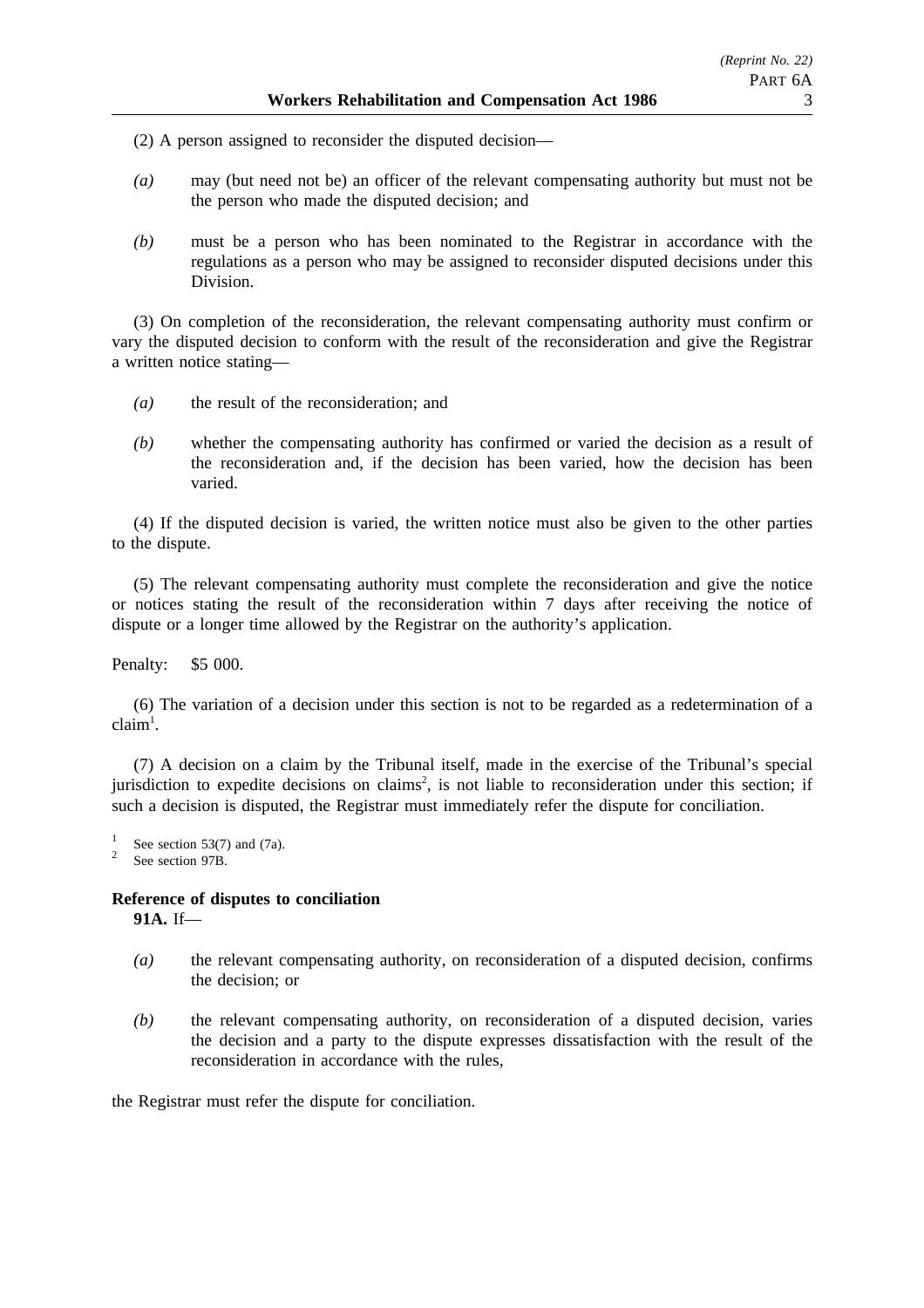(2) A person assigned to reconsider the disputed decision—

*(a)* may (but need not be) an officer of the relevant compensating authority but must not be the person who made the disputed decision; and

*(b)* must be a person who has been nominated to the Registrar in accordance with the regulations as a person who may be assigned to reconsider disputed decisions under this Division.

(3) On completion of the reconsideration, the relevant compensating authority must confirm or vary the disputed decision to conform with the result of the reconsideration and give the Registrar a written notice stating—

*(a)* the result of the reconsideration; and

*(b)* whether the compensating authority has confirmed or varied the decision as a result of the reconsideration and, if the decision has been varied, how the decision has been varied.

(4) If the disputed decision is varied, the written notice must also be given to the other parties to the dispute.

(5) The relevant compensating authority must complete the reconsideration and give the notice or notices stating the result of the reconsideration within 7 days after receiving the notice of dispute or a longer time allowed by the Registrar on the authority's application.

Penalty: $5 000.

(6) The variation of a decision under this section is not to be regarded as a redetermination of a claim[1].

(7) A decision on a claim by the Tribunal itself, made in the exercise of the Tribunal's special jurisdiction to expedite decisions on claims[2], is not liable to reconsideration under this section; if such a decision is disputed, the Registrar must immediately refer the dispute for conciliation.

[1] See section 53(7) and (7a).
[2] See section 97B.

**Reference of disputes to conciliation**

**91A.** If—

*(a)* the relevant compensating authority, on reconsideration of a disputed decision, confirms the decision; or

*(b)* the relevant compensating authority, on reconsideration of a disputed decision, varies the decision and a party to the dispute expresses dissatisfaction with the result of the reconsideration in accordance with the rules,

the Registrar must refer the dispute for conciliation.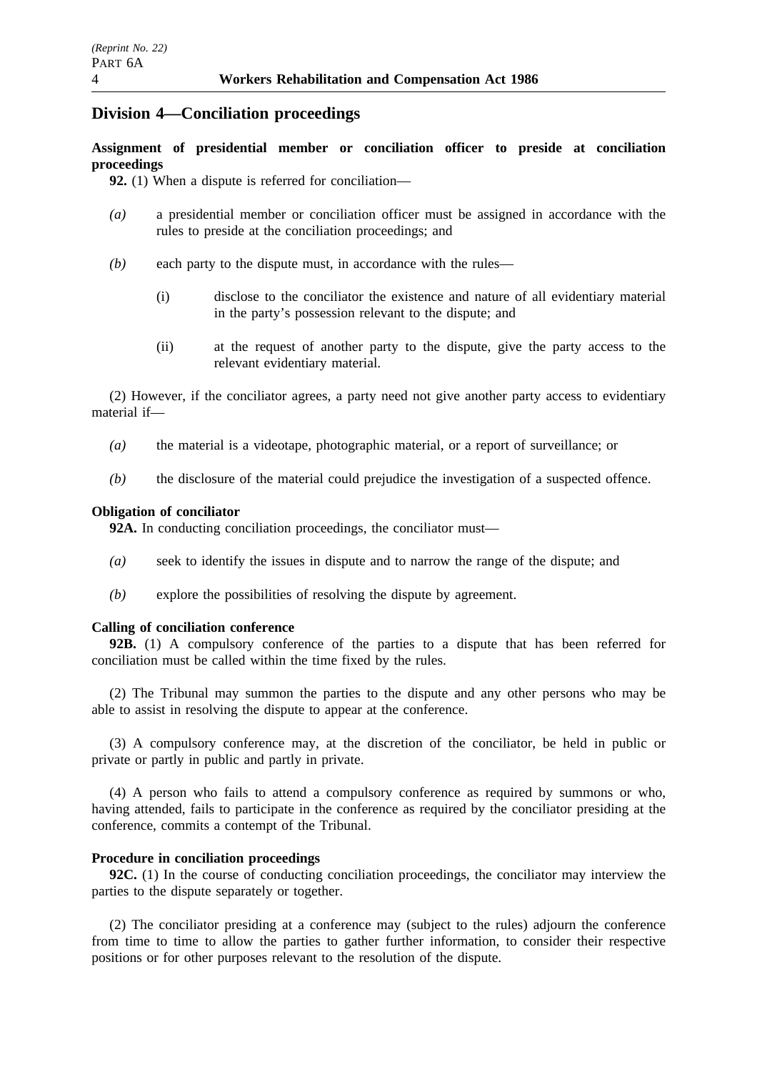## Division 4—Conciliation proceedings

**Assignment of presidential member or conciliation officer to preside at conciliation proceedings**

**92.** (1) When a dispute is referred for conciliation—

*(a)* a presidential member or conciliation officer must be assigned in accordance with the rules to preside at the conciliation proceedings; and

*(b)* each party to the dispute must, in accordance with the rules—

(i) disclose to the conciliator the existence and nature of all evidentiary material in the party's possession relevant to the dispute; and

(ii) at the request of another party to the dispute, give the party access to the relevant evidentiary material.

(2) However, if the conciliator agrees, a party need not give another party access to evidentiary material if—

*(a)* the material is a videotape, photographic material, or a report of surveillance; or

*(b)* the disclosure of the material could prejudice the investigation of a suspected offence.

**Obligation of conciliator**

**92A.** In conducting conciliation proceedings, the conciliator must—

*(a)* seek to identify the issues in dispute and to narrow the range of the dispute; and

*(b)* explore the possibilities of resolving the dispute by agreement.

**Calling of conciliation conference**

**92B.** (1) A compulsory conference of the parties to a dispute that has been referred for conciliation must be called within the time fixed by the rules.

(2) The Tribunal may summon the parties to the dispute and any other persons who may be able to assist in resolving the dispute to appear at the conference.

(3) A compulsory conference may, at the discretion of the conciliator, be held in public or private or partly in public and partly in private.

(4) A person who fails to attend a compulsory conference as required by summons or who, having attended, fails to participate in the conference as required by the conciliator presiding at the conference, commits a contempt of the Tribunal.

**Procedure in conciliation proceedings**

**92C.** (1) In the course of conducting conciliation proceedings, the conciliator may interview the parties to the dispute separately or together.

(2) The conciliator presiding at a conference may (subject to the rules) adjourn the conference from time to time to allow the parties to gather further information, to consider their respective positions or for other purposes relevant to the resolution of the dispute.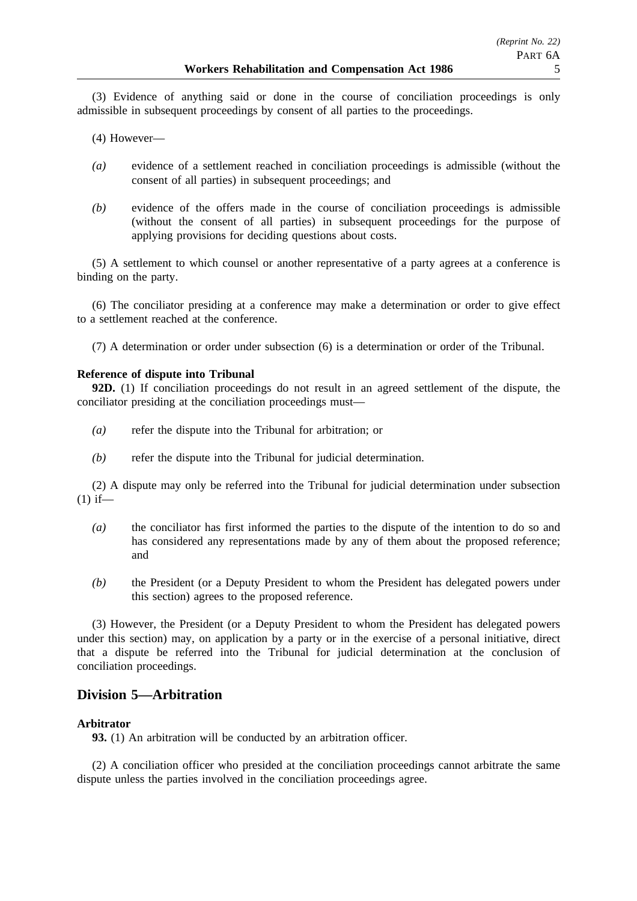(3) Evidence of anything said or done in the course of conciliation proceedings is only admissible in subsequent proceedings by consent of all parties to the proceedings.

(4) However—

*(a)* evidence of a settlement reached in conciliation proceedings is admissible (without the consent of all parties) in subsequent proceedings; and

*(b)* evidence of the offers made in the course of conciliation proceedings is admissible (without the consent of all parties) in subsequent proceedings for the purpose of applying provisions for deciding questions about costs.

(5) A settlement to which counsel or another representative of a party agrees at a conference is binding on the party.

(6) The conciliator presiding at a conference may make a determination or order to give effect to a settlement reached at the conference.

(7) A determination or order under subsection (6) is a determination or order of the Tribunal.

**Reference of dispute into Tribunal**

**92D.** (1) If conciliation proceedings do not result in an agreed settlement of the dispute, the conciliator presiding at the conciliation proceedings must—

*(a)* refer the dispute into the Tribunal for arbitration; or

*(b)* refer the dispute into the Tribunal for judicial determination.

(2) A dispute may only be referred into the Tribunal for judicial determination under subsection (1) if—

*(a)* the conciliator has first informed the parties to the dispute of the intention to do so and has considered any representations made by any of them about the proposed reference; and

*(b)* the President (or a Deputy President to whom the President has delegated powers under this section) agrees to the proposed reference.

(3) However, the President (or a Deputy President to whom the President has delegated powers under this section) may, on application by a party or in the exercise of a personal initiative, direct that a dispute be referred into the Tribunal for judicial determination at the conclusion of conciliation proceedings.

## Division 5—Arbitration

**Arbitrator**

**93.** (1) An arbitration will be conducted by an arbitration officer.

(2) A conciliation officer who presided at the conciliation proceedings cannot arbitrate the same dispute unless the parties involved in the conciliation proceedings agree.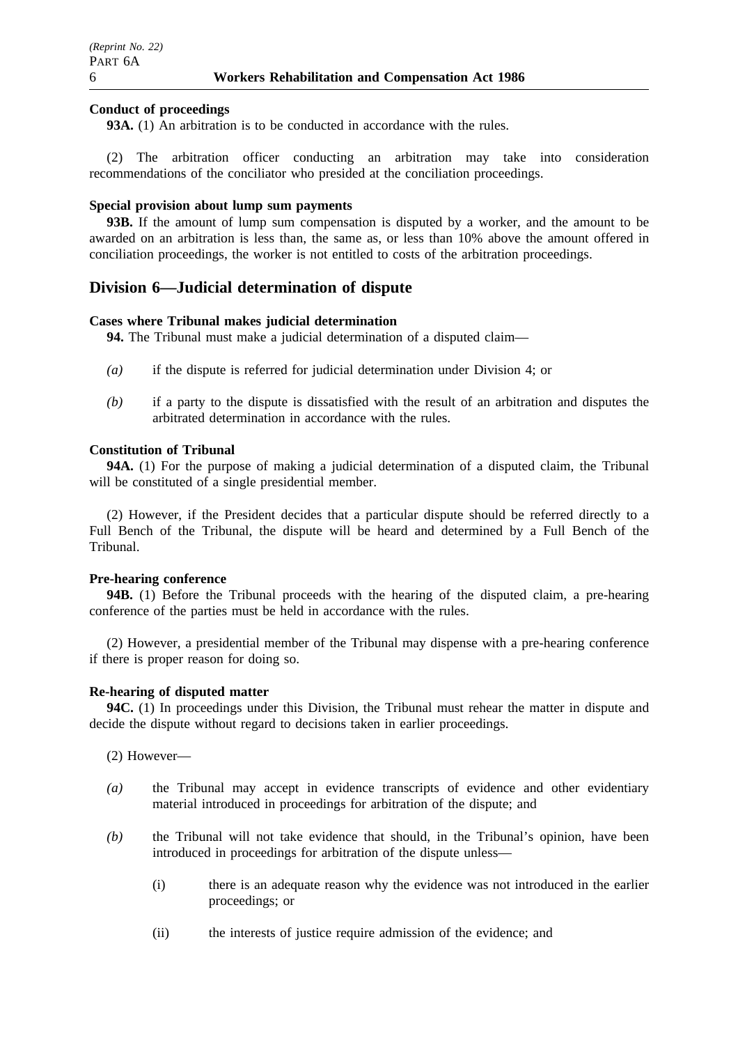**Conduct of proceedings**

**93A.** (1) An arbitration is to be conducted in accordance with the rules.

(2) The arbitration officer conducting an arbitration may take into consideration recommendations of the conciliator who presided at the conciliation proceedings.

**Special provision about lump sum payments**

**93B.** If the amount of lump sum compensation is disputed by a worker, and the amount to be awarded on an arbitration is less than, the same as, or less than 10% above the amount offered in conciliation proceedings, the worker is not entitled to costs of the arbitration proceedings.

## Division 6—Judicial determination of dispute

**Cases where Tribunal makes judicial determination**

**94.** The Tribunal must make a judicial determination of a disputed claim—

*(a)* if the dispute is referred for judicial determination under Division 4; or

*(b)* if a party to the dispute is dissatisfied with the result of an arbitration and disputes the arbitrated determination in accordance with the rules.

**Constitution of Tribunal**

**94A.** (1) For the purpose of making a judicial determination of a disputed claim, the Tribunal will be constituted of a single presidential member.

(2) However, if the President decides that a particular dispute should be referred directly to a Full Bench of the Tribunal, the dispute will be heard and determined by a Full Bench of the Tribunal.

**Pre-hearing conference**

**94B.** (1) Before the Tribunal proceeds with the hearing of the disputed claim, a pre-hearing conference of the parties must be held in accordance with the rules.

(2) However, a presidential member of the Tribunal may dispense with a pre-hearing conference if there is proper reason for doing so.

**Re-hearing of disputed matter**

**94C.** (1) In proceedings under this Division, the Tribunal must rehear the matter in dispute and decide the dispute without regard to decisions taken in earlier proceedings.

(2) However—

*(a)* the Tribunal may accept in evidence transcripts of evidence and other evidentiary material introduced in proceedings for arbitration of the dispute; and

*(b)* the Tribunal will not take evidence that should, in the Tribunal's opinion, have been introduced in proceedings for arbitration of the dispute unless—

(i) there is an adequate reason why the evidence was not introduced in the earlier proceedings; or

(ii) the interests of justice require admission of the evidence; and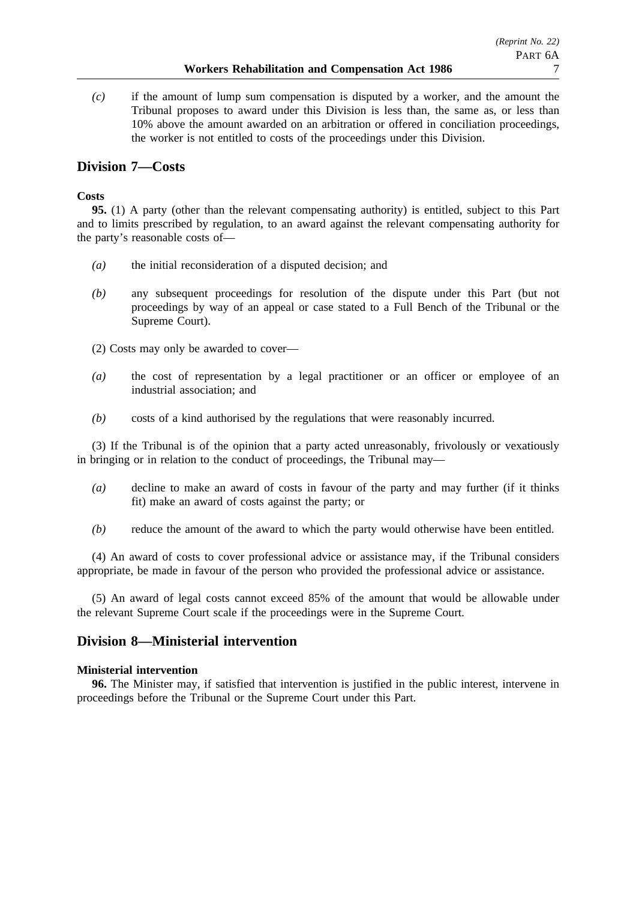*(c)* if the amount of lump sum compensation is disputed by a worker, and the amount the Tribunal proposes to award under this Division is less than, the same as, or less than 10% above the amount awarded on an arbitration or offered in conciliation proceedings, the worker is not entitled to costs of the proceedings under this Division.

## Division 7—Costs

**Costs**

**95.** (1) A party (other than the relevant compensating authority) is entitled, subject to this Part and to limits prescribed by regulation, to an award against the relevant compensating authority for the party's reasonable costs of—

*(a)* the initial reconsideration of a disputed decision; and

*(b)* any subsequent proceedings for resolution of the dispute under this Part (but not proceedings by way of an appeal or case stated to a Full Bench of the Tribunal or the Supreme Court).

(2) Costs may only be awarded to cover—

*(a)* the cost of representation by a legal practitioner or an officer or employee of an industrial association; and

*(b)* costs of a kind authorised by the regulations that were reasonably incurred.

(3) If the Tribunal is of the opinion that a party acted unreasonably, frivolously or vexatiously in bringing or in relation to the conduct of proceedings, the Tribunal may—

*(a)* decline to make an award of costs in favour of the party and may further (if it thinks fit) make an award of costs against the party; or

*(b)* reduce the amount of the award to which the party would otherwise have been entitled.

(4) An award of costs to cover professional advice or assistance may, if the Tribunal considers appropriate, be made in favour of the person who provided the professional advice or assistance.

(5) An award of legal costs cannot exceed 85% of the amount that would be allowable under the relevant Supreme Court scale if the proceedings were in the Supreme Court.

## Division 8—Ministerial intervention

**Ministerial intervention**

**96.** The Minister may, if satisfied that intervention is justified in the public interest, intervene in proceedings before the Tribunal or the Supreme Court under this Part.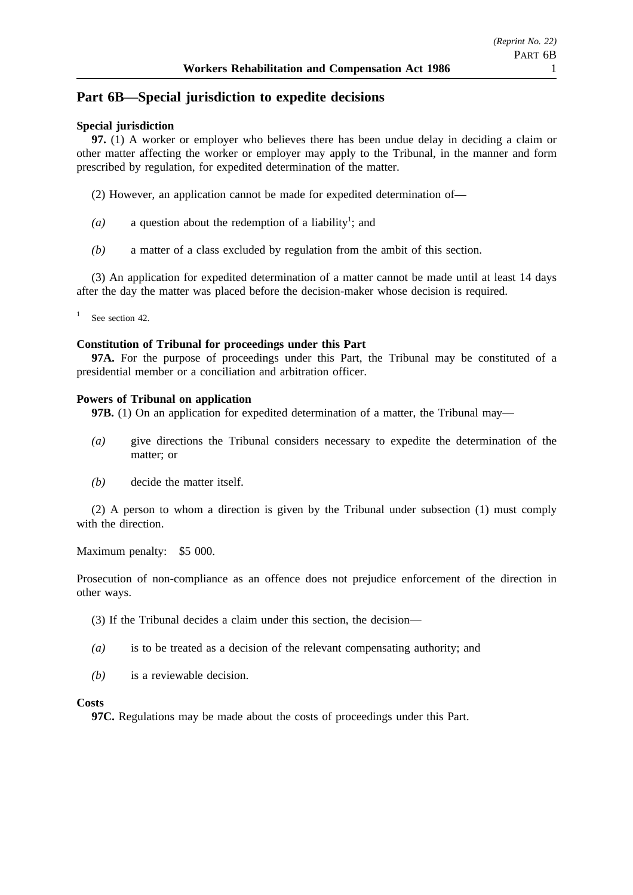# Part 6B—Special jurisdiction to expedite decisions

**Special jurisdiction**

**97.** (1) A worker or employer who believes there has been undue delay in deciding a claim or other matter affecting the worker or employer may apply to the Tribunal, in the manner and form prescribed by regulation, for expedited determination of the matter.

(2) However, an application cannot be made for expedited determination of—

*(a)* a question about the redemption of a liability[1]; and

*(b)* a matter of a class excluded by regulation from the ambit of this section.

(3) An application for expedited determination of a matter cannot be made until at least 14 days after the day the matter was placed before the decision-maker whose decision is required.

[1] See section 42.

**Constitution of Tribunal for proceedings under this Part**

**97A.** For the purpose of proceedings under this Part, the Tribunal may be constituted of a presidential member or a conciliation and arbitration officer.

**Powers of Tribunal on application**

**97B.** (1) On an application for expedited determination of a matter, the Tribunal may—

*(a)* give directions the Tribunal considers necessary to expedite the determination of the matter; or

*(b)* decide the matter itself.

(2) A person to whom a direction is given by the Tribunal under subsection (1) must comply with the direction.

Maximum penalty: $5 000.

Prosecution of non-compliance as an offence does not prejudice enforcement of the direction in other ways.

(3) If the Tribunal decides a claim under this section, the decision—

*(a)* is to be treated as a decision of the relevant compensating authority; and

*(b)* is a reviewable decision.

**Costs**

**97C.** Regulations may be made about the costs of proceedings under this Part.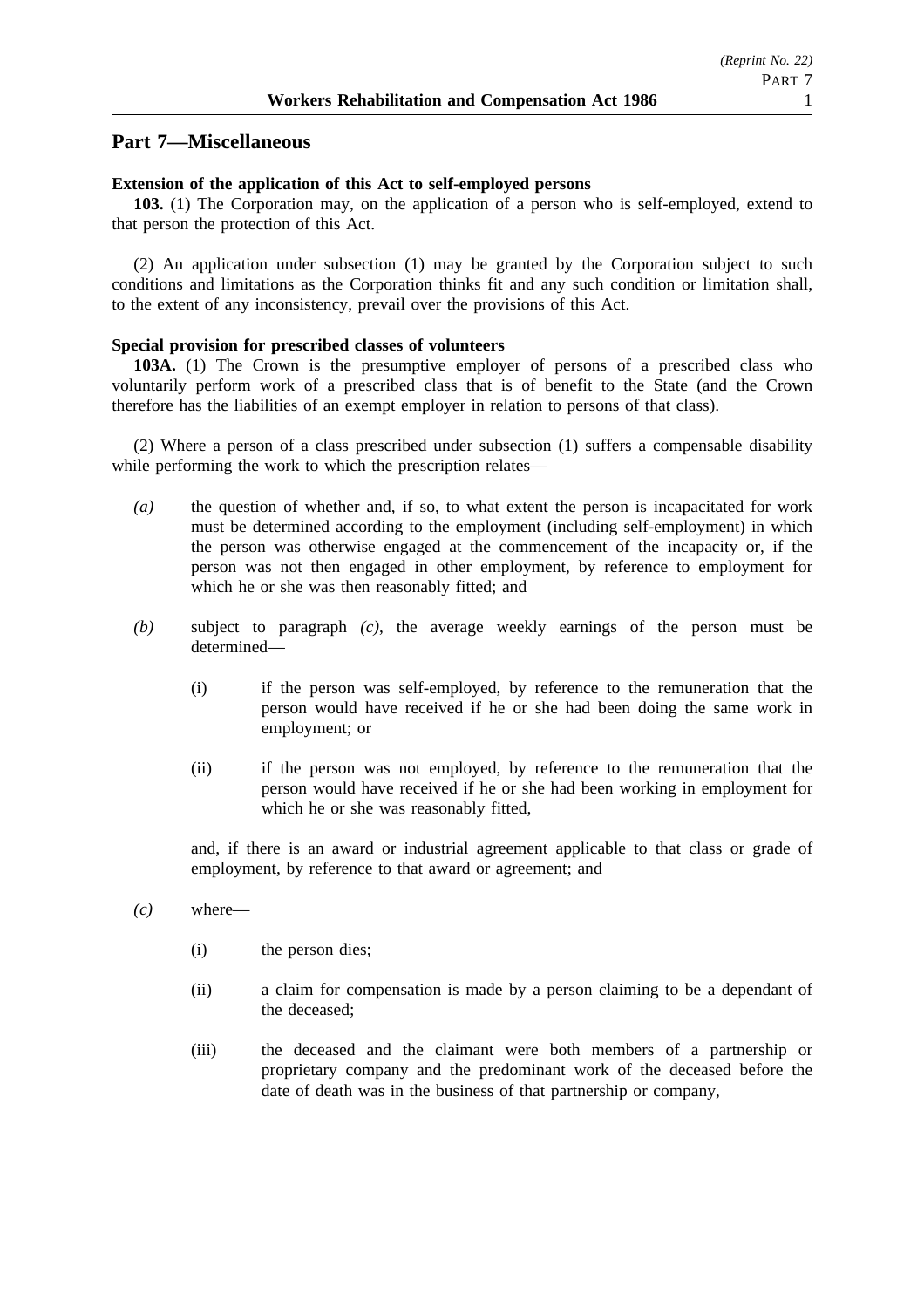## Part 7—Miscellaneous

**Extension of the application of this Act to self-employed persons**

**103.** (1) The Corporation may, on the application of a person who is self-employed, extend to that person the protection of this Act.

(2) An application under subsection (1) may be granted by the Corporation subject to such conditions and limitations as the Corporation thinks fit and any such condition or limitation shall, to the extent of any inconsistency, prevail over the provisions of this Act.

**Special provision for prescribed classes of volunteers**

**103A.** (1) The Crown is the presumptive employer of persons of a prescribed class who voluntarily perform work of a prescribed class that is of benefit to the State (and the Crown therefore has the liabilities of an exempt employer in relation to persons of that class).

(2) Where a person of a class prescribed under subsection (1) suffers a compensable disability while performing the work to which the prescription relates—

*(a)* the question of whether and, if so, to what extent the person is incapacitated for work must be determined according to the employment (including self-employment) in which the person was otherwise engaged at the commencement of the incapacity or, if the person was not then engaged in other employment, by reference to employment for which he or she was then reasonably fitted; and

*(b)* subject to paragraph *(c)*, the average weekly earnings of the person must be determined—

(i) if the person was self-employed, by reference to the remuneration that the person would have received if he or she had been doing the same work in employment; or

(ii) if the person was not employed, by reference to the remuneration that the person would have received if he or she had been working in employment for which he or she was reasonably fitted,

and, if there is an award or industrial agreement applicable to that class or grade of employment, by reference to that award or agreement; and

*(c)* where—

(i) the person dies;

(ii) a claim for compensation is made by a person claiming to be a dependant of the deceased;

(iii) the deceased and the claimant were both members of a partnership or proprietary company and the predominant work of the deceased before the date of death was in the business of that partnership or company,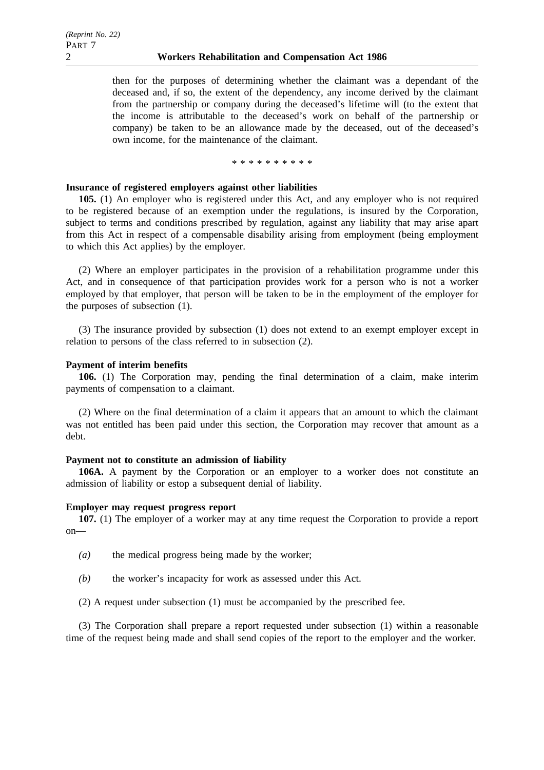then for the purposes of determining whether the claimant was a dependant of the deceased and, if so, the extent of the dependency, any income derived by the claimant from the partnership or company during the deceased's lifetime will (to the extent that the income is attributable to the deceased's work on behalf of the partnership or company) be taken to be an allowance made by the deceased, out of the deceased's own income, for the maintenance of the claimant.

\* \* \* \* \* \* \* \* \* \*

**Insurance of registered employers against other liabilities**

**105.** (1) An employer who is registered under this Act, and any employer who is not required to be registered because of an exemption under the regulations, is insured by the Corporation, subject to terms and conditions prescribed by regulation, against any liability that may arise apart from this Act in respect of a compensable disability arising from employment (being employment to which this Act applies) by the employer.

(2) Where an employer participates in the provision of a rehabilitation programme under this Act, and in consequence of that participation provides work for a person who is not a worker employed by that employer, that person will be taken to be in the employment of the employer for the purposes of subsection (1).

(3) The insurance provided by subsection (1) does not extend to an exempt employer except in relation to persons of the class referred to in subsection (2).

**Payment of interim benefits**

**106.** (1) The Corporation may, pending the final determination of a claim, make interim payments of compensation to a claimant.

(2) Where on the final determination of a claim it appears that an amount to which the claimant was not entitled has been paid under this section, the Corporation may recover that amount as a debt.

**Payment not to constitute an admission of liability**

**106A.** A payment by the Corporation or an employer to a worker does not constitute an admission of liability or estop a subsequent denial of liability.

**Employer may request progress report**

**107.** (1) The employer of a worker may at any time request the Corporation to provide a report on—

*(a)* the medical progress being made by the worker;

*(b)* the worker's incapacity for work as assessed under this Act.

(2) A request under subsection (1) must be accompanied by the prescribed fee.

(3) The Corporation shall prepare a report requested under subsection (1) within a reasonable time of the request being made and shall send copies of the report to the employer and the worker.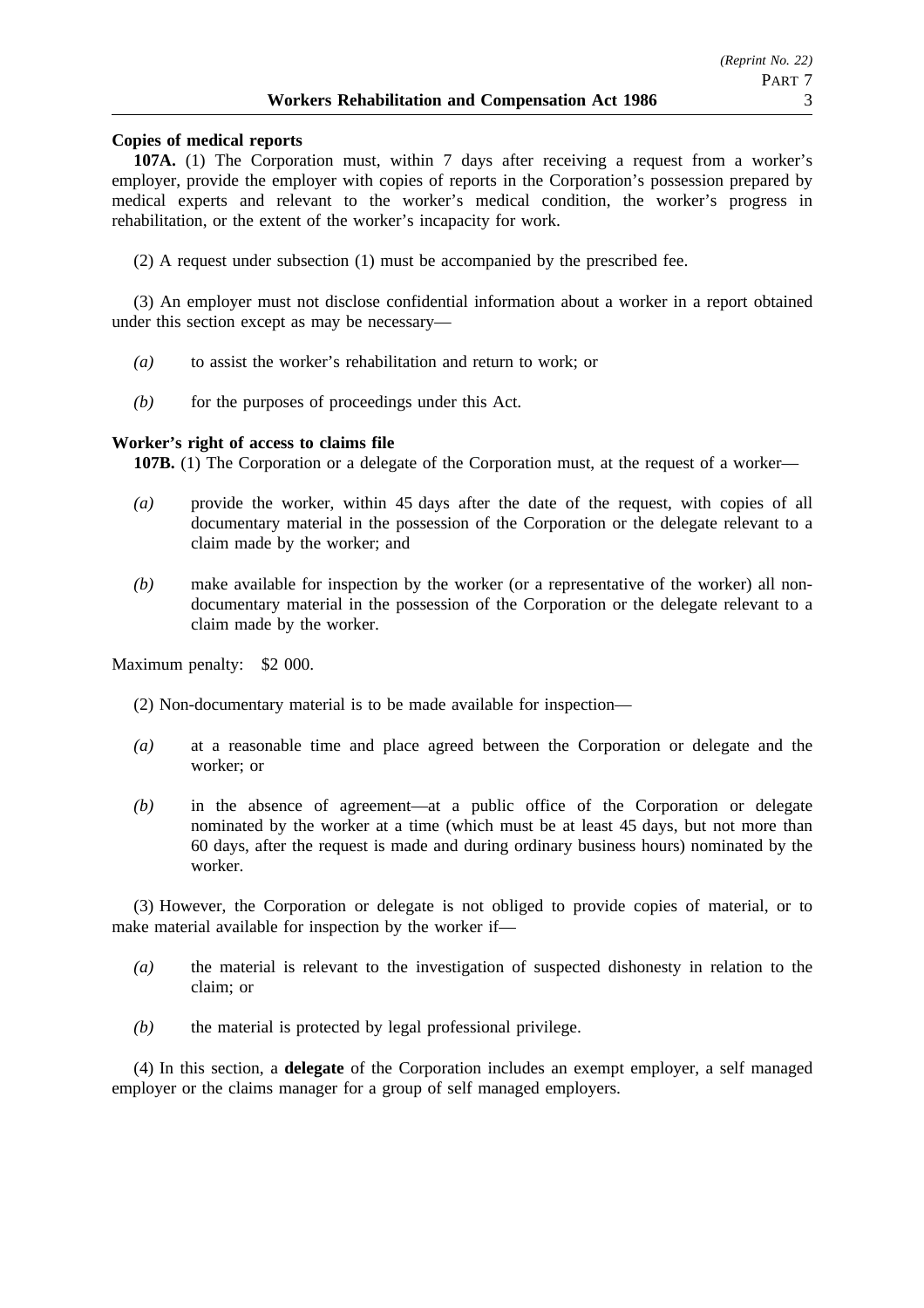**Copies of medical reports**

**107A.** (1) The Corporation must, within 7 days after receiving a request from a worker's employer, provide the employer with copies of reports in the Corporation's possession prepared by medical experts and relevant to the worker's medical condition, the worker's progress in rehabilitation, or the extent of the worker's incapacity for work.

(2) A request under subsection (1) must be accompanied by the prescribed fee.

(3) An employer must not disclose confidential information about a worker in a report obtained under this section except as may be necessary—

*(a)* to assist the worker's rehabilitation and return to work; or

*(b)* for the purposes of proceedings under this Act.

**Worker's right of access to claims file**

**107B.** (1) The Corporation or a delegate of the Corporation must, at the request of a worker—

*(a)* provide the worker, within 45 days after the date of the request, with copies of all documentary material in the possession of the Corporation or the delegate relevant to a claim made by the worker; and

*(b)* make available for inspection by the worker (or a representative of the worker) all non-documentary material in the possession of the Corporation or the delegate relevant to a claim made by the worker.

Maximum penalty: $2 000.

(2) Non-documentary material is to be made available for inspection—

*(a)* at a reasonable time and place agreed between the Corporation or delegate and the worker; or

*(b)* in the absence of agreement—at a public office of the Corporation or delegate nominated by the worker at a time (which must be at least 45 days, but not more than 60 days, after the request is made and during ordinary business hours) nominated by the worker.

(3) However, the Corporation or delegate is not obliged to provide copies of material, or to make material available for inspection by the worker if—

*(a)* the material is relevant to the investigation of suspected dishonesty in relation to the claim; or

*(b)* the material is protected by legal professional privilege.

(4) In this section, a **delegate** of the Corporation includes an exempt employer, a self managed employer or the claims manager for a group of self managed employers.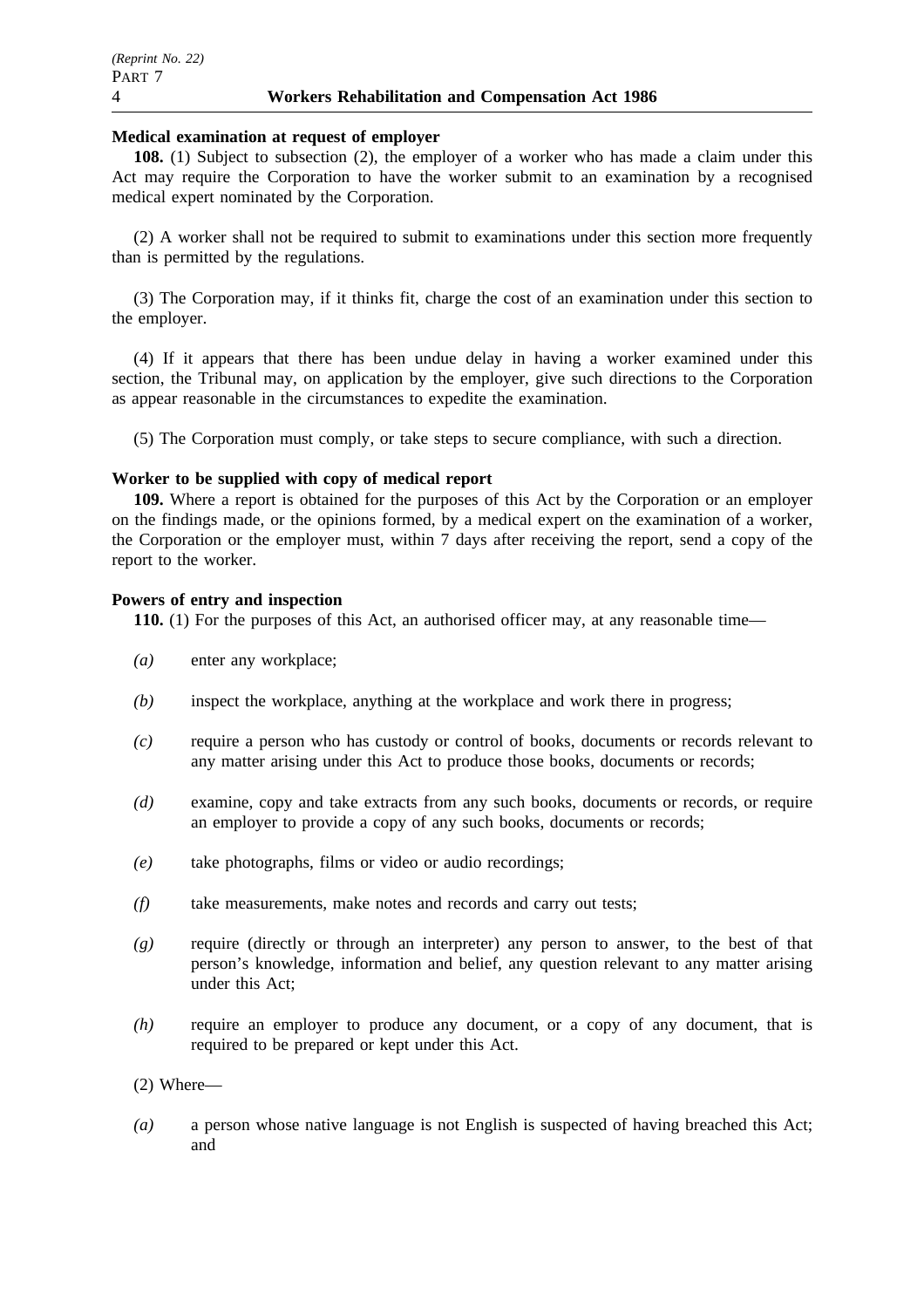**Medical examination at request of employer**

**108.** (1) Subject to subsection (2), the employer of a worker who has made a claim under this Act may require the Corporation to have the worker submit to an examination by a recognised medical expert nominated by the Corporation.

(2) A worker shall not be required to submit to examinations under this section more frequently than is permitted by the regulations.

(3) The Corporation may, if it thinks fit, charge the cost of an examination under this section to the employer.

(4) If it appears that there has been undue delay in having a worker examined under this section, the Tribunal may, on application by the employer, give such directions to the Corporation as appear reasonable in the circumstances to expedite the examination.

(5) The Corporation must comply, or take steps to secure compliance, with such a direction.

**Worker to be supplied with copy of medical report**

**109.** Where a report is obtained for the purposes of this Act by the Corporation or an employer on the findings made, or the opinions formed, by a medical expert on the examination of a worker, the Corporation or the employer must, within 7 days after receiving the report, send a copy of the report to the worker.

**Powers of entry and inspection**

**110.** (1) For the purposes of this Act, an authorised officer may, at any reasonable time—

*(a)* enter any workplace;

*(b)* inspect the workplace, anything at the workplace and work there in progress;

*(c)* require a person who has custody or control of books, documents or records relevant to any matter arising under this Act to produce those books, documents or records;

*(d)* examine, copy and take extracts from any such books, documents or records, or require an employer to provide a copy of any such books, documents or records;

*(e)* take photographs, films or video or audio recordings;

*(f)* take measurements, make notes and records and carry out tests;

*(g)* require (directly or through an interpreter) any person to answer, to the best of that person's knowledge, information and belief, any question relevant to any matter arising under this Act;

*(h)* require an employer to produce any document, or a copy of any document, that is required to be prepared or kept under this Act.

(2) Where—

*(a)* a person whose native language is not English is suspected of having breached this Act; and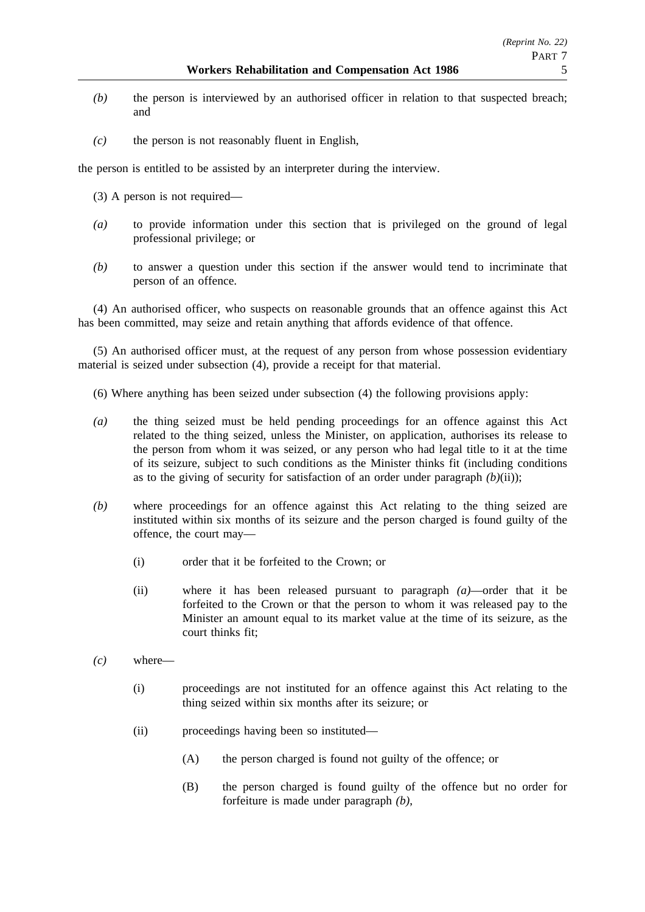*(b)* the person is interviewed by an authorised officer in relation to that suspected breach; and

*(c)* the person is not reasonably fluent in English,

the person is entitled to be assisted by an interpreter during the interview.

(3) A person is not required—

*(a)* to provide information under this section that is privileged on the ground of legal professional privilege; or

*(b)* to answer a question under this section if the answer would tend to incriminate that person of an offence.

(4) An authorised officer, who suspects on reasonable grounds that an offence against this Act has been committed, may seize and retain anything that affords evidence of that offence.

(5) An authorised officer must, at the request of any person from whose possession evidentiary material is seized under subsection (4), provide a receipt for that material.

(6) Where anything has been seized under subsection (4) the following provisions apply:

*(a)* the thing seized must be held pending proceedings for an offence against this Act related to the thing seized, unless the Minister, on application, authorises its release to the person from whom it was seized, or any person who had legal title to it at the time of its seizure, subject to such conditions as the Minister thinks fit (including conditions as to the giving of security for satisfaction of an order under paragraph *(b)*(ii));

*(b)* where proceedings for an offence against this Act relating to the thing seized are instituted within six months of its seizure and the person charged is found guilty of the offence, the court may—

  (i) order that it be forfeited to the Crown; or

  (ii) where it has been released pursuant to paragraph *(a)*—order that it be forfeited to the Crown or that the person to whom it was released pay to the Minister an amount equal to its market value at the time of its seizure, as the court thinks fit;

*(c)* where—

  (i) proceedings are not instituted for an offence against this Act relating to the thing seized within six months after its seizure; or

  (ii) proceedings having been so instituted—

    (A) the person charged is found not guilty of the offence; or

    (B) the person charged is found guilty of the offence but no order for forfeiture is made under paragraph *(b)*,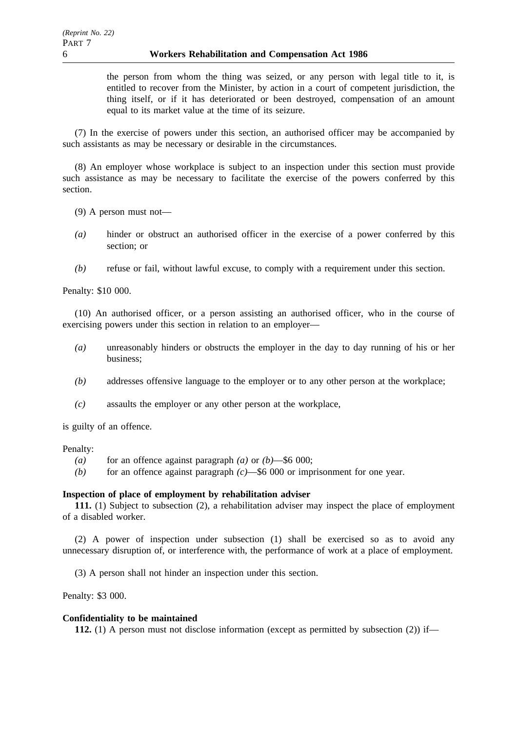the person from whom the thing was seized, or any person with legal title to it, is entitled to recover from the Minister, by action in a court of competent jurisdiction, the thing itself, or if it has deteriorated or been destroyed, compensation of an amount equal to its market value at the time of its seizure.

(7) In the exercise of powers under this section, an authorised officer may be accompanied by such assistants as may be necessary or desirable in the circumstances.

(8) An employer whose workplace is subject to an inspection under this section must provide such assistance as may be necessary to facilitate the exercise of the powers conferred by this section.

(9) A person must not—

*(a)* hinder or obstruct an authorised officer in the exercise of a power conferred by this section; or

*(b)* refuse or fail, without lawful excuse, to comply with a requirement under this section.

Penalty: $10 000.

(10) An authorised officer, or a person assisting an authorised officer, who in the course of exercising powers under this section in relation to an employer—

*(a)* unreasonably hinders or obstructs the employer in the day to day running of his or her business;

*(b)* addresses offensive language to the employer or to any other person at the workplace;

*(c)* assaults the employer or any other person at the workplace,

is guilty of an offence.

Penalty:

*(a)* for an offence against paragraph *(a)* or *(b)*—$6 000;

*(b)* for an offence against paragraph *(c)*—$6 000 or imprisonment for one year.

**Inspection of place of employment by rehabilitation adviser**

**111.** (1) Subject to subsection (2), a rehabilitation adviser may inspect the place of employment of a disabled worker.

(2) A power of inspection under subsection (1) shall be exercised so as to avoid any unnecessary disruption of, or interference with, the performance of work at a place of employment.

(3) A person shall not hinder an inspection under this section.

Penalty: $3 000.

**Confidentiality to be maintained**

**112.** (1) A person must not disclose information (except as permitted by subsection (2)) if—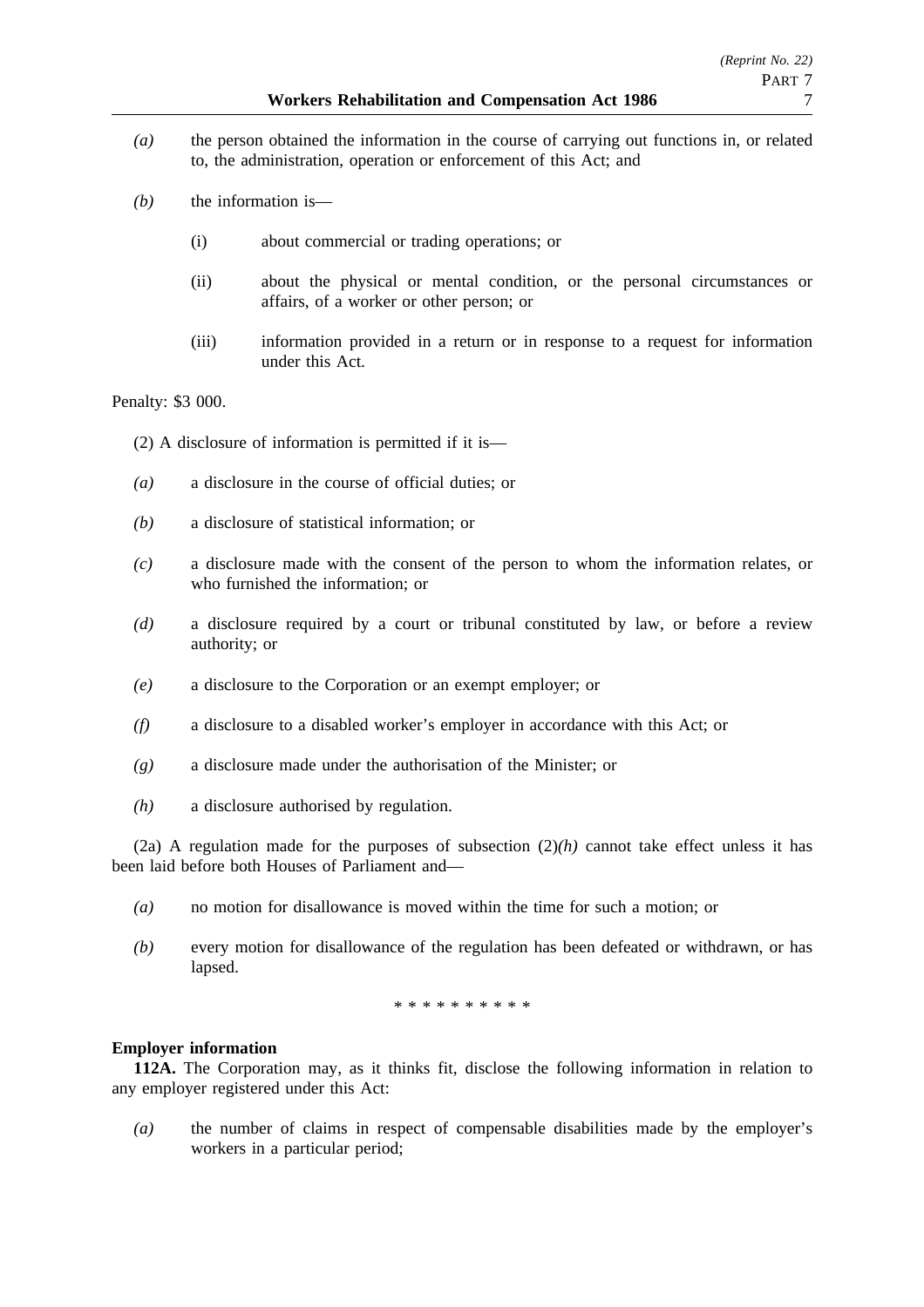*(a)* the person obtained the information in the course of carrying out functions in, or related to, the administration, operation or enforcement of this Act; and

*(b)* the information is—

(i) about commercial or trading operations; or

(ii) about the physical or mental condition, or the personal circumstances or affairs, of a worker or other person; or

(iii) information provided in a return or in response to a request for information under this Act.

Penalty: $3 000.

(2) A disclosure of information is permitted if it is—

*(a)* a disclosure in the course of official duties; or

*(b)* a disclosure of statistical information; or

*(c)* a disclosure made with the consent of the person to whom the information relates, or who furnished the information; or

*(d)* a disclosure required by a court or tribunal constituted by law, or before a review authority; or

*(e)* a disclosure to the Corporation or an exempt employer; or

*(f)* a disclosure to a disabled worker's employer in accordance with this Act; or

*(g)* a disclosure made under the authorisation of the Minister; or

*(h)* a disclosure authorised by regulation.

(2a) A regulation made for the purposes of subsection (2)*(h)* cannot take effect unless it has been laid before both Houses of Parliament and—

*(a)* no motion for disallowance is moved within the time for such a motion; or

*(b)* every motion for disallowance of the regulation has been defeated or withdrawn, or has lapsed.

* * * * * * * * * *

**Employer information**

**112A.** The Corporation may, as it thinks fit, disclose the following information in relation to any employer registered under this Act:

*(a)* the number of claims in respect of compensable disabilities made by the employer's workers in a particular period;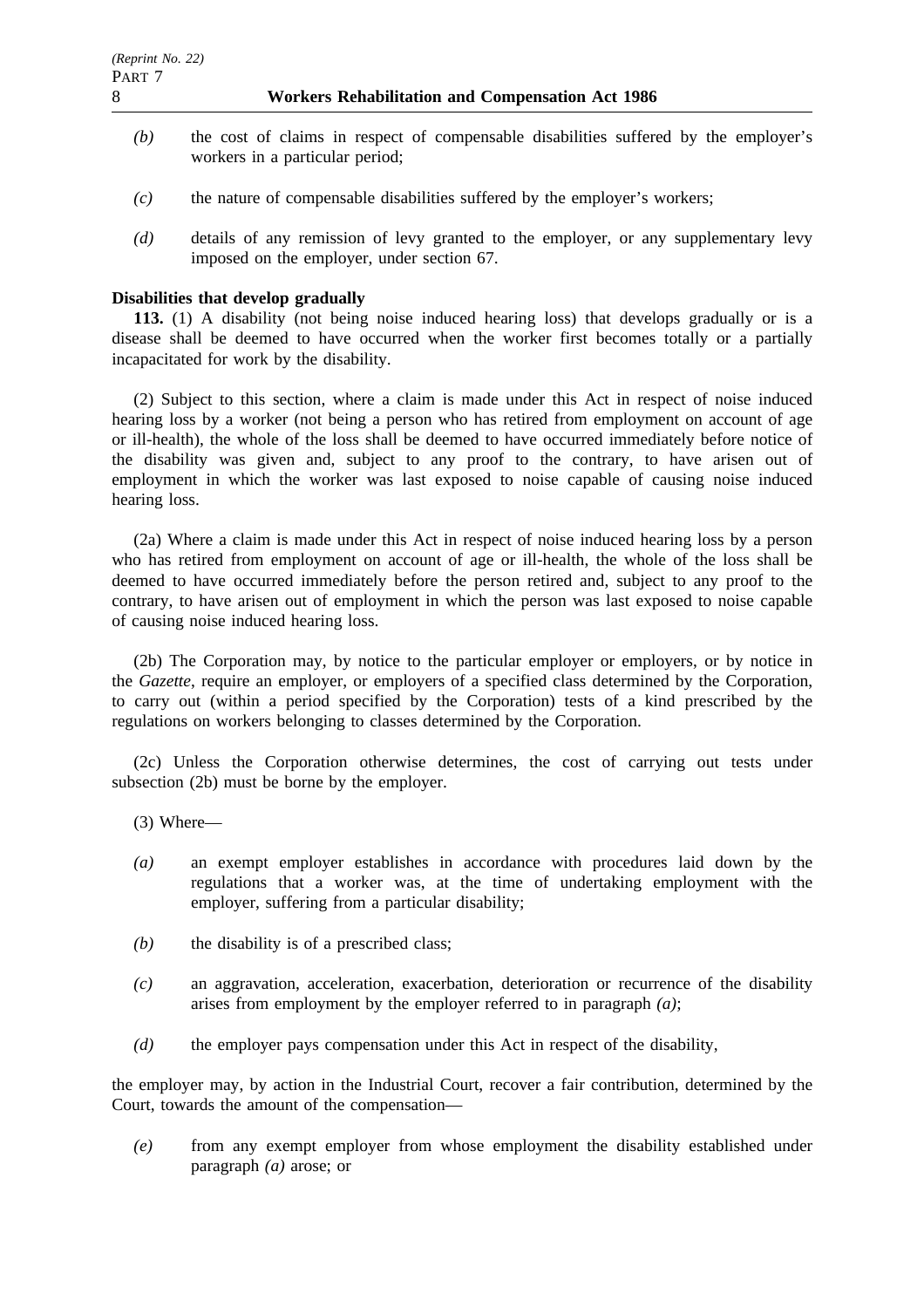*(b)* the cost of claims in respect of compensable disabilities suffered by the employer's workers in a particular period;

*(c)* the nature of compensable disabilities suffered by the employer's workers;

*(d)* details of any remission of levy granted to the employer, or any supplementary levy imposed on the employer, under section 67.

**Disabilities that develop gradually**

**113.** (1) A disability (not being noise induced hearing loss) that develops gradually or is a disease shall be deemed to have occurred when the worker first becomes totally or a partially incapacitated for work by the disability.

(2) Subject to this section, where a claim is made under this Act in respect of noise induced hearing loss by a worker (not being a person who has retired from employment on account of age or ill-health), the whole of the loss shall be deemed to have occurred immediately before notice of the disability was given and, subject to any proof to the contrary, to have arisen out of employment in which the worker was last exposed to noise capable of causing noise induced hearing loss.

(2a) Where a claim is made under this Act in respect of noise induced hearing loss by a person who has retired from employment on account of age or ill-health, the whole of the loss shall be deemed to have occurred immediately before the person retired and, subject to any proof to the contrary, to have arisen out of employment in which the person was last exposed to noise capable of causing noise induced hearing loss.

(2b) The Corporation may, by notice to the particular employer or employers, or by notice in the *Gazette*, require an employer, or employers of a specified class determined by the Corporation, to carry out (within a period specified by the Corporation) tests of a kind prescribed by the regulations on workers belonging to classes determined by the Corporation.

(2c) Unless the Corporation otherwise determines, the cost of carrying out tests under subsection (2b) must be borne by the employer.

(3) Where—

*(a)* an exempt employer establishes in accordance with procedures laid down by the regulations that a worker was, at the time of undertaking employment with the employer, suffering from a particular disability;

*(b)* the disability is of a prescribed class;

*(c)* an aggravation, acceleration, exacerbation, deterioration or recurrence of the disability arises from employment by the employer referred to in paragraph *(a)*;

*(d)* the employer pays compensation under this Act in respect of the disability,

the employer may, by action in the Industrial Court, recover a fair contribution, determined by the Court, towards the amount of the compensation—

*(e)* from any exempt employer from whose employment the disability established under paragraph *(a)* arose; or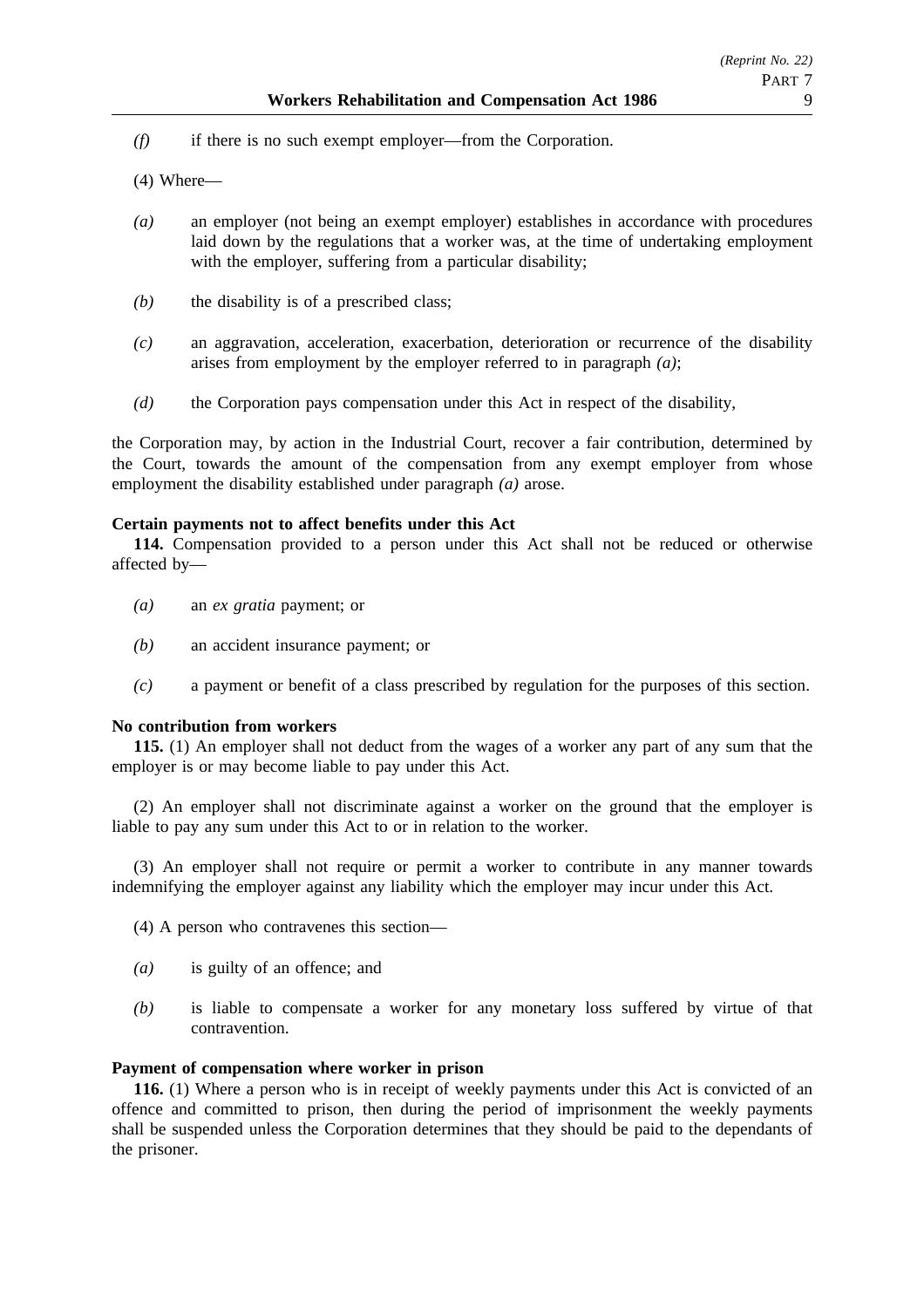*(f)* if there is no such exempt employer—from the Corporation.

(4) Where—

*(a)* an employer (not being an exempt employer) establishes in accordance with procedures laid down by the regulations that a worker was, at the time of undertaking employment with the employer, suffering from a particular disability;

*(b)* the disability is of a prescribed class;

*(c)* an aggravation, acceleration, exacerbation, deterioration or recurrence of the disability arises from employment by the employer referred to in paragraph *(a)*;

*(d)* the Corporation pays compensation under this Act in respect of the disability,

the Corporation may, by action in the Industrial Court, recover a fair contribution, determined by the Court, towards the amount of the compensation from any exempt employer from whose employment the disability established under paragraph *(a)* arose.

**Certain payments not to affect benefits under this Act**

**114.** Compensation provided to a person under this Act shall not be reduced or otherwise affected by—

*(a)* an *ex gratia* payment; or

*(b)* an accident insurance payment; or

*(c)* a payment or benefit of a class prescribed by regulation for the purposes of this section.

**No contribution from workers**

**115.** (1) An employer shall not deduct from the wages of a worker any part of any sum that the employer is or may become liable to pay under this Act.

(2) An employer shall not discriminate against a worker on the ground that the employer is liable to pay any sum under this Act to or in relation to the worker.

(3) An employer shall not require or permit a worker to contribute in any manner towards indemnifying the employer against any liability which the employer may incur under this Act.

(4) A person who contravenes this section—

*(a)* is guilty of an offence; and

*(b)* is liable to compensate a worker for any monetary loss suffered by virtue of that contravention.

**Payment of compensation where worker in prison**

**116.** (1) Where a person who is in receipt of weekly payments under this Act is convicted of an offence and committed to prison, then during the period of imprisonment the weekly payments shall be suspended unless the Corporation determines that they should be paid to the dependants of the prisoner.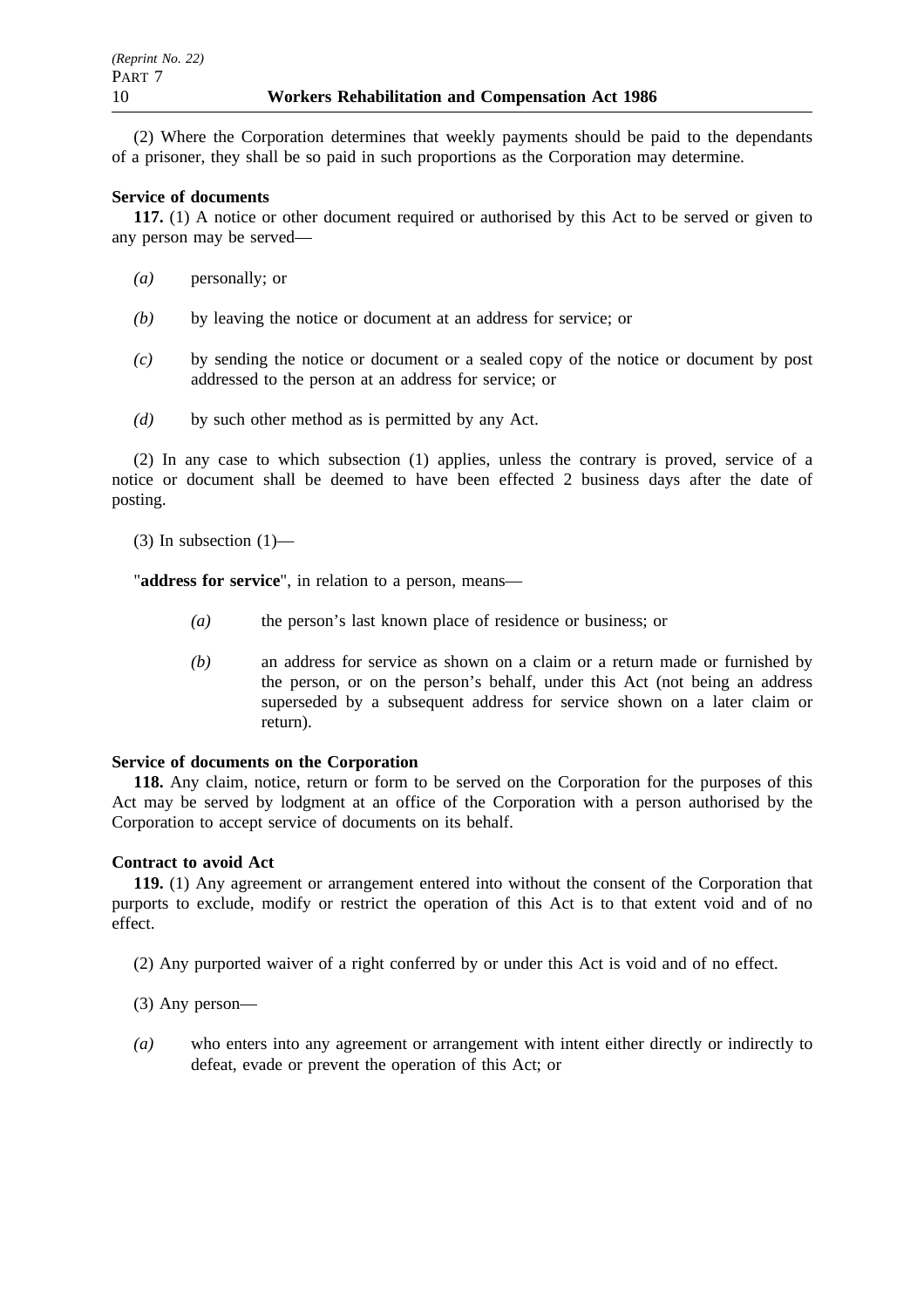(2) Where the Corporation determines that weekly payments should be paid to the dependants of a prisoner, they shall be so paid in such proportions as the Corporation may determine.

**Service of documents**

**117.** (1) A notice or other document required or authorised by this Act to be served or given to any person may be served—

*(a)* personally; or

*(b)* by leaving the notice or document at an address for service; or

*(c)* by sending the notice or document or a sealed copy of the notice or document by post addressed to the person at an address for service; or

*(d)* by such other method as is permitted by any Act.

(2) In any case to which subsection (1) applies, unless the contrary is proved, service of a notice or document shall be deemed to have been effected 2 business days after the date of posting.

(3) In subsection (1)—

"**address for service**", in relation to a person, means—

*(a)* the person's last known place of residence or business; or

*(b)* an address for service as shown on a claim or a return made or furnished by the person, or on the person's behalf, under this Act (not being an address superseded by a subsequent address for service shown on a later claim or return).

**Service of documents on the Corporation**

**118.** Any claim, notice, return or form to be served on the Corporation for the purposes of this Act may be served by lodgment at an office of the Corporation with a person authorised by the Corporation to accept service of documents on its behalf.

**Contract to avoid Act**

**119.** (1) Any agreement or arrangement entered into without the consent of the Corporation that purports to exclude, modify or restrict the operation of this Act is to that extent void and of no effect.

(2) Any purported waiver of a right conferred by or under this Act is void and of no effect.

(3) Any person—

*(a)* who enters into any agreement or arrangement with intent either directly or indirectly to defeat, evade or prevent the operation of this Act; or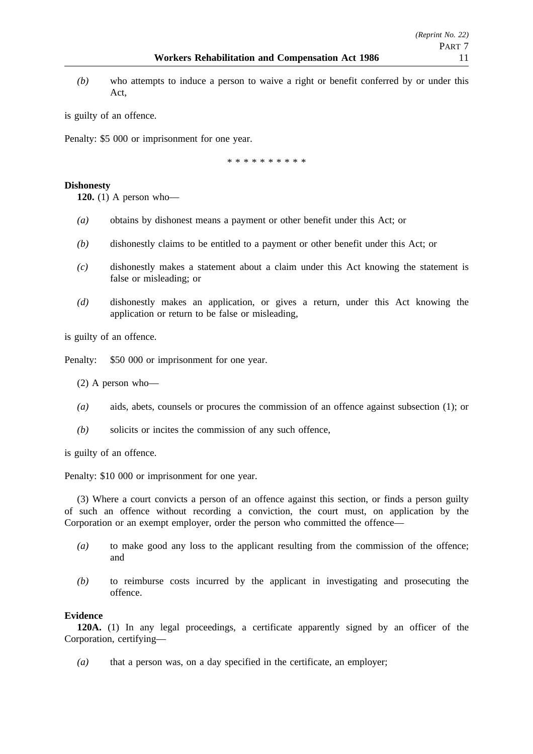*(b)* who attempts to induce a person to waive a right or benefit conferred by or under this Act,

is guilty of an offence.

Penalty: $5 000 or imprisonment for one year.

\* \* \* \* \* \* \* \* \* \*

**Dishonesty**

**120.** (1) A person who—

*(a)* obtains by dishonest means a payment or other benefit under this Act; or

*(b)* dishonestly claims to be entitled to a payment or other benefit under this Act; or

*(c)* dishonestly makes a statement about a claim under this Act knowing the statement is false or misleading; or

*(d)* dishonestly makes an application, or gives a return, under this Act knowing the application or return to be false or misleading,

is guilty of an offence.

Penalty: $50 000 or imprisonment for one year.

(2) A person who—

*(a)* aids, abets, counsels or procures the commission of an offence against subsection (1); or

*(b)* solicits or incites the commission of any such offence,

is guilty of an offence.

Penalty: $10 000 or imprisonment for one year.

(3) Where a court convicts a person of an offence against this section, or finds a person guilty of such an offence without recording a conviction, the court must, on application by the Corporation or an exempt employer, order the person who committed the offence—

*(a)* to make good any loss to the applicant resulting from the commission of the offence; and

*(b)* to reimburse costs incurred by the applicant in investigating and prosecuting the offence.

**Evidence**

**120A.** (1) In any legal proceedings, a certificate apparently signed by an officer of the Corporation, certifying—

*(a)* that a person was, on a day specified in the certificate, an employer;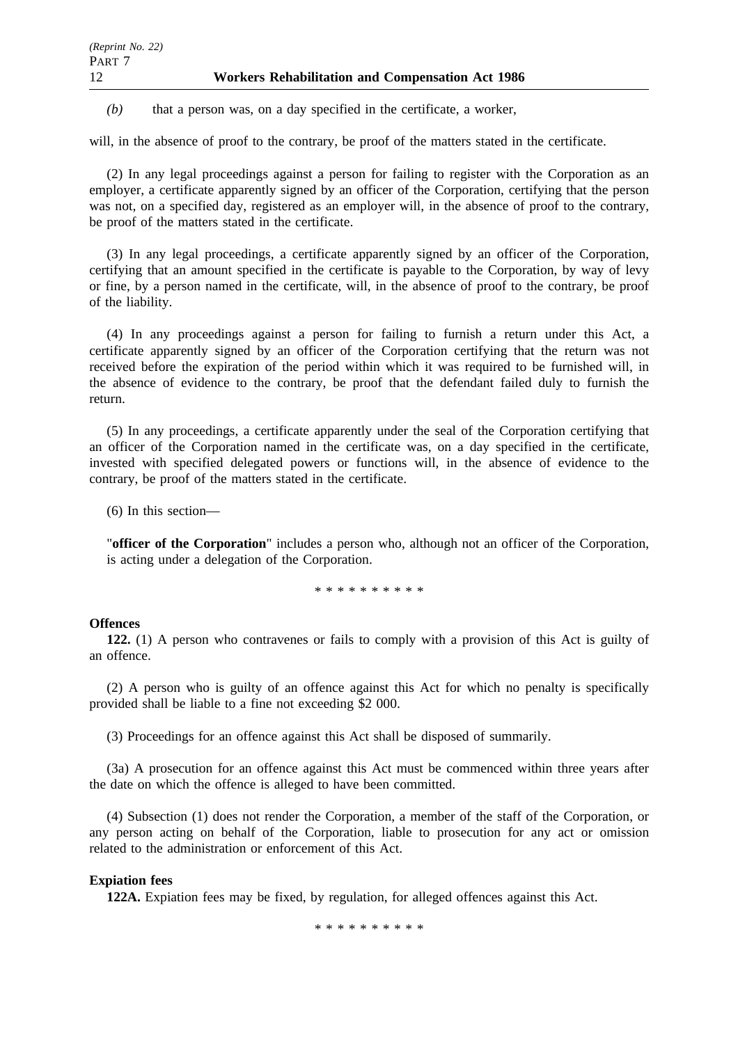*(b)* that a person was, on a day specified in the certificate, a worker,

will, in the absence of proof to the contrary, be proof of the matters stated in the certificate.

(2) In any legal proceedings against a person for failing to register with the Corporation as an employer, a certificate apparently signed by an officer of the Corporation, certifying that the person was not, on a specified day, registered as an employer will, in the absence of proof to the contrary, be proof of the matters stated in the certificate.

(3) In any legal proceedings, a certificate apparently signed by an officer of the Corporation, certifying that an amount specified in the certificate is payable to the Corporation, by way of levy or fine, by a person named in the certificate, will, in the absence of proof to the contrary, be proof of the liability.

(4) In any proceedings against a person for failing to furnish a return under this Act, a certificate apparently signed by an officer of the Corporation certifying that the return was not received before the expiration of the period within which it was required to be furnished will, in the absence of evidence to the contrary, be proof that the defendant failed duly to furnish the return.

(5) In any proceedings, a certificate apparently under the seal of the Corporation certifying that an officer of the Corporation named in the certificate was, on a day specified in the certificate, invested with specified delegated powers or functions will, in the absence of evidence to the contrary, be proof of the matters stated in the certificate.

(6) In this section—

"**officer of the Corporation**" includes a person who, although not an officer of the Corporation, is acting under a delegation of the Corporation.

\* \* \* \* \* \* \* \* \* \*

**Offences**

**122.** (1) A person who contravenes or fails to comply with a provision of this Act is guilty of an offence.

(2) A person who is guilty of an offence against this Act for which no penalty is specifically provided shall be liable to a fine not exceeding $2 000.

(3) Proceedings for an offence against this Act shall be disposed of summarily.

(3a) A prosecution for an offence against this Act must be commenced within three years after the date on which the offence is alleged to have been committed.

(4) Subsection (1) does not render the Corporation, a member of the staff of the Corporation, or any person acting on behalf of the Corporation, liable to prosecution for any act or omission related to the administration or enforcement of this Act.

**Expiation fees**

**122A.** Expiation fees may be fixed, by regulation, for alleged offences against this Act.

\* \* \* \* \* \* \* \* \* \*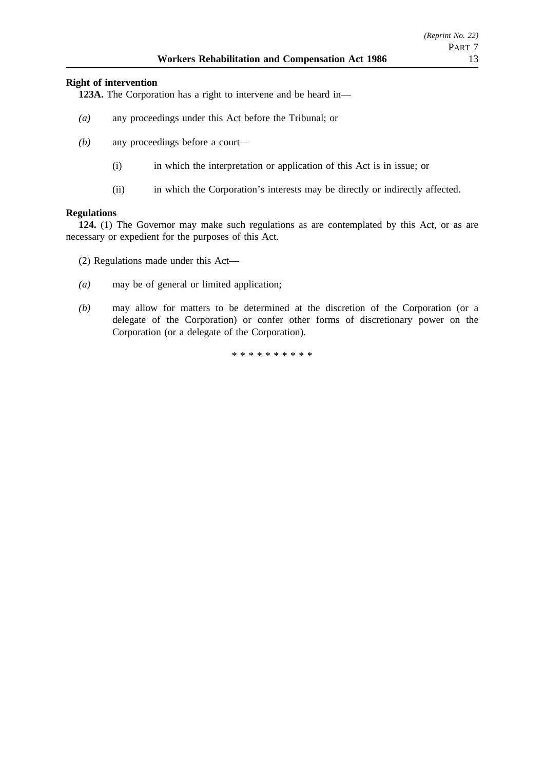**Right of intervention**

**123A.** The Corporation has a right to intervene and be heard in—

*(a)* any proceedings under this Act before the Tribunal; or

*(b)* any proceedings before a court—

(i) in which the interpretation or application of this Act is in issue; or

(ii) in which the Corporation's interests may be directly or indirectly affected.

**Regulations**

**124.** (1) The Governor may make such regulations as are contemplated by this Act, or as are necessary or expedient for the purposes of this Act.

(2) Regulations made under this Act—

*(a)* may be of general or limited application;

*(b)* may allow for matters to be determined at the discretion of the Corporation (or a delegate of the Corporation) or confer other forms of discretionary power on the Corporation (or a delegate of the Corporation).

* * * * * * * * * *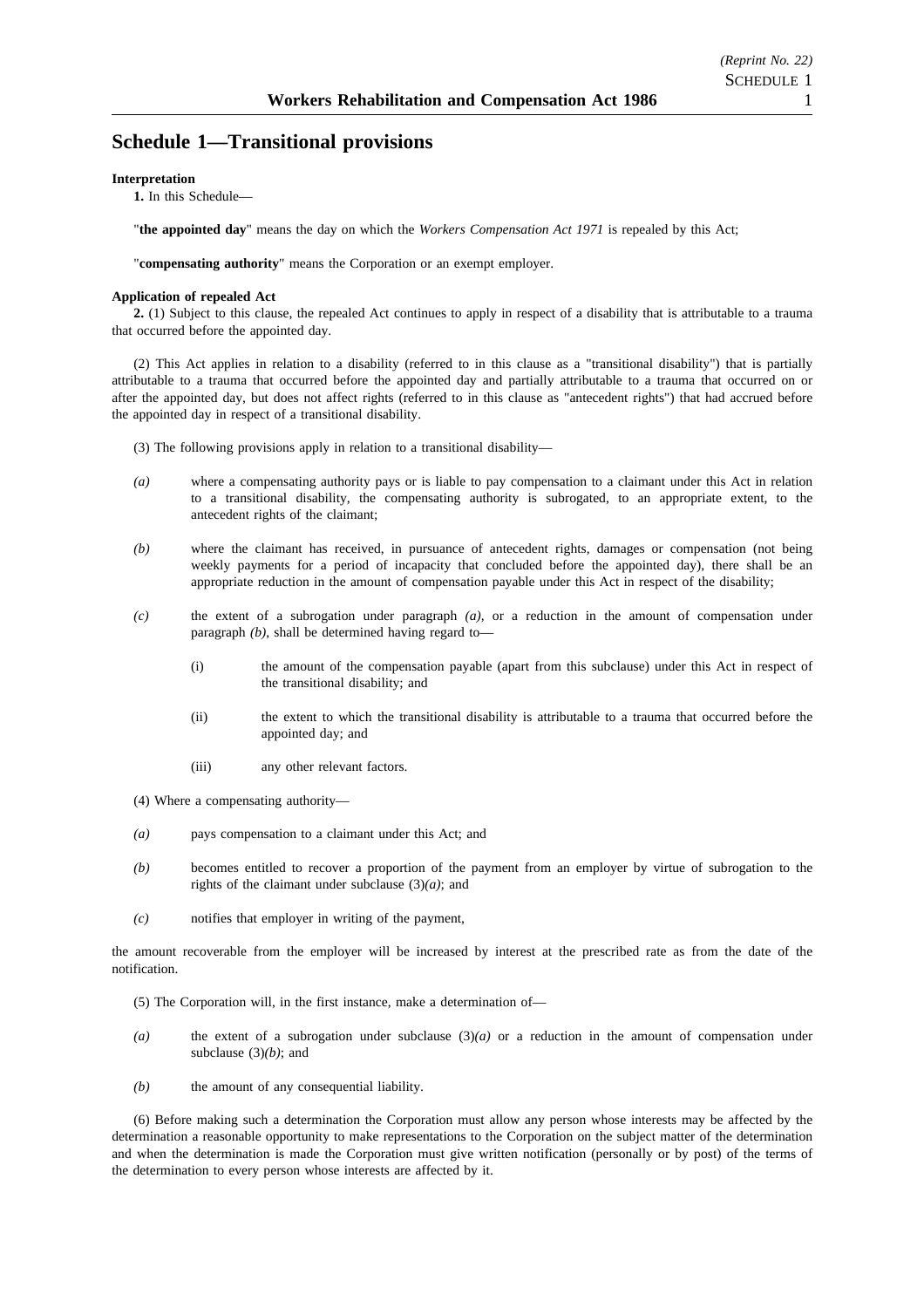# Schedule 1—Transitional provisions

**Interpretation**

**1.** In this Schedule—

"**the appointed day**" means the day on which the *Workers Compensation Act 1971* is repealed by this Act;

"**compensating authority**" means the Corporation or an exempt employer.

**Application of repealed Act**

**2.** (1) Subject to this clause, the repealed Act continues to apply in respect of a disability that is attributable to a trauma that occurred before the appointed day.

(2) This Act applies in relation to a disability (referred to in this clause as a "transitional disability") that is partially attributable to a trauma that occurred before the appointed day and partially attributable to a trauma that occurred on or after the appointed day, but does not affect rights (referred to in this clause as "antecedent rights") that had accrued before the appointed day in respect of a transitional disability.

(3) The following provisions apply in relation to a transitional disability—

*(a)* where a compensating authority pays or is liable to pay compensation to a claimant under this Act in relation to a transitional disability, the compensating authority is subrogated, to an appropriate extent, to the antecedent rights of the claimant;

*(b)* where the claimant has received, in pursuance of antecedent rights, damages or compensation (not being weekly payments for a period of incapacity that concluded before the appointed day), there shall be an appropriate reduction in the amount of compensation payable under this Act in respect of the disability;

*(c)* the extent of a subrogation under paragraph *(a)*, or a reduction in the amount of compensation under paragraph *(b)*, shall be determined having regard to—

(i) the amount of the compensation payable (apart from this subclause) under this Act in respect of the transitional disability; and

(ii) the extent to which the transitional disability is attributable to a trauma that occurred before the appointed day; and

(iii) any other relevant factors.

(4) Where a compensating authority—

*(a)* pays compensation to a claimant under this Act; and

*(b)* becomes entitled to recover a proportion of the payment from an employer by virtue of subrogation to the rights of the claimant under subclause (3)*(a)*; and

*(c)* notifies that employer in writing of the payment,

the amount recoverable from the employer will be increased by interest at the prescribed rate as from the date of the notification.

(5) The Corporation will, in the first instance, make a determination of—

*(a)* the extent of a subrogation under subclause (3)*(a)* or a reduction in the amount of compensation under subclause (3)*(b)*; and

*(b)* the amount of any consequential liability.

(6) Before making such a determination the Corporation must allow any person whose interests may be affected by the determination a reasonable opportunity to make representations to the Corporation on the subject matter of the determination and when the determination is made the Corporation must give written notification (personally or by post) of the terms of the determination to every person whose interests are affected by it.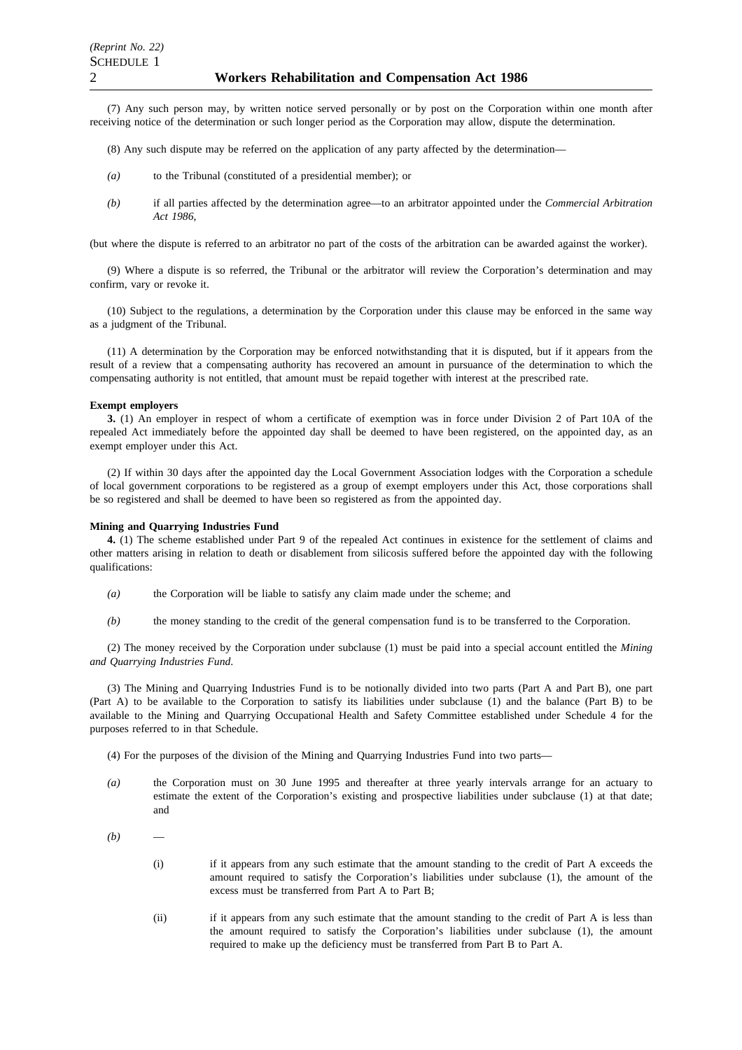(7) Any such person may, by written notice served personally or by post on the Corporation within one month after receiving notice of the determination or such longer period as the Corporation may allow, dispute the determination.

(8) Any such dispute may be referred on the application of any party affected by the determination—

*(a)* to the Tribunal (constituted of a presidential member); or

*(b)* if all parties affected by the determination agree—to an arbitrator appointed under the *Commercial Arbitration Act 1986*,

(but where the dispute is referred to an arbitrator no part of the costs of the arbitration can be awarded against the worker).

(9) Where a dispute is so referred, the Tribunal or the arbitrator will review the Corporation's determination and may confirm, vary or revoke it.

(10) Subject to the regulations, a determination by the Corporation under this clause may be enforced in the same way as a judgment of the Tribunal.

(11) A determination by the Corporation may be enforced notwithstanding that it is disputed, but if it appears from the result of a review that a compensating authority has recovered an amount in pursuance of the determination to which the compensating authority is not entitled, that amount must be repaid together with interest at the prescribed rate.

**Exempt employers**

**3.** (1) An employer in respect of whom a certificate of exemption was in force under Division 2 of Part 10A of the repealed Act immediately before the appointed day shall be deemed to have been registered, on the appointed day, as an exempt employer under this Act.

(2) If within 30 days after the appointed day the Local Government Association lodges with the Corporation a schedule of local government corporations to be registered as a group of exempt employers under this Act, those corporations shall be so registered and shall be deemed to have been so registered as from the appointed day.

**Mining and Quarrying Industries Fund**

**4.** (1) The scheme established under Part 9 of the repealed Act continues in existence for the settlement of claims and other matters arising in relation to death or disablement from silicosis suffered before the appointed day with the following qualifications:

*(a)* the Corporation will be liable to satisfy any claim made under the scheme; and

*(b)* the money standing to the credit of the general compensation fund is to be transferred to the Corporation.

(2) The money received by the Corporation under subclause (1) must be paid into a special account entitled the *Mining and Quarrying Industries Fund*.

(3) The Mining and Quarrying Industries Fund is to be notionally divided into two parts (Part A and Part B), one part (Part A) to be available to the Corporation to satisfy its liabilities under subclause (1) and the balance (Part B) to be available to the Mining and Quarrying Occupational Health and Safety Committee established under Schedule 4 for the purposes referred to in that Schedule.

(4) For the purposes of the division of the Mining and Quarrying Industries Fund into two parts—

*(a)* the Corporation must on 30 June 1995 and thereafter at three yearly intervals arrange for an actuary to estimate the extent of the Corporation's existing and prospective liabilities under subclause (1) at that date; and

*(b)* —

(i) if it appears from any such estimate that the amount standing to the credit of Part A exceeds the amount required to satisfy the Corporation's liabilities under subclause (1), the amount of the excess must be transferred from Part A to Part B;

(ii) if it appears from any such estimate that the amount standing to the credit of Part A is less than the amount required to satisfy the Corporation's liabilities under subclause (1), the amount required to make up the deficiency must be transferred from Part B to Part A.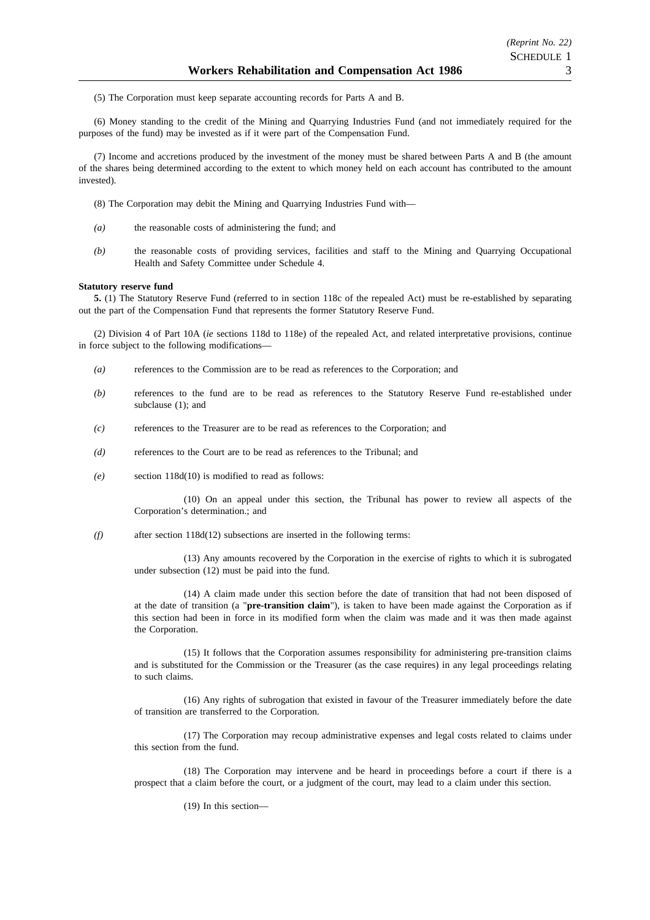(5) The Corporation must keep separate accounting records for Parts A and B.

(6) Money standing to the credit of the Mining and Quarrying Industries Fund (and not immediately required for the purposes of the fund) may be invested as if it were part of the Compensation Fund.

(7) Income and accretions produced by the investment of the money must be shared between Parts A and B (the amount of the shares being determined according to the extent to which money held on each account has contributed to the amount invested).

(8) The Corporation may debit the Mining and Quarrying Industries Fund with—

*(a)* the reasonable costs of administering the fund; and

*(b)* the reasonable costs of providing services, facilities and staff to the Mining and Quarrying Occupational Health and Safety Committee under Schedule 4.

**Statutory reserve fund**

**5.** (1) The Statutory Reserve Fund (referred to in section 118c of the repealed Act) must be re-established by separating out the part of the Compensation Fund that represents the former Statutory Reserve Fund.

(2) Division 4 of Part 10A (*ie* sections 118d to 118e) of the repealed Act, and related interpretative provisions, continue in force subject to the following modifications—

*(a)* references to the Commission are to be read as references to the Corporation; and

*(b)* references to the fund are to be read as references to the Statutory Reserve Fund re-established under subclause (1); and

*(c)* references to the Treasurer are to be read as references to the Corporation; and

*(d)* references to the Court are to be read as references to the Tribunal; and

*(e)* section 118d(10) is modified to read as follows:

> (10) On an appeal under this section, the Tribunal has power to review all aspects of the Corporation's determination.; and

*(f)* after section 118d(12) subsections are inserted in the following terms:

> (13) Any amounts recovered by the Corporation in the exercise of rights to which it is subrogated under subsection (12) must be paid into the fund.
>
> (14) A claim made under this section before the date of transition that had not been disposed of at the date of transition (a "**pre-transition claim**"), is taken to have been made against the Corporation as if this section had been in force in its modified form when the claim was made and it was then made against the Corporation.
>
> (15) It follows that the Corporation assumes responsibility for administering pre-transition claims and is substituted for the Commission or the Treasurer (as the case requires) in any legal proceedings relating to such claims.
>
> (16) Any rights of subrogation that existed in favour of the Treasurer immediately before the date of transition are transferred to the Corporation.
>
> (17) The Corporation may recoup administrative expenses and legal costs related to claims under this section from the fund.
>
> (18) The Corporation may intervene and be heard in proceedings before a court if there is a prospect that a claim before the court, or a judgment of the court, may lead to a claim under this section.
>
> (19) In this section—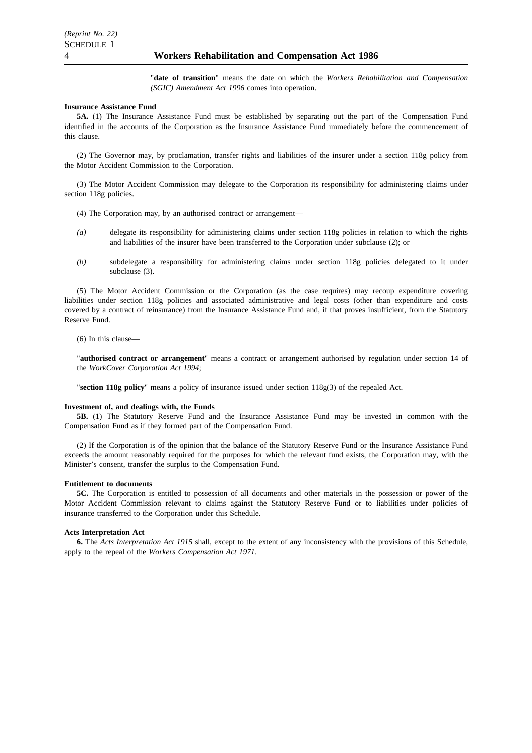"**date of transition**" means the date on which the *Workers Rehabilitation and Compensation (SGIC) Amendment Act 1996* comes into operation.

**Insurance Assistance Fund**

**5A.** (1) The Insurance Assistance Fund must be established by separating out the part of the Compensation Fund identified in the accounts of the Corporation as the Insurance Assistance Fund immediately before the commencement of this clause.

(2) The Governor may, by proclamation, transfer rights and liabilities of the insurer under a section 118g policy from the Motor Accident Commission to the Corporation.

(3) The Motor Accident Commission may delegate to the Corporation its responsibility for administering claims under section 118g policies.

(4) The Corporation may, by an authorised contract or arrangement—

*(a)* delegate its responsibility for administering claims under section 118g policies in relation to which the rights and liabilities of the insurer have been transferred to the Corporation under subclause (2); or

*(b)* subdelegate a responsibility for administering claims under section 118g policies delegated to it under subclause (3).

(5) The Motor Accident Commission or the Corporation (as the case requires) may recoup expenditure covering liabilities under section 118g policies and associated administrative and legal costs (other than expenditure and costs covered by a contract of reinsurance) from the Insurance Assistance Fund and, if that proves insufficient, from the Statutory Reserve Fund.

(6) In this clause—

"**authorised contract or arrangement**" means a contract or arrangement authorised by regulation under section 14 of the *WorkCover Corporation Act 1994*;

"**section 118g policy**" means a policy of insurance issued under section 118g(3) of the repealed Act.

**Investment of, and dealings with, the Funds**

**5B.** (1) The Statutory Reserve Fund and the Insurance Assistance Fund may be invested in common with the Compensation Fund as if they formed part of the Compensation Fund.

(2) If the Corporation is of the opinion that the balance of the Statutory Reserve Fund or the Insurance Assistance Fund exceeds the amount reasonably required for the purposes for which the relevant fund exists, the Corporation may, with the Minister's consent, transfer the surplus to the Compensation Fund.

**Entitlement to documents**

**5C.** The Corporation is entitled to possession of all documents and other materials in the possession or power of the Motor Accident Commission relevant to claims against the Statutory Reserve Fund or to liabilities under policies of insurance transferred to the Corporation under this Schedule.

**Acts Interpretation Act**

**6.** The *Acts Interpretation Act 1915* shall, except to the extent of any inconsistency with the provisions of this Schedule, apply to the repeal of the *Workers Compensation Act 1971*.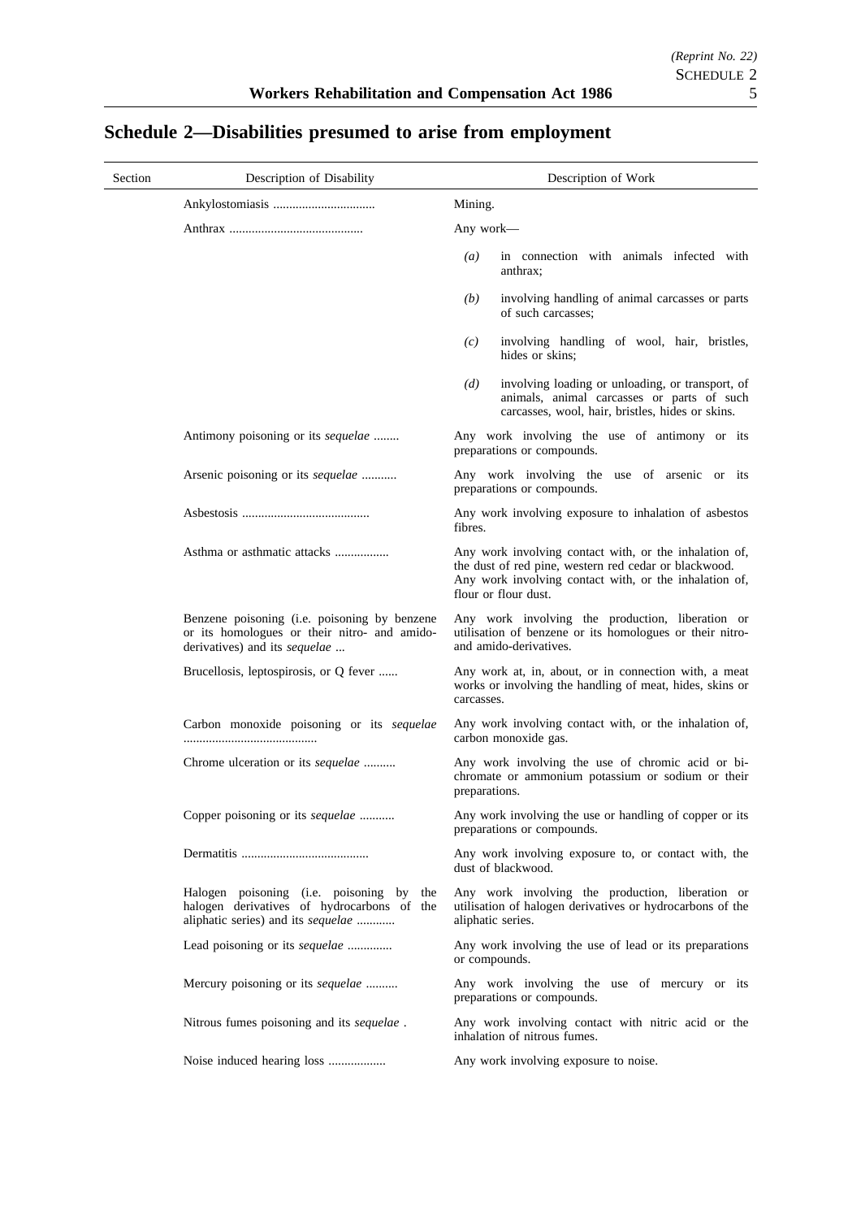## Schedule 2—Disabilities presumed to arise from employment

| Section | Description of Disability | Description of Work |
|---|---|---|
| | Ankylostomiasis ................................ | Mining. |
| | Anthrax .......................................... | Any work—<br>*(a)* in connection with animals infected with anthrax;<br>*(b)* involving handling of animal carcasses or parts of such carcasses;<br>*(c)* involving handling of wool, hair, bristles, hides or skins;<br>*(d)* involving loading or unloading, or transport, of animals, animal carcasses or parts of such carcasses, wool, hair, bristles, hides or skins. |
| | Antimony poisoning or its *sequelae* ........ | Any work involving the use of antimony or its preparations or compounds. |
| | Arsenic poisoning or its *sequelae* ........... | Any work involving the use of arsenic or its preparations or compounds. |
| | Asbestosis ........................................ | Any work involving exposure to inhalation of asbestos fibres. |
| | Asthma or asthmatic attacks ................. | Any work involving contact with, or the inhalation of, the dust of red pine, western red cedar or blackwood. Any work involving contact with, or the inhalation of, flour or flour dust. |
| | Benzene poisoning (i.e. poisoning by benzene or its homologues or their nitro- and amido-derivatives) and its *sequelae* ... | Any work involving the production, liberation or utilisation of benzene or its homologues or their nitro- and amido-derivatives. |
| | Brucellosis, leptospirosis, or Q fever ...... | Any work at, in, about, or in connection with, a meat works or involving the handling of meat, hides, skins or carcasses. |
| | Carbon monoxide poisoning or its *sequelae* .......................................... | Any work involving contact with, or the inhalation of, carbon monoxide gas. |
| | Chrome ulceration or its *sequelae* .......... | Any work involving the use of chromic acid or bi-chromate or ammonium potassium or sodium or their preparations. |
| | Copper poisoning or its *sequelae* ........... | Any work involving the use or handling of copper or its preparations or compounds. |
| | Dermatitis ........................................ | Any work involving exposure to, or contact with, the dust of blackwood. |
| | Halogen poisoning (i.e. poisoning by the halogen derivatives of hydrocarbons of the aliphatic series) and its *sequelae* ............ | Any work involving the production, liberation or utilisation of halogen derivatives or hydrocarbons of the aliphatic series. |
| | Lead poisoning or its *sequelae* .............. | Any work involving the use of lead or its preparations or compounds. |
| | Mercury poisoning or its *sequelae* .......... | Any work involving the use of mercury or its preparations or compounds. |
| | Nitrous fumes poisoning and its *sequelae* . | Any work involving contact with nitric acid or the inhalation of nitrous fumes. |
| | Noise induced hearing loss .................. | Any work involving exposure to noise. |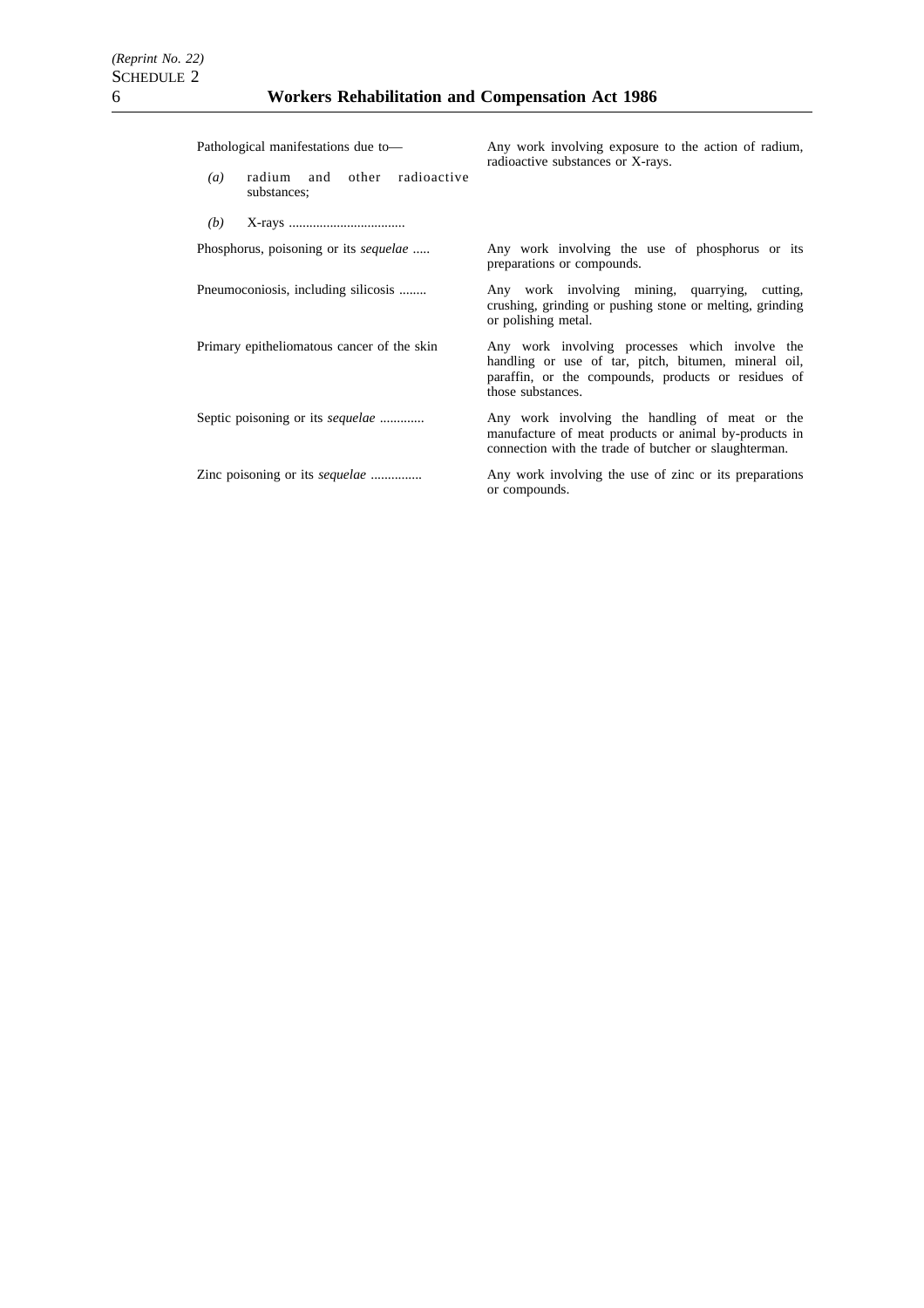| | |
|---|---|
| Pathological manifestations due to—<br>*(a)* radium and other radioactive substances;<br>*(b)* X-rays ................................. | Any work involving exposure to the action of radium, radioactive substances or X-rays. |
| Phosphorus, poisoning or its *sequelae* ..... | Any work involving the use of phosphorus or its preparations or compounds. |
| Pneumoconiosis, including silicosis ........ | Any work involving mining, quarrying, cutting, crushing, grinding or pushing stone or melting, grinding or polishing metal. |
| Primary epitheliomatous cancer of the skin | Any work involving processes which involve the handling or use of tar, pitch, bitumen, mineral oil, paraffin, or the compounds, products or residues of those substances. |
| Septic poisoning or its *sequelae* ............ | Any work involving the handling of meat or the manufacture of meat products or animal by-products in connection with the trade of butcher or slaughterman. |
| Zinc poisoning or its *sequelae* ............... | Any work involving the use of zinc or its preparations or compounds. |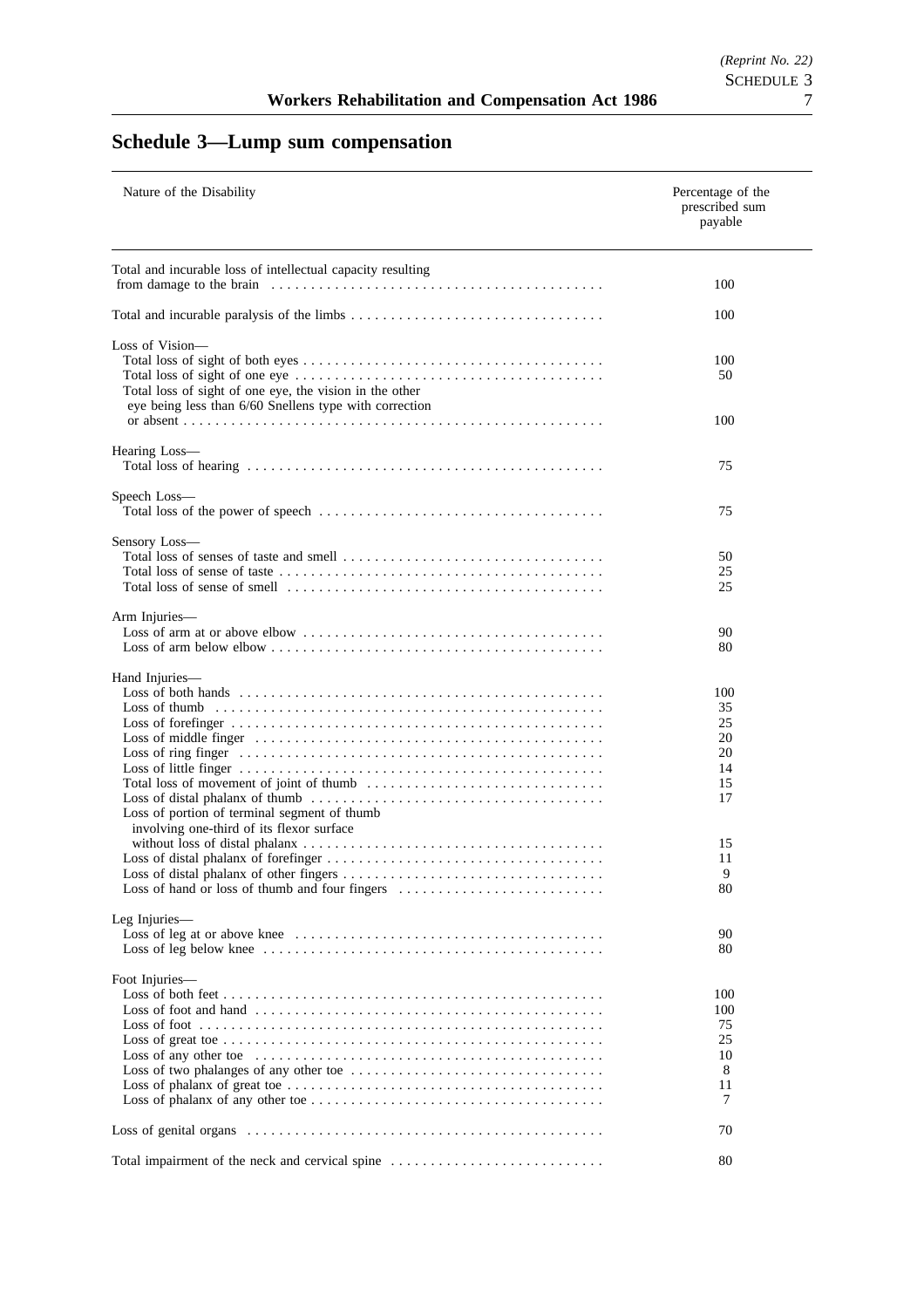## Schedule 3—Lump sum compensation

| Nature of the Disability | Percentage of the prescribed sum payable |
|---|---|
| Total and incurable loss of intellectual capacity resulting from damage to the brain | 100 |
| Total and incurable paralysis of the limbs | 100 |
| Loss of Vision— | |
| Total loss of sight of both eyes | 100 |
| Total loss of sight of one eye | 50 |
| Total loss of sight of one eye, the vision in the other eye being less than 6/60 Snellens type with correction or absent | 100 |
| Hearing Loss— | |
| Total loss of hearing | 75 |
| Speech Loss— | |
| Total loss of the power of speech | 75 |
| Sensory Loss— | |
| Total loss of senses of taste and smell | 50 |
| Total loss of sense of taste | 25 |
| Total loss of sense of smell | 25 |
| Arm Injuries— | |
| Loss of arm at or above elbow | 90 |
| Loss of arm below elbow | 80 |
| Hand Injuries— | |
| Loss of both hands | 100 |
| Loss of thumb | 35 |
| Loss of forefinger | 25 |
| Loss of middle finger | 20 |
| Loss of ring finger | 20 |
| Loss of little finger | 14 |
| Total loss of movement of joint of thumb | 15 |
| Loss of distal phalanx of thumb | 17 |
| Loss of portion of terminal segment of thumb involving one-third of its flexor surface without loss of distal phalanx | 15 |
| Loss of distal phalanx of forefinger | 11 |
| Loss of distal phalanx of other fingers | 9 |
| Loss of hand or loss of thumb and four fingers | 80 |
| Leg Injuries— | |
| Loss of leg at or above knee | 90 |
| Loss of leg below knee | 80 |
| Foot Injuries— | |
| Loss of both feet | 100 |
| Loss of foot and hand | 100 |
| Loss of foot | 75 |
| Loss of great toe | 25 |
| Loss of any other toe | 10 |
| Loss of two phalanges of any other toe | 8 |
| Loss of phalanx of great toe | 11 |
| Loss of phalanx of any other toe | 7 |
| Loss of genital organs | 70 |
| Total impairment of the neck and cervical spine | 80 |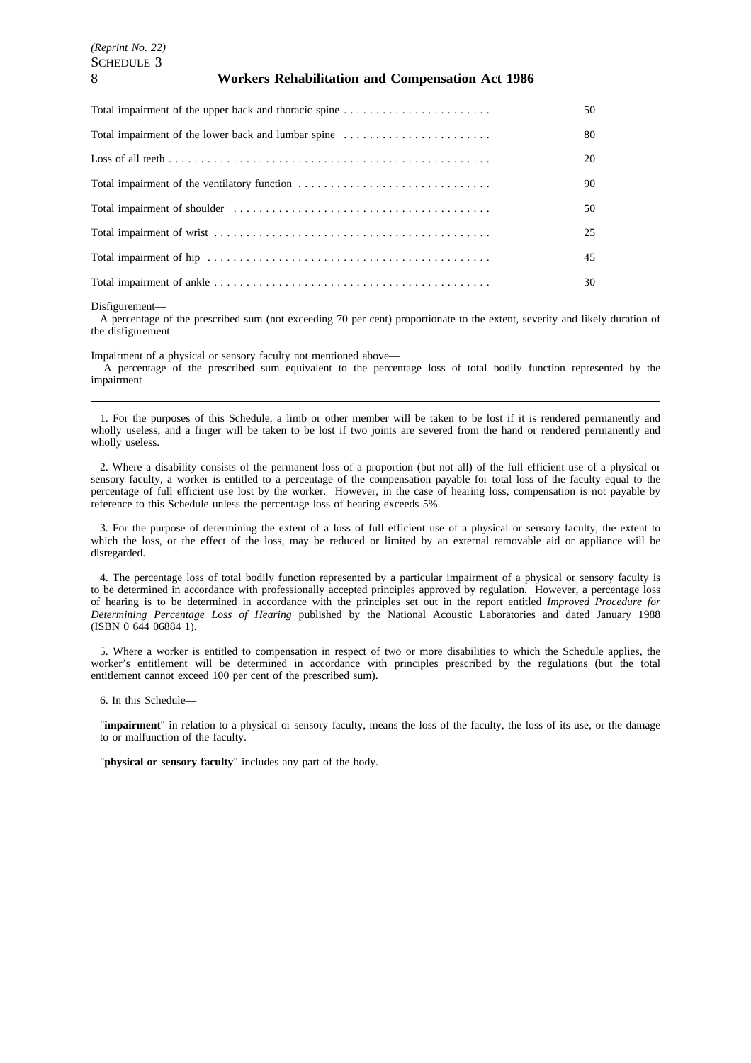| | |
|---|---|
| Total impairment of the upper back and thoracic spine | 50 |
| Total impairment of the lower back and lumbar spine | 80 |
| Loss of all teeth | 20 |
| Total impairment of the ventilatory function | 90 |
| Total impairment of shoulder | 50 |
| Total impairment of wrist | 25 |
| Total impairment of hip | 45 |
| Total impairment of ankle | 30 |

Disfigurement—

A percentage of the prescribed sum (not exceeding 70 per cent) proportionate to the extent, severity and likely duration of the disfigurement

Impairment of a physical or sensory faculty not mentioned above—

A percentage of the prescribed sum equivalent to the percentage loss of total bodily function represented by the impairment

---

1. For the purposes of this Schedule, a limb or other member will be taken to be lost if it is rendered permanently and wholly useless, and a finger will be taken to be lost if two joints are severed from the hand or rendered permanently and wholly useless.

2. Where a disability consists of the permanent loss of a proportion (but not all) of the full efficient use of a physical or sensory faculty, a worker is entitled to a percentage of the compensation payable for total loss of the faculty equal to the percentage of full efficient use lost by the worker. However, in the case of hearing loss, compensation is not payable by reference to this Schedule unless the percentage loss of hearing exceeds 5%.

3. For the purpose of determining the extent of a loss of full efficient use of a physical or sensory faculty, the extent to which the loss, or the effect of the loss, may be reduced or limited by an external removable aid or appliance will be disregarded.

4. The percentage loss of total bodily function represented by a particular impairment of a physical or sensory faculty is to be determined in accordance with professionally accepted principles approved by regulation. However, a percentage loss of hearing is to be determined in accordance with the principles set out in the report entitled *Improved Procedure for Determining Percentage Loss of Hearing* published by the National Acoustic Laboratories and dated January 1988 (ISBN 0 644 06884 1).

5. Where a worker is entitled to compensation in respect of two or more disabilities to which the Schedule applies, the worker's entitlement will be determined in accordance with principles prescribed by the regulations (but the total entitlement cannot exceed 100 per cent of the prescribed sum).

6. In this Schedule—

"**impairment**" in relation to a physical or sensory faculty, means the loss of the faculty, the loss of its use, or the damage to or malfunction of the faculty.

"**physical or sensory faculty**" includes any part of the body.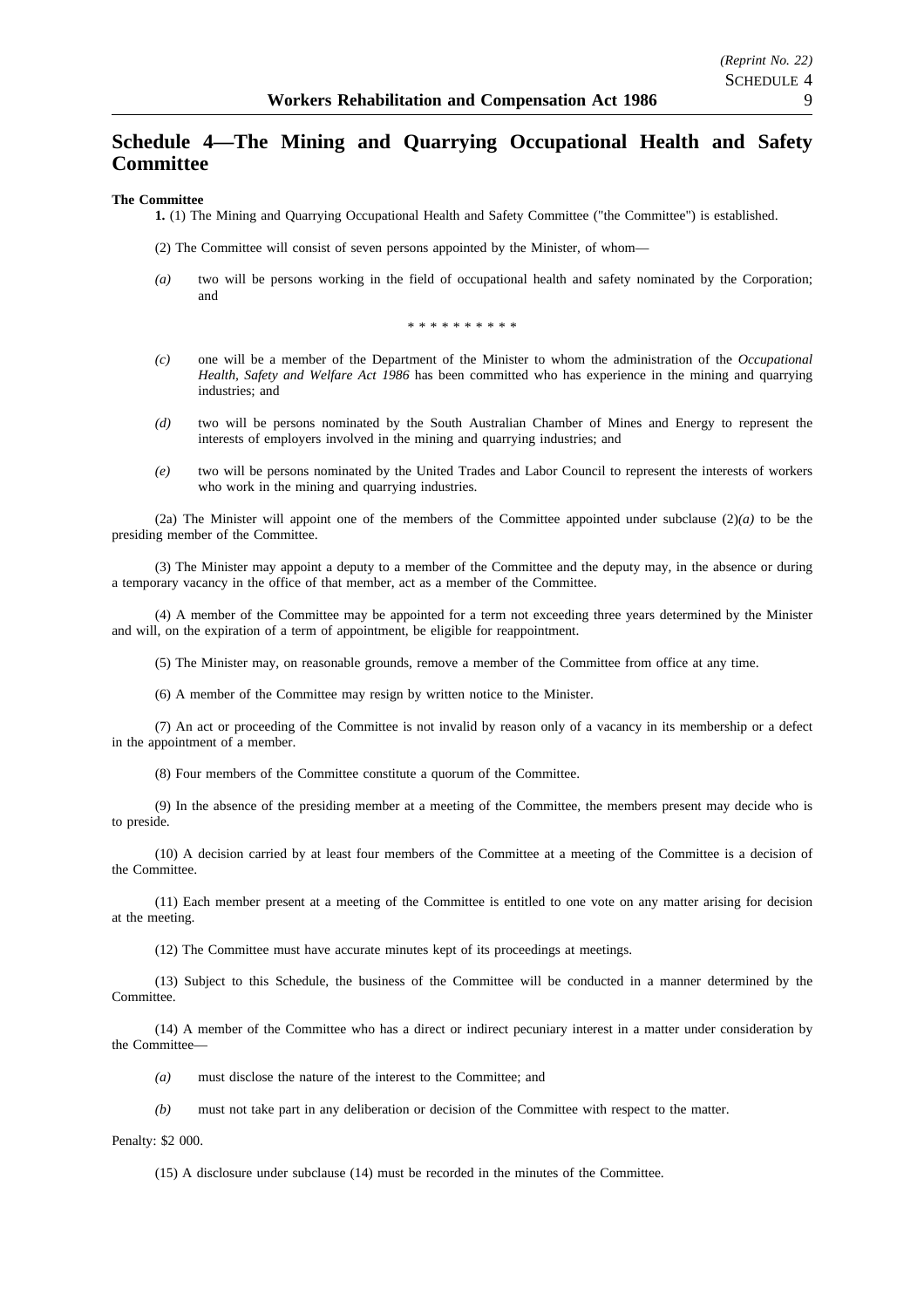# Schedule 4—The Mining and Quarrying Occupational Health and Safety Committee

**The Committee**

**1.** (1) The Mining and Quarrying Occupational Health and Safety Committee ("the Committee") is established.

(2) The Committee will consist of seven persons appointed by the Minister, of whom—

*(a)* two will be persons working in the field of occupational health and safety nominated by the Corporation; and

\* \* \* \* \* \* \* \* \* \*

*(c)* one will be a member of the Department of the Minister to whom the administration of the *Occupational Health, Safety and Welfare Act 1986* has been committed who has experience in the mining and quarrying industries; and

*(d)* two will be persons nominated by the South Australian Chamber of Mines and Energy to represent the interests of employers involved in the mining and quarrying industries; and

*(e)* two will be persons nominated by the United Trades and Labor Council to represent the interests of workers who work in the mining and quarrying industries.

(2a) The Minister will appoint one of the members of the Committee appointed under subclause (2)*(a)* to be the presiding member of the Committee.

(3) The Minister may appoint a deputy to a member of the Committee and the deputy may, in the absence or during a temporary vacancy in the office of that member, act as a member of the Committee.

(4) A member of the Committee may be appointed for a term not exceeding three years determined by the Minister and will, on the expiration of a term of appointment, be eligible for reappointment.

(5) The Minister may, on reasonable grounds, remove a member of the Committee from office at any time.

(6) A member of the Committee may resign by written notice to the Minister.

(7) An act or proceeding of the Committee is not invalid by reason only of a vacancy in its membership or a defect in the appointment of a member.

(8) Four members of the Committee constitute a quorum of the Committee.

(9) In the absence of the presiding member at a meeting of the Committee, the members present may decide who is to preside.

(10) A decision carried by at least four members of the Committee at a meeting of the Committee is a decision of the Committee.

(11) Each member present at a meeting of the Committee is entitled to one vote on any matter arising for decision at the meeting.

(12) The Committee must have accurate minutes kept of its proceedings at meetings.

(13) Subject to this Schedule, the business of the Committee will be conducted in a manner determined by the Committee.

(14) A member of the Committee who has a direct or indirect pecuniary interest in a matter under consideration by the Committee—

*(a)* must disclose the nature of the interest to the Committee; and

*(b)* must not take part in any deliberation or decision of the Committee with respect to the matter.

Penalty: $2 000.

(15) A disclosure under subclause (14) must be recorded in the minutes of the Committee.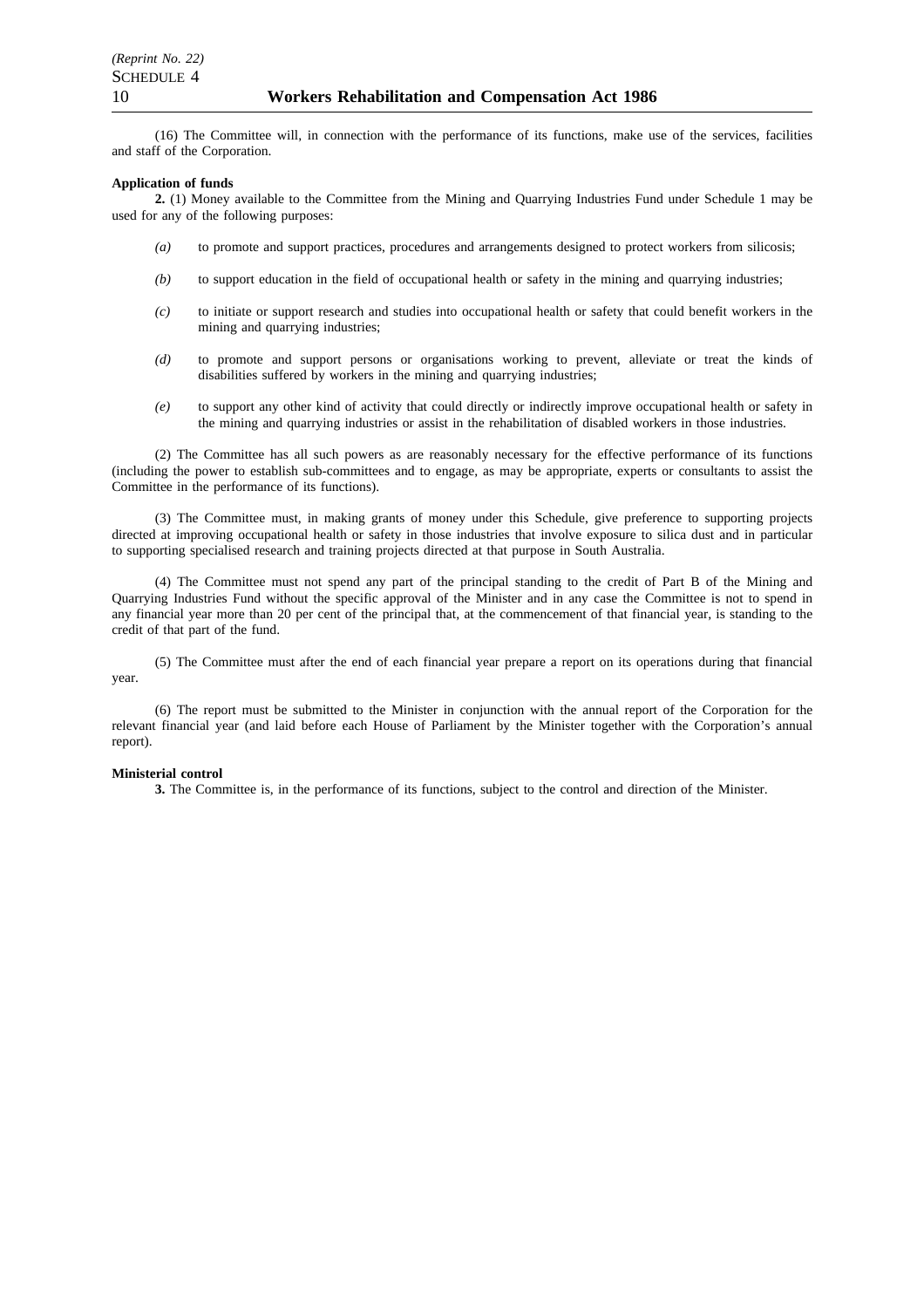(16) The Committee will, in connection with the performance of its functions, make use of the services, facilities and staff of the Corporation.

**Application of funds**

**2.** (1) Money available to the Committee from the Mining and Quarrying Industries Fund under Schedule 1 may be used for any of the following purposes:

*(a)* to promote and support practices, procedures and arrangements designed to protect workers from silicosis;

*(b)* to support education in the field of occupational health or safety in the mining and quarrying industries;

*(c)* to initiate or support research and studies into occupational health or safety that could benefit workers in the mining and quarrying industries;

*(d)* to promote and support persons or organisations working to prevent, alleviate or treat the kinds of disabilities suffered by workers in the mining and quarrying industries;

*(e)* to support any other kind of activity that could directly or indirectly improve occupational health or safety in the mining and quarrying industries or assist in the rehabilitation of disabled workers in those industries.

(2) The Committee has all such powers as are reasonably necessary for the effective performance of its functions (including the power to establish sub-committees and to engage, as may be appropriate, experts or consultants to assist the Committee in the performance of its functions).

(3) The Committee must, in making grants of money under this Schedule, give preference to supporting projects directed at improving occupational health or safety in those industries that involve exposure to silica dust and in particular to supporting specialised research and training projects directed at that purpose in South Australia.

(4) The Committee must not spend any part of the principal standing to the credit of Part B of the Mining and Quarrying Industries Fund without the specific approval of the Minister and in any case the Committee is not to spend in any financial year more than 20 per cent of the principal that, at the commencement of that financial year, is standing to the credit of that part of the fund.

(5) The Committee must after the end of each financial year prepare a report on its operations during that financial year.

(6) The report must be submitted to the Minister in conjunction with the annual report of the Corporation for the relevant financial year (and laid before each House of Parliament by the Minister together with the Corporation's annual report).

**Ministerial control**

**3.** The Committee is, in the performance of its functions, subject to the control and direction of the Minister.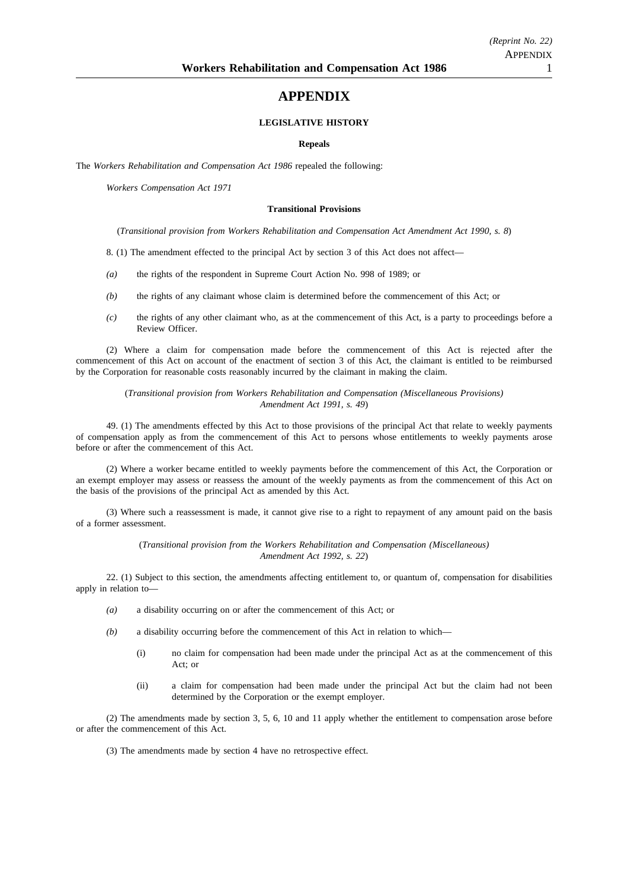# APPENDIX

### LEGISLATIVE HISTORY

#### Repeals

The *Workers Rehabilitation and Compensation Act 1986* repealed the following:

*Workers Compensation Act 1971*

#### Transitional Provisions

(*Transitional provision from Workers Rehabilitation and Compensation Act Amendment Act 1990, s. 8*)

8. (1) The amendment effected to the principal Act by section 3 of this Act does not affect—

*(a)* the rights of the respondent in Supreme Court Action No. 998 of 1989; or

*(b)* the rights of any claimant whose claim is determined before the commencement of this Act; or

*(c)* the rights of any other claimant who, as at the commencement of this Act, is a party to proceedings before a Review Officer.

(2) Where a claim for compensation made before the commencement of this Act is rejected after the commencement of this Act on account of the enactment of section 3 of this Act, the claimant is entitled to be reimbursed by the Corporation for reasonable costs reasonably incurred by the claimant in making the claim.

(*Transitional provision from Workers Rehabilitation and Compensation (Miscellaneous Provisions) Amendment Act 1991, s. 49*)

49. (1) The amendments effected by this Act to those provisions of the principal Act that relate to weekly payments of compensation apply as from the commencement of this Act to persons whose entitlements to weekly payments arose before or after the commencement of this Act.

(2) Where a worker became entitled to weekly payments before the commencement of this Act, the Corporation or an exempt employer may assess or reassess the amount of the weekly payments as from the commencement of this Act on the basis of the provisions of the principal Act as amended by this Act.

(3) Where such a reassessment is made, it cannot give rise to a right to repayment of any amount paid on the basis of a former assessment.

(*Transitional provision from the Workers Rehabilitation and Compensation (Miscellaneous) Amendment Act 1992, s. 22*)

22. (1) Subject to this section, the amendments affecting entitlement to, or quantum of, compensation for disabilities apply in relation to—

*(a)* a disability occurring on or after the commencement of this Act; or

*(b)* a disability occurring before the commencement of this Act in relation to which—

(i) no claim for compensation had been made under the principal Act as at the commencement of this Act; or

(ii) a claim for compensation had been made under the principal Act but the claim had not been determined by the Corporation or the exempt employer.

(2) The amendments made by section 3, 5, 6, 10 and 11 apply whether the entitlement to compensation arose before or after the commencement of this Act.

(3) The amendments made by section 4 have no retrospective effect.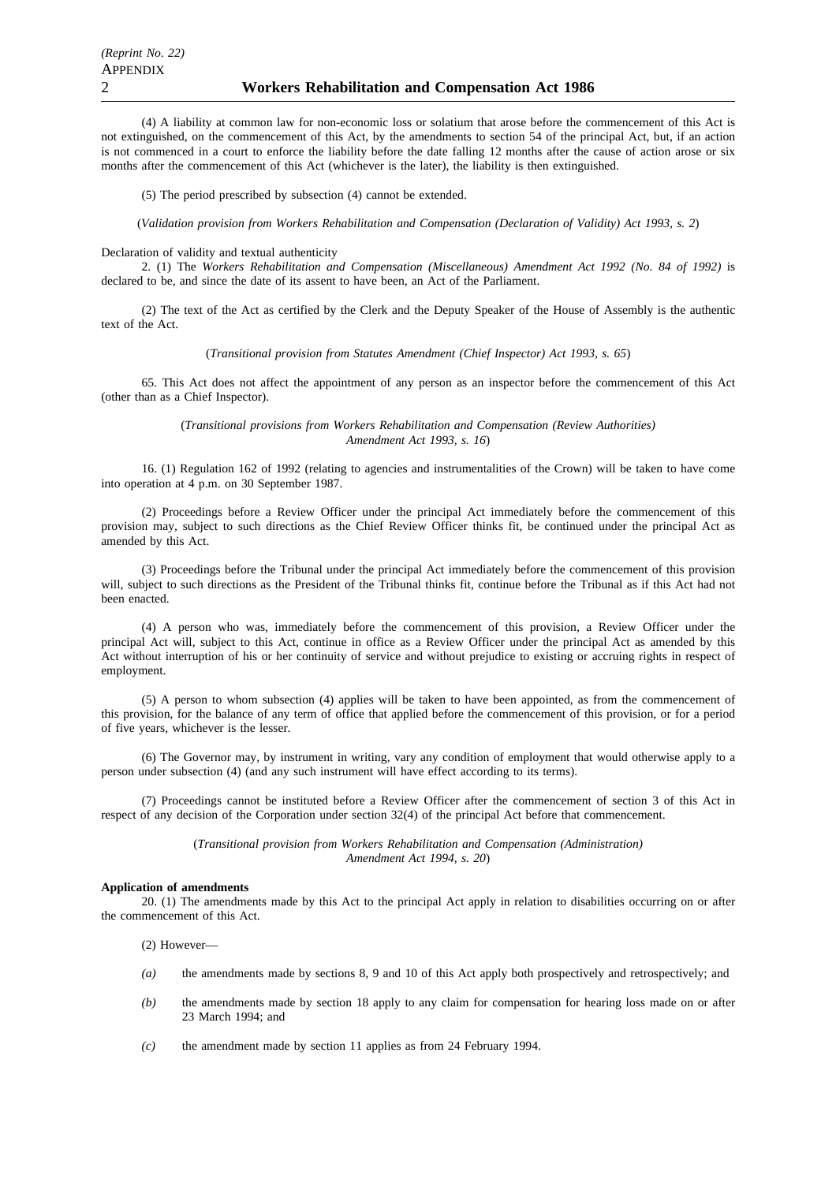(4) A liability at common law for non-economic loss or solatium that arose before the commencement of this Act is not extinguished, on the commencement of this Act, by the amendments to section 54 of the principal Act, but, if an action is not commenced in a court to enforce the liability before the date falling 12 months after the cause of action arose or six months after the commencement of this Act (whichever is the later), the liability is then extinguished.

(5) The period prescribed by subsection (4) cannot be extended.

(*Validation provision from Workers Rehabilitation and Compensation (Declaration of Validity) Act 1993, s. 2*)

Declaration of validity and textual authenticity

2. (1) The *Workers Rehabilitation and Compensation (Miscellaneous) Amendment Act 1992 (No. 84 of 1992)* is declared to be, and since the date of its assent to have been, an Act of the Parliament.

(2) The text of the Act as certified by the Clerk and the Deputy Speaker of the House of Assembly is the authentic text of the Act.

(*Transitional provision from Statutes Amendment (Chief Inspector) Act 1993, s. 65*)

65. This Act does not affect the appointment of any person as an inspector before the commencement of this Act (other than as a Chief Inspector).

(*Transitional provisions from Workers Rehabilitation and Compensation (Review Authorities) Amendment Act 1993, s. 16*)

16. (1) Regulation 162 of 1992 (relating to agencies and instrumentalities of the Crown) will be taken to have come into operation at 4 p.m. on 30 September 1987.

(2) Proceedings before a Review Officer under the principal Act immediately before the commencement of this provision may, subject to such directions as the Chief Review Officer thinks fit, be continued under the principal Act as amended by this Act.

(3) Proceedings before the Tribunal under the principal Act immediately before the commencement of this provision will, subject to such directions as the President of the Tribunal thinks fit, continue before the Tribunal as if this Act had not been enacted.

(4) A person who was, immediately before the commencement of this provision, a Review Officer under the principal Act will, subject to this Act, continue in office as a Review Officer under the principal Act as amended by this Act without interruption of his or her continuity of service and without prejudice to existing or accruing rights in respect of employment.

(5) A person to whom subsection (4) applies will be taken to have been appointed, as from the commencement of this provision, for the balance of any term of office that applied before the commencement of this provision, or for a period of five years, whichever is the lesser.

(6) The Governor may, by instrument in writing, vary any condition of employment that would otherwise apply to a person under subsection (4) (and any such instrument will have effect according to its terms).

(7) Proceedings cannot be instituted before a Review Officer after the commencement of section 3 of this Act in respect of any decision of the Corporation under section 32(4) of the principal Act before that commencement.

(*Transitional provision from Workers Rehabilitation and Compensation (Administration) Amendment Act 1994, s. 20*)

**Application of amendments**

20. (1) The amendments made by this Act to the principal Act apply in relation to disabilities occurring on or after the commencement of this Act.

(2) However—

*(a)* the amendments made by sections 8, 9 and 10 of this Act apply both prospectively and retrospectively; and

*(b)* the amendments made by section 18 apply to any claim for compensation for hearing loss made on or after 23 March 1994; and

*(c)* the amendment made by section 11 applies as from 24 February 1994.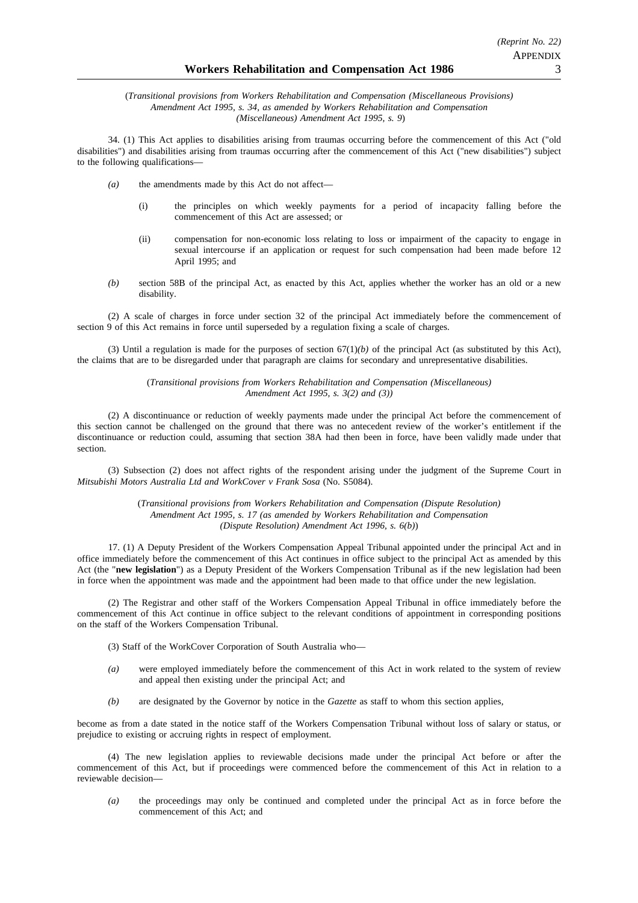(*Transitional provisions from Workers Rehabilitation and Compensation (Miscellaneous Provisions) Amendment Act 1995, s. 34, as amended by Workers Rehabilitation and Compensation (Miscellaneous) Amendment Act 1995, s. 9*)

34. (1) This Act applies to disabilities arising from traumas occurring before the commencement of this Act ("old disabilities") and disabilities arising from traumas occurring after the commencement of this Act ("new disabilities") subject to the following qualifications—

*(a)* the amendments made by this Act do not affect—

(i) the principles on which weekly payments for a period of incapacity falling before the commencement of this Act are assessed; or

(ii) compensation for non-economic loss relating to loss or impairment of the capacity to engage in sexual intercourse if an application or request for such compensation had been made before 12 April 1995; and

*(b)* section 58B of the principal Act, as enacted by this Act, applies whether the worker has an old or a new disability.

(2) A scale of charges in force under section 32 of the principal Act immediately before the commencement of section 9 of this Act remains in force until superseded by a regulation fixing a scale of charges.

(3) Until a regulation is made for the purposes of section 67(1)*(b)* of the principal Act (as substituted by this Act), the claims that are to be disregarded under that paragraph are claims for secondary and unrepresentative disabilities.

(*Transitional provisions from Workers Rehabilitation and Compensation (Miscellaneous) Amendment Act 1995, s. 3(2) and (3)*)

(2) A discontinuance or reduction of weekly payments made under the principal Act before the commencement of this section cannot be challenged on the ground that there was no antecedent review of the worker's entitlement if the discontinuance or reduction could, assuming that section 38A had then been in force, have been validly made under that section.

(3) Subsection (2) does not affect rights of the respondent arising under the judgment of the Supreme Court in *Mitsubishi Motors Australia Ltd and WorkCover v Frank Sosa* (No. S5084).

(*Transitional provisions from Workers Rehabilitation and Compensation (Dispute Resolution) Amendment Act 1995, s. 17 (as amended by Workers Rehabilitation and Compensation (Dispute Resolution) Amendment Act 1996, s. 6(b)*)

17. (1) A Deputy President of the Workers Compensation Appeal Tribunal appointed under the principal Act and in office immediately before the commencement of this Act continues in office subject to the principal Act as amended by this Act (the "**new legislation**") as a Deputy President of the Workers Compensation Tribunal as if the new legislation had been in force when the appointment was made and the appointment had been made to that office under the new legislation.

(2) The Registrar and other staff of the Workers Compensation Appeal Tribunal in office immediately before the commencement of this Act continue in office subject to the relevant conditions of appointment in corresponding positions on the staff of the Workers Compensation Tribunal.

(3) Staff of the WorkCover Corporation of South Australia who—

*(a)* were employed immediately before the commencement of this Act in work related to the system of review and appeal then existing under the principal Act; and

*(b)* are designated by the Governor by notice in the *Gazette* as staff to whom this section applies,

become as from a date stated in the notice staff of the Workers Compensation Tribunal without loss of salary or status, or prejudice to existing or accruing rights in respect of employment.

(4) The new legislation applies to reviewable decisions made under the principal Act before or after the commencement of this Act, but if proceedings were commenced before the commencement of this Act in relation to a reviewable decision—

*(a)* the proceedings may only be continued and completed under the principal Act as in force before the commencement of this Act; and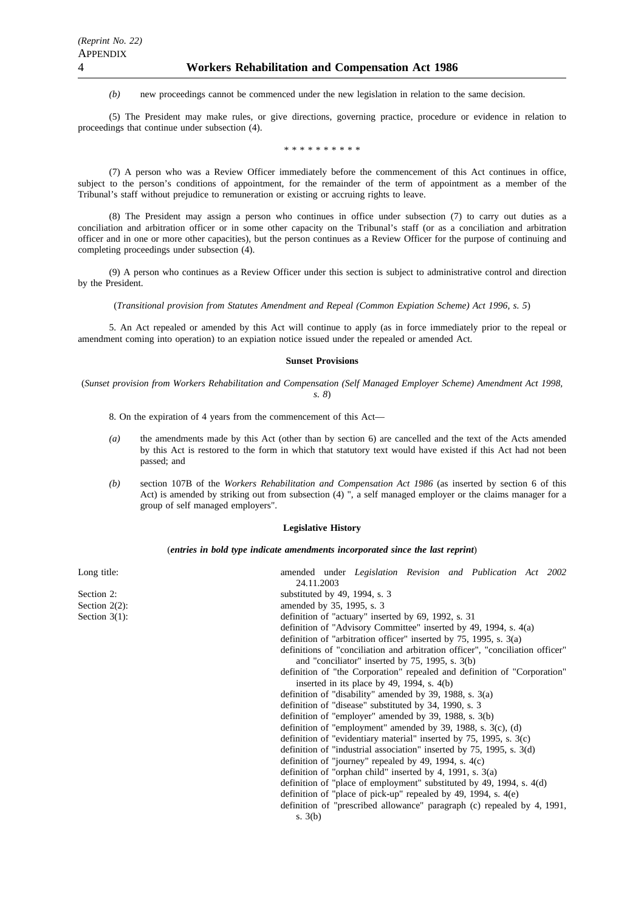*(b)* new proceedings cannot be commenced under the new legislation in relation to the same decision.

(5) The President may make rules, or give directions, governing practice, procedure or evidence in relation to proceedings that continue under subsection (4).

\* \* \* \* \* \* \* \* \* \*

(7) A person who was a Review Officer immediately before the commencement of this Act continues in office, subject to the person's conditions of appointment, for the remainder of the term of appointment as a member of the Tribunal's staff without prejudice to remuneration or existing or accruing rights to leave.

(8) The President may assign a person who continues in office under subsection (7) to carry out duties as a conciliation and arbitration officer or in some other capacity on the Tribunal's staff (or as a conciliation and arbitration officer and in one or more other capacities), but the person continues as a Review Officer for the purpose of continuing and completing proceedings under subsection (4).

(9) A person who continues as a Review Officer under this section is subject to administrative control and direction by the President.

(*Transitional provision from Statutes Amendment and Repeal (Common Expiation Scheme) Act 1996, s. 5*)

5. An Act repealed or amended by this Act will continue to apply (as in force immediately prior to the repeal or amendment coming into operation) to an expiation notice issued under the repealed or amended Act.

**Sunset Provisions**

(*Sunset provision from Workers Rehabilitation and Compensation (Self Managed Employer Scheme) Amendment Act 1998, s. 8*)

8. On the expiration of 4 years from the commencement of this Act—

*(a)* the amendments made by this Act (other than by section 6) are cancelled and the text of the Acts amended by this Act is restored to the form in which that statutory text would have existed if this Act had not been passed; and

*(b)* section 107B of the *Workers Rehabilitation and Compensation Act 1986* (as inserted by section 6 of this Act) is amended by striking out from subsection (4) ", a self managed employer or the claims manager for a group of self managed employers".

**Legislative History**

(***entries in bold type indicate amendments incorporated since the last reprint***)

| | |
|---|---|
| Long title: | amended under *Legislation Revision and Publication Act 2002* 24.11.2003 |
| Section 2: | substituted by 49, 1994, s. 3 |
| Section 2(2): | amended by 35, 1995, s. 3 |
| Section 3(1): | definition of "actuary" inserted by 69, 1992, s. 31 |
| | definition of "Advisory Committee" inserted by 49, 1994, s. 4(a) |
| | definition of "arbitration officer" inserted by 75, 1995, s. 3(a) |
| | definitions of "conciliation and arbitration officer", "conciliation officer" and "conciliator" inserted by 75, 1995, s. 3(b) |
| | definition of "the Corporation" repealed and definition of "Corporation" inserted in its place by 49, 1994, s. 4(b) |
| | definition of "disability" amended by 39, 1988, s. 3(a) |
| | definition of "disease" substituted by 34, 1990, s. 3 |
| | definition of "employer" amended by 39, 1988, s. 3(b) |
| | definition of "employment" amended by 39, 1988, s. 3(c), (d) |
| | definition of "evidentiary material" inserted by 75, 1995, s. 3(c) |
| | definition of "industrial association" inserted by 75, 1995, s. 3(d) |
| | definition of "journey" repealed by 49, 1994, s. 4(c) |
| | definition of "orphan child" inserted by 4, 1991, s. 3(a) |
| | definition of "place of employment" substituted by 49, 1994, s. 4(d) |
| | definition of "place of pick-up" repealed by 49, 1994, s. 4(e) |
| | definition of "prescribed allowance" paragraph (c) repealed by 4, 1991, s. 3(b) |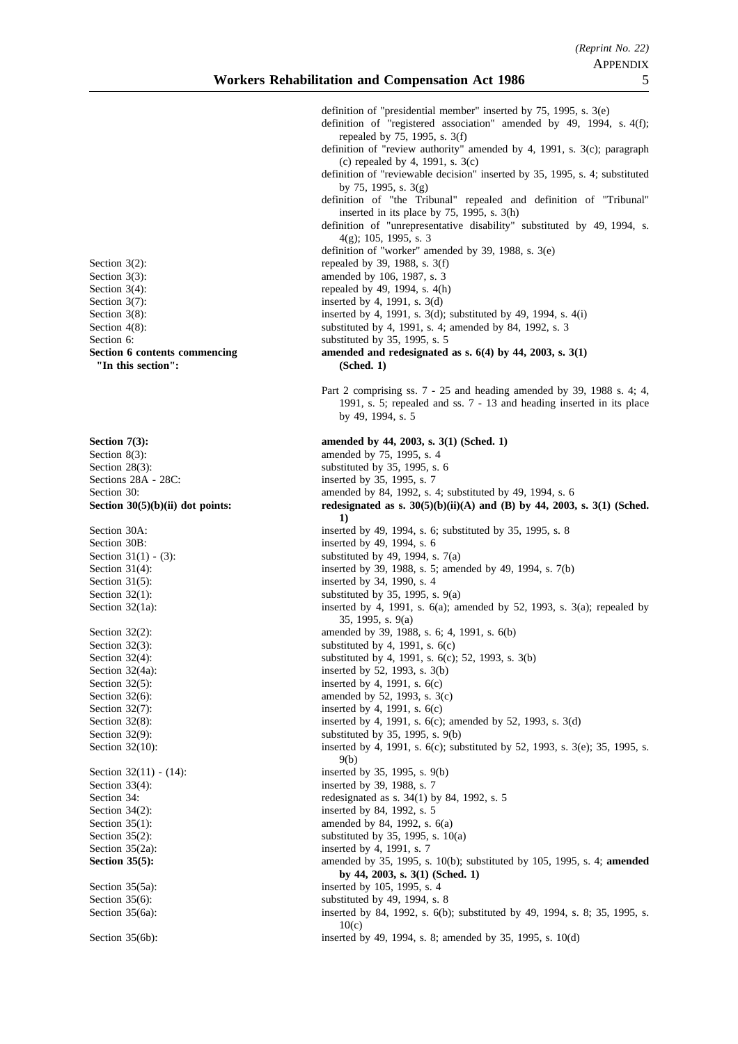definition of "presidential member" inserted by 75, 1995, s. 3(e)
definition of "registered association" amended by 49, 1994, s. 4(f); repealed by 75, 1995, s. 3(f)
definition of "review authority" amended by 4, 1991, s. 3(c); paragraph (c) repealed by 4, 1991, s. 3(c)
definition of "reviewable decision" inserted by 35, 1995, s. 4; substituted by 75, 1995, s. 3(g)
definition of "the Tribunal" repealed and definition of "Tribunal" inserted in its place by 75, 1995, s. 3(h)
definition of "unrepresentative disability" substituted by 49, 1994, s. 4(g); 105, 1995, s. 3
definition of "worker" amended by 39, 1988, s. 3(e)

| | |
|---|---|
| Section 3(2): | repealed by 39, 1988, s. 3(f) |
| Section 3(3): | amended by 106, 1987, s. 3 |
| Section 3(4): | repealed by 49, 1994, s. 4(h) |
| Section 3(7): | inserted by 4, 1991, s. 3(d) |
| Section 3(8): | inserted by 4, 1991, s. 3(d); substituted by 49, 1994, s. 4(i) |
| Section 4(8): | substituted by 4, 1991, s. 4; amended by 84, 1992, s. 3 |
| Section 6: | substituted by 35, 1995, s. 5 |
| **Section 6 contents commencing "In this section":** | **amended and redesignated as s. 6(4) by 44, 2003, s. 3(1) (Sched. 1)** |

Part 2 comprising ss. 7 - 25 and heading amended by 39, 1988 s. 4; 4, 1991, s. 5; repealed and ss. 7 - 13 and heading inserted in its place by 49, 1994, s. 5

| | |
|---|---|
| **Section 7(3):** | **amended by 44, 2003, s. 3(1) (Sched. 1)** |
| Section 8(3): | amended by 75, 1995, s. 4 |
| Section 28(3): | substituted by 35, 1995, s. 6 |
| Sections 28A - 28C: | inserted by 35, 1995, s. 7 |
| Section 30: | amended by 84, 1992, s. 4; substituted by 49, 1994, s. 6 |
| **Section 30(5)(b)(ii) dot points:** | **redesignated as s. 30(5)(b)(ii)(A) and (B) by 44, 2003, s. 3(1) (Sched. 1)** |
| Section 30A: | inserted by 49, 1994, s. 6; substituted by 35, 1995, s. 8 |
| Section 30B: | inserted by 49, 1994, s. 6 |
| Section 31(1) - (3): | substituted by 49, 1994, s. 7(a) |
| Section 31(4): | inserted by 39, 1988, s. 5; amended by 49, 1994, s. 7(b) |
| Section 31(5): | inserted by 34, 1990, s. 4 |
| Section 32(1): | substituted by 35, 1995, s. 9(a) |
| Section 32(1a): | inserted by 4, 1991, s. 6(a); amended by 52, 1993, s. 3(a); repealed by 35, 1995, s. 9(a) |
| Section 32(2): | amended by 39, 1988, s. 6; 4, 1991, s. 6(b) |
| Section 32(3): | substituted by 4, 1991, s. 6(c) |
| Section 32(4): | substituted by 4, 1991, s. 6(c); 52, 1993, s. 3(b) |
| Section 32(4a): | inserted by 52, 1993, s. 3(b) |
| Section 32(5): | inserted by 4, 1991, s. 6(c) |
| Section 32(6): | amended by 52, 1993, s. 3(c) |
| Section 32(7): | inserted by 4, 1991, s. 6(c) |
| Section 32(8): | inserted by 4, 1991, s. 6(c); amended by 52, 1993, s. 3(d) |
| Section 32(9): | substituted by 35, 1995, s. 9(b) |
| Section 32(10): | inserted by 4, 1991, s. 6(c); substituted by 52, 1993, s. 3(e); 35, 1995, s. 9(b) |
| Section 32(11) - (14): | inserted by 35, 1995, s. 9(b) |
| Section 33(4): | inserted by 39, 1988, s. 7 |
| Section 34: | redesignated as s. 34(1) by 84, 1992, s. 5 |
| Section 34(2): | inserted by 84, 1992, s. 5 |
| Section 35(1): | amended by 84, 1992, s. 6(a) |
| Section 35(2): | substituted by 35, 1995, s. 10(a) |
| Section 35(2a): | inserted by 4, 1991, s. 7 |
| **Section 35(5):** | amended by 35, 1995, s. 10(b); substituted by 105, 1995, s. 4; **amended by 44, 2003, s. 3(1) (Sched. 1)** |
| Section 35(5a): | inserted by 105, 1995, s. 4 |
| Section 35(6): | substituted by 49, 1994, s. 8 |
| Section 35(6a): | inserted by 84, 1992, s. 6(b); substituted by 49, 1994, s. 8; 35, 1995, s. 10(c) |
| Section 35(6b): | inserted by 49, 1994, s. 8; amended by 35, 1995, s. 10(d) |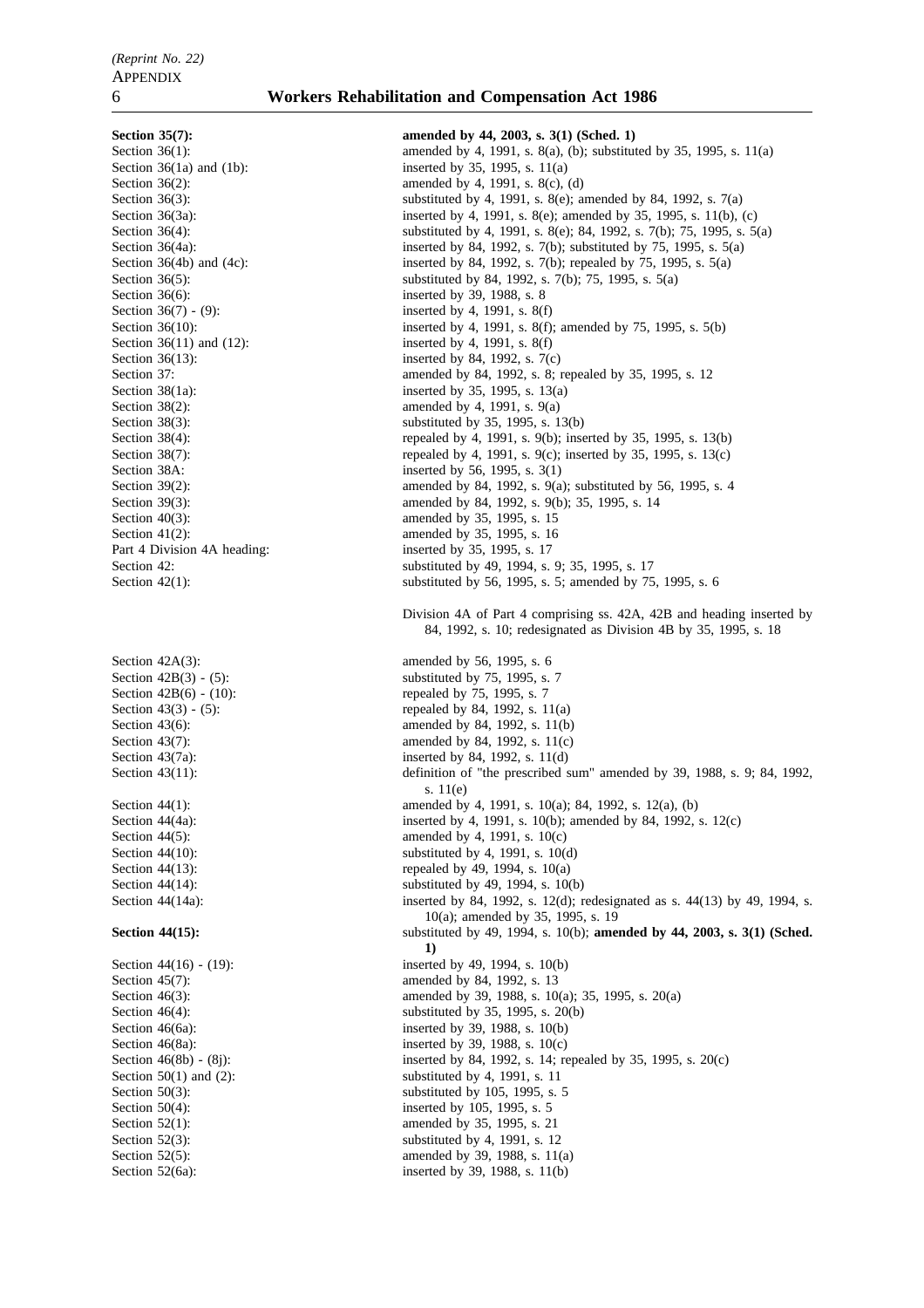| | |
|---|---|
| **Section 35(7):** | **amended by 44, 2003, s. 3(1) (Sched. 1)** |
| Section 36(1): | amended by 4, 1991, s. 8(a), (b); substituted by 35, 1995, s. 11(a) |
| Section 36(1a) and (1b): | inserted by 35, 1995, s. 11(a) |
| Section 36(2): | amended by 4, 1991, s. 8(c), (d) |
| Section 36(3): | substituted by 4, 1991, s. 8(e); amended by 84, 1992, s. 7(a) |
| Section 36(3a): | inserted by 4, 1991, s. 8(e); amended by 35, 1995, s. 11(b), (c) |
| Section 36(4): | substituted by 4, 1991, s. 8(e); 84, 1992, s. 7(b); 75, 1995, s. 5(a) |
| Section 36(4a): | inserted by 84, 1992, s. 7(b); substituted by 75, 1995, s. 5(a) |
| Section 36(4b) and (4c): | inserted by 84, 1992, s. 7(b); repealed by 75, 1995, s. 5(a) |
| Section 36(5): | substituted by 84, 1992, s. 7(b); 75, 1995, s. 5(a) |
| Section 36(6): | inserted by 39, 1988, s. 8 |
| Section 36(7) - (9): | inserted by 4, 1991, s. 8(f) |
| Section 36(10): | inserted by 4, 1991, s. 8(f); amended by 75, 1995, s. 5(b) |
| Section 36(11) and (12): | inserted by 4, 1991, s. 8(f) |
| Section 36(13): | inserted by 84, 1992, s. 7(c) |
| Section 37: | amended by 84, 1992, s. 8; repealed by 35, 1995, s. 12 |
| Section 38(1a): | inserted by 35, 1995, s. 13(a) |
| Section 38(2): | amended by 4, 1991, s. 9(a) |
| Section 38(3): | substituted by 35, 1995, s. 13(b) |
| Section 38(4): | repealed by 4, 1991, s. 9(b); inserted by 35, 1995, s. 13(b) |
| Section 38(7): | repealed by 4, 1991, s. 9(c); inserted by 35, 1995, s. 13(c) |
| Section 38A: | inserted by 56, 1995, s. 3(1) |
| Section 39(2): | amended by 84, 1992, s. 9(a); substituted by 56, 1995, s. 4 |
| Section 39(3): | amended by 84, 1992, s. 9(b); 35, 1995, s. 14 |
| Section 40(3): | amended by 35, 1995, s. 15 |
| Section 41(2): | amended by 35, 1995, s. 16 |
| Part 4 Division 4A heading: | inserted by 35, 1995, s. 17 |
| Section 42: | substituted by 49, 1994, s. 9; 35, 1995, s. 17 |
| Section 42(1): | substituted by 56, 1995, s. 5; amended by 75, 1995, s. 6 |
| | Division 4A of Part 4 comprising ss. 42A, 42B and heading inserted by 84, 1992, s. 10; redesignated as Division 4B by 35, 1995, s. 18 |
| Section 42A(3): | amended by 56, 1995, s. 6 |
| Section 42B(3) - (5): | substituted by 75, 1995, s. 7 |
| Section 42B(6) - (10): | repealed by 75, 1995, s. 7 |
| Section 43(3) - (5): | repealed by 84, 1992, s. 11(a) |
| Section 43(6): | amended by 84, 1992, s. 11(b) |
| Section 43(7): | amended by 84, 1992, s. 11(c) |
| Section 43(7a): | inserted by 84, 1992, s. 11(d) |
| Section 43(11): | definition of "the prescribed sum" amended by 39, 1988, s. 9; 84, 1992, s. 11(e) |
| Section 44(1): | amended by 4, 1991, s. 10(a); 84, 1992, s. 12(a), (b) |
| Section 44(4a): | inserted by 4, 1991, s. 10(b); amended by 84, 1992, s. 12(c) |
| Section 44(5): | amended by 4, 1991, s. 10(c) |
| Section 44(10): | substituted by 4, 1991, s. 10(d) |
| Section 44(13): | repealed by 49, 1994, s. 10(a) |
| Section 44(14): | substituted by 49, 1994, s. 10(b) |
| Section 44(14a): | inserted by 84, 1992, s. 12(d); redesignated as s. 44(13) by 49, 1994, s. 10(a); amended by 35, 1995, s. 19 |
| **Section 44(15):** | substituted by 49, 1994, s. 10(b); **amended by 44, 2003, s. 3(1) (Sched. 1)** |
| Section 44(16) - (19): | inserted by 49, 1994, s. 10(b) |
| Section 45(7): | amended by 84, 1992, s. 13 |
| Section 46(3): | amended by 39, 1988, s. 10(a); 35, 1995, s. 20(a) |
| Section 46(4): | substituted by 35, 1995, s. 20(b) |
| Section 46(6a): | inserted by 39, 1988, s. 10(b) |
| Section 46(8a): | inserted by 39, 1988, s. 10(c) |
| Section 46(8b) - (8j): | inserted by 84, 1992, s. 14; repealed by 35, 1995, s. 20(c) |
| Section 50(1) and (2): | substituted by 4, 1991, s. 11 |
| Section 50(3): | substituted by 105, 1995, s. 5 |
| Section 50(4): | inserted by 105, 1995, s. 5 |
| Section 52(1): | amended by 35, 1995, s. 21 |
| Section 52(3): | substituted by 4, 1991, s. 12 |
| Section 52(5): | amended by 39, 1988, s. 11(a) |
| Section 52(6a): | inserted by 39, 1988, s. 11(b) |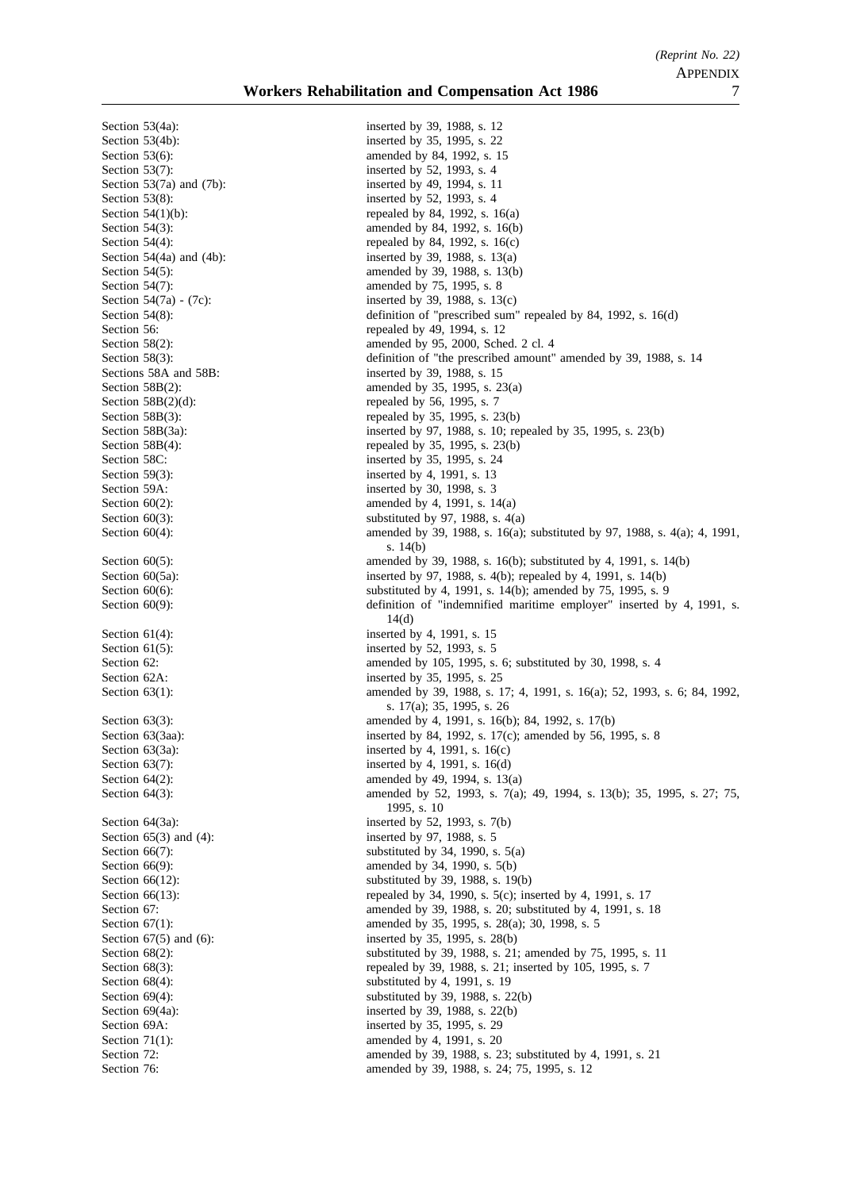| | |
|---|---|
| Section 53(4a): | inserted by 39, 1988, s. 12 |
| Section 53(4b): | inserted by 35, 1995, s. 22 |
| Section 53(6): | amended by 84, 1992, s. 15 |
| Section 53(7): | inserted by 52, 1993, s. 4 |
| Section 53(7a) and (7b): | inserted by 49, 1994, s. 11 |
| Section 53(8): | inserted by 52, 1993, s. 4 |
| Section 54(1)(b): | repealed by 84, 1992, s. 16(a) |
| Section 54(3): | amended by 84, 1992, s. 16(b) |
| Section 54(4): | repealed by 84, 1992, s. 16(c) |
| Section 54(4a) and (4b): | inserted by 39, 1988, s. 13(a) |
| Section 54(5): | amended by 39, 1988, s. 13(b) |
| Section 54(7): | amended by 75, 1995, s. 8 |
| Section 54(7a) - (7c): | inserted by 39, 1988, s. 13(c) |
| Section 54(8): | definition of "prescribed sum" repealed by 84, 1992, s. 16(d) |
| Section 56: | repealed by 49, 1994, s. 12 |
| Section 58(2): | amended by 95, 2000, Sched. 2 cl. 4 |
| Section 58(3): | definition of "the prescribed amount" amended by 39, 1988, s. 14 |
| Sections 58A and 58B: | inserted by 39, 1988, s. 15 |
| Section 58B(2): | amended by 35, 1995, s. 23(a) |
| Section 58B(2)(d): | repealed by 56, 1995, s. 7 |
| Section 58B(3): | repealed by 35, 1995, s. 23(b) |
| Section 58B(3a): | inserted by 97, 1988, s. 10; repealed by 35, 1995, s. 23(b) |
| Section 58B(4): | repealed by 35, 1995, s. 23(b) |
| Section 58C: | inserted by 35, 1995, s. 24 |
| Section 59(3): | inserted by 4, 1991, s. 13 |
| Section 59A: | inserted by 30, 1998, s. 3 |
| Section 60(2): | amended by 4, 1991, s. 14(a) |
| Section 60(3): | substituted by 97, 1988, s. 4(a) |
| Section 60(4): | amended by 39, 1988, s. 16(a); substituted by 97, 1988, s. 4(a); 4, 1991, s. 14(b) |
| Section 60(5): | amended by 39, 1988, s. 16(b); substituted by 4, 1991, s. 14(b) |
| Section 60(5a): | inserted by 97, 1988, s. 4(b); repealed by 4, 1991, s. 14(b) |
| Section 60(6): | substituted by 4, 1991, s. 14(b); amended by 75, 1995, s. 9 |
| Section 60(9): | definition of "indemnified maritime employer" inserted by 4, 1991, s. 14(d) |
| Section 61(4): | inserted by 4, 1991, s. 15 |
| Section 61(5): | inserted by 52, 1993, s. 5 |
| Section 62: | amended by 105, 1995, s. 6; substituted by 30, 1998, s. 4 |
| Section 62A: | inserted by 35, 1995, s. 25 |
| Section 63(1): | amended by 39, 1988, s. 17; 4, 1991, s. 16(a); 52, 1993, s. 6; 84, 1992, s. 17(a); 35, 1995, s. 26 |
| Section 63(3): | amended by 4, 1991, s. 16(b); 84, 1992, s. 17(b) |
| Section 63(3aa): | inserted by 84, 1992, s. 17(c); amended by 56, 1995, s. 8 |
| Section 63(3a): | inserted by 4, 1991, s. 16(c) |
| Section 63(7): | inserted by 4, 1991, s. 16(d) |
| Section 64(2): | amended by 49, 1994, s. 13(a) |
| Section 64(3): | amended by 52, 1993, s. 7(a); 49, 1994, s. 13(b); 35, 1995, s. 27; 75, 1995, s. 10 |
| Section 64(3a): | inserted by 52, 1993, s. 7(b) |
| Section 65(3) and (4): | inserted by 97, 1988, s. 5 |
| Section 66(7): | substituted by 34, 1990, s. 5(a) |
| Section 66(9): | amended by 34, 1990, s. 5(b) |
| Section 66(12): | substituted by 39, 1988, s. 19(b) |
| Section 66(13): | repealed by 34, 1990, s. 5(c); inserted by 4, 1991, s. 17 |
| Section 67: | amended by 39, 1988, s. 20; substituted by 4, 1991, s. 18 |
| Section 67(1): | amended by 35, 1995, s. 28(a); 30, 1998, s. 5 |
| Section 67(5) and (6): | inserted by 35, 1995, s. 28(b) |
| Section 68(2): | substituted by 39, 1988, s. 21; amended by 75, 1995, s. 11 |
| Section 68(3): | repealed by 39, 1988, s. 21; inserted by 105, 1995, s. 7 |
| Section 68(4): | substituted by 4, 1991, s. 19 |
| Section 69(4): | substituted by 39, 1988, s. 22(b) |
| Section 69(4a): | inserted by 39, 1988, s. 22(b) |
| Section 69A: | inserted by 35, 1995, s. 29 |
| Section 71(1): | amended by 4, 1991, s. 20 |
| Section 72: | amended by 39, 1988, s. 23; substituted by 4, 1991, s. 21 |
| Section 76: | amended by 39, 1988, s. 24; 75, 1995, s. 12 |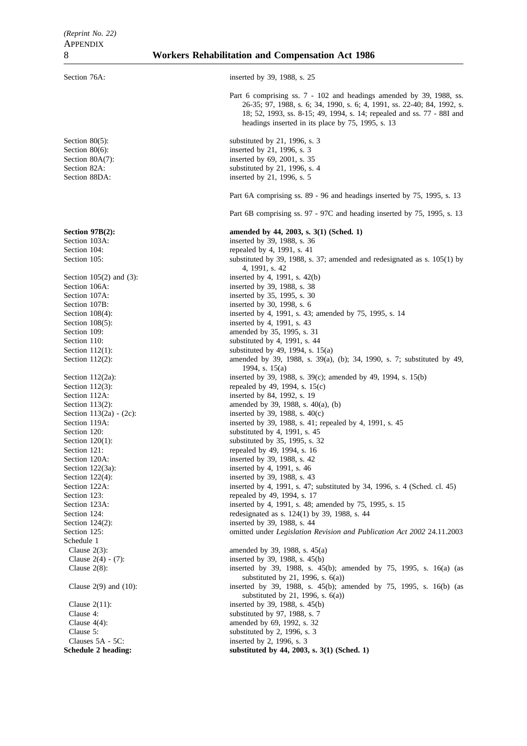| | |
|---|---|
| Section 76A: | inserted by 39, 1988, s. 25 |
| | Part 6 comprising ss. 7 - 102 and headings amended by 39, 1988, ss. 26-35; 97, 1988, s. 6; 34, 1990, s. 6; 4, 1991, ss. 22-40; 84, 1992, s. 18; 52, 1993, ss. 8-15; 49, 1994, s. 14; repealed and ss. 77 - 88I and headings inserted in its place by 75, 1995, s. 13 |
| Section 80(5): | substituted by 21, 1996, s. 3 |
| Section 80(6): | inserted by 21, 1996, s. 3 |
| Section 80A(7): | inserted by 69, 2001, s. 35 |
| Section 82A: | substituted by 21, 1996, s. 4 |
| Section 88DA: | inserted by 21, 1996, s. 5 |
| | Part 6A comprising ss. 89 - 96 and headings inserted by 75, 1995, s. 13 |
| | Part 6B comprising ss. 97 - 97C and heading inserted by 75, 1995, s. 13 |
| **Section 97B(2):** | **amended by 44, 2003, s. 3(1) (Sched. 1)** |
| Section 103A: | inserted by 39, 1988, s. 36 |
| Section 104: | repealed by 4, 1991, s. 41 |
| Section 105: | substituted by 39, 1988, s. 37; amended and redesignated as s. 105(1) by 4, 1991, s. 42 |
| Section 105(2) and (3): | inserted by 4, 1991, s. 42(b) |
| Section 106A: | inserted by 39, 1988, s. 38 |
| Section 107A: | inserted by 35, 1995, s. 30 |
| Section 107B: | inserted by 30, 1998, s. 6 |
| Section 108(4): | inserted by 4, 1991, s. 43; amended by 75, 1995, s. 14 |
| Section 108(5): | inserted by 4, 1991, s. 43 |
| Section 109: | amended by 35, 1995, s. 31 |
| Section 110: | substituted by 4, 1991, s. 44 |
| Section 112(1): | substituted by 49, 1994, s. 15(a) |
| Section 112(2): | amended by 39, 1988, s. 39(a), (b); 34, 1990, s. 7; substituted by 49, 1994, s. 15(a) |
| Section 112(2a): | inserted by 39, 1988, s. 39(c); amended by 49, 1994, s. 15(b) |
| Section 112(3): | repealed by 49, 1994, s. 15(c) |
| Section 112A: | inserted by 84, 1992, s. 19 |
| Section 113(2): | amended by 39, 1988, s. 40(a), (b) |
| Section 113(2a) - (2c): | inserted by 39, 1988, s. 40(c) |
| Section 119A: | inserted by 39, 1988, s. 41; repealed by 4, 1991, s. 45 |
| Section 120: | substituted by 4, 1991, s. 45 |
| Section 120(1): | substituted by 35, 1995, s. 32 |
| Section 121: | repealed by 49, 1994, s. 16 |
| Section 120A: | inserted by 39, 1988, s. 42 |
| Section 122(3a): | inserted by 4, 1991, s. 46 |
| Section 122(4): | inserted by 39, 1988, s. 43 |
| Section 122A: | inserted by 4, 1991, s. 47; substituted by 34, 1996, s. 4 (Sched. cl. 45) |
| Section 123: | repealed by 49, 1994, s. 17 |
| Section 123A: | inserted by 4, 1991, s. 48; amended by 75, 1995, s. 15 |
| Section 124: | redesignated as s. 124(1) by 39, 1988, s. 44 |
| Section 124(2): | inserted by 39, 1988, s. 44 |
| Section 125: | omitted under *Legislation Revision and Publication Act 2002* 24.11.2003 |
| Schedule 1 | |
| Clause 2(3): | amended by 39, 1988, s. 45(a) |
| Clause 2(4) - (7): | inserted by 39, 1988, s. 45(b) |
| Clause 2(8): | inserted by 39, 1988, s. 45(b); amended by 75, 1995, s. 16(a) (as substituted by 21, 1996, s. 6(a)) |
| Clause 2(9) and (10): | inserted by 39, 1988, s. 45(b); amended by 75, 1995, s. 16(b) (as substituted by 21, 1996, s. 6(a)) |
| Clause 2(11): | inserted by 39, 1988, s. 45(b) |
| Clause 4: | substituted by 97, 1988, s. 7 |
| Clause 4(4): | amended by 69, 1992, s. 32 |
| Clause 5: | substituted by 2, 1996, s. 3 |
| Clauses 5A - 5C: | inserted by 2, 1996, s. 3 |
| **Schedule 2 heading:** | **substituted by 44, 2003, s. 3(1) (Sched. 1)** |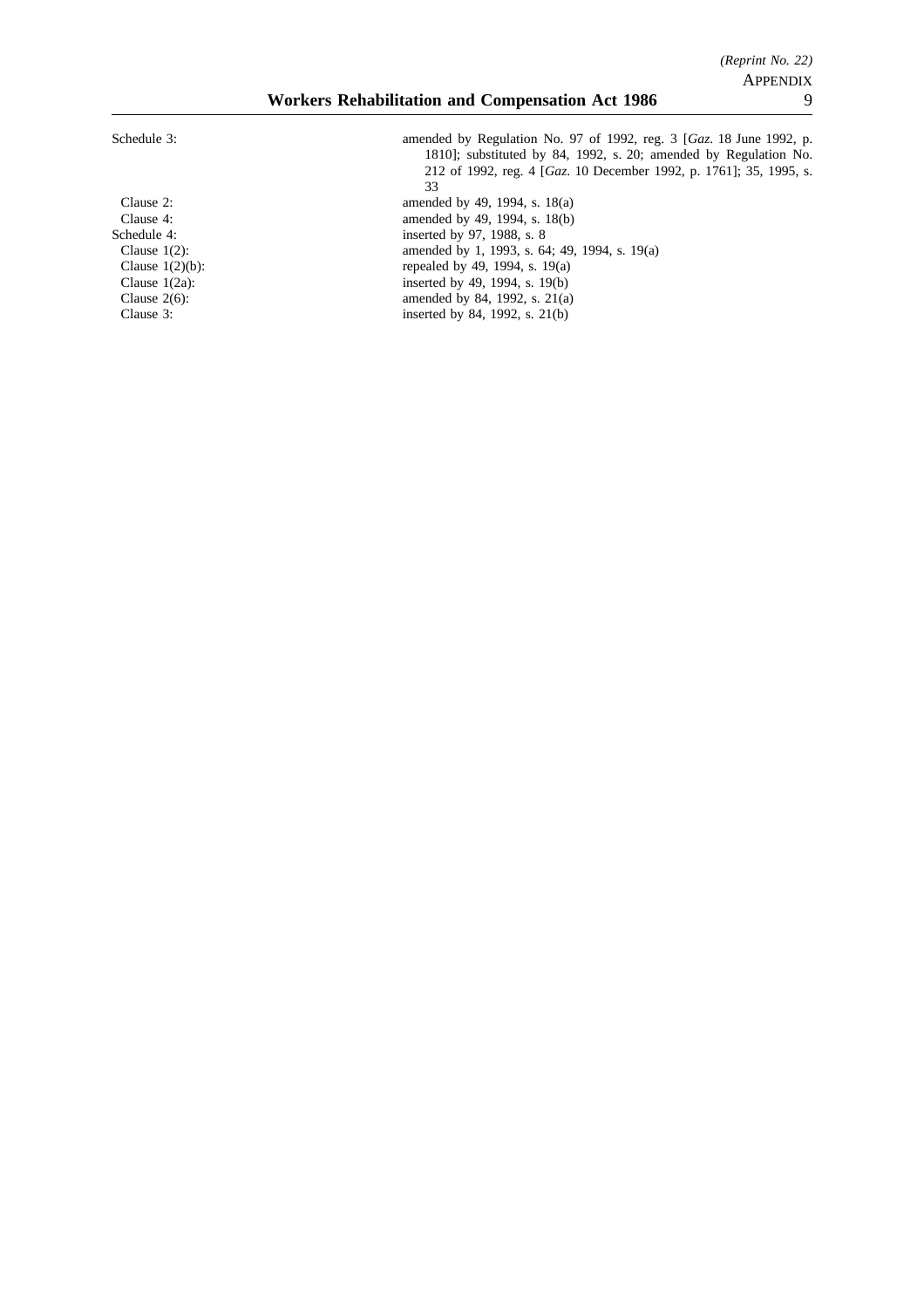| | |
|---|---|
| Schedule 3: | amended by Regulation No. 97 of 1992, reg. 3 [*Gaz*. 18 June 1992, p. 1810]; substituted by 84, 1992, s. 20; amended by Regulation No. 212 of 1992, reg. 4 [*Gaz*. 10 December 1992, p. 1761]; 35, 1995, s. 33 |
| Clause 2: | amended by 49, 1994, s. 18(a) |
| Clause 4: | amended by 49, 1994, s. 18(b) |
| Schedule 4: | inserted by 97, 1988, s. 8 |
| Clause 1(2): | amended by 1, 1993, s. 64; 49, 1994, s. 19(a) |
| Clause 1(2)(b): | repealed by 49, 1994, s. 19(a) |
| Clause 1(2a): | inserted by 49, 1994, s. 19(b) |
| Clause 2(6): | amended by 84, 1992, s. 21(a) |
| Clause 3: | inserted by 84, 1992, s. 21(b) |